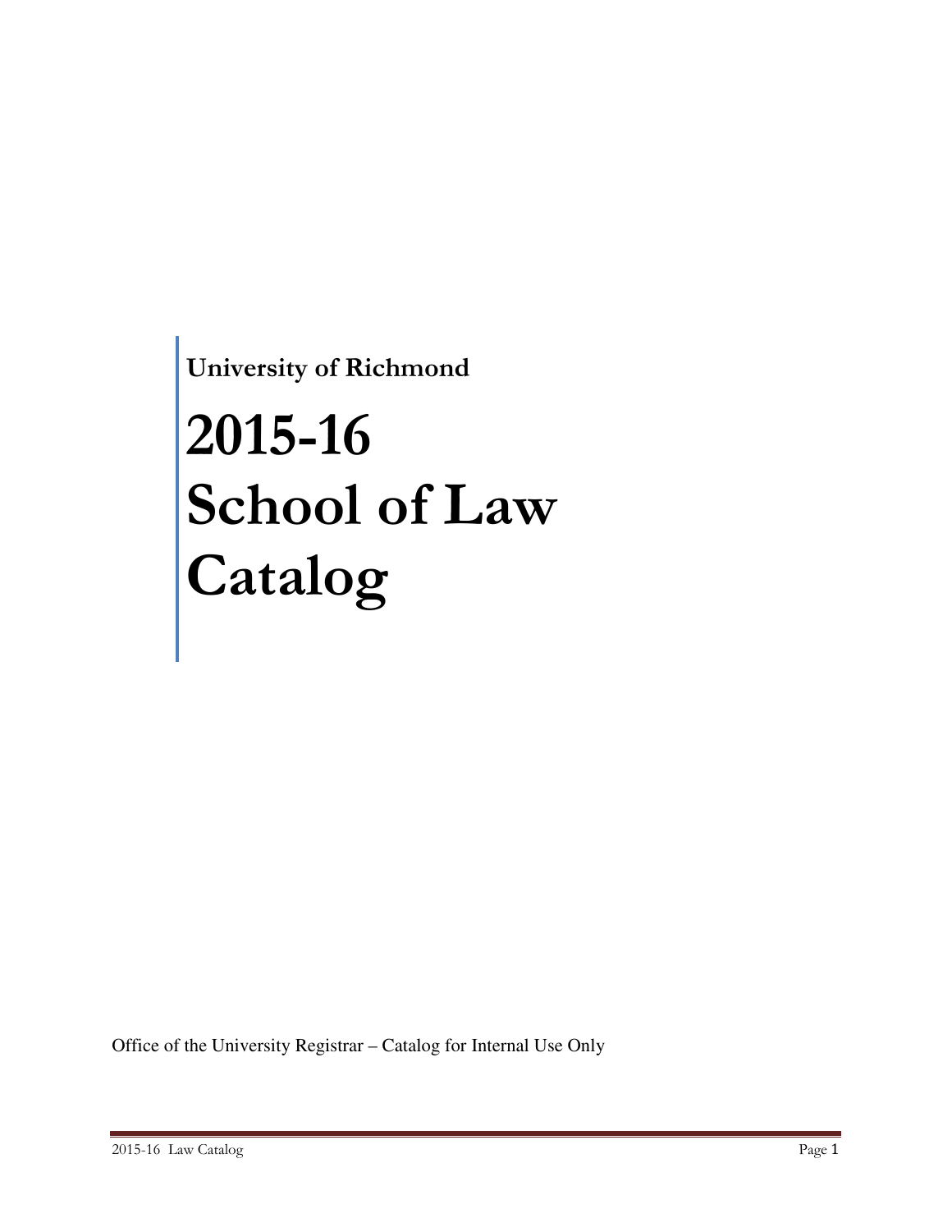**University of Richmond**

# 2015-16 School of Law Catalog

Office of the University Registrar – Catalog for Internal Use Only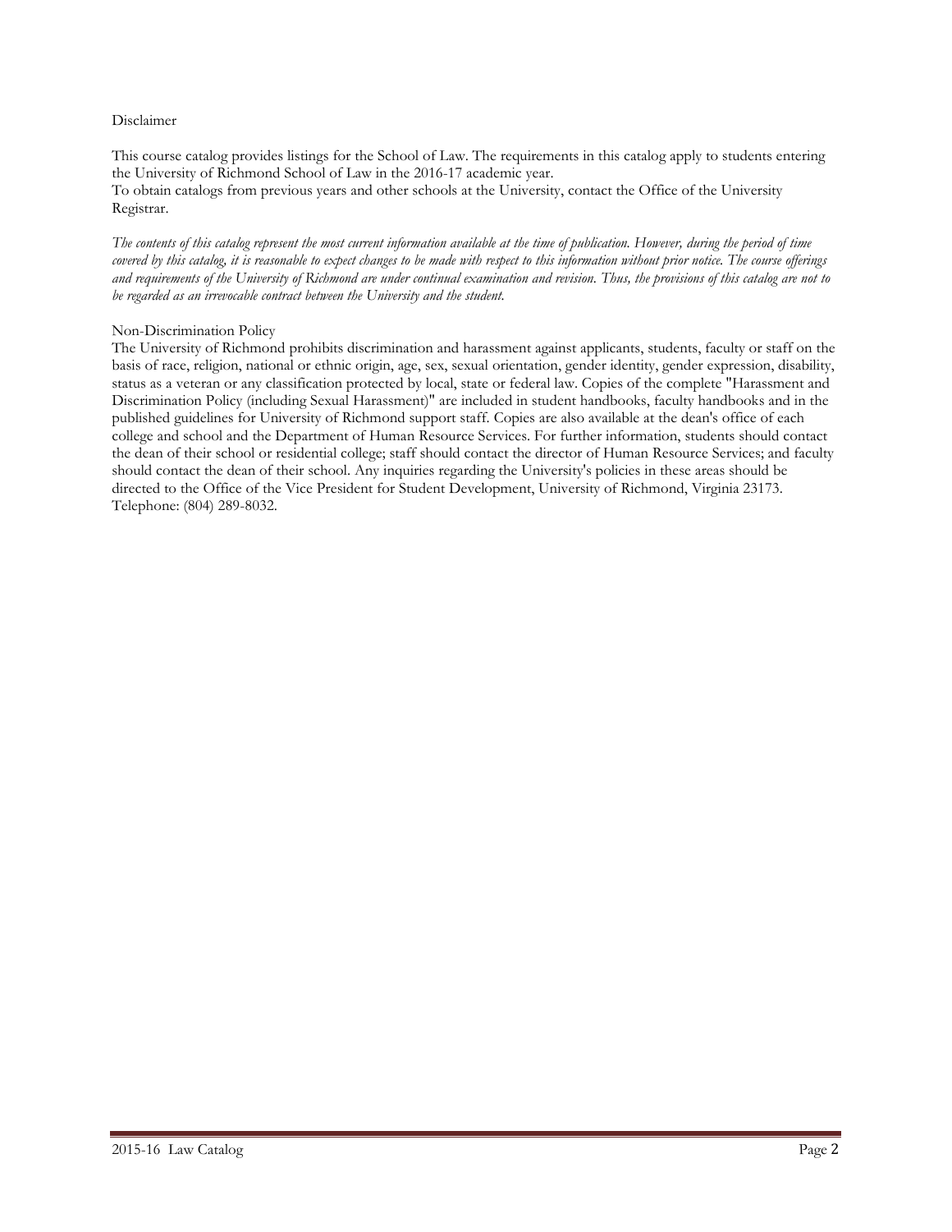## Disclaimer

This course catalog provides listings for the School of Law. The requirements in this catalog apply to students entering the University of Richmond School of Law in the 2016-17 academic year.
To obtain catalogs from previous years and other schools at the University, contact the Office of the University Registrar.

*The contents of this catalog represent the most current information available at the time of publication. However, during the period of time covered by this catalog, it is reasonable to expect changes to be made with respect to this information without prior notice. The course offerings and requirements of the University of Richmond are under continual examination and revision. Thus, the provisions of this catalog are not to be regarded as an irrevocable contract between the University and the student.*

## Non-Discrimination Policy

The University of Richmond prohibits discrimination and harassment against applicants, students, faculty or staff on the basis of race, religion, national or ethnic origin, age, sex, sexual orientation, gender identity, gender expression, disability, status as a veteran or any classification protected by local, state or federal law. Copies of the complete "Harassment and Discrimination Policy (including Sexual Harassment)" are included in student handbooks, faculty handbooks and in the published guidelines for University of Richmond support staff. Copies are also available at the dean's office of each college and school and the Department of Human Resource Services. For further information, students should contact the dean of their school or residential college; staff should contact the director of Human Resource Services; and faculty should contact the dean of their school. Any inquiries regarding the University's policies in these areas should be directed to the Office of the Vice President for Student Development, University of Richmond, Virginia 23173. Telephone: (804) 289-8032.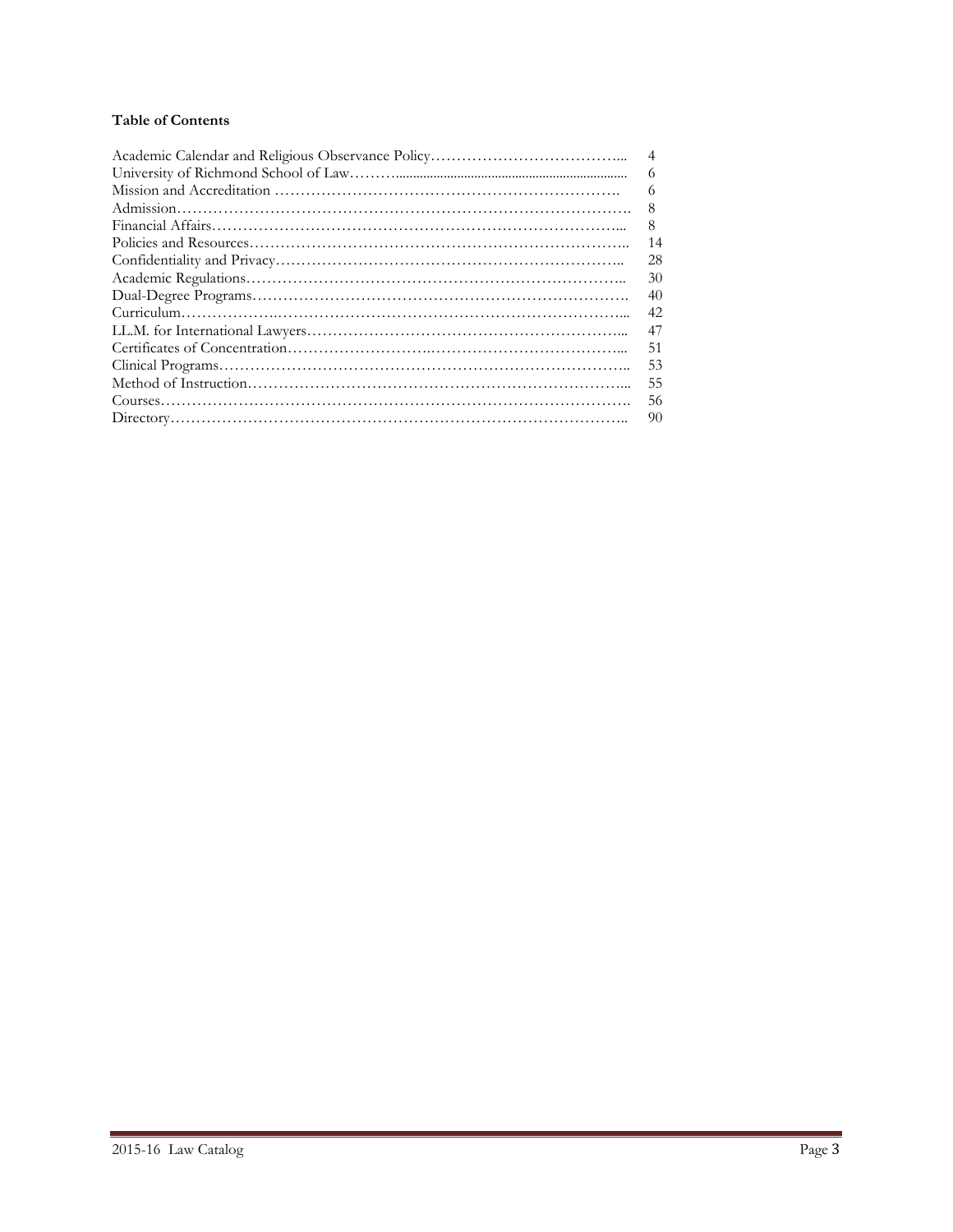**Table of Contents**

| | |
|---|---|
| Academic Calendar and Religious Observance Policy | 4 |
| University of Richmond School of Law | 6 |
| Mission and Accreditation | 6 |
| Admission | 8 |
| Financial Affairs | 8 |
| Policies and Resources | 14 |
| Confidentiality and Privacy | 28 |
| Academic Regulations | 30 |
| Dual-Degree Programs | 40 |
| Curriculum | 42 |
| LL.M. for International Lawyers | 47 |
| Certificates of Concentration | 51 |
| Clinical Programs | 53 |
| Method of Instruction | 55 |
| Courses | 56 |
| Directory | 90 |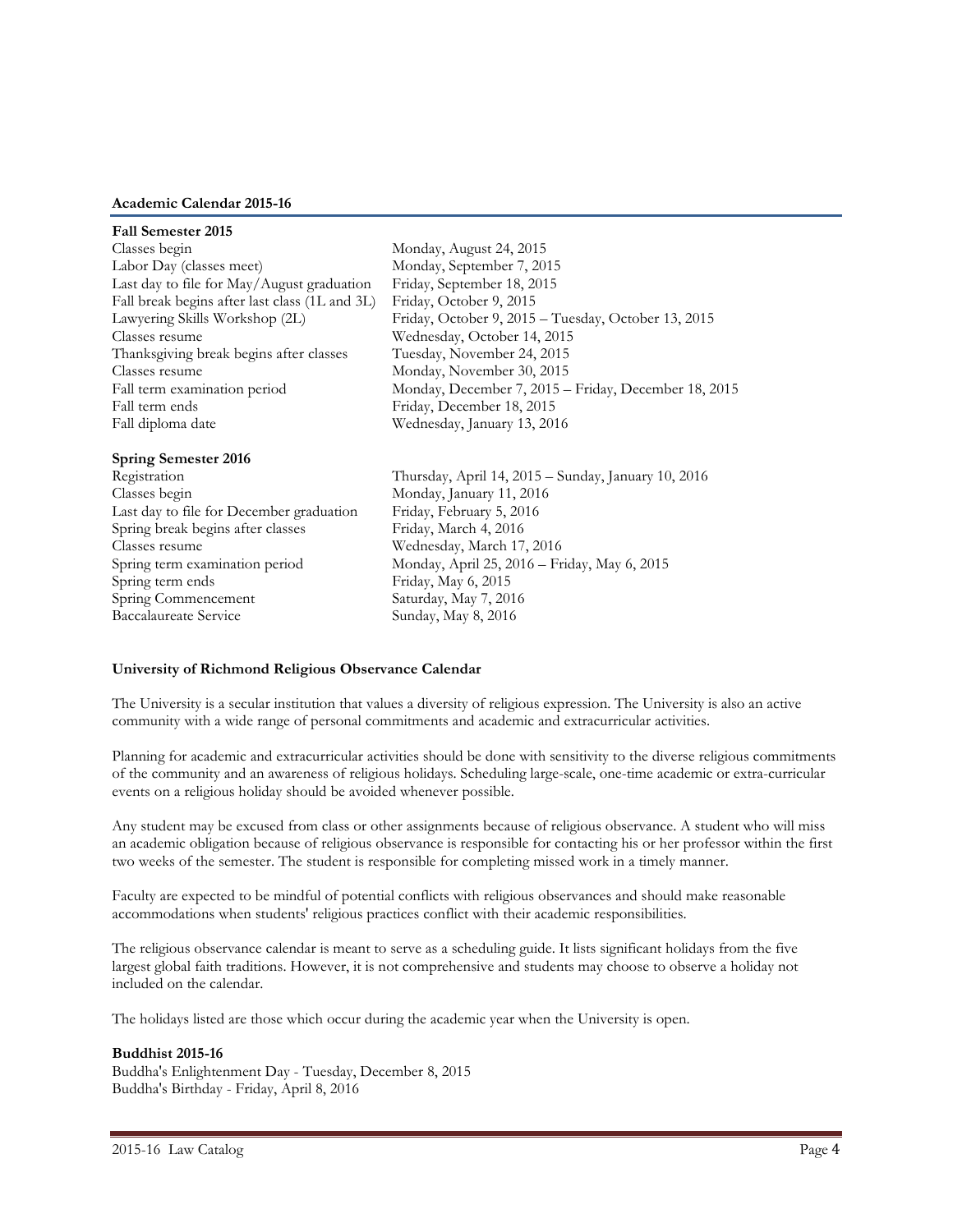**Academic Calendar 2015-16**

**Fall Semester 2015**

| | |
|---|---|
| Classes begin | Monday, August 24, 2015 |
| Labor Day (classes meet) | Monday, September 7, 2015 |
| Last day to file for May/August graduation | Friday, September 18, 2015 |
| Fall break begins after last class (1L and 3L) | Friday, October 9, 2015 |
| Lawyering Skills Workshop (2L) | Friday, October 9, 2015 – Tuesday, October 13, 2015 |
| Classes resume | Wednesday, October 14, 2015 |
| Thanksgiving break begins after classes | Tuesday, November 24, 2015 |
| Classes resume | Monday, November 30, 2015 |
| Fall term examination period | Monday, December 7, 2015 – Friday, December 18, 2015 |
| Fall term ends | Friday, December 18, 2015 |
| Fall diploma date | Wednesday, January 13, 2016 |

**Spring Semester 2016**

| | |
|---|---|
| Registration | Thursday, April 14, 2015 – Sunday, January 10, 2016 |
| Classes begin | Monday, January 11, 2016 |
| Last day to file for December graduation | Friday, February 5, 2016 |
| Spring break begins after classes | Friday, March 4, 2016 |
| Classes resume | Wednesday, March 17, 2016 |
| Spring term examination period | Monday, April 25, 2016 – Friday, May 6, 2015 |
| Spring term ends | Friday, May 6, 2015 |
| Spring Commencement | Saturday, May 7, 2016 |
| Baccalaureate Service | Sunday, May 8, 2016 |

**University of Richmond Religious Observance Calendar**

The University is a secular institution that values a diversity of religious expression. The University is also an active community with a wide range of personal commitments and academic and extracurricular activities.

Planning for academic and extracurricular activities should be done with sensitivity to the diverse religious commitments of the community and an awareness of religious holidays. Scheduling large-scale, one-time academic or extra-curricular events on a religious holiday should be avoided whenever possible.

Any student may be excused from class or other assignments because of religious observance. A student who will miss an academic obligation because of religious observance is responsible for contacting his or her professor within the first two weeks of the semester. The student is responsible for completing missed work in a timely manner.

Faculty are expected to be mindful of potential conflicts with religious observances and should make reasonable accommodations when students' religious practices conflict with their academic responsibilities.

The religious observance calendar is meant to serve as a scheduling guide. It lists significant holidays from the five largest global faith traditions. However, it is not comprehensive and students may choose to observe a holiday not included on the calendar.

The holidays listed are those which occur during the academic year when the University is open.

**Buddhist 2015-16**

Buddha's Enlightenment Day - Tuesday, December 8, 2015
Buddha's Birthday - Friday, April 8, 2016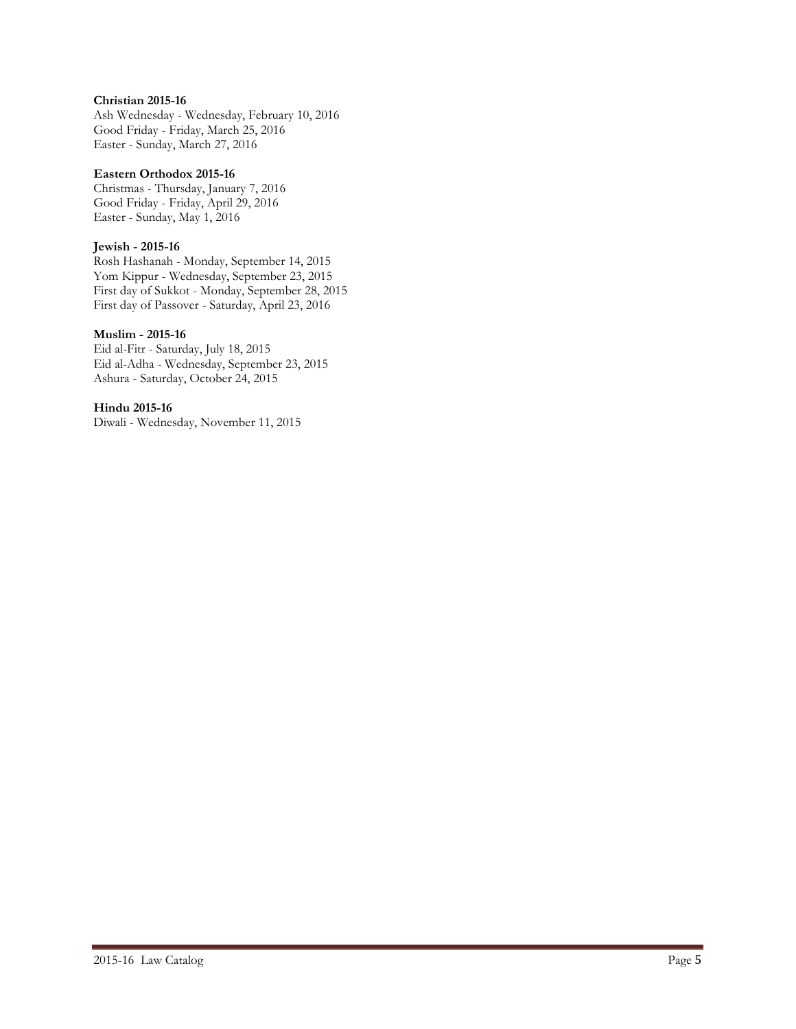**Christian 2015-16**
Ash Wednesday - Wednesday, February 10, 2016
Good Friday - Friday, March 25, 2016
Easter - Sunday, March 27, 2016

**Eastern Orthodox 2015-16**
Christmas - Thursday, January 7, 2016
Good Friday - Friday, April 29, 2016
Easter - Sunday, May 1, 2016

**Jewish - 2015-16**
Rosh Hashanah - Monday, September 14, 2015
Yom Kippur - Wednesday, September 23, 2015
First day of Sukkot - Monday, September 28, 2015
First day of Passover - Saturday, April 23, 2016

**Muslim - 2015-16**
Eid al-Fitr - Saturday, July 18, 2015
Eid al-Adha - Wednesday, September 23, 2015
Ashura - Saturday, October 24, 2015

**Hindu 2015-16**
Diwali - Wednesday, November 11, 2015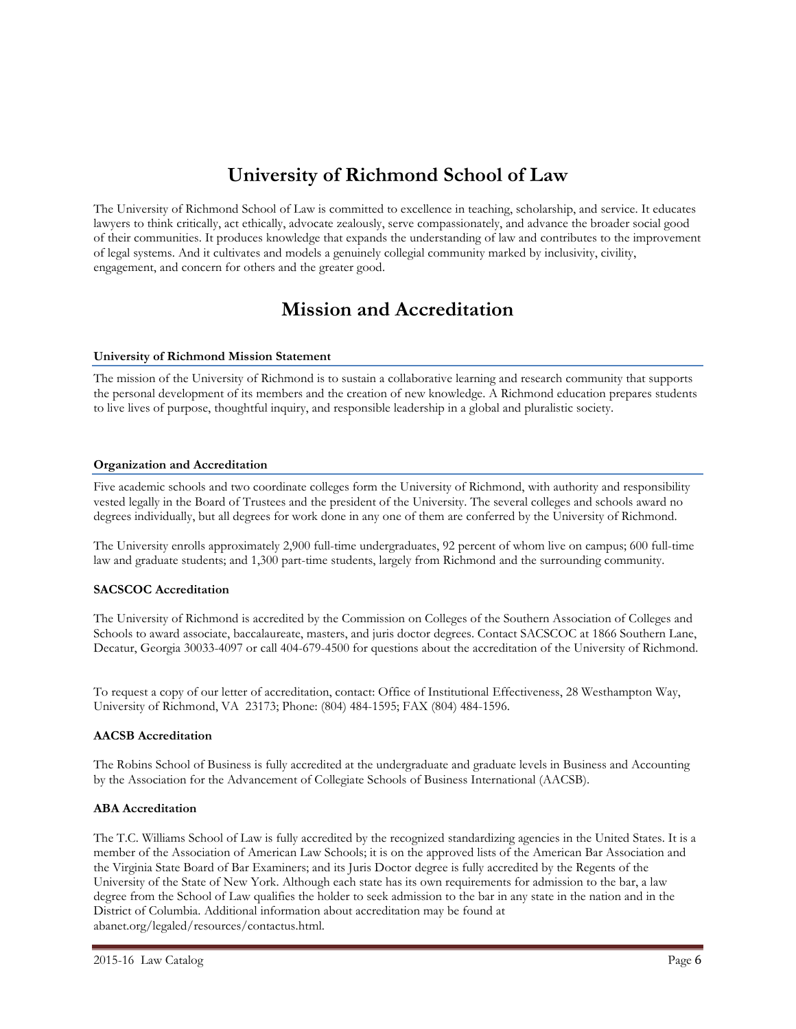# University of Richmond School of Law

The University of Richmond School of Law is committed to excellence in teaching, scholarship, and service. It educates lawyers to think critically, act ethically, advocate zealously, serve compassionately, and advance the broader social good of their communities. It produces knowledge that expands the understanding of law and contributes to the improvement of legal systems. And it cultivates and models a genuinely collegial community marked by inclusivity, civility, engagement, and concern for others and the greater good.

# Mission and Accreditation

### University of Richmond Mission Statement

The mission of the University of Richmond is to sustain a collaborative learning and research community that supports the personal development of its members and the creation of new knowledge. A Richmond education prepares students to live lives of purpose, thoughtful inquiry, and responsible leadership in a global and pluralistic society.

### Organization and Accreditation

Five academic schools and two coordinate colleges form the University of Richmond, with authority and responsibility vested legally in the Board of Trustees and the president of the University. The several colleges and schools award no degrees individually, but all degrees for work done in any one of them are conferred by the University of Richmond.

The University enrolls approximately 2,900 full-time undergraduates, 92 percent of whom live on campus; 600 full-time law and graduate students; and 1,300 part-time students, largely from Richmond and the surrounding community.

**SACSCOC Accreditation**

The University of Richmond is accredited by the Commission on Colleges of the Southern Association of Colleges and Schools to award associate, baccalaureate, masters, and juris doctor degrees. Contact SACSCOC at 1866 Southern Lane, Decatur, Georgia 30033-4097 or call 404-679-4500 for questions about the accreditation of the University of Richmond.

To request a copy of our letter of accreditation, contact: Office of Institutional Effectiveness, 28 Westhampton Way, University of Richmond, VA 23173; Phone: (804) 484-1595; FAX (804) 484-1596.

**AACSB Accreditation**

The Robins School of Business is fully accredited at the undergraduate and graduate levels in Business and Accounting by the Association for the Advancement of Collegiate Schools of Business International (AACSB).

**ABA Accreditation**

The T.C. Williams School of Law is fully accredited by the recognized standardizing agencies in the United States. It is a member of the Association of American Law Schools; it is on the approved lists of the American Bar Association and the Virginia State Board of Bar Examiners; and its Juris Doctor degree is fully accredited by the Regents of the University of the State of New York. Although each state has its own requirements for admission to the bar, a law degree from the School of Law qualifies the holder to seek admission to the bar in any state in the nation and in the District of Columbia. Additional information about accreditation may be found at abanet.org/legaled/resources/contactus.html.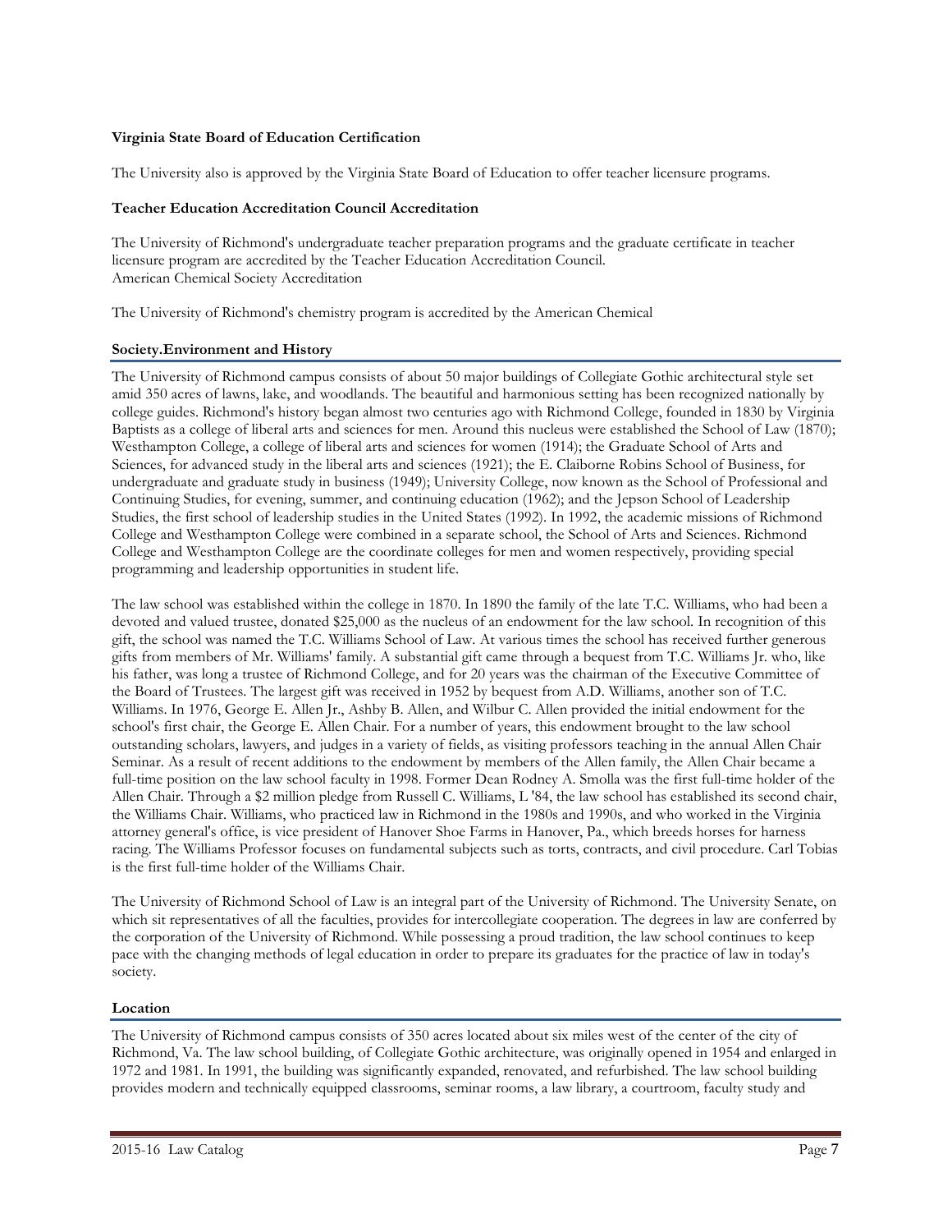**Virginia State Board of Education Certification**

The University also is approved by the Virginia State Board of Education to offer teacher licensure programs.

**Teacher Education Accreditation Council Accreditation**

The University of Richmond's undergraduate teacher preparation programs and the graduate certificate in teacher licensure program are accredited by the Teacher Education Accreditation Council.
American Chemical Society Accreditation

The University of Richmond's chemistry program is accredited by the American Chemical

**Society.Environment and History**

The University of Richmond campus consists of about 50 major buildings of Collegiate Gothic architectural style set amid 350 acres of lawns, lake, and woodlands. The beautiful and harmonious setting has been recognized nationally by college guides. Richmond's history began almost two centuries ago with Richmond College, founded in 1830 by Virginia Baptists as a college of liberal arts and sciences for men. Around this nucleus were established the School of Law (1870); Westhampton College, a college of liberal arts and sciences for women (1914); the Graduate School of Arts and Sciences, for advanced study in the liberal arts and sciences (1921); the E. Claiborne Robins School of Business, for undergraduate and graduate study in business (1949); University College, now known as the School of Professional and Continuing Studies, for evening, summer, and continuing education (1962); and the Jepson School of Leadership Studies, the first school of leadership studies in the United States (1992). In 1992, the academic missions of Richmond College and Westhampton College were combined in a separate school, the School of Arts and Sciences. Richmond College and Westhampton College are the coordinate colleges for men and women respectively, providing special programming and leadership opportunities in student life.

The law school was established within the college in 1870. In 1890 the family of the late T.C. Williams, who had been a devoted and valued trustee, donated $25,000 as the nucleus of an endowment for the law school. In recognition of this gift, the school was named the T.C. Williams School of Law. At various times the school has received further generous gifts from members of Mr. Williams' family. A substantial gift came through a bequest from T.C. Williams Jr. who, like his father, was long a trustee of Richmond College, and for 20 years was the chairman of the Executive Committee of the Board of Trustees. The largest gift was received in 1952 by bequest from A.D. Williams, another son of T.C. Williams. In 1976, George E. Allen Jr., Ashby B. Allen, and Wilbur C. Allen provided the initial endowment for the school's first chair, the George E. Allen Chair. For a number of years, this endowment brought to the law school outstanding scholars, lawyers, and judges in a variety of fields, as visiting professors teaching in the annual Allen Chair Seminar. As a result of recent additions to the endowment by members of the Allen family, the Allen Chair became a full-time position on the law school faculty in 1998. Former Dean Rodney A. Smolla was the first full-time holder of the Allen Chair. Through a $2 million pledge from Russell C. Williams, L '84, the law school has established its second chair, the Williams Chair. Williams, who practiced law in Richmond in the 1980s and 1990s, and who worked in the Virginia attorney general's office, is vice president of Hanover Shoe Farms in Hanover, Pa., which breeds horses for harness racing. The Williams Professor focuses on fundamental subjects such as torts, contracts, and civil procedure. Carl Tobias is the first full-time holder of the Williams Chair.

The University of Richmond School of Law is an integral part of the University of Richmond. The University Senate, on which sit representatives of all the faculties, provides for intercollegiate cooperation. The degrees in law are conferred by the corporation of the University of Richmond. While possessing a proud tradition, the law school continues to keep pace with the changing methods of legal education in order to prepare its graduates for the practice of law in today's society.

**Location**

The University of Richmond campus consists of 350 acres located about six miles west of the center of the city of Richmond, Va. The law school building, of Collegiate Gothic architecture, was originally opened in 1954 and enlarged in 1972 and 1981. In 1991, the building was significantly expanded, renovated, and refurbished. The law school building provides modern and technically equipped classrooms, seminar rooms, a law library, a courtroom, faculty study and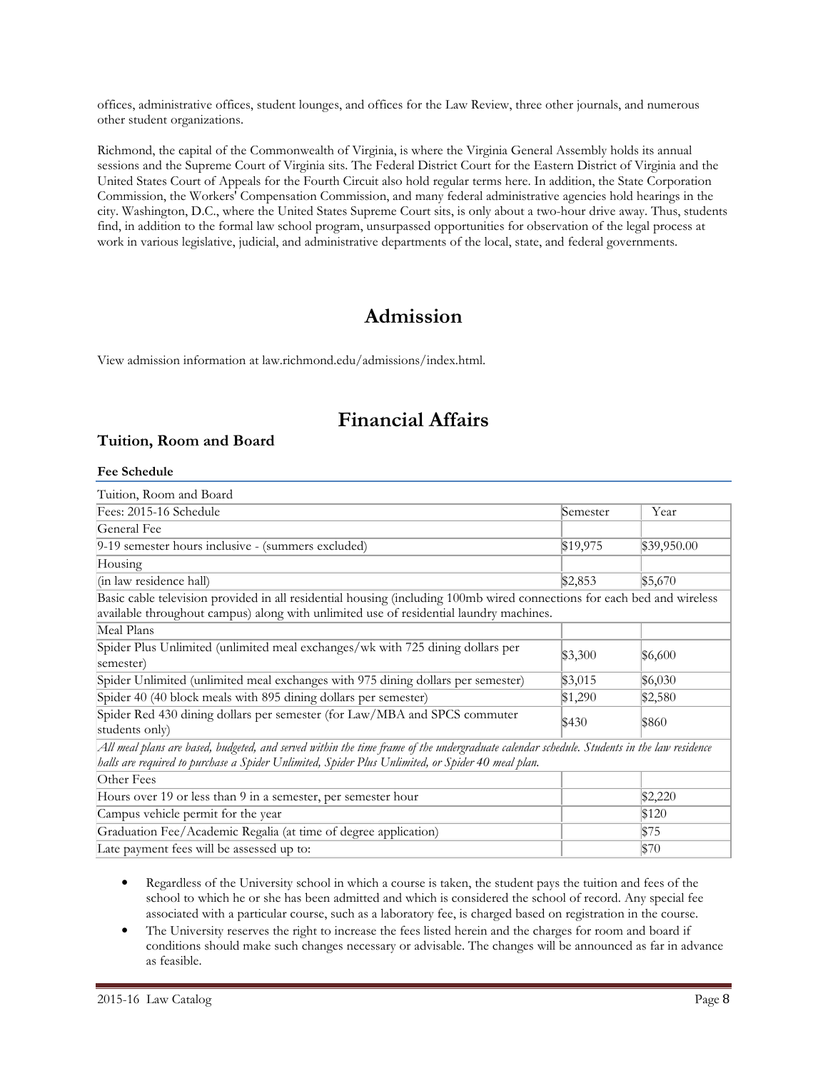offices, administrative offices, student lounges, and offices for the Law Review, three other journals, and numerous other student organizations.

Richmond, the capital of the Commonwealth of Virginia, is where the Virginia General Assembly holds its annual sessions and the Supreme Court of Virginia sits. The Federal District Court for the Eastern District of Virginia and the United States Court of Appeals for the Fourth Circuit also hold regular terms here. In addition, the State Corporation Commission, the Workers' Compensation Commission, and many federal administrative agencies hold hearings in the city. Washington, D.C., where the United States Supreme Court sits, is only about a two-hour drive away. Thus, students find, in addition to the formal law school program, unsurpassed opportunities for observation of the legal process at work in various legislative, judicial, and administrative departments of the local, state, and federal governments.

# Admission

View admission information at law.richmond.edu/admissions/index.html.

# Financial Affairs

## Tuition, Room and Board

### Fee Schedule

| Tuition, Room and Board | | |
|---|---|---|
| Fees: 2015-16 Schedule | Semester | Year |
| General Fee | | |
| 9-19 semester hours inclusive - (summers excluded) | $19,975 | $39,950.00 |
| Housing | | |
| (in law residence hall) | $2,853 | $5,670 |
| Basic cable television provided in all residential housing (including 100mb wired connections for each bed and wireless available throughout campus) along with unlimited use of residential laundry machines. | | |
| Meal Plans | | |
| Spider Plus Unlimited (unlimited meal exchanges/wk with 725 dining dollars per semester) | $3,300 | $6,600 |
| Spider Unlimited (unlimited meal exchanges with 975 dining dollars per semester) | $3,015 | $6,030 |
| Spider 40 (40 block meals with 895 dining dollars per semester) | $1,290 | $2,580 |
| Spider Red 430 dining dollars per semester (for Law/MBA and SPCS commuter students only) | $430 | $860 |
| *All meal plans are based, budgeted, and served within the time frame of the undergraduate calendar schedule. Students in the law residence halls are required to purchase a Spider Unlimited, Spider Plus Unlimited, or Spider 40 meal plan.* | | |
| Other Fees | | |
| Hours over 19 or less than 9 in a semester, per semester hour | | $2,220 |
| Campus vehicle permit for the year | | $120 |
| Graduation Fee/Academic Regalia (at time of degree application) | | $75 |
| Late payment fees will be assessed up to: | | $70 |

- Regardless of the University school in which a course is taken, the student pays the tuition and fees of the school to which he or she has been admitted and which is considered the school of record. Any special fee associated with a particular course, such as a laboratory fee, is charged based on registration in the course.
- The University reserves the right to increase the fees listed herein and the charges for room and board if conditions should make such changes necessary or advisable. The changes will be announced as far in advance as feasible.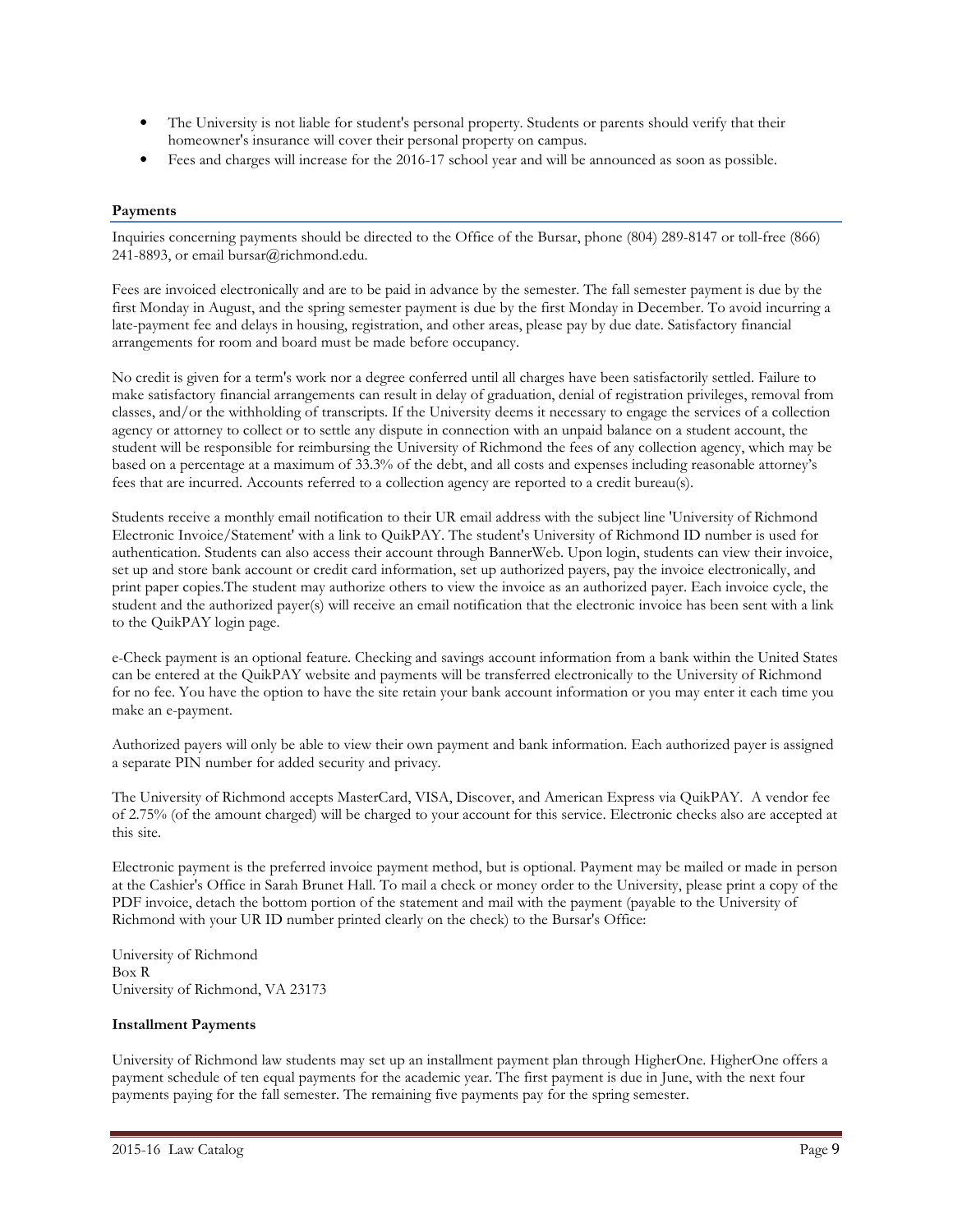- The University is not liable for student's personal property. Students or parents should verify that their homeowner's insurance will cover their personal property on campus.
- Fees and charges will increase for the 2016-17 school year and will be announced as soon as possible.

### Payments

Inquiries concerning payments should be directed to the Office of the Bursar, phone (804) 289-8147 or toll-free (866) 241-8893, or email bursar@richmond.edu.

Fees are invoiced electronically and are to be paid in advance by the semester. The fall semester payment is due by the first Monday in August, and the spring semester payment is due by the first Monday in December. To avoid incurring a late-payment fee and delays in housing, registration, and other areas, please pay by due date. Satisfactory financial arrangements for room and board must be made before occupancy.

No credit is given for a term's work nor a degree conferred until all charges have been satisfactorily settled. Failure to make satisfactory financial arrangements can result in delay of graduation, denial of registration privileges, removal from classes, and/or the withholding of transcripts. If the University deems it necessary to engage the services of a collection agency or attorney to collect or to settle any dispute in connection with an unpaid balance on a student account, the student will be responsible for reimbursing the University of Richmond the fees of any collection agency, which may be based on a percentage at a maximum of 33.3% of the debt, and all costs and expenses including reasonable attorney's fees that are incurred. Accounts referred to a collection agency are reported to a credit bureau(s).

Students receive a monthly email notification to their UR email address with the subject line 'University of Richmond Electronic Invoice/Statement' with a link to QuikPAY. The student's University of Richmond ID number is used for authentication. Students can also access their account through BannerWeb. Upon login, students can view their invoice, set up and store bank account or credit card information, set up authorized payers, pay the invoice electronically, and print paper copies.The student may authorize others to view the invoice as an authorized payer. Each invoice cycle, the student and the authorized payer(s) will receive an email notification that the electronic invoice has been sent with a link to the QuikPAY login page.

e-Check payment is an optional feature. Checking and savings account information from a bank within the United States can be entered at the QuikPAY website and payments will be transferred electronically to the University of Richmond for no fee. You have the option to have the site retain your bank account information or you may enter it each time you make an e-payment.

Authorized payers will only be able to view their own payment and bank information. Each authorized payer is assigned a separate PIN number for added security and privacy.

The University of Richmond accepts MasterCard, VISA, Discover, and American Express via QuikPAY. A vendor fee of 2.75% (of the amount charged) will be charged to your account for this service. Electronic checks also are accepted at this site.

Electronic payment is the preferred invoice payment method, but is optional. Payment may be mailed or made in person at the Cashier's Office in Sarah Brunet Hall. To mail a check or money order to the University, please print a copy of the PDF invoice, detach the bottom portion of the statement and mail with the payment (payable to the University of Richmond with your UR ID number printed clearly on the check) to the Bursar's Office:

University of Richmond  
Box R  
University of Richmond, VA 23173

### Installment Payments

University of Richmond law students may set up an installment payment plan through HigherOne. HigherOne offers a payment schedule of ten equal payments for the academic year. The first payment is due in June, with the next four payments paying for the fall semester. The remaining five payments pay for the spring semester.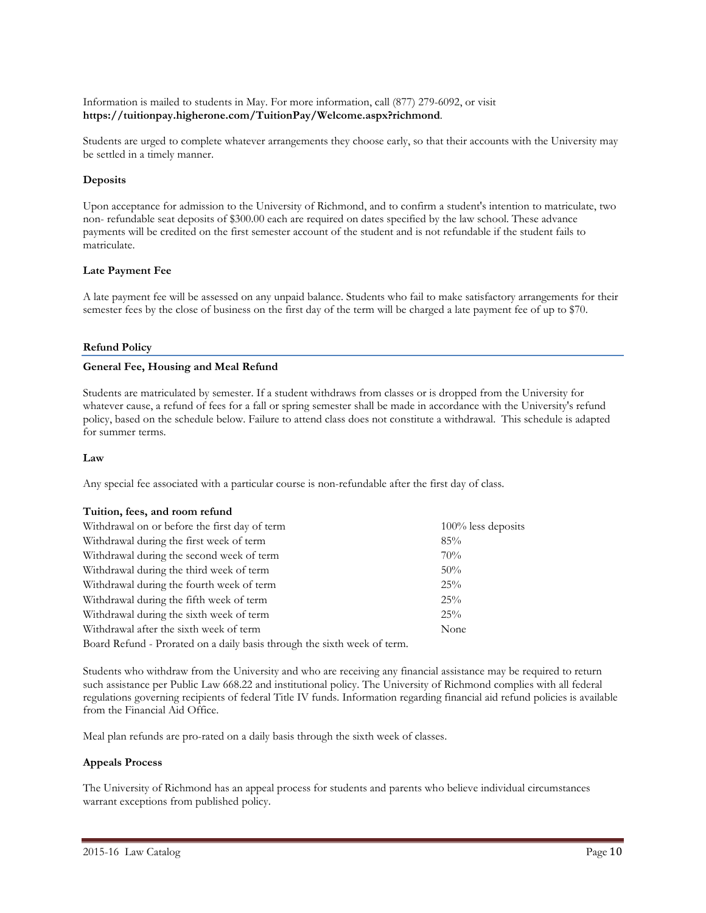Information is mailed to students in May. For more information, call (877) 279-6092, or visit **https://tuitionpay.higherone.com/TuitionPay/Welcome.aspx?richmond**.

Students are urged to complete whatever arrangements they choose early, so that their accounts with the University may be settled in a timely manner.

### Deposits

Upon acceptance for admission to the University of Richmond, and to confirm a student's intention to matriculate, two non- refundable seat deposits of $300.00 each are required on dates specified by the law school. These advance payments will be credited on the first semester account of the student and is not refundable if the student fails to matriculate.

### Late Payment Fee

A late payment fee will be assessed on any unpaid balance. Students who fail to make satisfactory arrangements for their semester fees by the close of business on the first day of the term will be charged a late payment fee of up to $70.

## Refund Policy

### General Fee, Housing and Meal Refund

Students are matriculated by semester. If a student withdraws from classes or is dropped from the University for whatever cause, a refund of fees for a fall or spring semester shall be made in accordance with the University's refund policy, based on the schedule below. Failure to attend class does not constitute a withdrawal. This schedule is adapted for summer terms.

### Law

Any special fee associated with a particular course is non-refundable after the first day of class.

**Tuition, fees, and room refund**

| | |
|---|---|
| Withdrawal on or before the first day of term | 100% less deposits |
| Withdrawal during the first week of term | 85% |
| Withdrawal during the second week of term | 70% |
| Withdrawal during the third week of term | 50% |
| Withdrawal during the fourth week of term | 25% |
| Withdrawal during the fifth week of term | 25% |
| Withdrawal during the sixth week of term | 25% |
| Withdrawal after the sixth week of term | None |

Board Refund - Prorated on a daily basis through the sixth week of term.

Students who withdraw from the University and who are receiving any financial assistance may be required to return such assistance per Public Law 668.22 and institutional policy. The University of Richmond complies with all federal regulations governing recipients of federal Title IV funds. Information regarding financial aid refund policies is available from the Financial Aid Office.

Meal plan refunds are pro-rated on a daily basis through the sixth week of classes.

### Appeals Process

The University of Richmond has an appeal process for students and parents who believe individual circumstances warrant exceptions from published policy.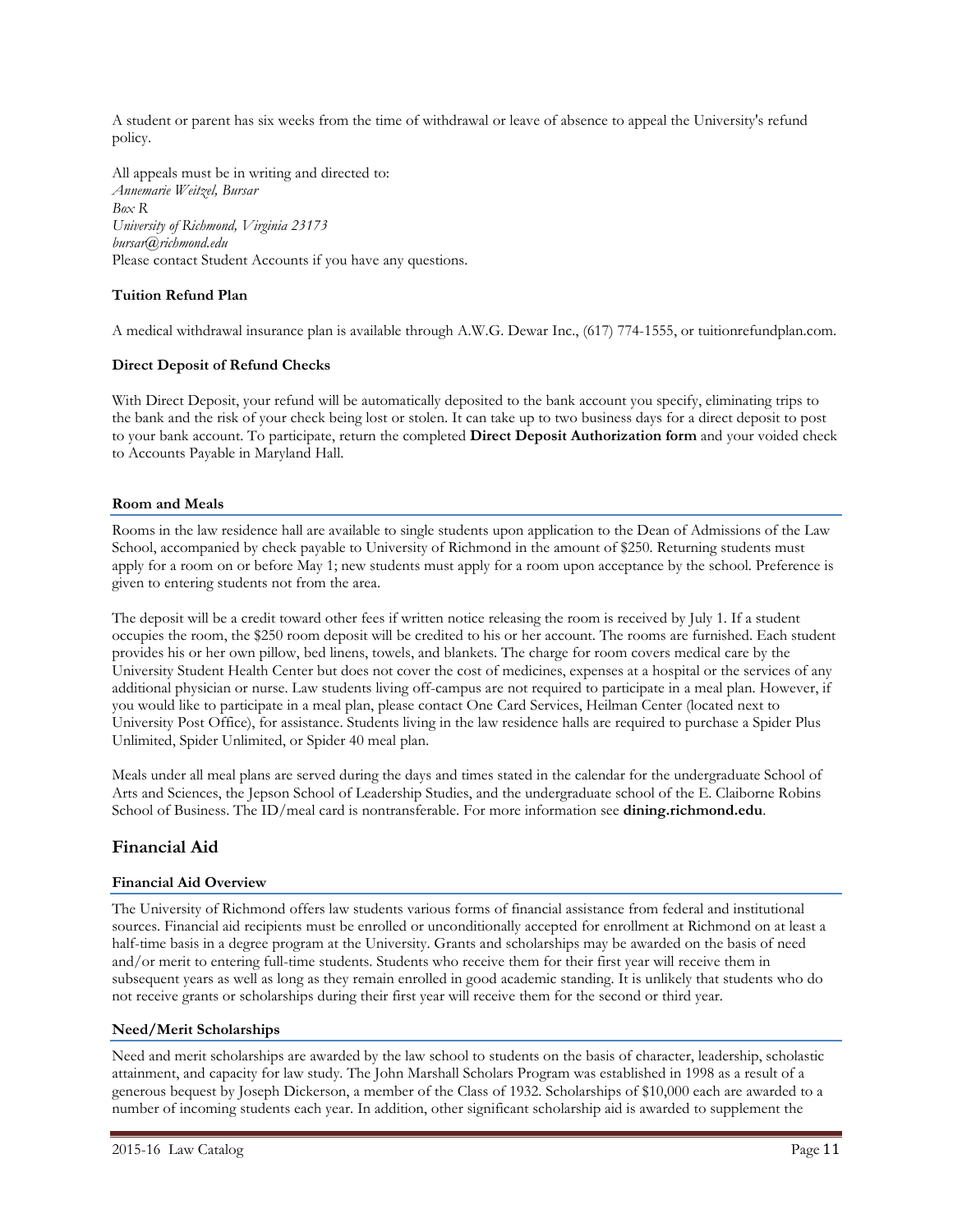A student or parent has six weeks from the time of withdrawal or leave of absence to appeal the University's refund policy.

All appeals must be in writing and directed to:
*Annemarie Weitzel, Bursar*
*Box R*
*University of Richmond, Virginia 23173*
*bursar@richmond.edu*
Please contact Student Accounts if you have any questions.

**Tuition Refund Plan**

A medical withdrawal insurance plan is available through A.W.G. Dewar Inc., (617) 774-1555, or tuitionrefundplan.com.

**Direct Deposit of Refund Checks**

With Direct Deposit, your refund will be automatically deposited to the bank account you specify, eliminating trips to the bank and the risk of your check being lost or stolen. It can take up to two business days for a direct deposit to post to your bank account. To participate, return the completed **Direct Deposit Authorization form** and your voided check to Accounts Payable in Maryland Hall.

### Room and Meals

Rooms in the law residence hall are available to single students upon application to the Dean of Admissions of the Law School, accompanied by check payable to University of Richmond in the amount of $250. Returning students must apply for a room on or before May 1; new students must apply for a room upon acceptance by the school. Preference is given to entering students not from the area.

The deposit will be a credit toward other fees if written notice releasing the room is received by July 1. If a student occupies the room, the $250 room deposit will be credited to his or her account. The rooms are furnished. Each student provides his or her own pillow, bed linens, towels, and blankets. The charge for room covers medical care by the University Student Health Center but does not cover the cost of medicines, expenses at a hospital or the services of any additional physician or nurse. Law students living off-campus are not required to participate in a meal plan. However, if you would like to participate in a meal plan, please contact One Card Services, Heilman Center (located next to University Post Office), for assistance. Students living in the law residence halls are required to purchase a Spider Plus Unlimited, Spider Unlimited, or Spider 40 meal plan.

Meals under all meal plans are served during the days and times stated in the calendar for the undergraduate School of Arts and Sciences, the Jepson School of Leadership Studies, and the undergraduate school of the E. Claiborne Robins School of Business. The ID/meal card is nontransferable. For more information see **dining.richmond.edu**.

## Financial Aid

### Financial Aid Overview

The University of Richmond offers law students various forms of financial assistance from federal and institutional sources. Financial aid recipients must be enrolled or unconditionally accepted for enrollment at Richmond on at least a half-time basis in a degree program at the University. Grants and scholarships may be awarded on the basis of need and/or merit to entering full-time students. Students who receive them for their first year will receive them in subsequent years as well as long as they remain enrolled in good academic standing. It is unlikely that students who do not receive grants or scholarships during their first year will receive them for the second or third year.

### Need/Merit Scholarships

Need and merit scholarships are awarded by the law school to students on the basis of character, leadership, scholastic attainment, and capacity for law study. The John Marshall Scholars Program was established in 1998 as a result of a generous bequest by Joseph Dickerson, a member of the Class of 1932. Scholarships of $10,000 each are awarded to a number of incoming students each year. In addition, other significant scholarship aid is awarded to supplement the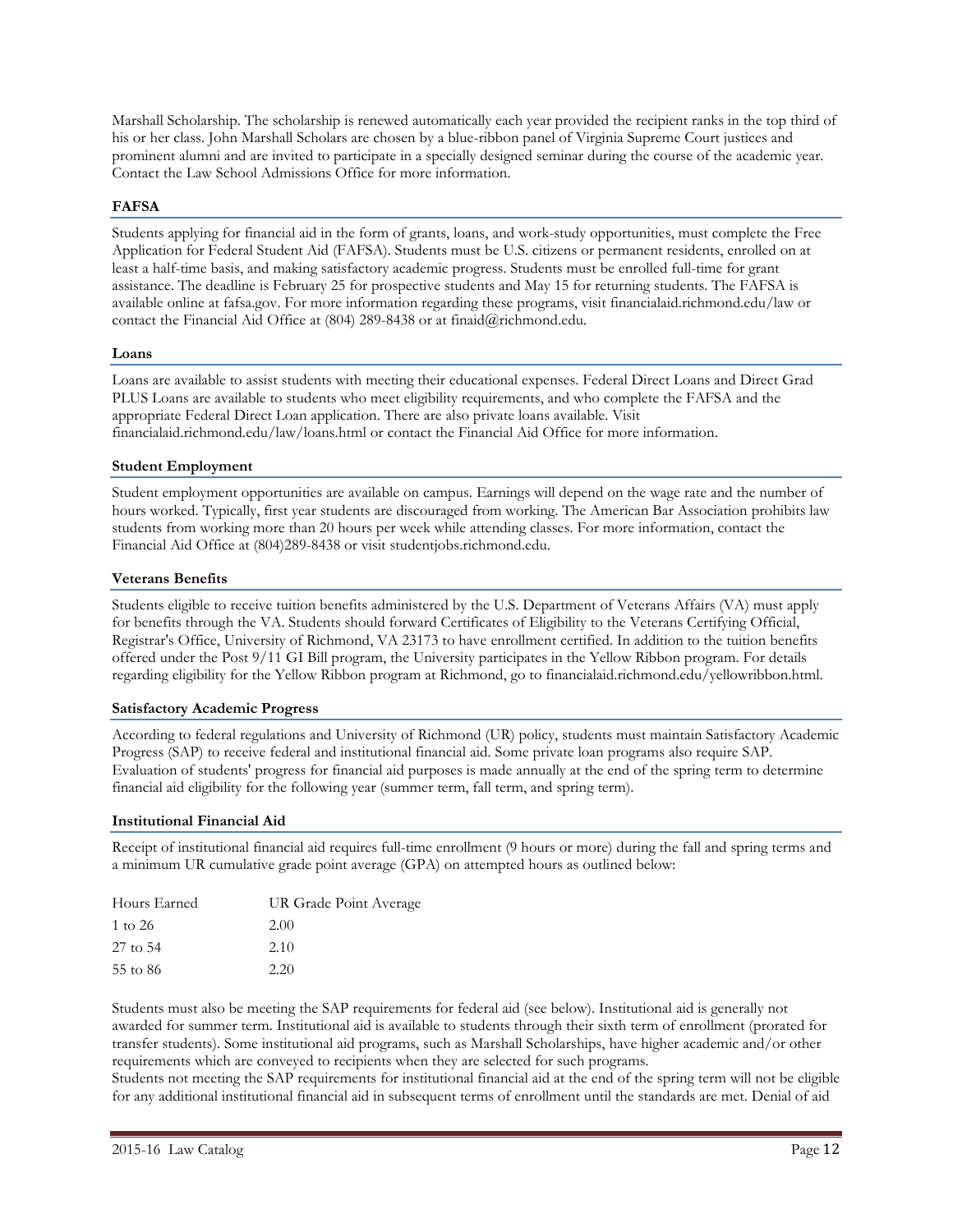Marshall Scholarship. The scholarship is renewed automatically each year provided the recipient ranks in the top third of his or her class. John Marshall Scholars are chosen by a blue-ribbon panel of Virginia Supreme Court justices and prominent alumni and are invited to participate in a specially designed seminar during the course of the academic year. Contact the Law School Admissions Office for more information.

### FAFSA

Students applying for financial aid in the form of grants, loans, and work-study opportunities, must complete the Free Application for Federal Student Aid (FAFSA). Students must be U.S. citizens or permanent residents, enrolled on at least a half-time basis, and making satisfactory academic progress. Students must be enrolled full-time for grant assistance. The deadline is February 25 for prospective students and May 15 for returning students. The FAFSA is available online at fafsa.gov. For more information regarding these programs, visit financialaid.richmond.edu/law or contact the Financial Aid Office at (804) 289-8438 or at finaid@richmond.edu.

### Loans

Loans are available to assist students with meeting their educational expenses. Federal Direct Loans and Direct Grad PLUS Loans are available to students who meet eligibility requirements, and who complete the FAFSA and the appropriate Federal Direct Loan application. There are also private loans available. Visit financialaid.richmond.edu/law/loans.html or contact the Financial Aid Office for more information.

### Student Employment

Student employment opportunities are available on campus. Earnings will depend on the wage rate and the number of hours worked. Typically, first year students are discouraged from working. The American Bar Association prohibits law students from working more than 20 hours per week while attending classes. For more information, contact the Financial Aid Office at (804)289-8438 or visit studentjobs.richmond.edu.

### Veterans Benefits

Students eligible to receive tuition benefits administered by the U.S. Department of Veterans Affairs (VA) must apply for benefits through the VA. Students should forward Certificates of Eligibility to the Veterans Certifying Official, Registrar's Office, University of Richmond, VA 23173 to have enrollment certified. In addition to the tuition benefits offered under the Post 9/11 GI Bill program, the University participates in the Yellow Ribbon program. For details regarding eligibility for the Yellow Ribbon program at Richmond, go to financialaid.richmond.edu/yellowribbon.html.

### Satisfactory Academic Progress

According to federal regulations and University of Richmond (UR) policy, students must maintain Satisfactory Academic Progress (SAP) to receive federal and institutional financial aid. Some private loan programs also require SAP. Evaluation of students' progress for financial aid purposes is made annually at the end of the spring term to determine financial aid eligibility for the following year (summer term, fall term, and spring term).

### Institutional Financial Aid

Receipt of institutional financial aid requires full-time enrollment (9 hours or more) during the fall and spring terms and a minimum UR cumulative grade point average (GPA) on attempted hours as outlined below:

| Hours Earned | UR Grade Point Average |
|---|---|
| 1 to 26 | 2.00 |
| 27 to 54 | 2.10 |
| 55 to 86 | 2.20 |

Students must also be meeting the SAP requirements for federal aid (see below). Institutional aid is generally not awarded for summer term. Institutional aid is available to students through their sixth term of enrollment (prorated for transfer students). Some institutional aid programs, such as Marshall Scholarships, have higher academic and/or other requirements which are conveyed to recipients when they are selected for such programs.

Students not meeting the SAP requirements for institutional financial aid at the end of the spring term will not be eligible for any additional institutional financial aid in subsequent terms of enrollment until the standards are met. Denial of aid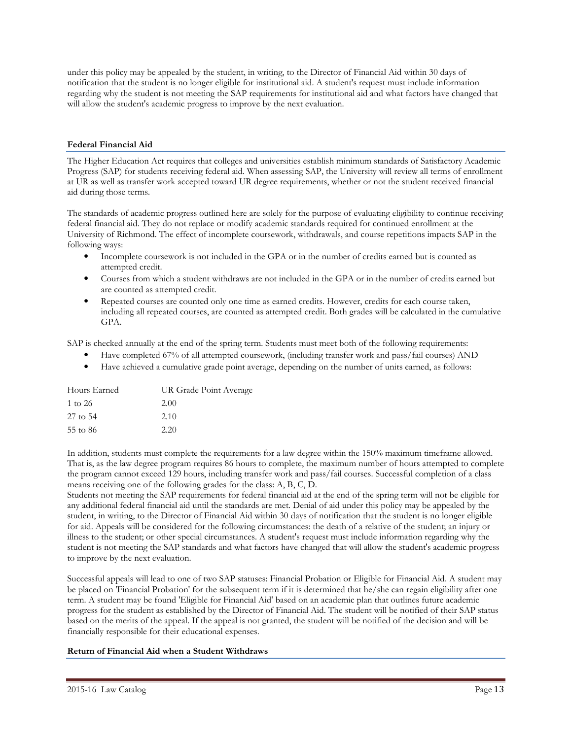under this policy may be appealed by the student, in writing, to the Director of Financial Aid within 30 days of notification that the student is no longer eligible for institutional aid. A student's request must include information regarding why the student is not meeting the SAP requirements for institutional aid and what factors have changed that will allow the student's academic progress to improve by the next evaluation.

### Federal Financial Aid

The Higher Education Act requires that colleges and universities establish minimum standards of Satisfactory Academic Progress (SAP) for students receiving federal aid. When assessing SAP, the University will review all terms of enrollment at UR as well as transfer work accepted toward UR degree requirements, whether or not the student received financial aid during those terms.

The standards of academic progress outlined here are solely for the purpose of evaluating eligibility to continue receiving federal financial aid. They do not replace or modify academic standards required for continued enrollment at the University of Richmond. The effect of incomplete coursework, withdrawals, and course repetitions impacts SAP in the following ways:

- Incomplete coursework is not included in the GPA or in the number of credits earned but is counted as attempted credit.
- Courses from which a student withdraws are not included in the GPA or in the number of credits earned but are counted as attempted credit.
- Repeated courses are counted only one time as earned credits. However, credits for each course taken, including all repeated courses, are counted as attempted credit. Both grades will be calculated in the cumulative GPA.

SAP is checked annually at the end of the spring term. Students must meet both of the following requirements:

- Have completed 67% of all attempted coursework, (including transfer work and pass/fail courses) AND
- Have achieved a cumulative grade point average, depending on the number of units earned, as follows:

| Hours Earned | UR Grade Point Average |
|---|---|
| 1 to 26 | 2.00 |
| 27 to 54 | 2.10 |
| 55 to 86 | 2.20 |

In addition, students must complete the requirements for a law degree within the 150% maximum timeframe allowed. That is, as the law degree program requires 86 hours to complete, the maximum number of hours attempted to complete the program cannot exceed 129 hours, including transfer work and pass/fail courses. Successful completion of a class means receiving one of the following grades for the class: A, B, C, D.

Students not meeting the SAP requirements for federal financial aid at the end of the spring term will not be eligible for any additional federal financial aid until the standards are met. Denial of aid under this policy may be appealed by the student, in writing, to the Director of Financial Aid within 30 days of notification that the student is no longer eligible for aid. Appeals will be considered for the following circumstances: the death of a relative of the student; an injury or illness to the student; or other special circumstances. A student's request must include information regarding why the student is not meeting the SAP standards and what factors have changed that will allow the student's academic progress to improve by the next evaluation.

Successful appeals will lead to one of two SAP statuses: Financial Probation or Eligible for Financial Aid. A student may be placed on 'Financial Probation' for the subsequent term if it is determined that he/she can regain eligibility after one term. A student may be found 'Eligible for Financial Aid' based on an academic plan that outlines future academic progress for the student as established by the Director of Financial Aid. The student will be notified of their SAP status based on the merits of the appeal. If the appeal is not granted, the student will be notified of the decision and will be financially responsible for their educational expenses.

### Return of Financial Aid when a Student Withdraws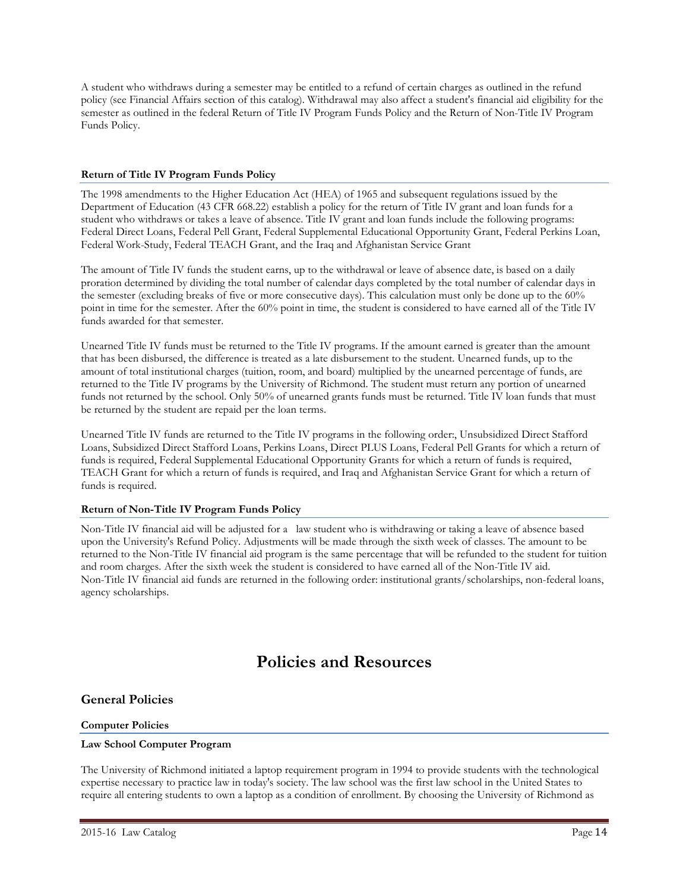A student who withdraws during a semester may be entitled to a refund of certain charges as outlined in the refund policy (see Financial Affairs section of this catalog). Withdrawal may also affect a student's financial aid eligibility for the semester as outlined in the federal Return of Title IV Program Funds Policy and the Return of Non-Title IV Program Funds Policy.

**Return of Title IV Program Funds Policy**

The 1998 amendments to the Higher Education Act (HEA) of 1965 and subsequent regulations issued by the Department of Education (43 CFR 668.22) establish a policy for the return of Title IV grant and loan funds for a student who withdraws or takes a leave of absence. Title IV grant and loan funds include the following programs: Federal Direct Loans, Federal Pell Grant, Federal Supplemental Educational Opportunity Grant, Federal Perkins Loan, Federal Work-Study, Federal TEACH Grant, and the Iraq and Afghanistan Service Grant

The amount of Title IV funds the student earns, up to the withdrawal or leave of absence date, is based on a daily proration determined by dividing the total number of calendar days completed by the total number of calendar days in the semester (excluding breaks of five or more consecutive days). This calculation must only be done up to the 60% point in time for the semester. After the 60% point in time, the student is considered to have earned all of the Title IV funds awarded for that semester.

Unearned Title IV funds must be returned to the Title IV programs. If the amount earned is greater than the amount that has been disbursed, the difference is treated as a late disbursement to the student. Unearned funds, up to the amount of total institutional charges (tuition, room, and board) multiplied by the unearned percentage of funds, are returned to the Title IV programs by the University of Richmond. The student must return any portion of unearned funds not returned by the school. Only 50% of unearned grants funds must be returned. Title IV loan funds that must be returned by the student are repaid per the loan terms.

Unearned Title IV funds are returned to the Title IV programs in the following order:, Unsubsidized Direct Stafford Loans, Subsidized Direct Stafford Loans, Perkins Loans, Direct PLUS Loans, Federal Pell Grants for which a return of funds is required, Federal Supplemental Educational Opportunity Grants for which a return of funds is required, TEACH Grant for which a return of funds is required, and Iraq and Afghanistan Service Grant for which a return of funds is required.

**Return of Non-Title IV Program Funds Policy**

Non-Title IV financial aid will be adjusted for a law student who is withdrawing or taking a leave of absence based upon the University's Refund Policy. Adjustments will be made through the sixth week of classes. The amount to be returned to the Non-Title IV financial aid program is the same percentage that will be refunded to the student for tuition and room charges. After the sixth week the student is considered to have earned all of the Non-Title IV aid. Non-Title IV financial aid funds are returned in the following order: institutional grants/scholarships, non-federal loans, agency scholarships.

# Policies and Resources

## General Policies

**Computer Policies**

**Law School Computer Program**

The University of Richmond initiated a laptop requirement program in 1994 to provide students with the technological expertise necessary to practice law in today's society. The law school was the first law school in the United States to require all entering students to own a laptop as a condition of enrollment. By choosing the University of Richmond as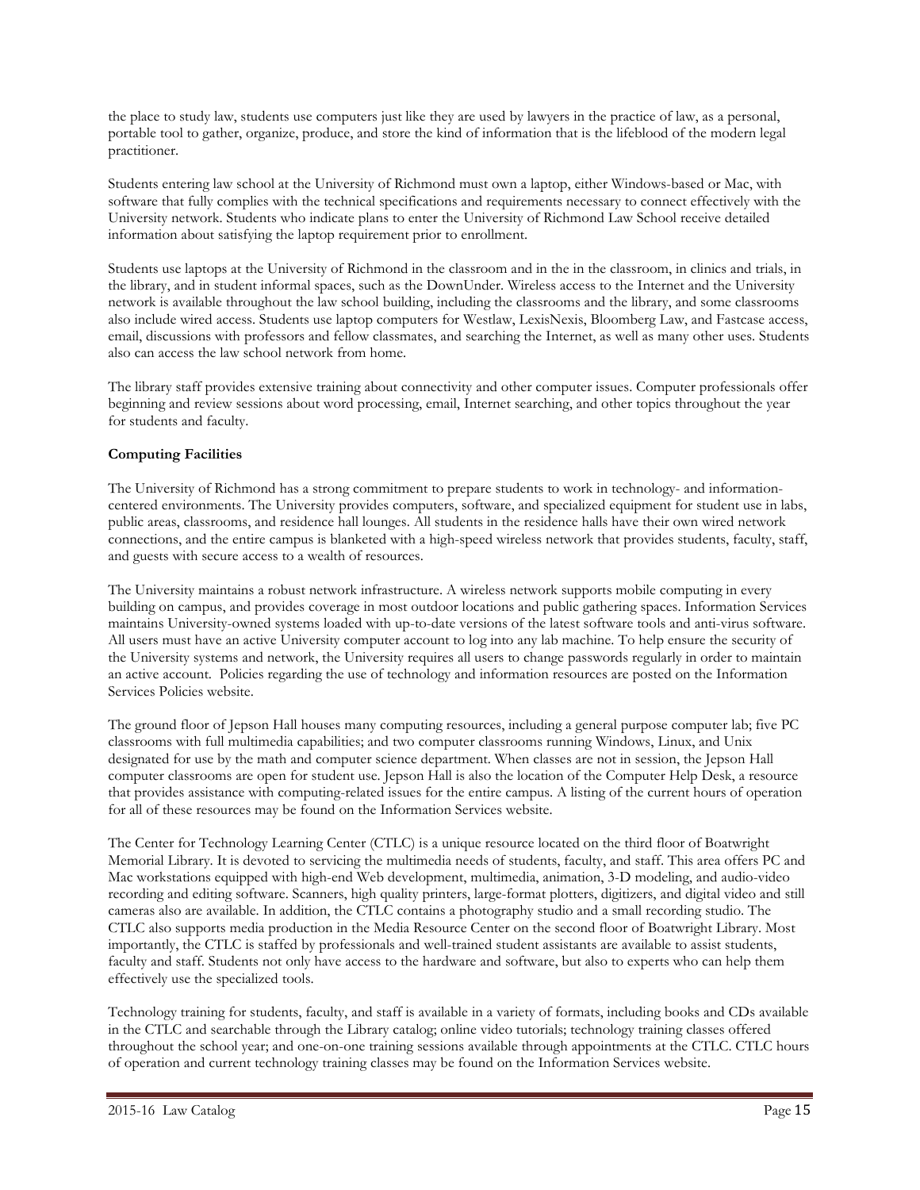the place to study law, students use computers just like they are used by lawyers in the practice of law, as a personal, portable tool to gather, organize, produce, and store the kind of information that is the lifeblood of the modern legal practitioner.

Students entering law school at the University of Richmond must own a laptop, either Windows-based or Mac, with software that fully complies with the technical specifications and requirements necessary to connect effectively with the University network. Students who indicate plans to enter the University of Richmond Law School receive detailed information about satisfying the laptop requirement prior to enrollment.

Students use laptops at the University of Richmond in the classroom and in the in the classroom, in clinics and trials, in the library, and in student informal spaces, such as the DownUnder. Wireless access to the Internet and the University network is available throughout the law school building, including the classrooms and the library, and some classrooms also include wired access. Students use laptop computers for Westlaw, LexisNexis, Bloomberg Law, and Fastcase access, email, discussions with professors and fellow classmates, and searching the Internet, as well as many other uses. Students also can access the law school network from home.

The library staff provides extensive training about connectivity and other computer issues. Computer professionals offer beginning and review sessions about word processing, email, Internet searching, and other topics throughout the year for students and faculty.

**Computing Facilities**

The University of Richmond has a strong commitment to prepare students to work in technology- and information-centered environments. The University provides computers, software, and specialized equipment for student use in labs, public areas, classrooms, and residence hall lounges. All students in the residence halls have their own wired network connections, and the entire campus is blanketed with a high-speed wireless network that provides students, faculty, staff, and guests with secure access to a wealth of resources.

The University maintains a robust network infrastructure. A wireless network supports mobile computing in every building on campus, and provides coverage in most outdoor locations and public gathering spaces. Information Services maintains University-owned systems loaded with up-to-date versions of the latest software tools and anti-virus software. All users must have an active University computer account to log into any lab machine. To help ensure the security of the University systems and network, the University requires all users to change passwords regularly in order to maintain an active account. Policies regarding the use of technology and information resources are posted on the Information Services Policies website.

The ground floor of Jepson Hall houses many computing resources, including a general purpose computer lab; five PC classrooms with full multimedia capabilities; and two computer classrooms running Windows, Linux, and Unix designated for use by the math and computer science department. When classes are not in session, the Jepson Hall computer classrooms are open for student use. Jepson Hall is also the location of the Computer Help Desk, a resource that provides assistance with computing-related issues for the entire campus. A listing of the current hours of operation for all of these resources may be found on the Information Services website.

The Center for Technology Learning Center (CTLC) is a unique resource located on the third floor of Boatwright Memorial Library. It is devoted to servicing the multimedia needs of students, faculty, and staff. This area offers PC and Mac workstations equipped with high-end Web development, multimedia, animation, 3-D modeling, and audio-video recording and editing software. Scanners, high quality printers, large-format plotters, digitizers, and digital video and still cameras also are available. In addition, the CTLC contains a photography studio and a small recording studio. The CTLC also supports media production in the Media Resource Center on the second floor of Boatwright Library. Most importantly, the CTLC is staffed by professionals and well-trained student assistants are available to assist students, faculty and staff. Students not only have access to the hardware and software, but also to experts who can help them effectively use the specialized tools.

Technology training for students, faculty, and staff is available in a variety of formats, including books and CDs available in the CTLC and searchable through the Library catalog; online video tutorials; technology training classes offered throughout the school year; and one-on-one training sessions available through appointments at the CTLC. CTLC hours of operation and current technology training classes may be found on the Information Services website.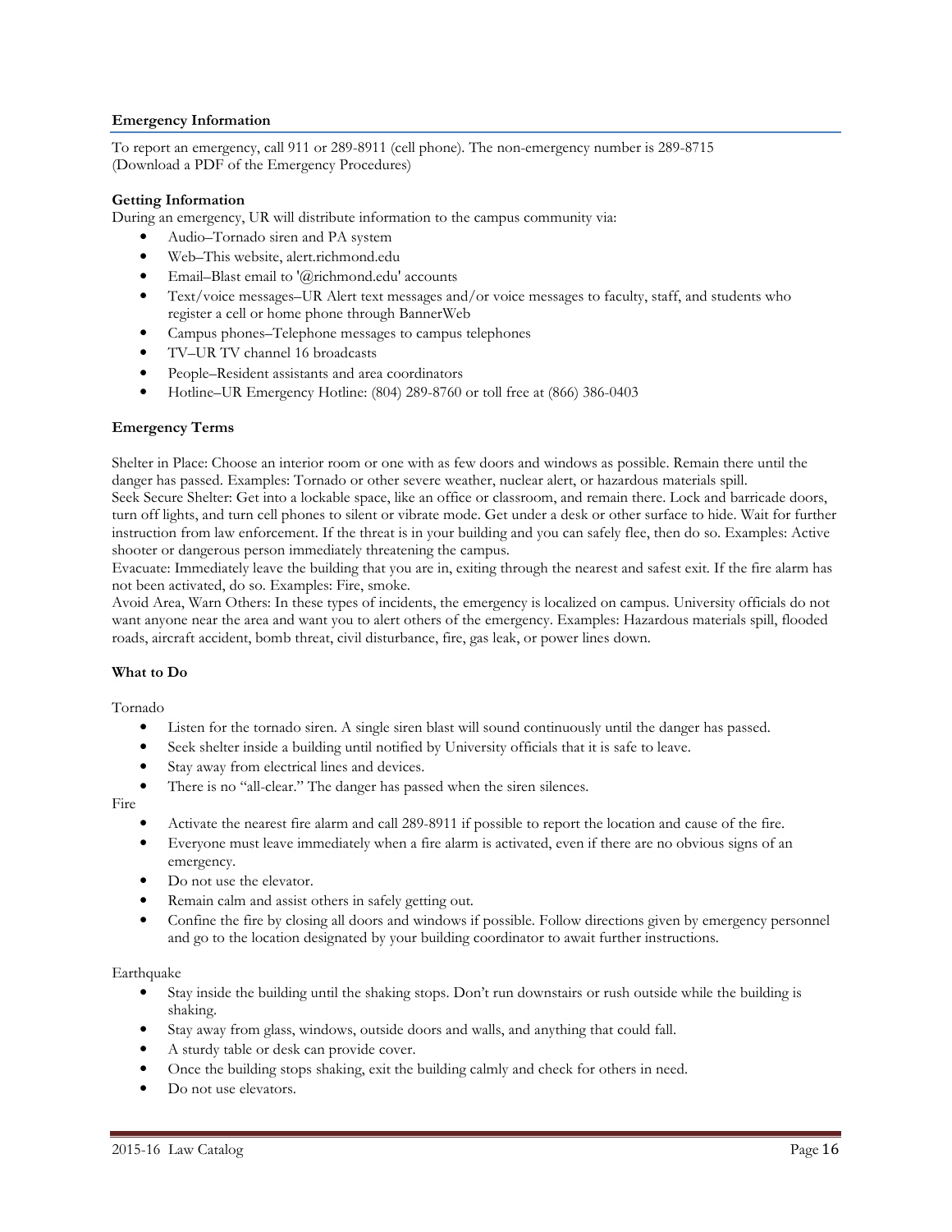## Emergency Information

To report an emergency, call 911 or 289-8911 (cell phone). The non-emergency number is 289-8715 (Download a PDF of the Emergency Procedures)

### Getting Information

During an emergency, UR will distribute information to the campus community via:

- Audio–Tornado siren and PA system
- Web–This website, alert.richmond.edu
- Email–Blast email to '@richmond.edu' accounts
- Text/voice messages–UR Alert text messages and/or voice messages to faculty, staff, and students who register a cell or home phone through BannerWeb
- Campus phones–Telephone messages to campus telephones
- TV–UR TV channel 16 broadcasts
- People–Resident assistants and area coordinators
- Hotline–UR Emergency Hotline: (804) 289-8760 or toll free at (866) 386-0403

### Emergency Terms

Shelter in Place: Choose an interior room or one with as few doors and windows as possible. Remain there until the danger has passed. Examples: Tornado or other severe weather, nuclear alert, or hazardous materials spill.

Seek Secure Shelter: Get into a lockable space, like an office or classroom, and remain there. Lock and barricade doors, turn off lights, and turn cell phones to silent or vibrate mode. Get under a desk or other surface to hide. Wait for further instruction from law enforcement. If the threat is in your building and you can safely flee, then do so. Examples: Active shooter or dangerous person immediately threatening the campus.

Evacuate: Immediately leave the building that you are in, exiting through the nearest and safest exit. If the fire alarm has not been activated, do so. Examples: Fire, smoke.

Avoid Area, Warn Others: In these types of incidents, the emergency is localized on campus. University officials do not want anyone near the area and want you to alert others of the emergency. Examples: Hazardous materials spill, flooded roads, aircraft accident, bomb threat, civil disturbance, fire, gas leak, or power lines down.

### What to Do

Tornado

- Listen for the tornado siren. A single siren blast will sound continuously until the danger has passed.
- Seek shelter inside a building until notified by University officials that it is safe to leave.
- Stay away from electrical lines and devices.
- There is no "all-clear." The danger has passed when the siren silences.

Fire

- Activate the nearest fire alarm and call 289-8911 if possible to report the location and cause of the fire.
- Everyone must leave immediately when a fire alarm is activated, even if there are no obvious signs of an emergency.
- Do not use the elevator.
- Remain calm and assist others in safely getting out.
- Confine the fire by closing all doors and windows if possible. Follow directions given by emergency personnel and go to the location designated by your building coordinator to await further instructions.

Earthquake

- Stay inside the building until the shaking stops. Don't run downstairs or rush outside while the building is shaking.
- Stay away from glass, windows, outside doors and walls, and anything that could fall.
- A sturdy table or desk can provide cover.
- Once the building stops shaking, exit the building calmly and check for others in need.
- Do not use elevators.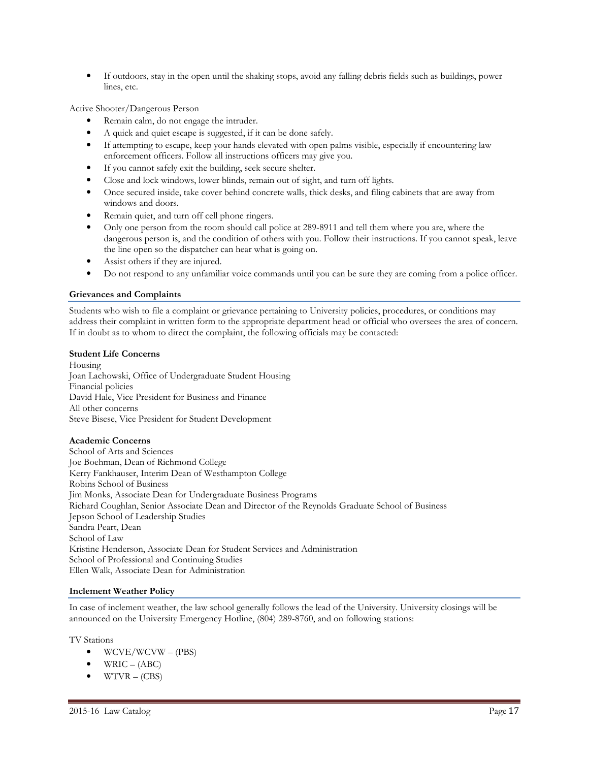- If outdoors, stay in the open until the shaking stops, avoid any falling debris fields such as buildings, power lines, etc.

Active Shooter/Dangerous Person

- Remain calm, do not engage the intruder.
- A quick and quiet escape is suggested, if it can be done safely.
- If attempting to escape, keep your hands elevated with open palms visible, especially if encountering law enforcement officers. Follow all instructions officers may give you.
- If you cannot safely exit the building, seek secure shelter.
- Close and lock windows, lower blinds, remain out of sight, and turn off lights.
- Once secured inside, take cover behind concrete walls, thick desks, and filing cabinets that are away from windows and doors.
- Remain quiet, and turn off cell phone ringers.
- Only one person from the room should call police at 289-8911 and tell them where you are, where the dangerous person is, and the condition of others with you. Follow their instructions. If you cannot speak, leave the line open so the dispatcher can hear what is going on.
- Assist others if they are injured.
- Do not respond to any unfamiliar voice commands until you can be sure they are coming from a police officer.

## Grievances and Complaints

Students who wish to file a complaint or grievance pertaining to University policies, procedures, or conditions may address their complaint in written form to the appropriate department head or official who oversees the area of concern. If in doubt as to whom to direct the complaint, the following officials may be contacted:

**Student Life Concerns**

Housing
Joan Lachowski, Office of Undergraduate Student Housing
Financial policies
David Hale, Vice President for Business and Finance
All other concerns
Steve Bisese, Vice President for Student Development

**Academic Concerns**

School of Arts and Sciences
Joe Boehman, Dean of Richmond College
Kerry Fankhauser, Interim Dean of Westhampton College
Robins School of Business
Jim Monks, Associate Dean for Undergraduate Business Programs
Richard Coughlan, Senior Associate Dean and Director of the Reynolds Graduate School of Business
Jepson School of Leadership Studies
Sandra Peart, Dean
School of Law
Kristine Henderson, Associate Dean for Student Services and Administration
School of Professional and Continuing Studies
Ellen Walk, Associate Dean for Administration

## Inclement Weather Policy

In case of inclement weather, the law school generally follows the lead of the University. University closings will be announced on the University Emergency Hotline, (804) 289-8760, and on following stations:

TV Stations

- WCVE/WCVW – (PBS)
- WRIC – (ABC)
- WTVR – (CBS)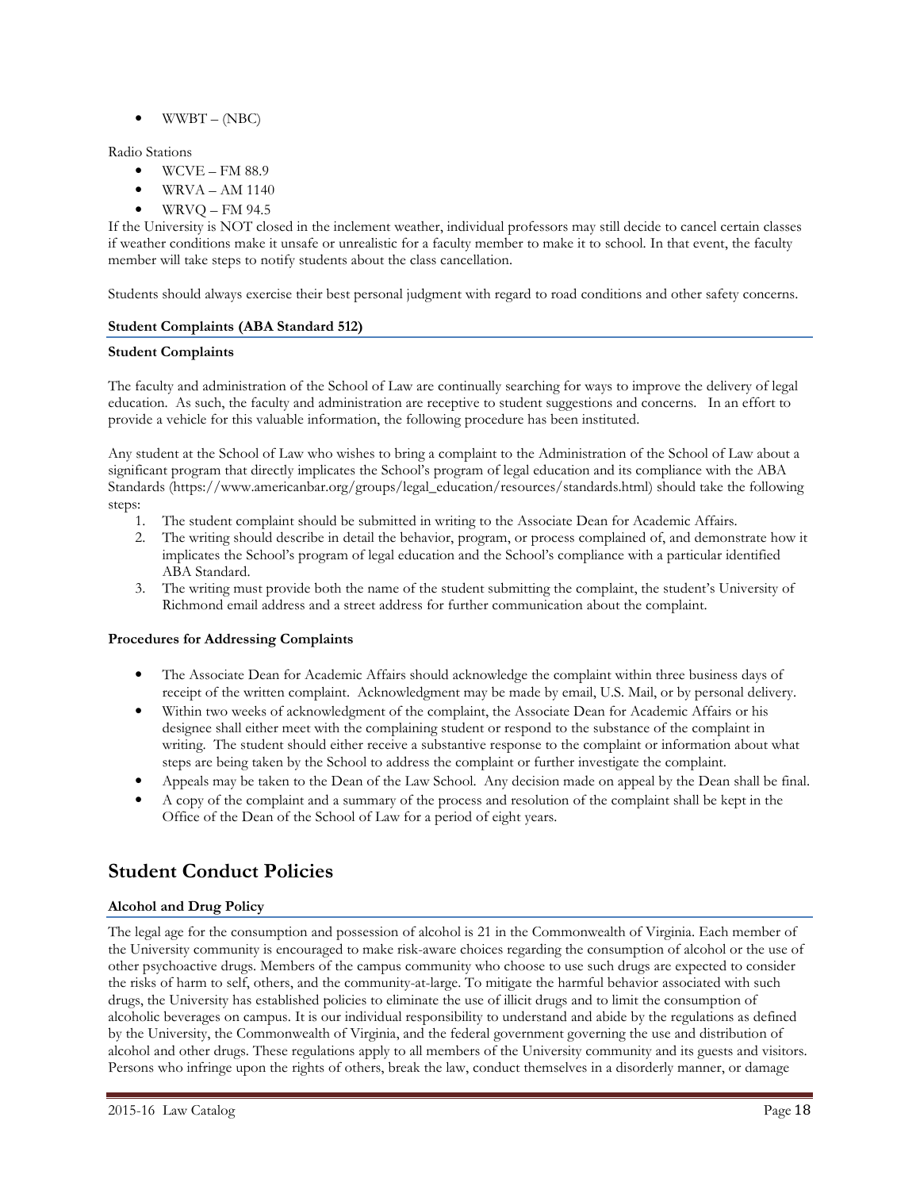- WWBT – (NBC)

Radio Stations

- WCVE – FM 88.9
- WRVA – AM 1140
- WRVQ – FM 94.5

If the University is NOT closed in the inclement weather, individual professors may still decide to cancel certain classes if weather conditions make it unsafe or unrealistic for a faculty member to make it to school. In that event, the faculty member will take steps to notify students about the class cancellation.

Students should always exercise their best personal judgment with regard to road conditions and other safety concerns.

**Student Complaints (ABA Standard 512)**

**Student Complaints**

The faculty and administration of the School of Law are continually searching for ways to improve the delivery of legal education. As such, the faculty and administration are receptive to student suggestions and concerns. In an effort to provide a vehicle for this valuable information, the following procedure has been instituted.

Any student at the School of Law who wishes to bring a complaint to the Administration of the School of Law about a significant program that directly implicates the School's program of legal education and its compliance with the ABA Standards (https://www.americanbar.org/groups/legal_education/resources/standards.html) should take the following steps:

1. The student complaint should be submitted in writing to the Associate Dean for Academic Affairs.
2. The writing should describe in detail the behavior, program, or process complained of, and demonstrate how it implicates the School's program of legal education and the School's compliance with a particular identified ABA Standard.
3. The writing must provide both the name of the student submitting the complaint, the student's University of Richmond email address and a street address for further communication about the complaint.

**Procedures for Addressing Complaints**

- The Associate Dean for Academic Affairs should acknowledge the complaint within three business days of receipt of the written complaint. Acknowledgment may be made by email, U.S. Mail, or by personal delivery.
- Within two weeks of acknowledgment of the complaint, the Associate Dean for Academic Affairs or his designee shall either meet with the complaining student or respond to the substance of the complaint in writing. The student should either receive a substantive response to the complaint or information about what steps are being taken by the School to address the complaint or further investigate the complaint.
- Appeals may be taken to the Dean of the Law School. Any decision made on appeal by the Dean shall be final.
- A copy of the complaint and a summary of the process and resolution of the complaint shall be kept in the Office of the Dean of the School of Law for a period of eight years.

## Student Conduct Policies

**Alcohol and Drug Policy**

The legal age for the consumption and possession of alcohol is 21 in the Commonwealth of Virginia. Each member of the University community is encouraged to make risk-aware choices regarding the consumption of alcohol or the use of other psychoactive drugs. Members of the campus community who choose to use such drugs are expected to consider the risks of harm to self, others, and the community-at-large. To mitigate the harmful behavior associated with such drugs, the University has established policies to eliminate the use of illicit drugs and to limit the consumption of alcoholic beverages on campus. It is our individual responsibility to understand and abide by the regulations as defined by the University, the Commonwealth of Virginia, and the federal government governing the use and distribution of alcohol and other drugs. These regulations apply to all members of the University community and its guests and visitors. Persons who infringe upon the rights of others, break the law, conduct themselves in a disorderly manner, or damage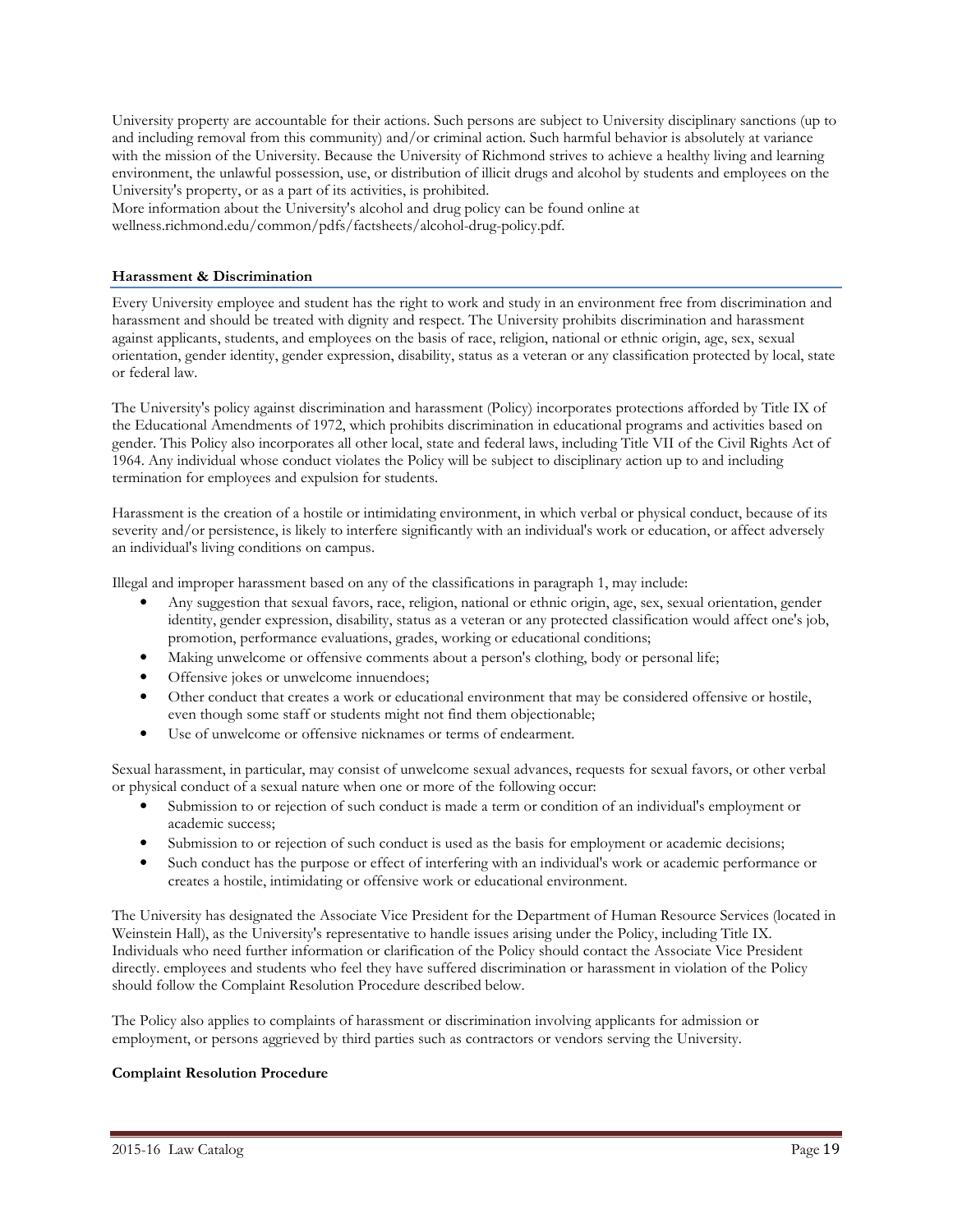University property are accountable for their actions. Such persons are subject to University disciplinary sanctions (up to and including removal from this community) and/or criminal action. Such harmful behavior is absolutely at variance with the mission of the University. Because the University of Richmond strives to achieve a healthy living and learning environment, the unlawful possession, use, or distribution of illicit drugs and alcohol by students and employees on the University's property, or as a part of its activities, is prohibited.
More information about the University's alcohol and drug policy can be found online at wellness.richmond.edu/common/pdfs/factsheets/alcohol-drug-policy.pdf.

## Harassment & Discrimination

Every University employee and student has the right to work and study in an environment free from discrimination and harassment and should be treated with dignity and respect. The University prohibits discrimination and harassment against applicants, students, and employees on the basis of race, religion, national or ethnic origin, age, sex, sexual orientation, gender identity, gender expression, disability, status as a veteran or any classification protected by local, state or federal law.

The University's policy against discrimination and harassment (Policy) incorporates protections afforded by Title IX of the Educational Amendments of 1972, which prohibits discrimination in educational programs and activities based on gender. This Policy also incorporates all other local, state and federal laws, including Title VII of the Civil Rights Act of 1964. Any individual whose conduct violates the Policy will be subject to disciplinary action up to and including termination for employees and expulsion for students.

Harassment is the creation of a hostile or intimidating environment, in which verbal or physical conduct, because of its severity and/or persistence, is likely to interfere significantly with an individual's work or education, or affect adversely an individual's living conditions on campus.

Illegal and improper harassment based on any of the classifications in paragraph 1, may include:

- Any suggestion that sexual favors, race, religion, national or ethnic origin, age, sex, sexual orientation, gender identity, gender expression, disability, status as a veteran or any protected classification would affect one's job, promotion, performance evaluations, grades, working or educational conditions;
- Making unwelcome or offensive comments about a person's clothing, body or personal life;
- Offensive jokes or unwelcome innuendoes;
- Other conduct that creates a work or educational environment that may be considered offensive or hostile, even though some staff or students might not find them objectionable;
- Use of unwelcome or offensive nicknames or terms of endearment.

Sexual harassment, in particular, may consist of unwelcome sexual advances, requests for sexual favors, or other verbal or physical conduct of a sexual nature when one or more of the following occur:

- Submission to or rejection of such conduct is made a term or condition of an individual's employment or academic success;
- Submission to or rejection of such conduct is used as the basis for employment or academic decisions;
- Such conduct has the purpose or effect of interfering with an individual's work or academic performance or creates a hostile, intimidating or offensive work or educational environment.

The University has designated the Associate Vice President for the Department of Human Resource Services (located in Weinstein Hall), as the University's representative to handle issues arising under the Policy, including Title IX. Individuals who need further information or clarification of the Policy should contact the Associate Vice President directly. employees and students who feel they have suffered discrimination or harassment in violation of the Policy should follow the Complaint Resolution Procedure described below.

The Policy also applies to complaints of harassment or discrimination involving applicants for admission or employment, or persons aggrieved by third parties such as contractors or vendors serving the University.

## Complaint Resolution Procedure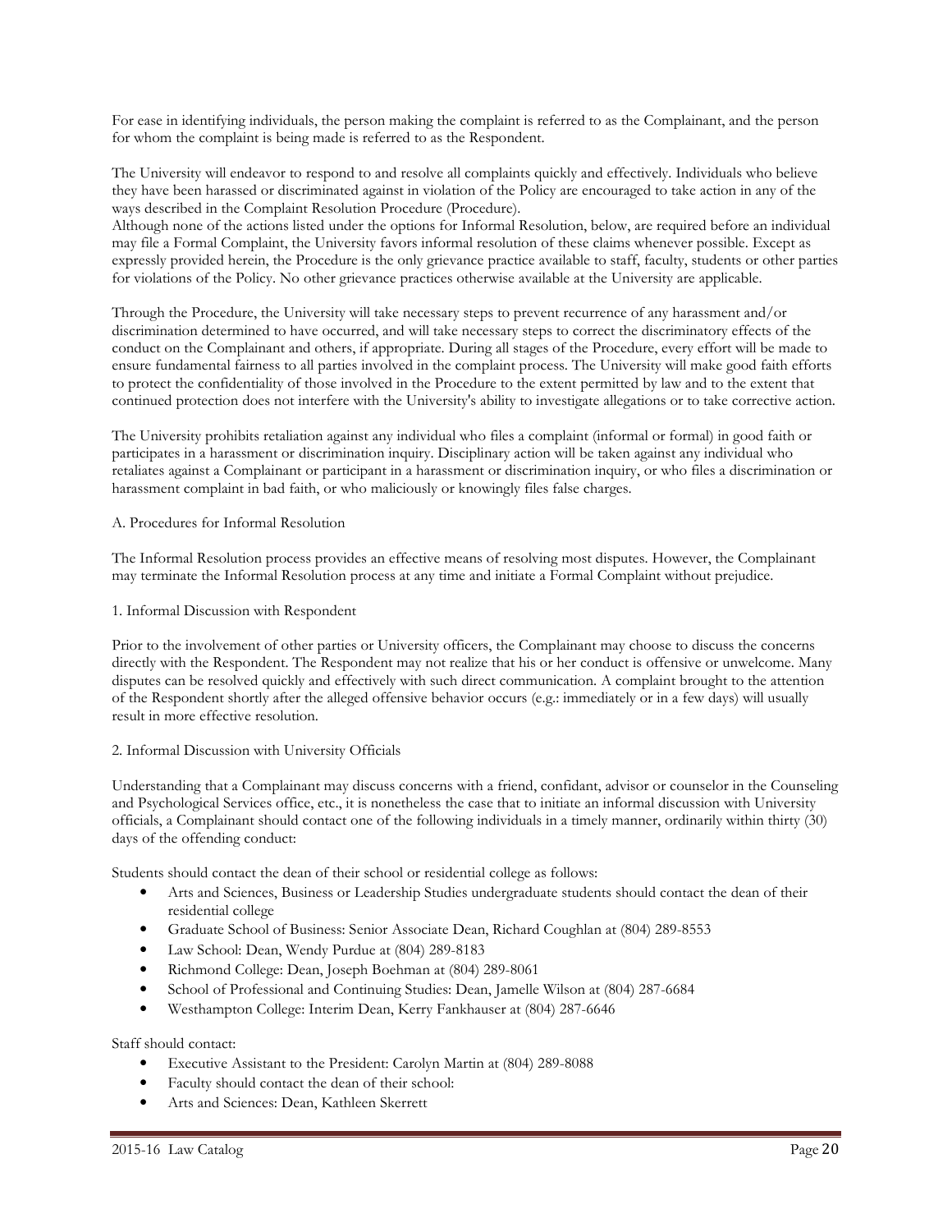For ease in identifying individuals, the person making the complaint is referred to as the Complainant, and the person for whom the complaint is being made is referred to as the Respondent.

The University will endeavor to respond to and resolve all complaints quickly and effectively. Individuals who believe they have been harassed or discriminated against in violation of the Policy are encouraged to take action in any of the ways described in the Complaint Resolution Procedure (Procedure).
Although none of the actions listed under the options for Informal Resolution, below, are required before an individual may file a Formal Complaint, the University favors informal resolution of these claims whenever possible. Except as expressly provided herein, the Procedure is the only grievance practice available to staff, faculty, students or other parties for violations of the Policy. No other grievance practices otherwise available at the University are applicable.

Through the Procedure, the University will take necessary steps to prevent recurrence of any harassment and/or discrimination determined to have occurred, and will take necessary steps to correct the discriminatory effects of the conduct on the Complainant and others, if appropriate. During all stages of the Procedure, every effort will be made to ensure fundamental fairness to all parties involved in the complaint process. The University will make good faith efforts to protect the confidentiality of those involved in the Procedure to the extent permitted by law and to the extent that continued protection does not interfere with the University's ability to investigate allegations or to take corrective action.

The University prohibits retaliation against any individual who files a complaint (informal or formal) in good faith or participates in a harassment or discrimination inquiry. Disciplinary action will be taken against any individual who retaliates against a Complainant or participant in a harassment or discrimination inquiry, or who files a discrimination or harassment complaint in bad faith, or who maliciously or knowingly files false charges.

A. Procedures for Informal Resolution

The Informal Resolution process provides an effective means of resolving most disputes. However, the Complainant may terminate the Informal Resolution process at any time and initiate a Formal Complaint without prejudice.

1. Informal Discussion with Respondent

Prior to the involvement of other parties or University officers, the Complainant may choose to discuss the concerns directly with the Respondent. The Respondent may not realize that his or her conduct is offensive or unwelcome. Many disputes can be resolved quickly and effectively with such direct communication. A complaint brought to the attention of the Respondent shortly after the alleged offensive behavior occurs (e.g.: immediately or in a few days) will usually result in more effective resolution.

2. Informal Discussion with University Officials

Understanding that a Complainant may discuss concerns with a friend, confidant, advisor or counselor in the Counseling and Psychological Services office, etc., it is nonetheless the case that to initiate an informal discussion with University officials, a Complainant should contact one of the following individuals in a timely manner, ordinarily within thirty (30) days of the offending conduct:

Students should contact the dean of their school or residential college as follows:

- Arts and Sciences, Business or Leadership Studies undergraduate students should contact the dean of their residential college
- Graduate School of Business: Senior Associate Dean, Richard Coughlan at (804) 289-8553
- Law School: Dean, Wendy Purdue at (804) 289-8183
- Richmond College: Dean, Joseph Boehman at (804) 289-8061
- School of Professional and Continuing Studies: Dean, Jamelle Wilson at (804) 287-6684
- Westhampton College: Interim Dean, Kerry Fankhauser at (804) 287-6646

Staff should contact:

- Executive Assistant to the President: Carolyn Martin at (804) 289-8088
- Faculty should contact the dean of their school:
- Arts and Sciences: Dean, Kathleen Skerrett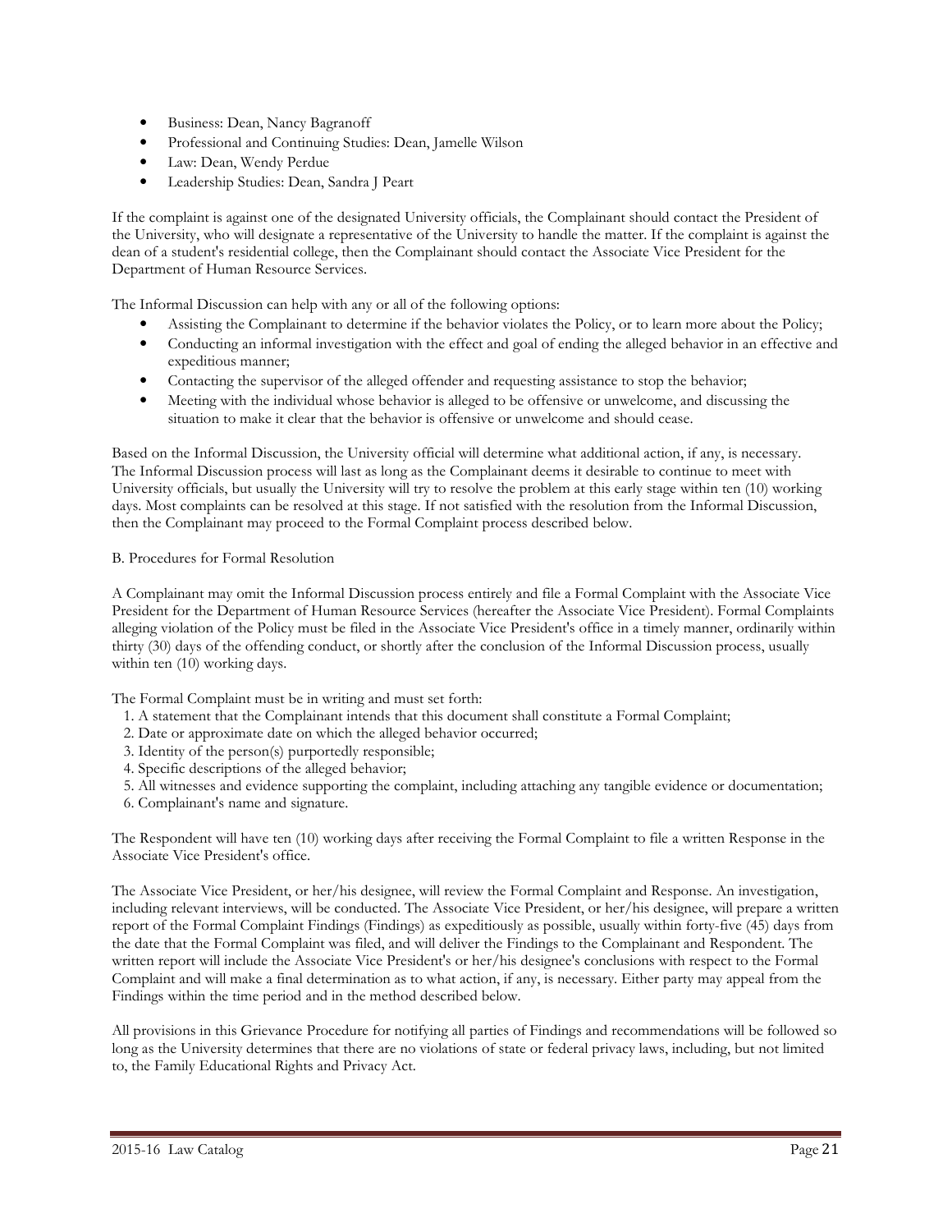- Business: Dean, Nancy Bagranoff
- Professional and Continuing Studies: Dean, Jamelle Wilson
- Law: Dean, Wendy Perdue
- Leadership Studies: Dean, Sandra J Peart

If the complaint is against one of the designated University officials, the Complainant should contact the President of the University, who will designate a representative of the University to handle the matter. If the complaint is against the dean of a student's residential college, then the Complainant should contact the Associate Vice President for the Department of Human Resource Services.

The Informal Discussion can help with any or all of the following options:

- Assisting the Complainant to determine if the behavior violates the Policy, or to learn more about the Policy;
- Conducting an informal investigation with the effect and goal of ending the alleged behavior in an effective and expeditious manner;
- Contacting the supervisor of the alleged offender and requesting assistance to stop the behavior;
- Meeting with the individual whose behavior is alleged to be offensive or unwelcome, and discussing the situation to make it clear that the behavior is offensive or unwelcome and should cease.

Based on the Informal Discussion, the University official will determine what additional action, if any, is necessary. The Informal Discussion process will last as long as the Complainant deems it desirable to continue to meet with University officials, but usually the University will try to resolve the problem at this early stage within ten (10) working days. Most complaints can be resolved at this stage. If not satisfied with the resolution from the Informal Discussion, then the Complainant may proceed to the Formal Complaint process described below.

B. Procedures for Formal Resolution

A Complainant may omit the Informal Discussion process entirely and file a Formal Complaint with the Associate Vice President for the Department of Human Resource Services (hereafter the Associate Vice President). Formal Complaints alleging violation of the Policy must be filed in the Associate Vice President's office in a timely manner, ordinarily within thirty (30) days of the offending conduct, or shortly after the conclusion of the Informal Discussion process, usually within ten (10) working days.

The Formal Complaint must be in writing and must set forth:

1. A statement that the Complainant intends that this document shall constitute a Formal Complaint;
2. Date or approximate date on which the alleged behavior occurred;
3. Identity of the person(s) purportedly responsible;
4. Specific descriptions of the alleged behavior;
5. All witnesses and evidence supporting the complaint, including attaching any tangible evidence or documentation;
6. Complainant's name and signature.

The Respondent will have ten (10) working days after receiving the Formal Complaint to file a written Response in the Associate Vice President's office.

The Associate Vice President, or her/his designee, will review the Formal Complaint and Response. An investigation, including relevant interviews, will be conducted. The Associate Vice President, or her/his designee, will prepare a written report of the Formal Complaint Findings (Findings) as expeditiously as possible, usually within forty-five (45) days from the date that the Formal Complaint was filed, and will deliver the Findings to the Complainant and Respondent. The written report will include the Associate Vice President's or her/his designee's conclusions with respect to the Formal Complaint and will make a final determination as to what action, if any, is necessary. Either party may appeal from the Findings within the time period and in the method described below.

All provisions in this Grievance Procedure for notifying all parties of Findings and recommendations will be followed so long as the University determines that there are no violations of state or federal privacy laws, including, but not limited to, the Family Educational Rights and Privacy Act.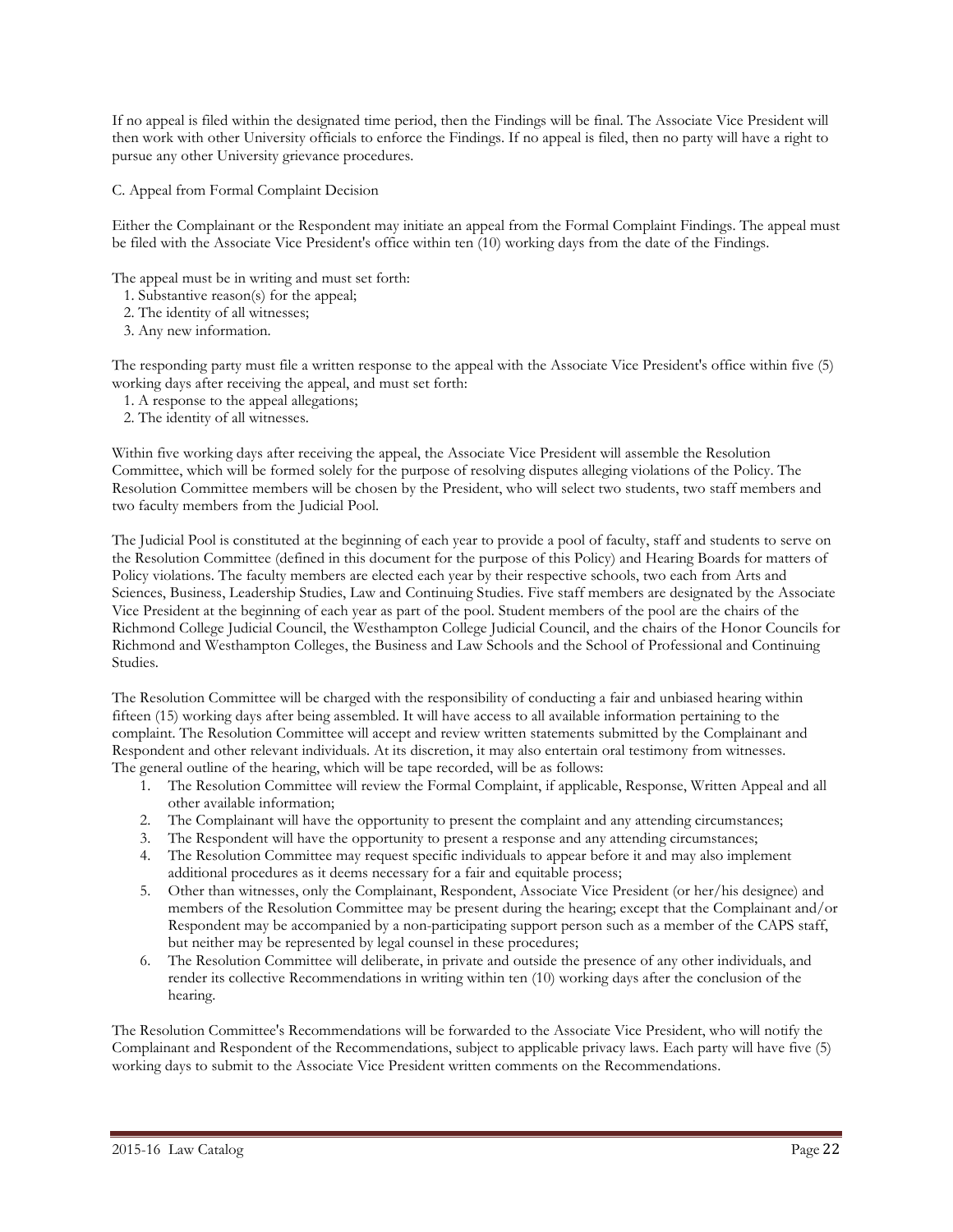If no appeal is filed within the designated time period, then the Findings will be final. The Associate Vice President will then work with other University officials to enforce the Findings. If no appeal is filed, then no party will have a right to pursue any other University grievance procedures.

C. Appeal from Formal Complaint Decision

Either the Complainant or the Respondent may initiate an appeal from the Formal Complaint Findings. The appeal must be filed with the Associate Vice President's office within ten (10) working days from the date of the Findings.

The appeal must be in writing and must set forth:

1. Substantive reason(s) for the appeal;
2. The identity of all witnesses;
3. Any new information.

The responding party must file a written response to the appeal with the Associate Vice President's office within five (5) working days after receiving the appeal, and must set forth:

1. A response to the appeal allegations;
2. The identity of all witnesses.

Within five working days after receiving the appeal, the Associate Vice President will assemble the Resolution Committee, which will be formed solely for the purpose of resolving disputes alleging violations of the Policy. The Resolution Committee members will be chosen by the President, who will select two students, two staff members and two faculty members from the Judicial Pool.

The Judicial Pool is constituted at the beginning of each year to provide a pool of faculty, staff and students to serve on the Resolution Committee (defined in this document for the purpose of this Policy) and Hearing Boards for matters of Policy violations. The faculty members are elected each year by their respective schools, two each from Arts and Sciences, Business, Leadership Studies, Law and Continuing Studies. Five staff members are designated by the Associate Vice President at the beginning of each year as part of the pool. Student members of the pool are the chairs of the Richmond College Judicial Council, the Westhampton College Judicial Council, and the chairs of the Honor Councils for Richmond and Westhampton Colleges, the Business and Law Schools and the School of Professional and Continuing Studies.

The Resolution Committee will be charged with the responsibility of conducting a fair and unbiased hearing within fifteen (15) working days after being assembled. It will have access to all available information pertaining to the complaint. The Resolution Committee will accept and review written statements submitted by the Complainant and Respondent and other relevant individuals. At its discretion, it may also entertain oral testimony from witnesses. The general outline of the hearing, which will be tape recorded, will be as follows:

1. The Resolution Committee will review the Formal Complaint, if applicable, Response, Written Appeal and all other available information;
2. The Complainant will have the opportunity to present the complaint and any attending circumstances;
3. The Respondent will have the opportunity to present a response and any attending circumstances;
4. The Resolution Committee may request specific individuals to appear before it and may also implement additional procedures as it deems necessary for a fair and equitable process;
5. Other than witnesses, only the Complainant, Respondent, Associate Vice President (or her/his designee) and members of the Resolution Committee may be present during the hearing; except that the Complainant and/or Respondent may be accompanied by a non-participating support person such as a member of the CAPS staff, but neither may be represented by legal counsel in these procedures;
6. The Resolution Committee will deliberate, in private and outside the presence of any other individuals, and render its collective Recommendations in writing within ten (10) working days after the conclusion of the hearing.

The Resolution Committee's Recommendations will be forwarded to the Associate Vice President, who will notify the Complainant and Respondent of the Recommendations, subject to applicable privacy laws. Each party will have five (5) working days to submit to the Associate Vice President written comments on the Recommendations.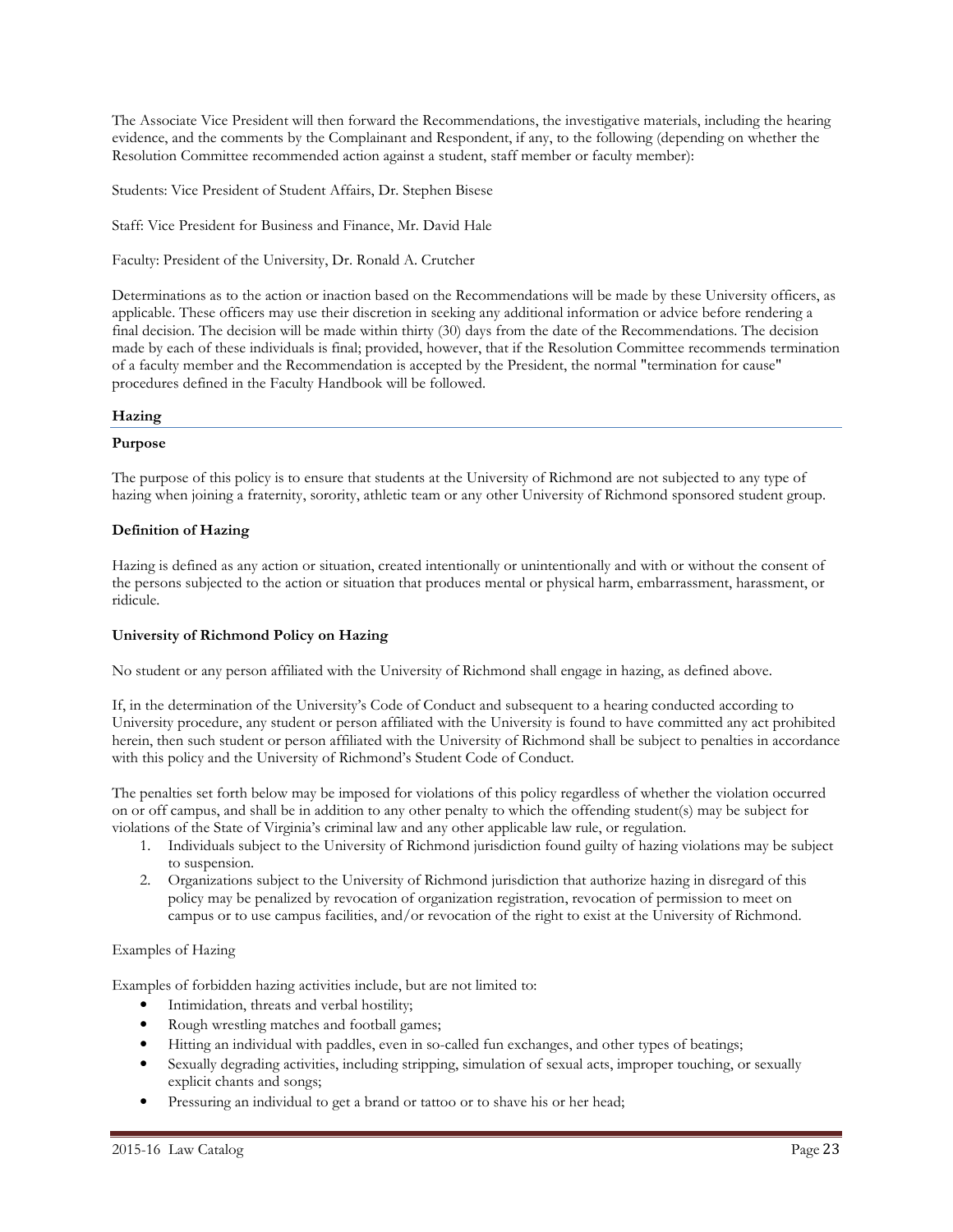The Associate Vice President will then forward the Recommendations, the investigative materials, including the hearing evidence, and the comments by the Complainant and Respondent, if any, to the following (depending on whether the Resolution Committee recommended action against a student, staff member or faculty member):

Students: Vice President of Student Affairs, Dr. Stephen Bisese

Staff: Vice President for Business and Finance, Mr. David Hale

Faculty: President of the University, Dr. Ronald A. Crutcher

Determinations as to the action or inaction based on the Recommendations will be made by these University officers, as applicable. These officers may use their discretion in seeking any additional information or advice before rendering a final decision. The decision will be made within thirty (30) days from the date of the Recommendations. The decision made by each of these individuals is final; provided, however, that if the Resolution Committee recommends termination of a faculty member and the Recommendation is accepted by the President, the normal "termination for cause" procedures defined in the Faculty Handbook will be followed.

## Hazing

### Purpose

The purpose of this policy is to ensure that students at the University of Richmond are not subjected to any type of hazing when joining a fraternity, sorority, athletic team or any other University of Richmond sponsored student group.

### Definition of Hazing

Hazing is defined as any action or situation, created intentionally or unintentionally and with or without the consent of the persons subjected to the action or situation that produces mental or physical harm, embarrassment, harassment, or ridicule.

### University of Richmond Policy on Hazing

No student or any person affiliated with the University of Richmond shall engage in hazing, as defined above.

If, in the determination of the University's Code of Conduct and subsequent to a hearing conducted according to University procedure, any student or person affiliated with the University is found to have committed any act prohibited herein, then such student or person affiliated with the University of Richmond shall be subject to penalties in accordance with this policy and the University of Richmond's Student Code of Conduct.

The penalties set forth below may be imposed for violations of this policy regardless of whether the violation occurred on or off campus, and shall be in addition to any other penalty to which the offending student(s) may be subject for violations of the State of Virginia's criminal law and any other applicable law rule, or regulation.

1. Individuals subject to the University of Richmond jurisdiction found guilty of hazing violations may be subject to suspension.
2. Organizations subject to the University of Richmond jurisdiction that authorize hazing in disregard of this policy may be penalized by revocation of organization registration, revocation of permission to meet on campus or to use campus facilities, and/or revocation of the right to exist at the University of Richmond.

Examples of Hazing

Examples of forbidden hazing activities include, but are not limited to:

- Intimidation, threats and verbal hostility;
- Rough wrestling matches and football games;
- Hitting an individual with paddles, even in so-called fun exchanges, and other types of beatings;
- Sexually degrading activities, including stripping, simulation of sexual acts, improper touching, or sexually explicit chants and songs;
- Pressuring an individual to get a brand or tattoo or to shave his or her head;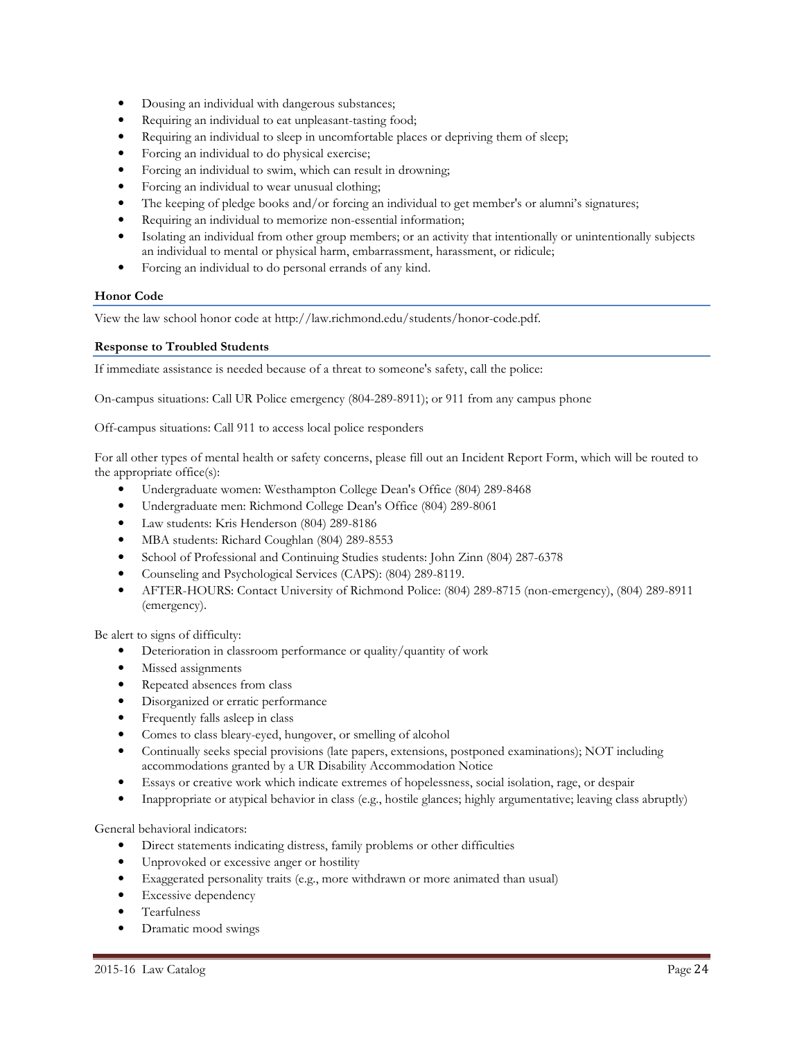- Dousing an individual with dangerous substances;
- Requiring an individual to eat unpleasant-tasting food;
- Requiring an individual to sleep in uncomfortable places or depriving them of sleep;
- Forcing an individual to do physical exercise;
- Forcing an individual to swim, which can result in drowning;
- Forcing an individual to wear unusual clothing;
- The keeping of pledge books and/or forcing an individual to get member's or alumni's signatures;
- Requiring an individual to memorize non-essential information;
- Isolating an individual from other group members; or an activity that intentionally or unintentionally subjects an individual to mental or physical harm, embarrassment, harassment, or ridicule;
- Forcing an individual to do personal errands of any kind.

**Honor Code**

View the law school honor code at http://law.richmond.edu/students/honor-code.pdf.

**Response to Troubled Students**

If immediate assistance is needed because of a threat to someone's safety, call the police:

On-campus situations: Call UR Police emergency (804-289-8911); or 911 from any campus phone

Off-campus situations: Call 911 to access local police responders

For all other types of mental health or safety concerns, please fill out an Incident Report Form, which will be routed to the appropriate office(s):

- Undergraduate women: Westhampton College Dean's Office (804) 289-8468
- Undergraduate men: Richmond College Dean's Office (804) 289-8061
- Law students: Kris Henderson (804) 289-8186
- MBA students: Richard Coughlan (804) 289-8553
- School of Professional and Continuing Studies students: John Zinn (804) 287-6378
- Counseling and Psychological Services (CAPS): (804) 289-8119.
- AFTER-HOURS: Contact University of Richmond Police: (804) 289-8715 (non-emergency), (804) 289-8911 (emergency).

Be alert to signs of difficulty:

- Deterioration in classroom performance or quality/quantity of work
- Missed assignments
- Repeated absences from class
- Disorganized or erratic performance
- Frequently falls asleep in class
- Comes to class bleary-eyed, hungover, or smelling of alcohol
- Continually seeks special provisions (late papers, extensions, postponed examinations); NOT including accommodations granted by a UR Disability Accommodation Notice
- Essays or creative work which indicate extremes of hopelessness, social isolation, rage, or despair
- Inappropriate or atypical behavior in class (e.g., hostile glances; highly argumentative; leaving class abruptly)

General behavioral indicators:

- Direct statements indicating distress, family problems or other difficulties
- Unprovoked or excessive anger or hostility
- Exaggerated personality traits (e.g., more withdrawn or more animated than usual)
- Excessive dependency
- Tearfulness
- Dramatic mood swings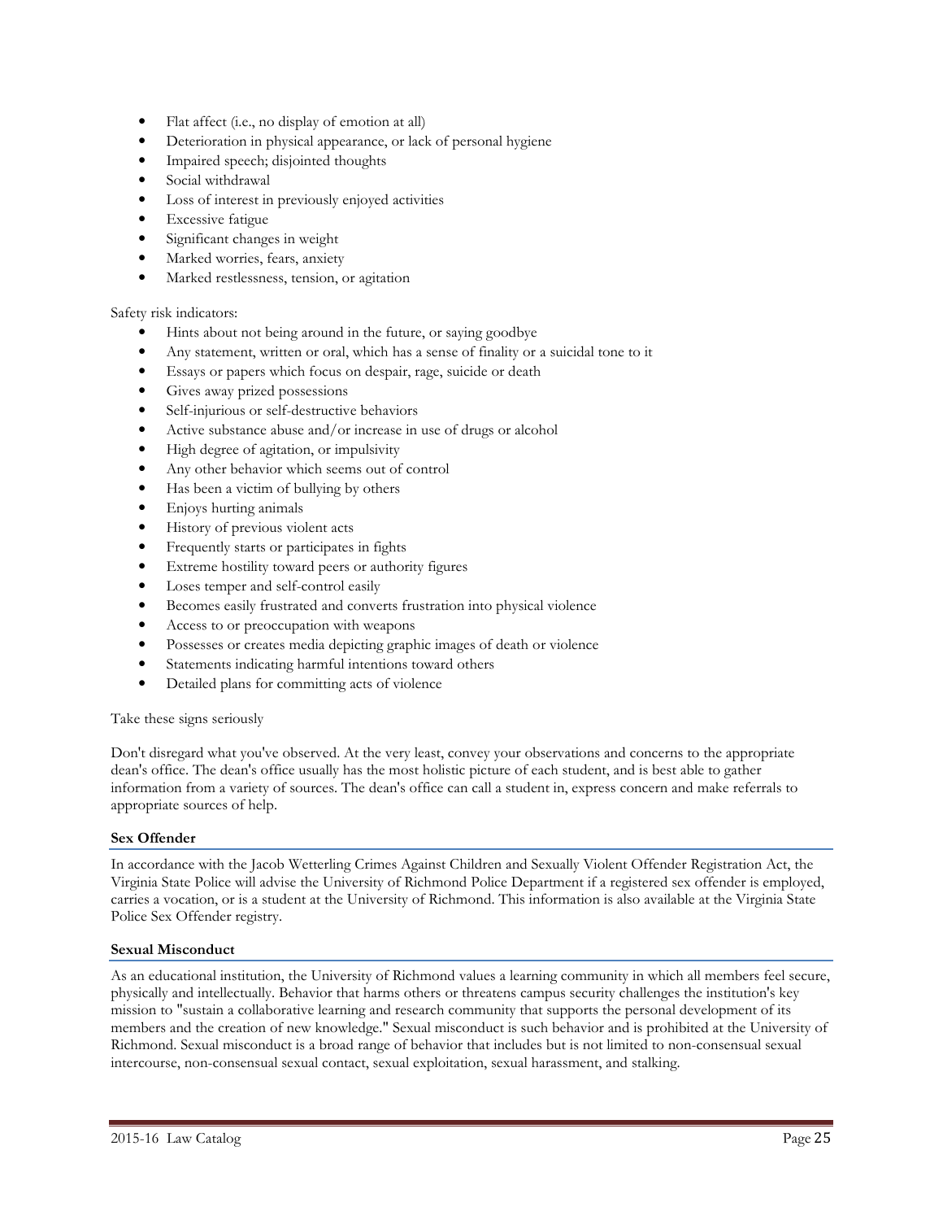- Flat affect (i.e., no display of emotion at all)
- Deterioration in physical appearance, or lack of personal hygiene
- Impaired speech; disjointed thoughts
- Social withdrawal
- Loss of interest in previously enjoyed activities
- Excessive fatigue
- Significant changes in weight
- Marked worries, fears, anxiety
- Marked restlessness, tension, or agitation

Safety risk indicators:

- Hints about not being around in the future, or saying goodbye
- Any statement, written or oral, which has a sense of finality or a suicidal tone to it
- Essays or papers which focus on despair, rage, suicide or death
- Gives away prized possessions
- Self-injurious or self-destructive behaviors
- Active substance abuse and/or increase in use of drugs or alcohol
- High degree of agitation, or impulsivity
- Any other behavior which seems out of control
- Has been a victim of bullying by others
- Enjoys hurting animals
- History of previous violent acts
- Frequently starts or participates in fights
- Extreme hostility toward peers or authority figures
- Loses temper and self-control easily
- Becomes easily frustrated and converts frustration into physical violence
- Access to or preoccupation with weapons
- Possesses or creates media depicting graphic images of death or violence
- Statements indicating harmful intentions toward others
- Detailed plans for committing acts of violence

Take these signs seriously

Don't disregard what you've observed. At the very least, convey your observations and concerns to the appropriate dean's office. The dean's office usually has the most holistic picture of each student, and is best able to gather information from a variety of sources. The dean's office can call a student in, express concern and make referrals to appropriate sources of help.

**Sex Offender**

In accordance with the Jacob Wetterling Crimes Against Children and Sexually Violent Offender Registration Act, the Virginia State Police will advise the University of Richmond Police Department if a registered sex offender is employed, carries a vocation, or is a student at the University of Richmond. This information is also available at the Virginia State Police Sex Offender registry.

**Sexual Misconduct**

As an educational institution, the University of Richmond values a learning community in which all members feel secure, physically and intellectually. Behavior that harms others or threatens campus security challenges the institution's key mission to "sustain a collaborative learning and research community that supports the personal development of its members and the creation of new knowledge." Sexual misconduct is such behavior and is prohibited at the University of Richmond. Sexual misconduct is a broad range of behavior that includes but is not limited to non-consensual sexual intercourse, non-consensual sexual contact, sexual exploitation, sexual harassment, and stalking.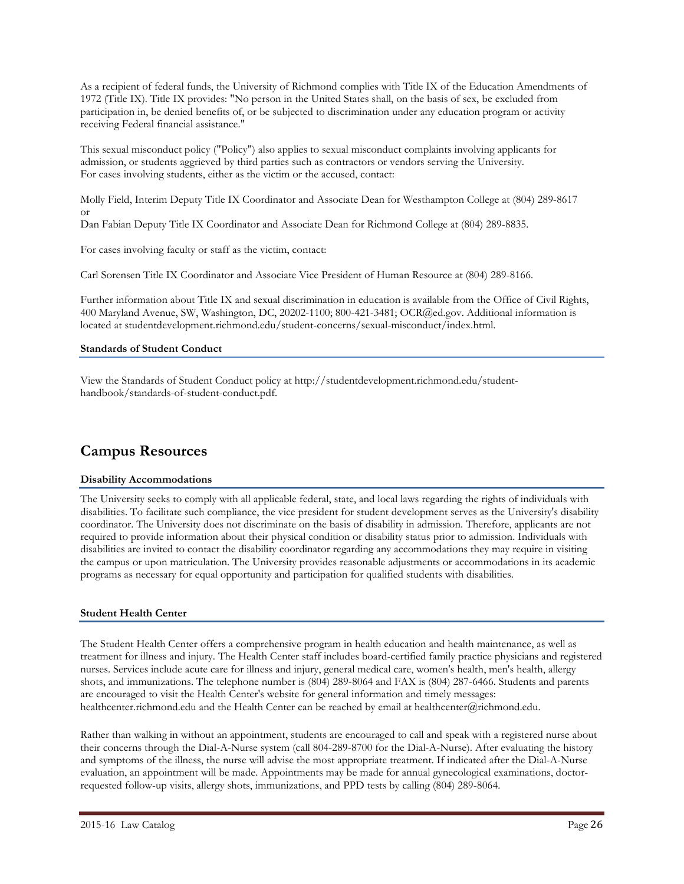As a recipient of federal funds, the University of Richmond complies with Title IX of the Education Amendments of 1972 (Title IX). Title IX provides: "No person in the United States shall, on the basis of sex, be excluded from participation in, be denied benefits of, or be subjected to discrimination under any education program or activity receiving Federal financial assistance."

This sexual misconduct policy ("Policy") also applies to sexual misconduct complaints involving applicants for admission, or students aggrieved by third parties such as contractors or vendors serving the University.
For cases involving students, either as the victim or the accused, contact:

Molly Field, Interim Deputy Title IX Coordinator and Associate Dean for Westhampton College at (804) 289-8617
or
Dan Fabian Deputy Title IX Coordinator and Associate Dean for Richmond College at (804) 289-8835.

For cases involving faculty or staff as the victim, contact:

Carl Sorensen Title IX Coordinator and Associate Vice President of Human Resource at (804) 289-8166.

Further information about Title IX and sexual discrimination in education is available from the Office of Civil Rights, 400 Maryland Avenue, SW, Washington, DC, 20202-1100; 800-421-3481; OCR@ed.gov. Additional information is located at studentdevelopment.richmond.edu/student-concerns/sexual-misconduct/index.html.

### Standards of Student Conduct

View the Standards of Student Conduct policy at http://studentdevelopment.richmond.edu/student-handbook/standards-of-student-conduct.pdf.

## Campus Resources

### Disability Accommodations

The University seeks to comply with all applicable federal, state, and local laws regarding the rights of individuals with disabilities. To facilitate such compliance, the vice president for student development serves as the University's disability coordinator. The University does not discriminate on the basis of disability in admission. Therefore, applicants are not required to provide information about their physical condition or disability status prior to admission. Individuals with disabilities are invited to contact the disability coordinator regarding any accommodations they may require in visiting the campus or upon matriculation. The University provides reasonable adjustments or accommodations in its academic programs as necessary for equal opportunity and participation for qualified students with disabilities.

### Student Health Center

The Student Health Center offers a comprehensive program in health education and health maintenance, as well as treatment for illness and injury. The Health Center staff includes board-certified family practice physicians and registered nurses. Services include acute care for illness and injury, general medical care, women's health, men's health, allergy shots, and immunizations. The telephone number is (804) 289-8064 and FAX is (804) 287-6466. Students and parents are encouraged to visit the Health Center's website for general information and timely messages: healthcenter.richmond.edu and the Health Center can be reached by email at healthcenter@richmond.edu.

Rather than walking in without an appointment, students are encouraged to call and speak with a registered nurse about their concerns through the Dial-A-Nurse system (call 804-289-8700 for the Dial-A-Nurse). After evaluating the history and symptoms of the illness, the nurse will advise the most appropriate treatment. If indicated after the Dial-A-Nurse evaluation, an appointment will be made. Appointments may be made for annual gynecological examinations, doctor-requested follow-up visits, allergy shots, immunizations, and PPD tests by calling (804) 289-8064.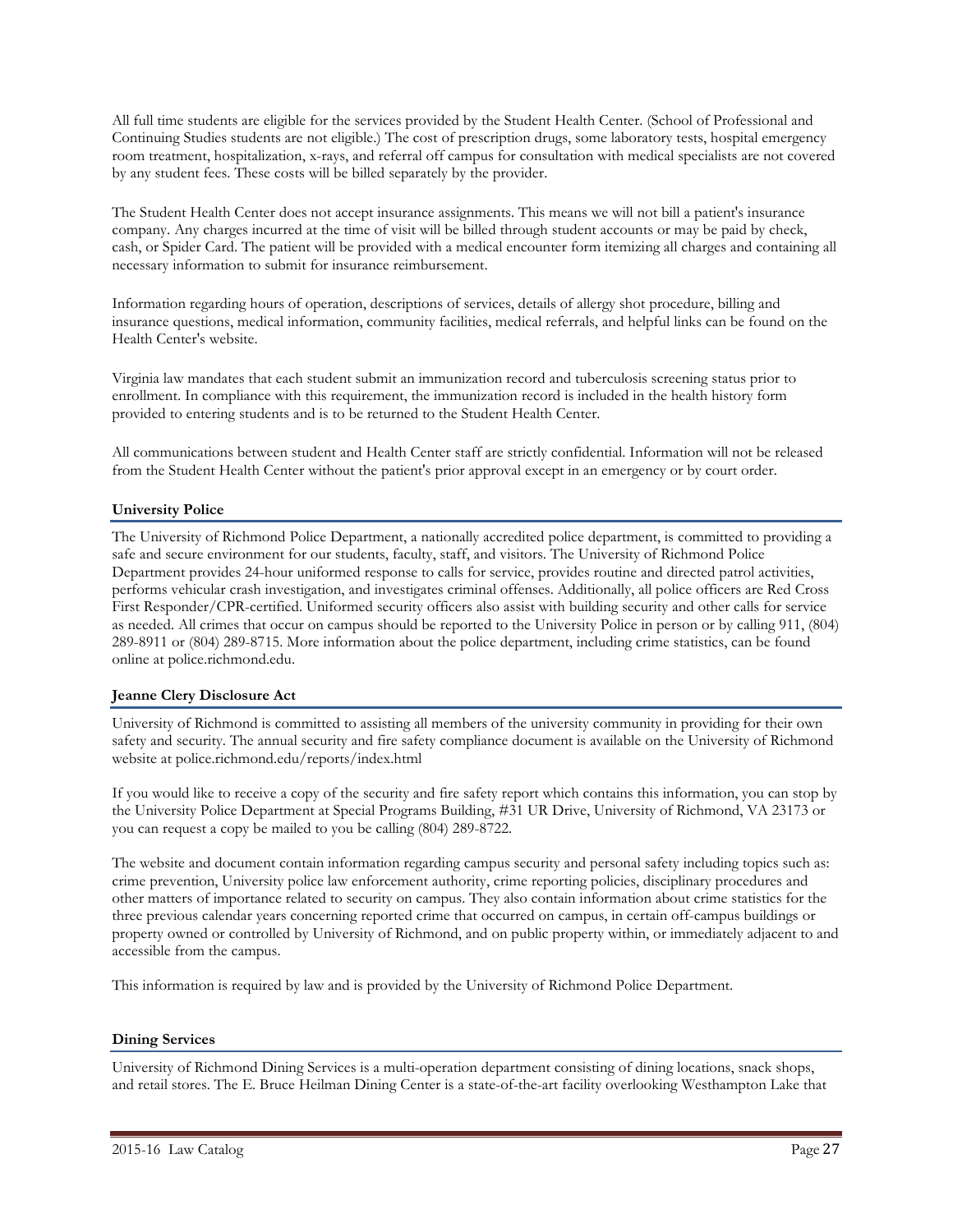All full time students are eligible for the services provided by the Student Health Center. (School of Professional and Continuing Studies students are not eligible.) The cost of prescription drugs, some laboratory tests, hospital emergency room treatment, hospitalization, x-rays, and referral off campus for consultation with medical specialists are not covered by any student fees. These costs will be billed separately by the provider.

The Student Health Center does not accept insurance assignments. This means we will not bill a patient's insurance company. Any charges incurred at the time of visit will be billed through student accounts or may be paid by check, cash, or Spider Card. The patient will be provided with a medical encounter form itemizing all charges and containing all necessary information to submit for insurance reimbursement.

Information regarding hours of operation, descriptions of services, details of allergy shot procedure, billing and insurance questions, medical information, community facilities, medical referrals, and helpful links can be found on the Health Center's website.

Virginia law mandates that each student submit an immunization record and tuberculosis screening status prior to enrollment. In compliance with this requirement, the immunization record is included in the health history form provided to entering students and is to be returned to the Student Health Center.

All communications between student and Health Center staff are strictly confidential. Information will not be released from the Student Health Center without the patient's prior approval except in an emergency or by court order.

### University Police

The University of Richmond Police Department, a nationally accredited police department, is committed to providing a safe and secure environment for our students, faculty, staff, and visitors. The University of Richmond Police Department provides 24-hour uniformed response to calls for service, provides routine and directed patrol activities, performs vehicular crash investigation, and investigates criminal offenses. Additionally, all police officers are Red Cross First Responder/CPR-certified. Uniformed security officers also assist with building security and other calls for service as needed. All crimes that occur on campus should be reported to the University Police in person or by calling 911, (804) 289-8911 or (804) 289-8715. More information about the police department, including crime statistics, can be found online at police.richmond.edu.

### Jeanne Clery Disclosure Act

University of Richmond is committed to assisting all members of the university community in providing for their own safety and security. The annual security and fire safety compliance document is available on the University of Richmond website at police.richmond.edu/reports/index.html

If you would like to receive a copy of the security and fire safety report which contains this information, you can stop by the University Police Department at Special Programs Building, #31 UR Drive, University of Richmond, VA 23173 or you can request a copy be mailed to you be calling (804) 289-8722.

The website and document contain information regarding campus security and personal safety including topics such as: crime prevention, University police law enforcement authority, crime reporting policies, disciplinary procedures and other matters of importance related to security on campus. They also contain information about crime statistics for the three previous calendar years concerning reported crime that occurred on campus, in certain off-campus buildings or property owned or controlled by University of Richmond, and on public property within, or immediately adjacent to and accessible from the campus.

This information is required by law and is provided by the University of Richmond Police Department.

### Dining Services

University of Richmond Dining Services is a multi-operation department consisting of dining locations, snack shops, and retail stores. The E. Bruce Heilman Dining Center is a state-of-the-art facility overlooking Westhampton Lake that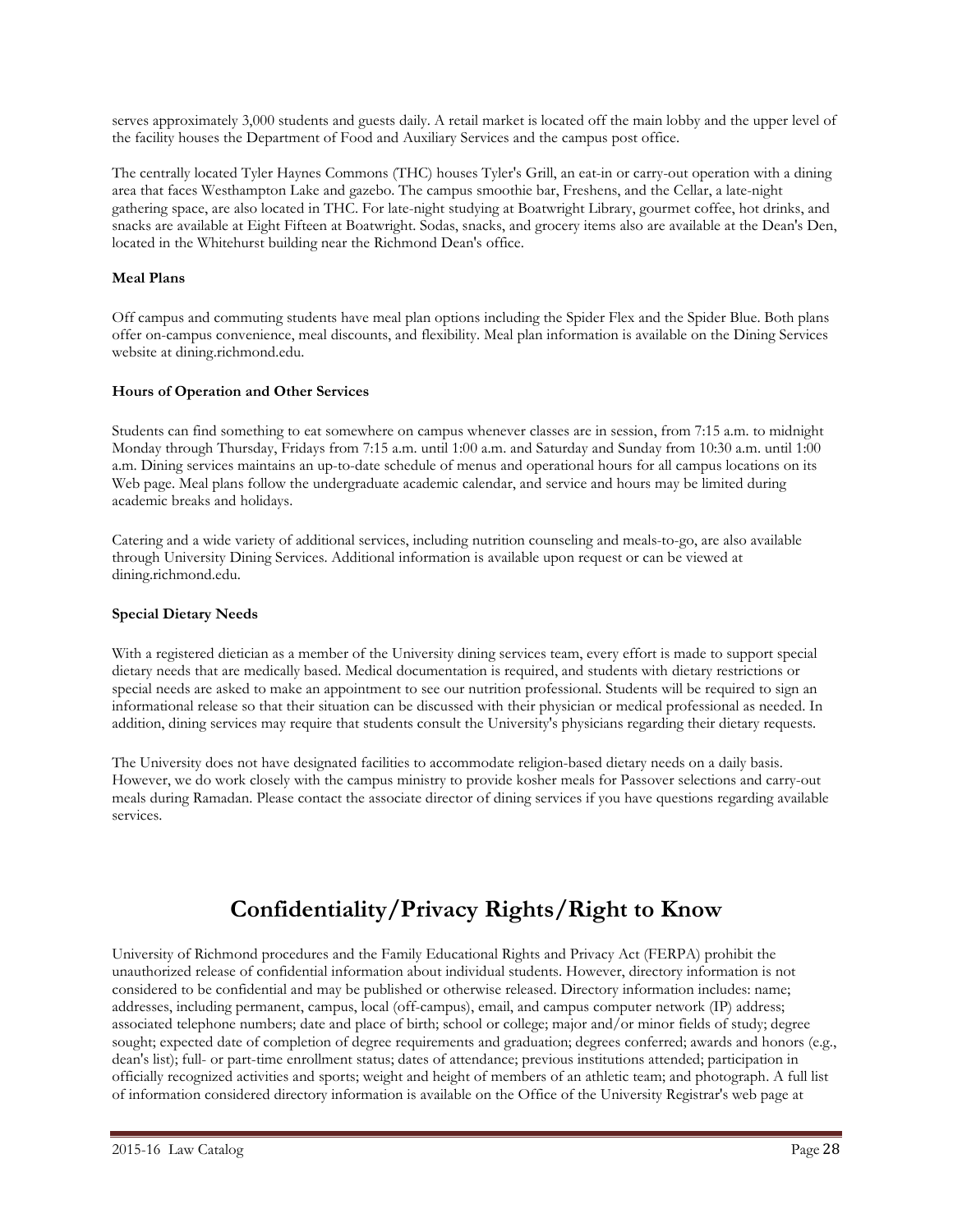serves approximately 3,000 students and guests daily. A retail market is located off the main lobby and the upper level of the facility houses the Department of Food and Auxiliary Services and the campus post office.

The centrally located Tyler Haynes Commons (THC) houses Tyler's Grill, an eat-in or carry-out operation with a dining area that faces Westhampton Lake and gazebo. The campus smoothie bar, Freshens, and the Cellar, a late-night gathering space, are also located in THC. For late-night studying at Boatwright Library, gourmet coffee, hot drinks, and snacks are available at Eight Fifteen at Boatwright. Sodas, snacks, and grocery items also are available at the Dean's Den, located in the Whitehurst building near the Richmond Dean's office.

**Meal Plans**

Off campus and commuting students have meal plan options including the Spider Flex and the Spider Blue. Both plans offer on-campus convenience, meal discounts, and flexibility. Meal plan information is available on the Dining Services website at dining.richmond.edu.

**Hours of Operation and Other Services**

Students can find something to eat somewhere on campus whenever classes are in session, from 7:15 a.m. to midnight Monday through Thursday, Fridays from 7:15 a.m. until 1:00 a.m. and Saturday and Sunday from 10:30 a.m. until 1:00 a.m. Dining services maintains an up-to-date schedule of menus and operational hours for all campus locations on its Web page. Meal plans follow the undergraduate academic calendar, and service and hours may be limited during academic breaks and holidays.

Catering and a wide variety of additional services, including nutrition counseling and meals-to-go, are also available through University Dining Services. Additional information is available upon request or can be viewed at dining.richmond.edu.

**Special Dietary Needs**

With a registered dietician as a member of the University dining services team, every effort is made to support special dietary needs that are medically based. Medical documentation is required, and students with dietary restrictions or special needs are asked to make an appointment to see our nutrition professional. Students will be required to sign an informational release so that their situation can be discussed with their physician or medical professional as needed. In addition, dining services may require that students consult the University's physicians regarding their dietary requests.

The University does not have designated facilities to accommodate religion-based dietary needs on a daily basis. However, we do work closely with the campus ministry to provide kosher meals for Passover selections and carry-out meals during Ramadan. Please contact the associate director of dining services if you have questions regarding available services.

# Confidentiality/Privacy Rights/Right to Know

University of Richmond procedures and the Family Educational Rights and Privacy Act (FERPA) prohibit the unauthorized release of confidential information about individual students. However, directory information is not considered to be confidential and may be published or otherwise released. Directory information includes: name; addresses, including permanent, campus, local (off-campus), email, and campus computer network (IP) address; associated telephone numbers; date and place of birth; school or college; major and/or minor fields of study; degree sought; expected date of completion of degree requirements and graduation; degrees conferred; awards and honors (e.g., dean's list); full- or part-time enrollment status; dates of attendance; previous institutions attended; participation in officially recognized activities and sports; weight and height of members of an athletic team; and photograph. A full list of information considered directory information is available on the Office of the University Registrar's web page at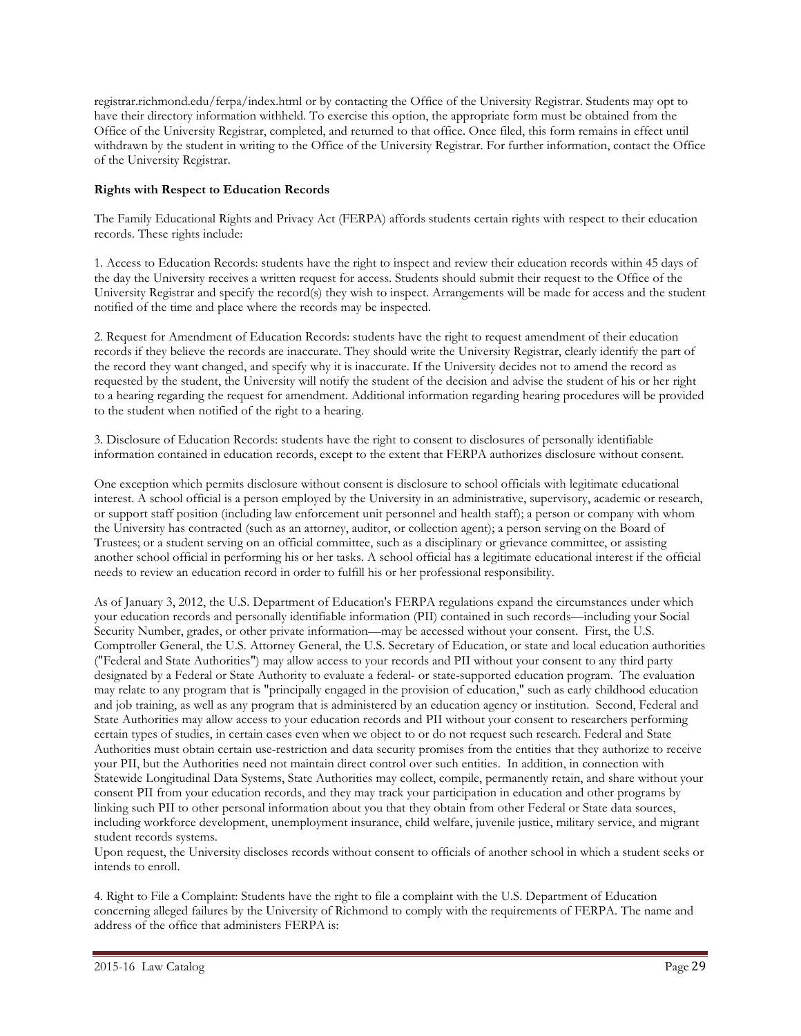registrar.richmond.edu/ferpa/index.html or by contacting the Office of the University Registrar. Students may opt to have their directory information withheld. To exercise this option, the appropriate form must be obtained from the Office of the University Registrar, completed, and returned to that office. Once filed, this form remains in effect until withdrawn by the student in writing to the Office of the University Registrar. For further information, contact the Office of the University Registrar.

**Rights with Respect to Education Records**

The Family Educational Rights and Privacy Act (FERPA) affords students certain rights with respect to their education records. These rights include:

1. Access to Education Records: students have the right to inspect and review their education records within 45 days of the day the University receives a written request for access. Students should submit their request to the Office of the University Registrar and specify the record(s) they wish to inspect. Arrangements will be made for access and the student notified of the time and place where the records may be inspected.

2. Request for Amendment of Education Records: students have the right to request amendment of their education records if they believe the records are inaccurate. They should write the University Registrar, clearly identify the part of the record they want changed, and specify why it is inaccurate. If the University decides not to amend the record as requested by the student, the University will notify the student of the decision and advise the student of his or her right to a hearing regarding the request for amendment. Additional information regarding hearing procedures will be provided to the student when notified of the right to a hearing.

3. Disclosure of Education Records: students have the right to consent to disclosures of personally identifiable information contained in education records, except to the extent that FERPA authorizes disclosure without consent.

One exception which permits disclosure without consent is disclosure to school officials with legitimate educational interest. A school official is a person employed by the University in an administrative, supervisory, academic or research, or support staff position (including law enforcement unit personnel and health staff); a person or company with whom the University has contracted (such as an attorney, auditor, or collection agent); a person serving on the Board of Trustees; or a student serving on an official committee, such as a disciplinary or grievance committee, or assisting another school official in performing his or her tasks. A school official has a legitimate educational interest if the official needs to review an education record in order to fulfill his or her professional responsibility.

As of January 3, 2012, the U.S. Department of Education's FERPA regulations expand the circumstances under which your education records and personally identifiable information (PII) contained in such records—including your Social Security Number, grades, or other private information—may be accessed without your consent. First, the U.S. Comptroller General, the U.S. Attorney General, the U.S. Secretary of Education, or state and local education authorities ("Federal and State Authorities") may allow access to your records and PII without your consent to any third party designated by a Federal or State Authority to evaluate a federal- or state-supported education program. The evaluation may relate to any program that is "principally engaged in the provision of education," such as early childhood education and job training, as well as any program that is administered by an education agency or institution. Second, Federal and State Authorities may allow access to your education records and PII without your consent to researchers performing certain types of studies, in certain cases even when we object to or do not request such research. Federal and State Authorities must obtain certain use-restriction and data security promises from the entities that they authorize to receive your PII, but the Authorities need not maintain direct control over such entities. In addition, in connection with Statewide Longitudinal Data Systems, State Authorities may collect, compile, permanently retain, and share without your consent PII from your education records, and they may track your participation in education and other programs by linking such PII to other personal information about you that they obtain from other Federal or State data sources, including workforce development, unemployment insurance, child welfare, juvenile justice, military service, and migrant student records systems.

Upon request, the University discloses records without consent to officials of another school in which a student seeks or intends to enroll.

4. Right to File a Complaint: Students have the right to file a complaint with the U.S. Department of Education concerning alleged failures by the University of Richmond to comply with the requirements of FERPA. The name and address of the office that administers FERPA is: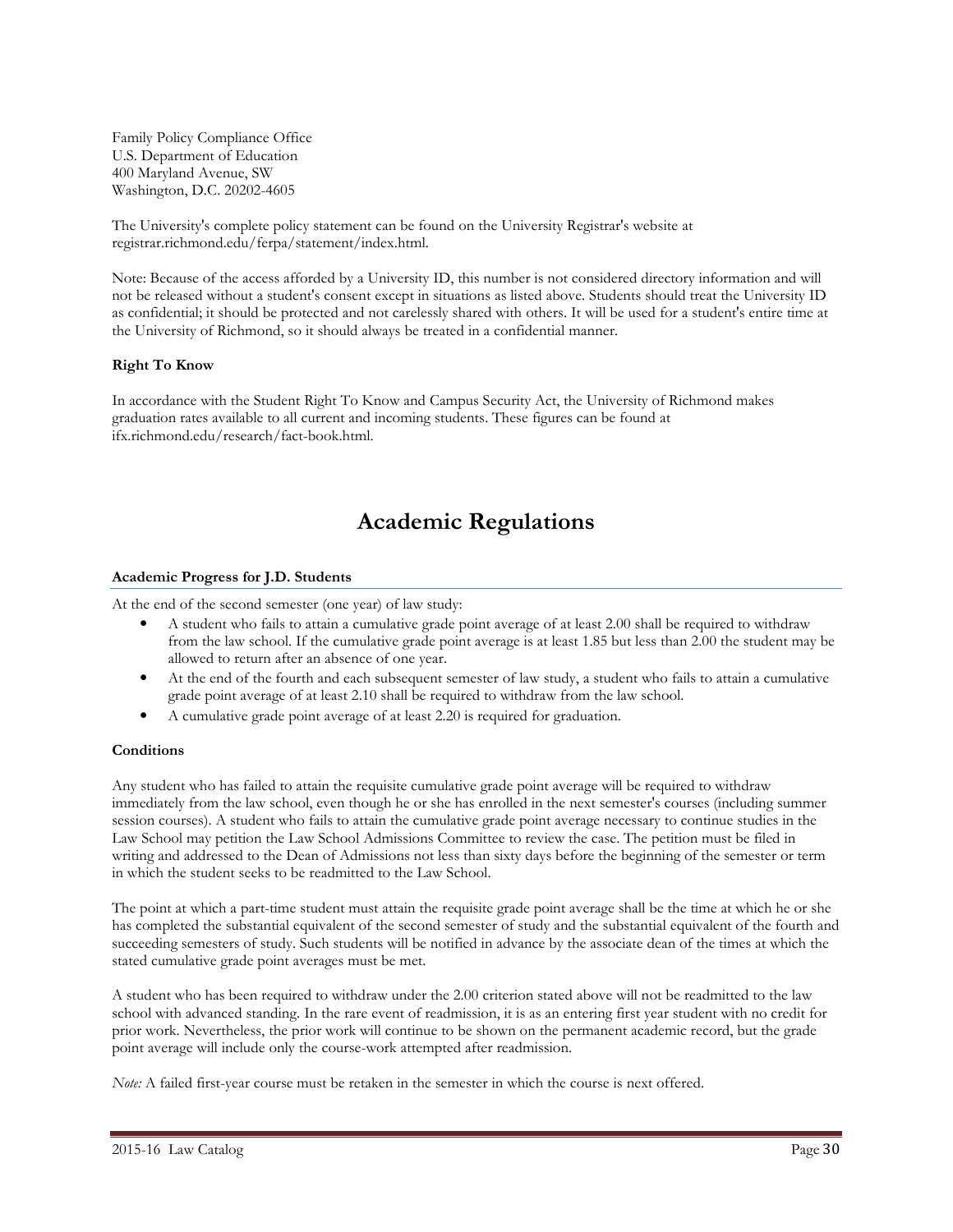Family Policy Compliance Office
U.S. Department of Education
400 Maryland Avenue, SW
Washington, D.C. 20202-4605

The University's complete policy statement can be found on the University Registrar's website at registrar.richmond.edu/ferpa/statement/index.html.

Note: Because of the access afforded by a University ID, this number is not considered directory information and will not be released without a student's consent except in situations as listed above. Students should treat the University ID as confidential; it should be protected and not carelessly shared with others. It will be used for a student's entire time at the University of Richmond, so it should always be treated in a confidential manner.

**Right To Know**

In accordance with the Student Right To Know and Campus Security Act, the University of Richmond makes graduation rates available to all current and incoming students. These figures can be found at ifx.richmond.edu/research/fact-book.html.

# Academic Regulations

### Academic Progress for J.D. Students

At the end of the second semester (one year) of law study:

- A student who fails to attain a cumulative grade point average of at least 2.00 shall be required to withdraw from the law school. If the cumulative grade point average is at least 1.85 but less than 2.00 the student may be allowed to return after an absence of one year.
- At the end of the fourth and each subsequent semester of law study, a student who fails to attain a cumulative grade point average of at least 2.10 shall be required to withdraw from the law school.
- A cumulative grade point average of at least 2.20 is required for graduation.

**Conditions**

Any student who has failed to attain the requisite cumulative grade point average will be required to withdraw immediately from the law school, even though he or she has enrolled in the next semester's courses (including summer session courses). A student who fails to attain the cumulative grade point average necessary to continue studies in the Law School may petition the Law School Admissions Committee to review the case. The petition must be filed in writing and addressed to the Dean of Admissions not less than sixty days before the beginning of the semester or term in which the student seeks to be readmitted to the Law School.

The point at which a part-time student must attain the requisite grade point average shall be the time at which he or she has completed the substantial equivalent of the second semester of study and the substantial equivalent of the fourth and succeeding semesters of study. Such students will be notified in advance by the associate dean of the times at which the stated cumulative grade point averages must be met.

A student who has been required to withdraw under the 2.00 criterion stated above will not be readmitted to the law school with advanced standing. In the rare event of readmission, it is as an entering first year student with no credit for prior work. Nevertheless, the prior work will continue to be shown on the permanent academic record, but the grade point average will include only the course-work attempted after readmission.

*Note:* A failed first-year course must be retaken in the semester in which the course is next offered.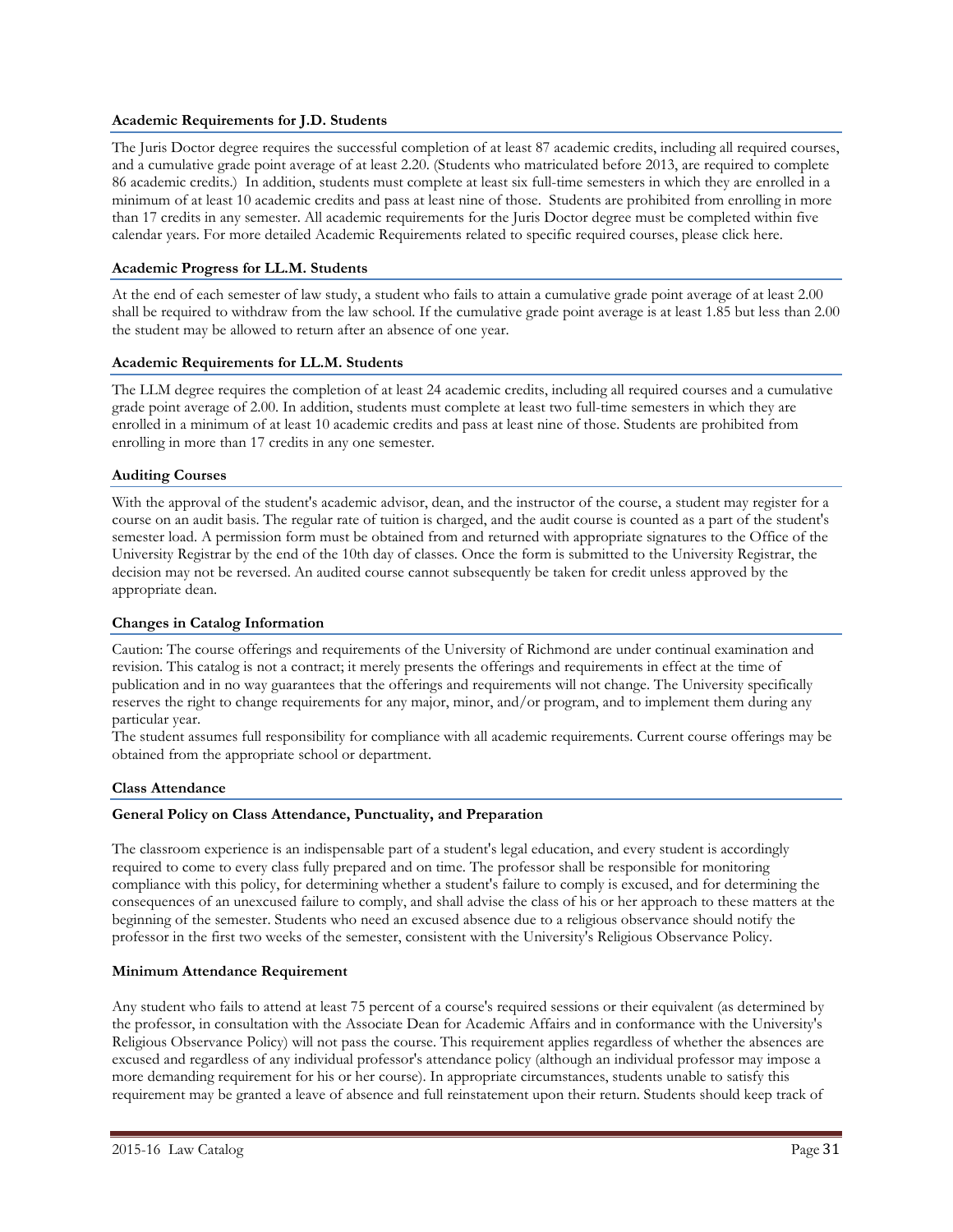### Academic Requirements for J.D. Students

The Juris Doctor degree requires the successful completion of at least 87 academic credits, including all required courses, and a cumulative grade point average of at least 2.20. (Students who matriculated before 2013, are required to complete 86 academic credits.) In addition, students must complete at least six full-time semesters in which they are enrolled in a minimum of at least 10 academic credits and pass at least nine of those. Students are prohibited from enrolling in more than 17 credits in any semester. All academic requirements for the Juris Doctor degree must be completed within five calendar years. For more detailed Academic Requirements related to specific required courses, please click here.

### Academic Progress for LL.M. Students

At the end of each semester of law study, a student who fails to attain a cumulative grade point average of at least 2.00 shall be required to withdraw from the law school. If the cumulative grade point average is at least 1.85 but less than 2.00 the student may be allowed to return after an absence of one year.

### Academic Requirements for LL.M. Students

The LLM degree requires the completion of at least 24 academic credits, including all required courses and a cumulative grade point average of 2.00. In addition, students must complete at least two full-time semesters in which they are enrolled in a minimum of at least 10 academic credits and pass at least nine of those. Students are prohibited from enrolling in more than 17 credits in any one semester.

### Auditing Courses

With the approval of the student's academic advisor, dean, and the instructor of the course, a student may register for a course on an audit basis. The regular rate of tuition is charged, and the audit course is counted as a part of the student's semester load. A permission form must be obtained from and returned with appropriate signatures to the Office of the University Registrar by the end of the 10th day of classes. Once the form is submitted to the University Registrar, the decision may not be reversed. An audited course cannot subsequently be taken for credit unless approved by the appropriate dean.

### Changes in Catalog Information

Caution: The course offerings and requirements of the University of Richmond are under continual examination and revision. This catalog is not a contract; it merely presents the offerings and requirements in effect at the time of publication and in no way guarantees that the offerings and requirements will not change. The University specifically reserves the right to change requirements for any major, minor, and/or program, and to implement them during any particular year.
The student assumes full responsibility for compliance with all academic requirements. Current course offerings may be obtained from the appropriate school or department.

### Class Attendance

#### General Policy on Class Attendance, Punctuality, and Preparation

The classroom experience is an indispensable part of a student's legal education, and every student is accordingly required to come to every class fully prepared and on time. The professor shall be responsible for monitoring compliance with this policy, for determining whether a student's failure to comply is excused, and for determining the consequences of an unexcused failure to comply, and shall advise the class of his or her approach to these matters at the beginning of the semester. Students who need an excused absence due to a religious observance should notify the professor in the first two weeks of the semester, consistent with the University's Religious Observance Policy.

#### Minimum Attendance Requirement

Any student who fails to attend at least 75 percent of a course's required sessions or their equivalent (as determined by the professor, in consultation with the Associate Dean for Academic Affairs and in conformance with the University's Religious Observance Policy) will not pass the course. This requirement applies regardless of whether the absences are excused and regardless of any individual professor's attendance policy (although an individual professor may impose a more demanding requirement for his or her course). In appropriate circumstances, students unable to satisfy this requirement may be granted a leave of absence and full reinstatement upon their return. Students should keep track of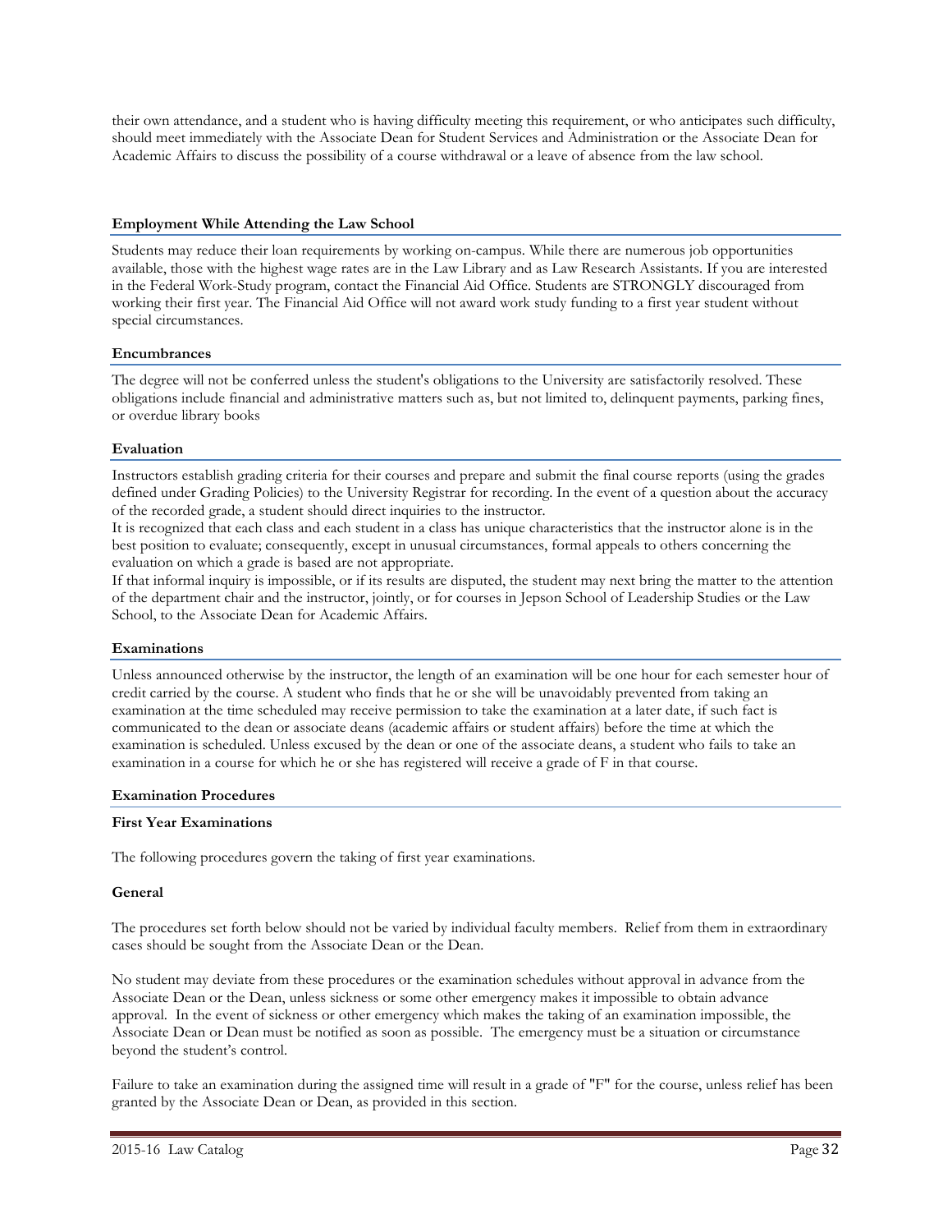their own attendance, and a student who is having difficulty meeting this requirement, or who anticipates such difficulty, should meet immediately with the Associate Dean for Student Services and Administration or the Associate Dean for Academic Affairs to discuss the possibility of a course withdrawal or a leave of absence from the law school.

### Employment While Attending the Law School

Students may reduce their loan requirements by working on-campus. While there are numerous job opportunities available, those with the highest wage rates are in the Law Library and as Law Research Assistants. If you are interested in the Federal Work-Study program, contact the Financial Aid Office. Students are STRONGLY discouraged from working their first year. The Financial Aid Office will not award work study funding to a first year student without special circumstances.

### Encumbrances

The degree will not be conferred unless the student's obligations to the University are satisfactorily resolved. These obligations include financial and administrative matters such as, but not limited to, delinquent payments, parking fines, or overdue library books

### Evaluation

Instructors establish grading criteria for their courses and prepare and submit the final course reports (using the grades defined under Grading Policies) to the University Registrar for recording. In the event of a question about the accuracy of the recorded grade, a student should direct inquiries to the instructor.

It is recognized that each class and each student in a class has unique characteristics that the instructor alone is in the best position to evaluate; consequently, except in unusual circumstances, formal appeals to others concerning the evaluation on which a grade is based are not appropriate.

If that informal inquiry is impossible, or if its results are disputed, the student may next bring the matter to the attention of the department chair and the instructor, jointly, or for courses in Jepson School of Leadership Studies or the Law School, to the Associate Dean for Academic Affairs.

### Examinations

Unless announced otherwise by the instructor, the length of an examination will be one hour for each semester hour of credit carried by the course. A student who finds that he or she will be unavoidably prevented from taking an examination at the time scheduled may receive permission to take the examination at a later date, if such fact is communicated to the dean or associate deans (academic affairs or student affairs) before the time at which the examination is scheduled. Unless excused by the dean or one of the associate deans, a student who fails to take an examination in a course for which he or she has registered will receive a grade of F in that course.

### Examination Procedures

#### First Year Examinations

The following procedures govern the taking of first year examinations.

#### General

The procedures set forth below should not be varied by individual faculty members. Relief from them in extraordinary cases should be sought from the Associate Dean or the Dean.

No student may deviate from these procedures or the examination schedules without approval in advance from the Associate Dean or the Dean, unless sickness or some other emergency makes it impossible to obtain advance approval. In the event of sickness or other emergency which makes the taking of an examination impossible, the Associate Dean or Dean must be notified as soon as possible. The emergency must be a situation or circumstance beyond the student's control.

Failure to take an examination during the assigned time will result in a grade of "F" for the course, unless relief has been granted by the Associate Dean or Dean, as provided in this section.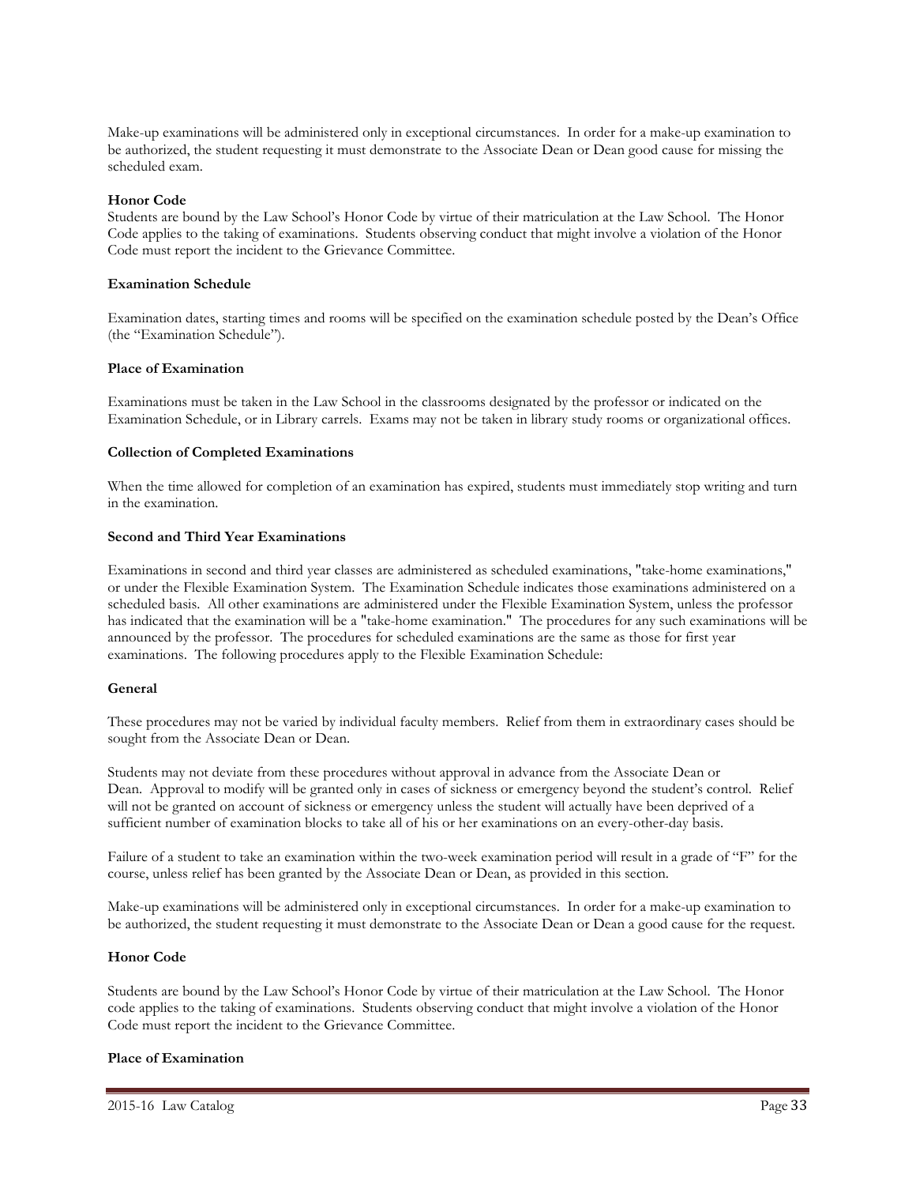Make-up examinations will be administered only in exceptional circumstances. In order for a make-up examination to be authorized, the student requesting it must demonstrate to the Associate Dean or Dean good cause for missing the scheduled exam.

**Honor Code**

Students are bound by the Law School's Honor Code by virtue of their matriculation at the Law School. The Honor Code applies to the taking of examinations. Students observing conduct that might involve a violation of the Honor Code must report the incident to the Grievance Committee.

**Examination Schedule**

Examination dates, starting times and rooms will be specified on the examination schedule posted by the Dean's Office (the "Examination Schedule").

**Place of Examination**

Examinations must be taken in the Law School in the classrooms designated by the professor or indicated on the Examination Schedule, or in Library carrels. Exams may not be taken in library study rooms or organizational offices.

**Collection of Completed Examinations**

When the time allowed for completion of an examination has expired, students must immediately stop writing and turn in the examination.

**Second and Third Year Examinations**

Examinations in second and third year classes are administered as scheduled examinations, "take-home examinations," or under the Flexible Examination System. The Examination Schedule indicates those examinations administered on a scheduled basis. All other examinations are administered under the Flexible Examination System, unless the professor has indicated that the examination will be a "take-home examination." The procedures for any such examinations will be announced by the professor. The procedures for scheduled examinations are the same as those for first year examinations. The following procedures apply to the Flexible Examination Schedule:

**General**

These procedures may not be varied by individual faculty members. Relief from them in extraordinary cases should be sought from the Associate Dean or Dean.

Students may not deviate from these procedures without approval in advance from the Associate Dean or Dean. Approval to modify will be granted only in cases of sickness or emergency beyond the student's control. Relief will not be granted on account of sickness or emergency unless the student will actually have been deprived of a sufficient number of examination blocks to take all of his or her examinations on an every-other-day basis.

Failure of a student to take an examination within the two-week examination period will result in a grade of "F" for the course, unless relief has been granted by the Associate Dean or Dean, as provided in this section.

Make-up examinations will be administered only in exceptional circumstances. In order for a make-up examination to be authorized, the student requesting it must demonstrate to the Associate Dean or Dean a good cause for the request.

**Honor Code**

Students are bound by the Law School's Honor Code by virtue of their matriculation at the Law School. The Honor code applies to the taking of examinations. Students observing conduct that might involve a violation of the Honor Code must report the incident to the Grievance Committee.

**Place of Examination**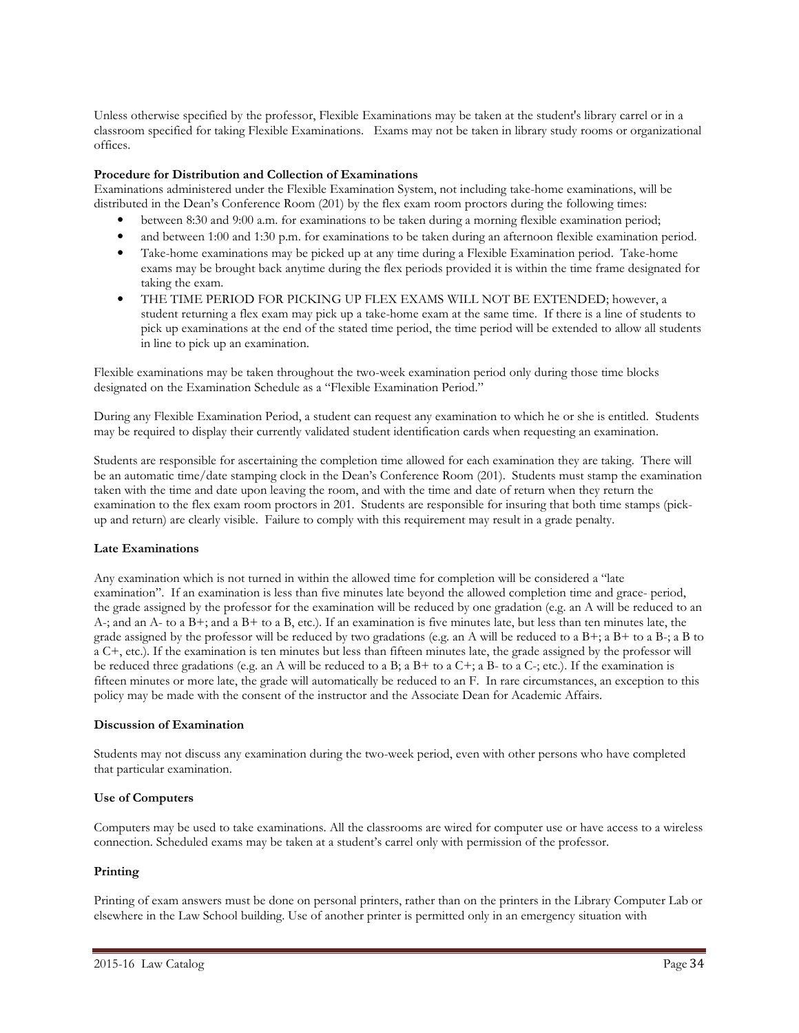Unless otherwise specified by the professor, Flexible Examinations may be taken at the student's library carrel or in a classroom specified for taking Flexible Examinations. Exams may not be taken in library study rooms or organizational offices.

**Procedure for Distribution and Collection of Examinations**

Examinations administered under the Flexible Examination System, not including take-home examinations, will be distributed in the Dean's Conference Room (201) by the flex exam room proctors during the following times:

- between 8:30 and 9:00 a.m. for examinations to be taken during a morning flexible examination period;
- and between 1:00 and 1:30 p.m. for examinations to be taken during an afternoon flexible examination period.
- Take-home examinations may be picked up at any time during a Flexible Examination period. Take-home exams may be brought back anytime during the flex periods provided it is within the time frame designated for taking the exam.
- THE TIME PERIOD FOR PICKING UP FLEX EXAMS WILL NOT BE EXTENDED; however, a student returning a flex exam may pick up a take-home exam at the same time. If there is a line of students to pick up examinations at the end of the stated time period, the time period will be extended to allow all students in line to pick up an examination.

Flexible examinations may be taken throughout the two-week examination period only during those time blocks designated on the Examination Schedule as a "Flexible Examination Period."

During any Flexible Examination Period, a student can request any examination to which he or she is entitled. Students may be required to display their currently validated student identification cards when requesting an examination.

Students are responsible for ascertaining the completion time allowed for each examination they are taking. There will be an automatic time/date stamping clock in the Dean's Conference Room (201). Students must stamp the examination taken with the time and date upon leaving the room, and with the time and date of return when they return the examination to the flex exam room proctors in 201. Students are responsible for insuring that both time stamps (pick-up and return) are clearly visible. Failure to comply with this requirement may result in a grade penalty.

**Late Examinations**

Any examination which is not turned in within the allowed time for completion will be considered a "late examination". If an examination is less than five minutes late beyond the allowed completion time and grace- period, the grade assigned by the professor for the examination will be reduced by one gradation (e.g. an A will be reduced to an A-; and an A- to a B+; and a B+ to a B, etc.). If an examination is five minutes late, but less than ten minutes late, the grade assigned by the professor will be reduced by two gradations (e.g. an A will be reduced to a B+; a B+ to a B-; a B to a C+, etc.). If the examination is ten minutes but less than fifteen minutes late, the grade assigned by the professor will be reduced three gradations (e.g. an A will be reduced to a B; a B+ to a C+; a B- to a C-; etc.). If the examination is fifteen minutes or more late, the grade will automatically be reduced to an F. In rare circumstances, an exception to this policy may be made with the consent of the instructor and the Associate Dean for Academic Affairs.

**Discussion of Examination**

Students may not discuss any examination during the two-week period, even with other persons who have completed that particular examination.

**Use of Computers**

Computers may be used to take examinations. All the classrooms are wired for computer use or have access to a wireless connection. Scheduled exams may be taken at a student's carrel only with permission of the professor.

**Printing**

Printing of exam answers must be done on personal printers, rather than on the printers in the Library Computer Lab or elsewhere in the Law School building. Use of another printer is permitted only in an emergency situation with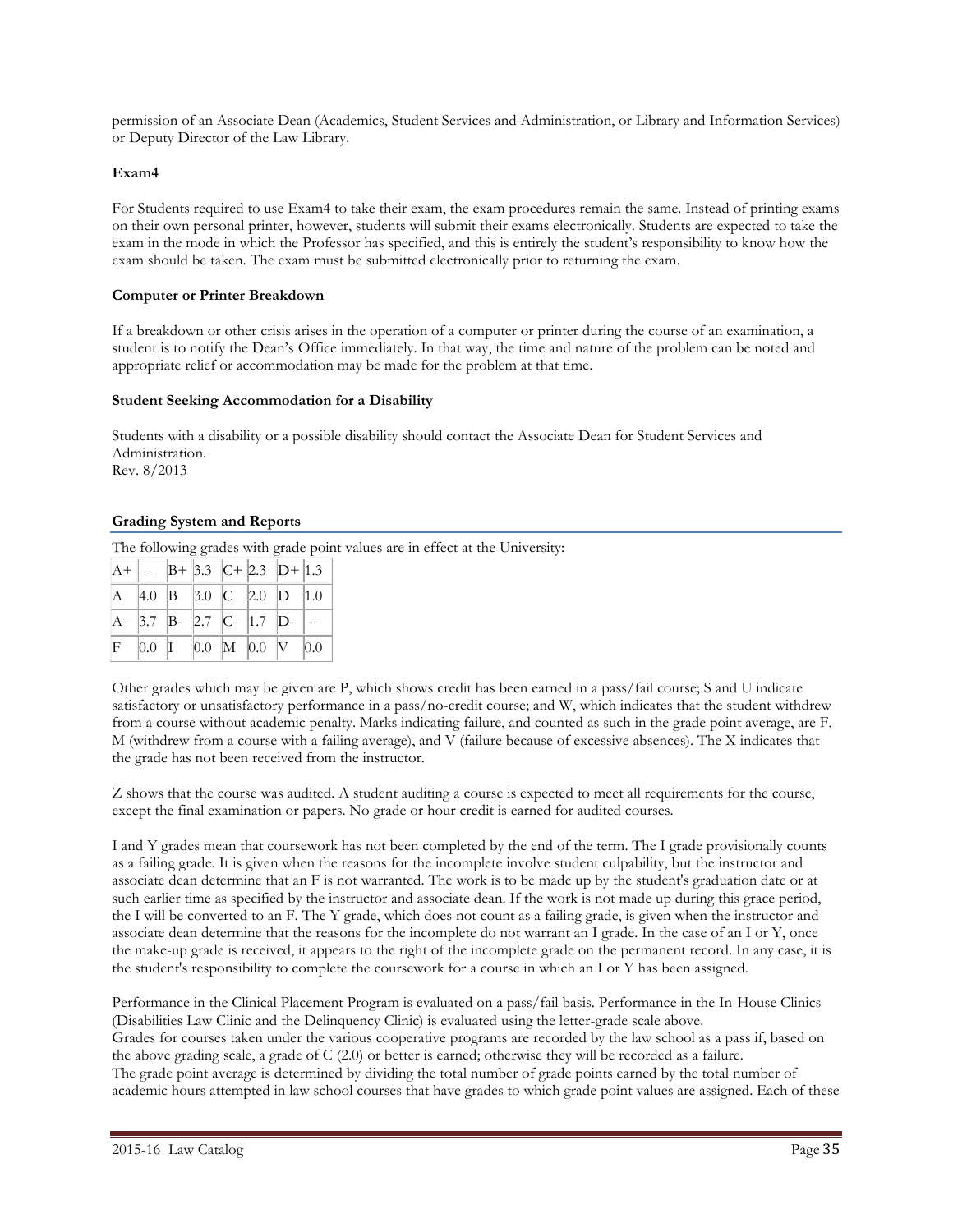permission of an Associate Dean (Academics, Student Services and Administration, or Library and Information Services) or Deputy Director of the Law Library.

**Exam4**

For Students required to use Exam4 to take their exam, the exam procedures remain the same. Instead of printing exams on their own personal printer, however, students will submit their exams electronically. Students are expected to take the exam in the mode in which the Professor has specified, and this is entirely the student's responsibility to know how the exam should be taken. The exam must be submitted electronically prior to returning the exam.

**Computer or Printer Breakdown**

If a breakdown or other crisis arises in the operation of a computer or printer during the course of an examination, a student is to notify the Dean's Office immediately. In that way, the time and nature of the problem can be noted and appropriate relief or accommodation may be made for the problem at that time.

**Student Seeking Accommodation for a Disability**

Students with a disability or a possible disability should contact the Associate Dean for Student Services and Administration.
Rev. 8/2013

**Grading System and Reports**

The following grades with grade point values are in effect at the University:

| | | | | | | | |
|---|---|---|---|---|---|---|---|
| A+ | -- | B+ | 3.3 | C+ | 2.3 | D+ | 1.3 |
| A | 4.0 | B | 3.0 | C | 2.0 | D | 1.0 |
| A- | 3.7 | B- | 2.7 | C- | 1.7 | D- | -- |
| F | 0.0 | I | 0.0 | M | 0.0 | V | 0.0 |

Other grades which may be given are P, which shows credit has been earned in a pass/fail course; S and U indicate satisfactory or unsatisfactory performance in a pass/no-credit course; and W, which indicates that the student withdrew from a course without academic penalty. Marks indicating failure, and counted as such in the grade point average, are F, M (withdrew from a course with a failing average), and V (failure because of excessive absences). The X indicates that the grade has not been received from the instructor.

Z shows that the course was audited. A student auditing a course is expected to meet all requirements for the course, except the final examination or papers. No grade or hour credit is earned for audited courses.

I and Y grades mean that coursework has not been completed by the end of the term. The I grade provisionally counts as a failing grade. It is given when the reasons for the incomplete involve student culpability, but the instructor and associate dean determine that an F is not warranted. The work is to be made up by the student's graduation date or at such earlier time as specified by the instructor and associate dean. If the work is not made up during this grace period, the I will be converted to an F. The Y grade, which does not count as a failing grade, is given when the instructor and associate dean determine that the reasons for the incomplete do not warrant an I grade. In the case of an I or Y, once the make-up grade is received, it appears to the right of the incomplete grade on the permanent record. In any case, it is the student's responsibility to complete the coursework for a course in which an I or Y has been assigned.

Performance in the Clinical Placement Program is evaluated on a pass/fail basis. Performance in the In-House Clinics (Disabilities Law Clinic and the Delinquency Clinic) is evaluated using the letter-grade scale above.
Grades for courses taken under the various cooperative programs are recorded by the law school as a pass if, based on the above grading scale, a grade of C (2.0) or better is earned; otherwise they will be recorded as a failure.
The grade point average is determined by dividing the total number of grade points earned by the total number of academic hours attempted in law school courses that have grades to which grade point values are assigned. Each of these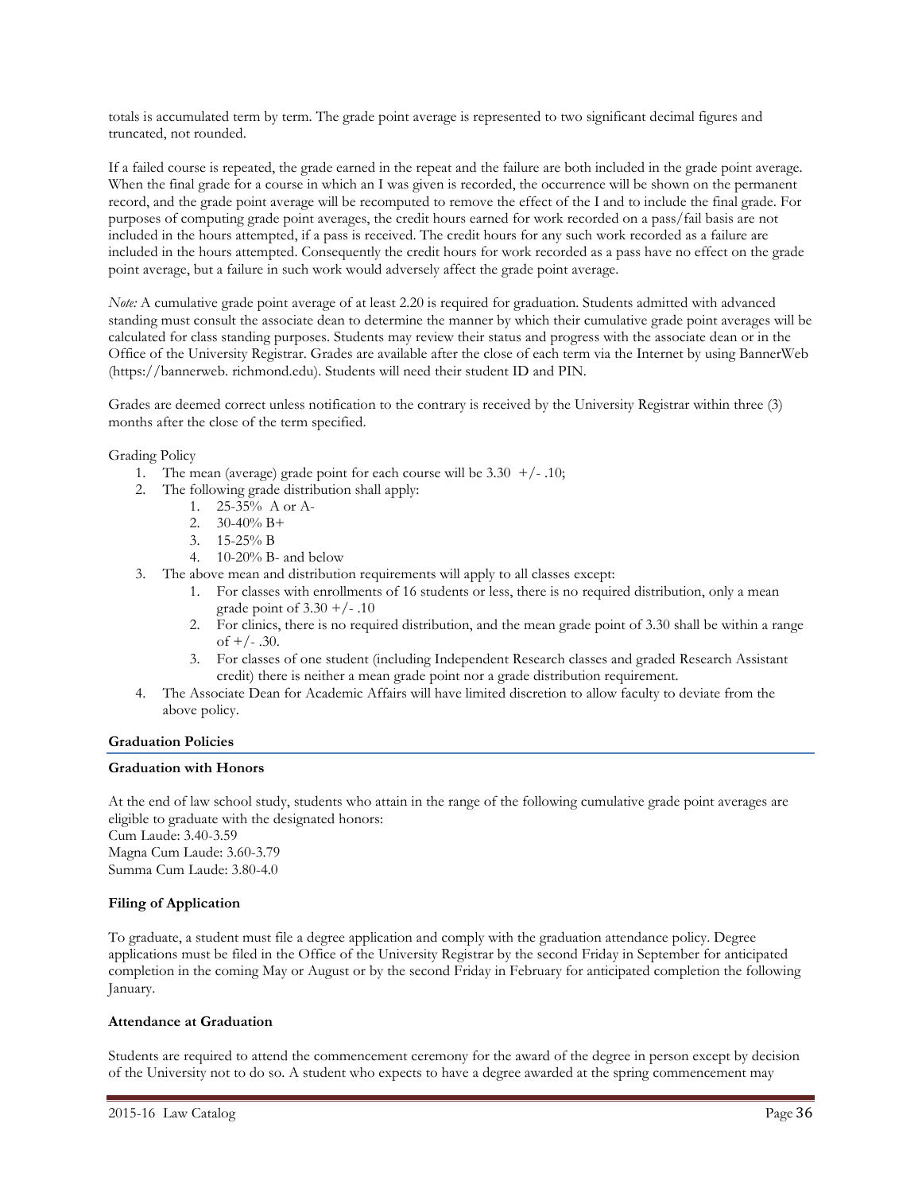totals is accumulated term by term. The grade point average is represented to two significant decimal figures and truncated, not rounded.

If a failed course is repeated, the grade earned in the repeat and the failure are both included in the grade point average. When the final grade for a course in which an I was given is recorded, the occurrence will be shown on the permanent record, and the grade point average will be recomputed to remove the effect of the I and to include the final grade. For purposes of computing grade point averages, the credit hours earned for work recorded on a pass/fail basis are not included in the hours attempted, if a pass is received. The credit hours for any such work recorded as a failure are included in the hours attempted. Consequently the credit hours for work recorded as a pass have no effect on the grade point average, but a failure in such work would adversely affect the grade point average.

*Note:* A cumulative grade point average of at least 2.20 is required for graduation. Students admitted with advanced standing must consult the associate dean to determine the manner by which their cumulative grade point averages will be calculated for class standing purposes. Students may review their status and progress with the associate dean or in the Office of the University Registrar. Grades are available after the close of each term via the Internet by using BannerWeb (https://bannerweb. richmond.edu). Students will need their student ID and PIN.

Grades are deemed correct unless notification to the contrary is received by the University Registrar within three (3) months after the close of the term specified.

Grading Policy

1. The mean (average) grade point for each course will be 3.30 +/- .10;
2. The following grade distribution shall apply:
    1. 25-35% A or A-
    2. 30-40% B+
    3. 15-25% B
    4. 10-20% B- and below
3. The above mean and distribution requirements will apply to all classes except:
    1. For classes with enrollments of 16 students or less, there is no required distribution, only a mean grade point of 3.30 +/- .10
    2. For clinics, there is no required distribution, and the mean grade point of 3.30 shall be within a range of +/- .30.
    3. For classes of one student (including Independent Research classes and graded Research Assistant credit) there is neither a mean grade point nor a grade distribution requirement.
4. The Associate Dean for Academic Affairs will have limited discretion to allow faculty to deviate from the above policy.

## Graduation Policies

### Graduation with Honors

At the end of law school study, students who attain in the range of the following cumulative grade point averages are eligible to graduate with the designated honors:
Cum Laude: 3.40-3.59
Magna Cum Laude: 3.60-3.79
Summa Cum Laude: 3.80-4.0

### Filing of Application

To graduate, a student must file a degree application and comply with the graduation attendance policy. Degree applications must be filed in the Office of the University Registrar by the second Friday in September for anticipated completion in the coming May or August or by the second Friday in February for anticipated completion the following January.

### Attendance at Graduation

Students are required to attend the commencement ceremony for the award of the degree in person except by decision of the University not to do so. A student who expects to have a degree awarded at the spring commencement may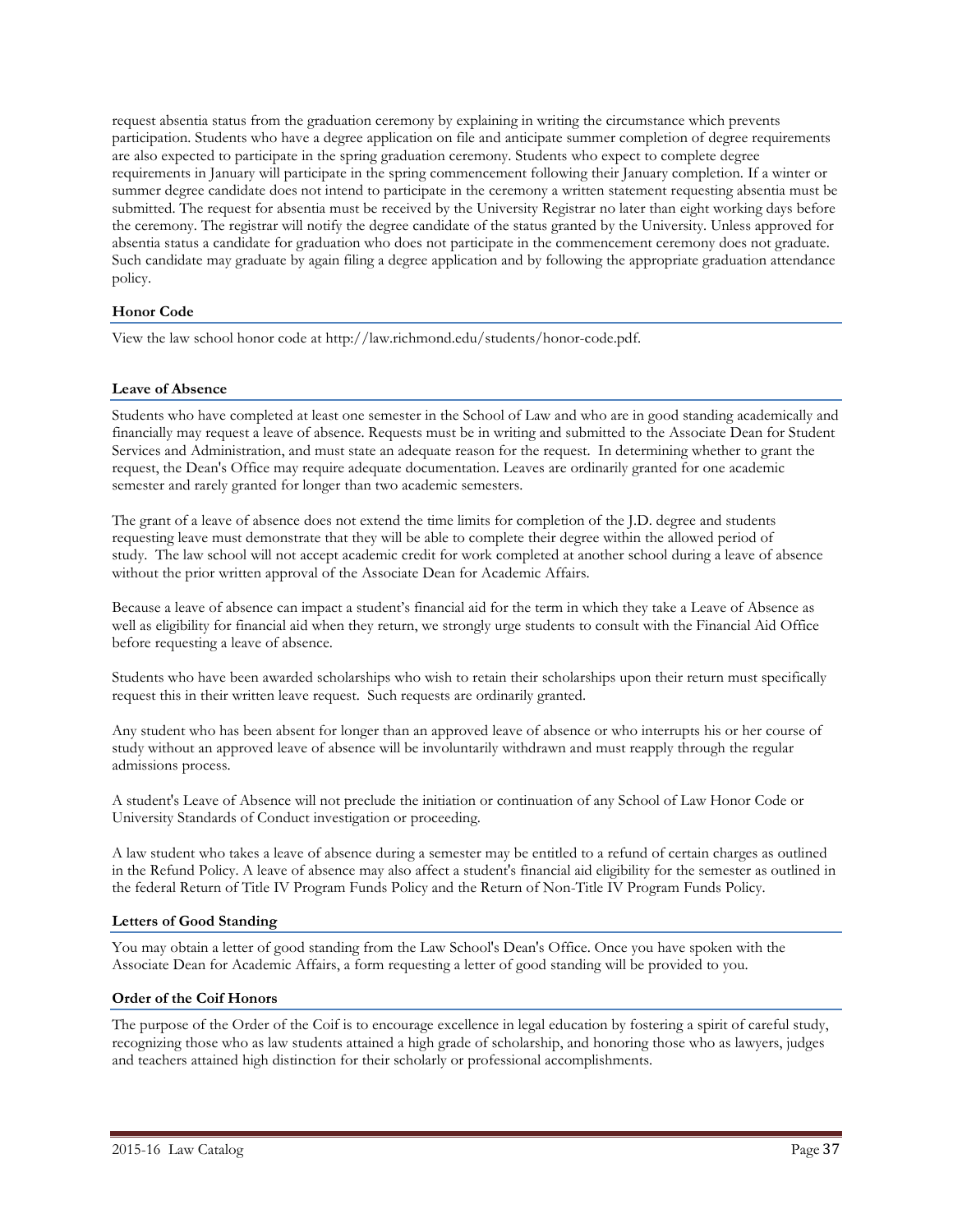request absentia status from the graduation ceremony by explaining in writing the circumstance which prevents participation. Students who have a degree application on file and anticipate summer completion of degree requirements are also expected to participate in the spring graduation ceremony. Students who expect to complete degree requirements in January will participate in the spring commencement following their January completion. If a winter or summer degree candidate does not intend to participate in the ceremony a written statement requesting absentia must be submitted. The request for absentia must be received by the University Registrar no later than eight working days before the ceremony. The registrar will notify the degree candidate of the status granted by the University. Unless approved for absentia status a candidate for graduation who does not participate in the commencement ceremony does not graduate. Such candidate may graduate by again filing a degree application and by following the appropriate graduation attendance policy.

### Honor Code

View the law school honor code at http://law.richmond.edu/students/honor-code.pdf.

### Leave of Absence

Students who have completed at least one semester in the School of Law and who are in good standing academically and financially may request a leave of absence. Requests must be in writing and submitted to the Associate Dean for Student Services and Administration, and must state an adequate reason for the request. In determining whether to grant the request, the Dean's Office may require adequate documentation. Leaves are ordinarily granted for one academic semester and rarely granted for longer than two academic semesters.

The grant of a leave of absence does not extend the time limits for completion of the J.D. degree and students requesting leave must demonstrate that they will be able to complete their degree within the allowed period of study. The law school will not accept academic credit for work completed at another school during a leave of absence without the prior written approval of the Associate Dean for Academic Affairs.

Because a leave of absence can impact a student's financial aid for the term in which they take a Leave of Absence as well as eligibility for financial aid when they return, we strongly urge students to consult with the Financial Aid Office before requesting a leave of absence.

Students who have been awarded scholarships who wish to retain their scholarships upon their return must specifically request this in their written leave request. Such requests are ordinarily granted.

Any student who has been absent for longer than an approved leave of absence or who interrupts his or her course of study without an approved leave of absence will be involuntarily withdrawn and must reapply through the regular admissions process.

A student's Leave of Absence will not preclude the initiation or continuation of any School of Law Honor Code or University Standards of Conduct investigation or proceeding.

A law student who takes a leave of absence during a semester may be entitled to a refund of certain charges as outlined in the Refund Policy. A leave of absence may also affect a student's financial aid eligibility for the semester as outlined in the federal Return of Title IV Program Funds Policy and the Return of Non-Title IV Program Funds Policy.

### Letters of Good Standing

You may obtain a letter of good standing from the Law School's Dean's Office. Once you have spoken with the Associate Dean for Academic Affairs, a form requesting a letter of good standing will be provided to you.

### Order of the Coif Honors

The purpose of the Order of the Coif is to encourage excellence in legal education by fostering a spirit of careful study, recognizing those who as law students attained a high grade of scholarship, and honoring those who as lawyers, judges and teachers attained high distinction for their scholarly or professional accomplishments.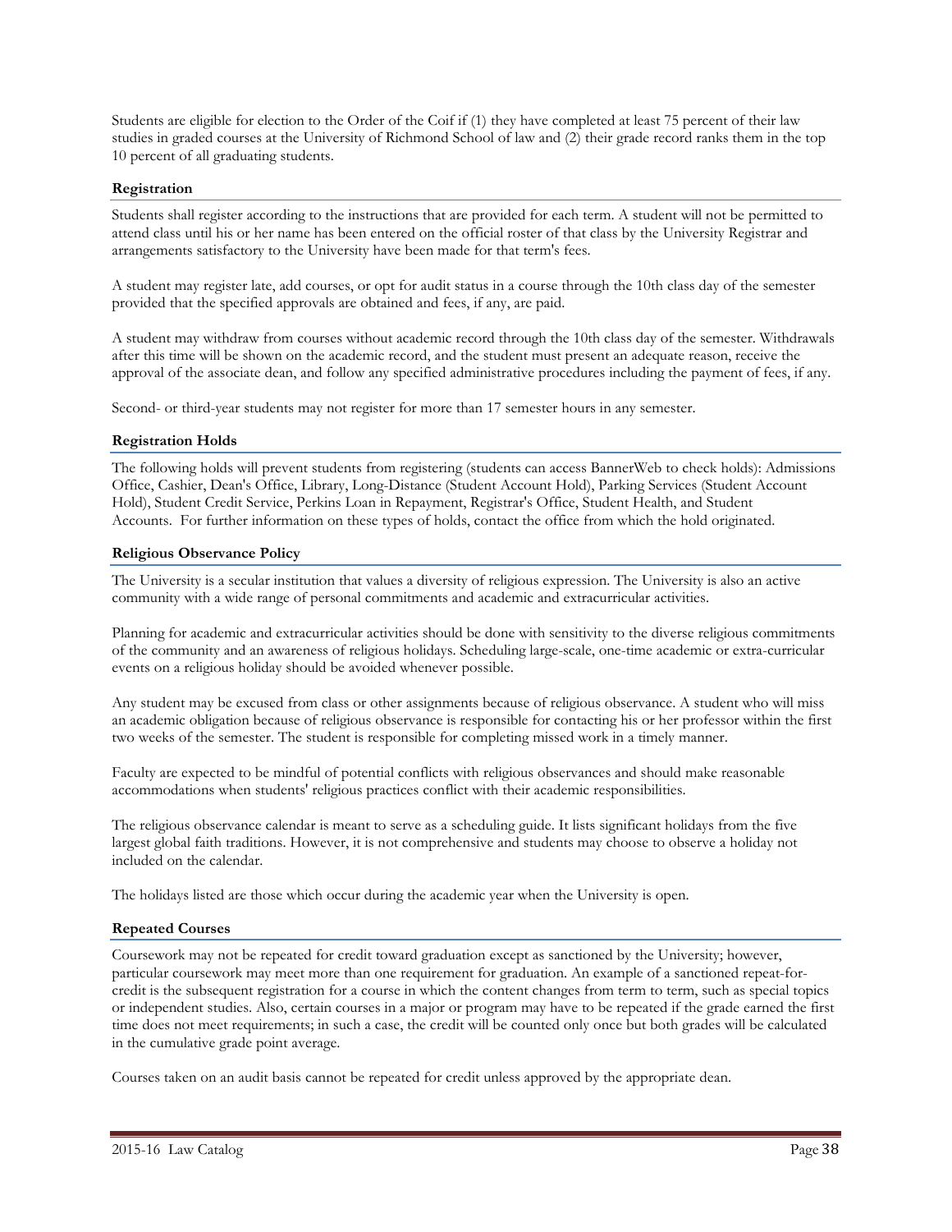Students are eligible for election to the Order of the Coif if (1) they have completed at least 75 percent of their law studies in graded courses at the University of Richmond School of law and (2) their grade record ranks them in the top 10 percent of all graduating students.

### Registration

Students shall register according to the instructions that are provided for each term. A student will not be permitted to attend class until his or her name has been entered on the official roster of that class by the University Registrar and arrangements satisfactory to the University have been made for that term's fees.

A student may register late, add courses, or opt for audit status in a course through the 10th class day of the semester provided that the specified approvals are obtained and fees, if any, are paid.

A student may withdraw from courses without academic record through the 10th class day of the semester. Withdrawals after this time will be shown on the academic record, and the student must present an adequate reason, receive the approval of the associate dean, and follow any specified administrative procedures including the payment of fees, if any.

Second- or third-year students may not register for more than 17 semester hours in any semester.

### Registration Holds

The following holds will prevent students from registering (students can access BannerWeb to check holds): Admissions Office, Cashier, Dean's Office, Library, Long-Distance (Student Account Hold), Parking Services (Student Account Hold), Student Credit Service, Perkins Loan in Repayment, Registrar's Office, Student Health, and Student Accounts. For further information on these types of holds, contact the office from which the hold originated.

### Religious Observance Policy

The University is a secular institution that values a diversity of religious expression. The University is also an active community with a wide range of personal commitments and academic and extracurricular activities.

Planning for academic and extracurricular activities should be done with sensitivity to the diverse religious commitments of the community and an awareness of religious holidays. Scheduling large-scale, one-time academic or extra-curricular events on a religious holiday should be avoided whenever possible.

Any student may be excused from class or other assignments because of religious observance. A student who will miss an academic obligation because of religious observance is responsible for contacting his or her professor within the first two weeks of the semester. The student is responsible for completing missed work in a timely manner.

Faculty are expected to be mindful of potential conflicts with religious observances and should make reasonable accommodations when students' religious practices conflict with their academic responsibilities.

The religious observance calendar is meant to serve as a scheduling guide. It lists significant holidays from the five largest global faith traditions. However, it is not comprehensive and students may choose to observe a holiday not included on the calendar.

The holidays listed are those which occur during the academic year when the University is open.

### Repeated Courses

Coursework may not be repeated for credit toward graduation except as sanctioned by the University; however, particular coursework may meet more than one requirement for graduation. An example of a sanctioned repeat-for-credit is the subsequent registration for a course in which the content changes from term to term, such as special topics or independent studies. Also, certain courses in a major or program may have to be repeated if the grade earned the first time does not meet requirements; in such a case, the credit will be counted only once but both grades will be calculated in the cumulative grade point average.

Courses taken on an audit basis cannot be repeated for credit unless approved by the appropriate dean.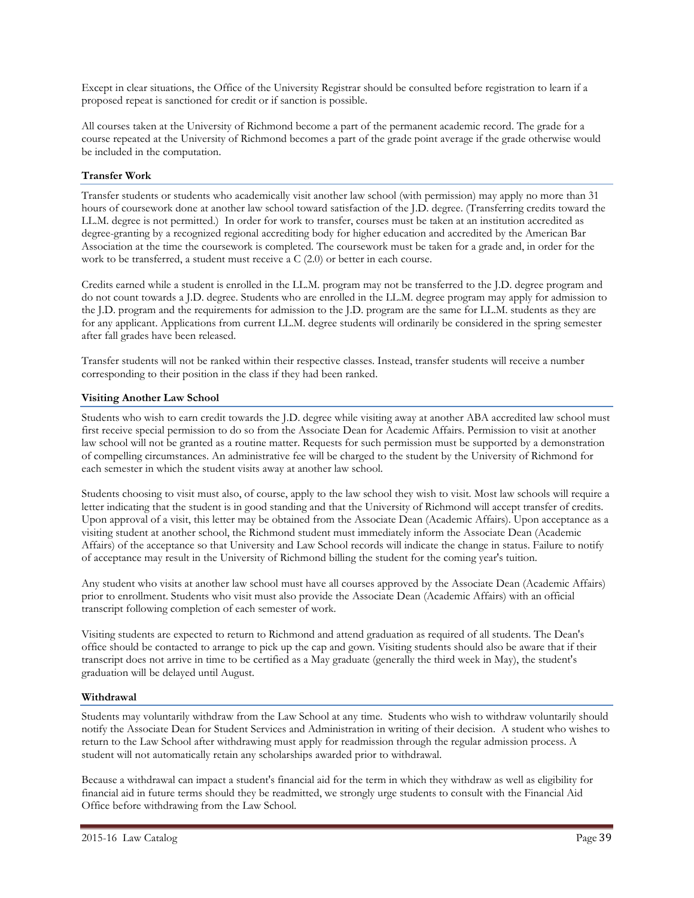Except in clear situations, the Office of the University Registrar should be consulted before registration to learn if a proposed repeat is sanctioned for credit or if sanction is possible.

All courses taken at the University of Richmond become a part of the permanent academic record. The grade for a course repeated at the University of Richmond becomes a part of the grade point average if the grade otherwise would be included in the computation.

### Transfer Work

Transfer students or students who academically visit another law school (with permission) may apply no more than 31 hours of coursework done at another law school toward satisfaction of the J.D. degree. (Transferring credits toward the LL.M. degree is not permitted.) In order for work to transfer, courses must be taken at an institution accredited as degree-granting by a recognized regional accrediting body for higher education and accredited by the American Bar Association at the time the coursework is completed. The coursework must be taken for a grade and, in order for the work to be transferred, a student must receive a C (2.0) or better in each course.

Credits earned while a student is enrolled in the LL.M. program may not be transferred to the J.D. degree program and do not count towards a J.D. degree. Students who are enrolled in the LL.M. degree program may apply for admission to the J.D. program and the requirements for admission to the J.D. program are the same for LL.M. students as they are for any applicant. Applications from current LL.M. degree students will ordinarily be considered in the spring semester after fall grades have been released.

Transfer students will not be ranked within their respective classes. Instead, transfer students will receive a number corresponding to their position in the class if they had been ranked.

### Visiting Another Law School

Students who wish to earn credit towards the J.D. degree while visiting away at another ABA accredited law school must first receive special permission to do so from the Associate Dean for Academic Affairs. Permission to visit at another law school will not be granted as a routine matter. Requests for such permission must be supported by a demonstration of compelling circumstances. An administrative fee will be charged to the student by the University of Richmond for each semester in which the student visits away at another law school.

Students choosing to visit must also, of course, apply to the law school they wish to visit. Most law schools will require a letter indicating that the student is in good standing and that the University of Richmond will accept transfer of credits. Upon approval of a visit, this letter may be obtained from the Associate Dean (Academic Affairs). Upon acceptance as a visiting student at another school, the Richmond student must immediately inform the Associate Dean (Academic Affairs) of the acceptance so that University and Law School records will indicate the change in status. Failure to notify of acceptance may result in the University of Richmond billing the student for the coming year's tuition.

Any student who visits at another law school must have all courses approved by the Associate Dean (Academic Affairs) prior to enrollment. Students who visit must also provide the Associate Dean (Academic Affairs) with an official transcript following completion of each semester of work.

Visiting students are expected to return to Richmond and attend graduation as required of all students. The Dean's office should be contacted to arrange to pick up the cap and gown. Visiting students should also be aware that if their transcript does not arrive in time to be certified as a May graduate (generally the third week in May), the student's graduation will be delayed until August.

### Withdrawal

Students may voluntarily withdraw from the Law School at any time. Students who wish to withdraw voluntarily should notify the Associate Dean for Student Services and Administration in writing of their decision. A student who wishes to return to the Law School after withdrawing must apply for readmission through the regular admission process. A student will not automatically retain any scholarships awarded prior to withdrawal.

Because a withdrawal can impact a student's financial aid for the term in which they withdraw as well as eligibility for financial aid in future terms should they be readmitted, we strongly urge students to consult with the Financial Aid Office before withdrawing from the Law School.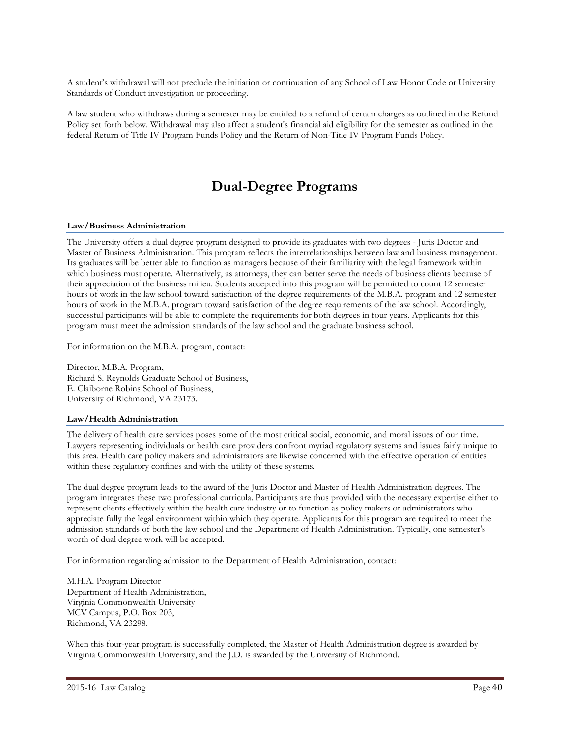A student's withdrawal will not preclude the initiation or continuation of any School of Law Honor Code or University Standards of Conduct investigation or proceeding.

A law student who withdraws during a semester may be entitled to a refund of certain charges as outlined in the Refund Policy set forth below. Withdrawal may also affect a student's financial aid eligibility for the semester as outlined in the federal Return of Title IV Program Funds Policy and the Return of Non-Title IV Program Funds Policy.

# Dual-Degree Programs

### Law/Business Administration

The University offers a dual degree program designed to provide its graduates with two degrees - Juris Doctor and Master of Business Administration. This program reflects the interrelationships between law and business management. Its graduates will be better able to function as managers because of their familiarity with the legal framework within which business must operate. Alternatively, as attorneys, they can better serve the needs of business clients because of their appreciation of the business milieu. Students accepted into this program will be permitted to count 12 semester hours of work in the law school toward satisfaction of the degree requirements of the M.B.A. program and 12 semester hours of work in the M.B.A. program toward satisfaction of the degree requirements of the law school. Accordingly, successful participants will be able to complete the requirements for both degrees in four years. Applicants for this program must meet the admission standards of the law school and the graduate business school.

For information on the M.B.A. program, contact:

Director, M.B.A. Program,
Richard S. Reynolds Graduate School of Business,
E. Claiborne Robins School of Business,
University of Richmond, VA 23173.

### Law/Health Administration

The delivery of health care services poses some of the most critical social, economic, and moral issues of our time. Lawyers representing individuals or health care providers confront myriad regulatory systems and issues fairly unique to this area. Health care policy makers and administrators are likewise concerned with the effective operation of entities within these regulatory confines and with the utility of these systems.

The dual degree program leads to the award of the Juris Doctor and Master of Health Administration degrees. The program integrates these two professional curricula. Participants are thus provided with the necessary expertise either to represent clients effectively within the health care industry or to function as policy makers or administrators who appreciate fully the legal environment within which they operate. Applicants for this program are required to meet the admission standards of both the law school and the Department of Health Administration. Typically, one semester's worth of dual degree work will be accepted.

For information regarding admission to the Department of Health Administration, contact:

M.H.A. Program Director
Department of Health Administration,
Virginia Commonwealth University
MCV Campus, P.O. Box 203,
Richmond, VA 23298.

When this four-year program is successfully completed, the Master of Health Administration degree is awarded by Virginia Commonwealth University, and the J.D. is awarded by the University of Richmond.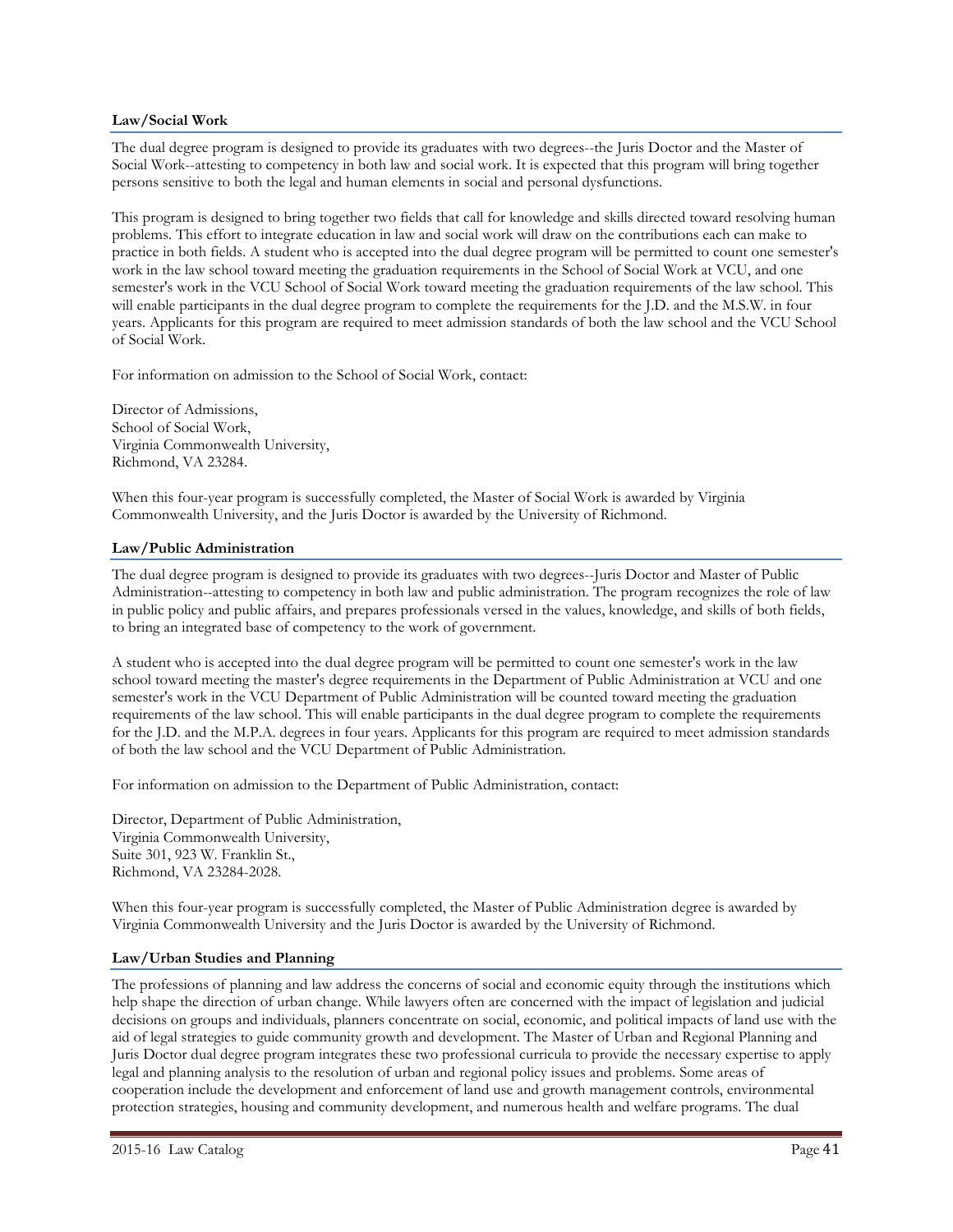### Law/Social Work

The dual degree program is designed to provide its graduates with two degrees--the Juris Doctor and the Master of Social Work--attesting to competency in both law and social work. It is expected that this program will bring together persons sensitive to both the legal and human elements in social and personal dysfunctions.

This program is designed to bring together two fields that call for knowledge and skills directed toward resolving human problems. This effort to integrate education in law and social work will draw on the contributions each can make to practice in both fields. A student who is accepted into the dual degree program will be permitted to count one semester's work in the law school toward meeting the graduation requirements in the School of Social Work at VCU, and one semester's work in the VCU School of Social Work toward meeting the graduation requirements of the law school. This will enable participants in the dual degree program to complete the requirements for the J.D. and the M.S.W. in four years. Applicants for this program are required to meet admission standards of both the law school and the VCU School of Social Work.

For information on admission to the School of Social Work, contact:

Director of Admissions,
School of Social Work,
Virginia Commonwealth University,
Richmond, VA 23284.

When this four-year program is successfully completed, the Master of Social Work is awarded by Virginia Commonwealth University, and the Juris Doctor is awarded by the University of Richmond.

### Law/Public Administration

The dual degree program is designed to provide its graduates with two degrees--Juris Doctor and Master of Public Administration--attesting to competency in both law and public administration. The program recognizes the role of law in public policy and public affairs, and prepares professionals versed in the values, knowledge, and skills of both fields, to bring an integrated base of competency to the work of government.

A student who is accepted into the dual degree program will be permitted to count one semester's work in the law school toward meeting the master's degree requirements in the Department of Public Administration at VCU and one semester's work in the VCU Department of Public Administration will be counted toward meeting the graduation requirements of the law school. This will enable participants in the dual degree program to complete the requirements for the J.D. and the M.P.A. degrees in four years. Applicants for this program are required to meet admission standards of both the law school and the VCU Department of Public Administration.

For information on admission to the Department of Public Administration, contact:

Director, Department of Public Administration,
Virginia Commonwealth University,
Suite 301, 923 W. Franklin St.,
Richmond, VA 23284-2028.

When this four-year program is successfully completed, the Master of Public Administration degree is awarded by Virginia Commonwealth University and the Juris Doctor is awarded by the University of Richmond.

### Law/Urban Studies and Planning

The professions of planning and law address the concerns of social and economic equity through the institutions which help shape the direction of urban change. While lawyers often are concerned with the impact of legislation and judicial decisions on groups and individuals, planners concentrate on social, economic, and political impacts of land use with the aid of legal strategies to guide community growth and development. The Master of Urban and Regional Planning and Juris Doctor dual degree program integrates these two professional curricula to provide the necessary expertise to apply legal and planning analysis to the resolution of urban and regional policy issues and problems. Some areas of cooperation include the development and enforcement of land use and growth management controls, environmental protection strategies, housing and community development, and numerous health and welfare programs. The dual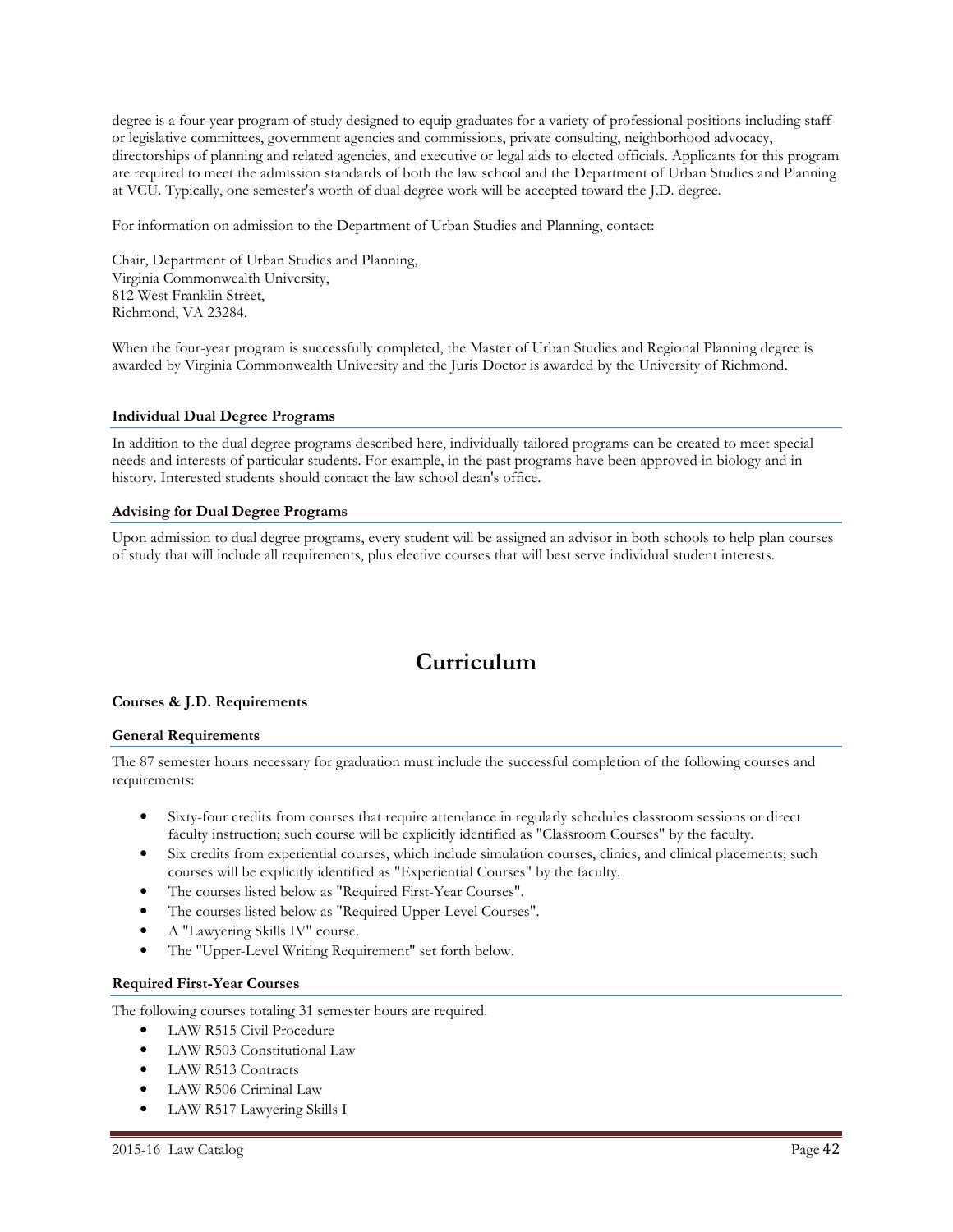degree is a four-year program of study designed to equip graduates for a variety of professional positions including staff or legislative committees, government agencies and commissions, private consulting, neighborhood advocacy, directorships of planning and related agencies, and executive or legal aids to elected officials. Applicants for this program are required to meet the admission standards of both the law school and the Department of Urban Studies and Planning at VCU. Typically, one semester's worth of dual degree work will be accepted toward the J.D. degree.

For information on admission to the Department of Urban Studies and Planning, contact:

Chair, Department of Urban Studies and Planning,  
Virginia Commonwealth University,  
812 West Franklin Street,  
Richmond, VA 23284.

When the four-year program is successfully completed, the Master of Urban Studies and Regional Planning degree is awarded by Virginia Commonwealth University and the Juris Doctor is awarded by the University of Richmond.

### Individual Dual Degree Programs

In addition to the dual degree programs described here, individually tailored programs can be created to meet special needs and interests of particular students. For example, in the past programs have been approved in biology and in history. Interested students should contact the law school dean's office.

### Advising for Dual Degree Programs

Upon admission to dual degree programs, every student will be assigned an advisor in both schools to help plan courses of study that will include all requirements, plus elective courses that will best serve individual student interests.

# Curriculum

### Courses & J.D. Requirements

### General Requirements

The 87 semester hours necessary for graduation must include the successful completion of the following courses and requirements:

- Sixty-four credits from courses that require attendance in regularly schedules classroom sessions or direct faculty instruction; such course will be explicitly identified as "Classroom Courses" by the faculty.
- Six credits from experiential courses, which include simulation courses, clinics, and clinical placements; such courses will be explicitly identified as "Experiential Courses" by the faculty.
- The courses listed below as "Required First-Year Courses".
- The courses listed below as "Required Upper-Level Courses".
- A "Lawyering Skills IV" course.
- The "Upper-Level Writing Requirement" set forth below.

### Required First-Year Courses

The following courses totaling 31 semester hours are required.

- LAW R515 Civil Procedure
- LAW R503 Constitutional Law
- LAW R513 Contracts
- LAW R506 Criminal Law
- LAW R517 Lawyering Skills I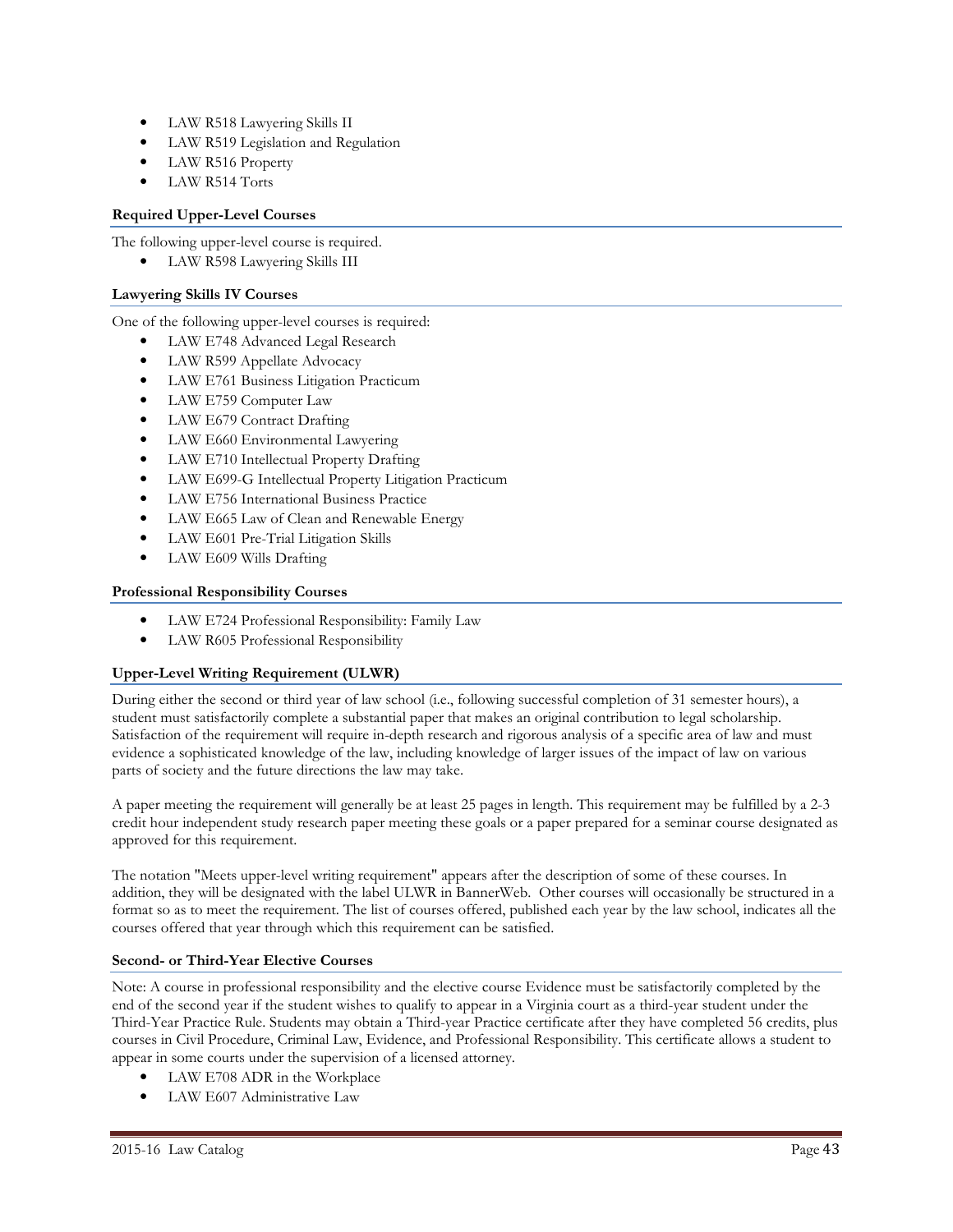- LAW R518 Lawyering Skills II
- LAW R519 Legislation and Regulation
- LAW R516 Property
- LAW R514 Torts

#### Required Upper-Level Courses

The following upper-level course is required.

- LAW R598 Lawyering Skills III

#### Lawyering Skills IV Courses

One of the following upper-level courses is required:

- LAW E748 Advanced Legal Research
- LAW R599 Appellate Advocacy
- LAW E761 Business Litigation Practicum
- LAW E759 Computer Law
- LAW E679 Contract Drafting
- LAW E660 Environmental Lawyering
- LAW E710 Intellectual Property Drafting
- LAW E699-G Intellectual Property Litigation Practicum
- LAW E756 International Business Practice
- LAW E665 Law of Clean and Renewable Energy
- LAW E601 Pre-Trial Litigation Skills
- LAW E609 Wills Drafting

#### Professional Responsibility Courses

- LAW E724 Professional Responsibility: Family Law
- LAW R605 Professional Responsibility

#### Upper-Level Writing Requirement (ULWR)

During either the second or third year of law school (i.e., following successful completion of 31 semester hours), a student must satisfactorily complete a substantial paper that makes an original contribution to legal scholarship. Satisfaction of the requirement will require in-depth research and rigorous analysis of a specific area of law and must evidence a sophisticated knowledge of the law, including knowledge of larger issues of the impact of law on various parts of society and the future directions the law may take.

A paper meeting the requirement will generally be at least 25 pages in length. This requirement may be fulfilled by a 2-3 credit hour independent study research paper meeting these goals or a paper prepared for a seminar course designated as approved for this requirement.

The notation "Meets upper-level writing requirement" appears after the description of some of these courses. In addition, they will be designated with the label ULWR in BannerWeb. Other courses will occasionally be structured in a format so as to meet the requirement. The list of courses offered, published each year by the law school, indicates all the courses offered that year through which this requirement can be satisfied.

#### Second- or Third-Year Elective Courses

Note: A course in professional responsibility and the elective course Evidence must be satisfactorily completed by the end of the second year if the student wishes to qualify to appear in a Virginia court as a third-year student under the Third-Year Practice Rule. Students may obtain a Third-year Practice certificate after they have completed 56 credits, plus courses in Civil Procedure, Criminal Law, Evidence, and Professional Responsibility. This certificate allows a student to appear in some courts under the supervision of a licensed attorney.

- LAW E708 ADR in the Workplace
- LAW E607 Administrative Law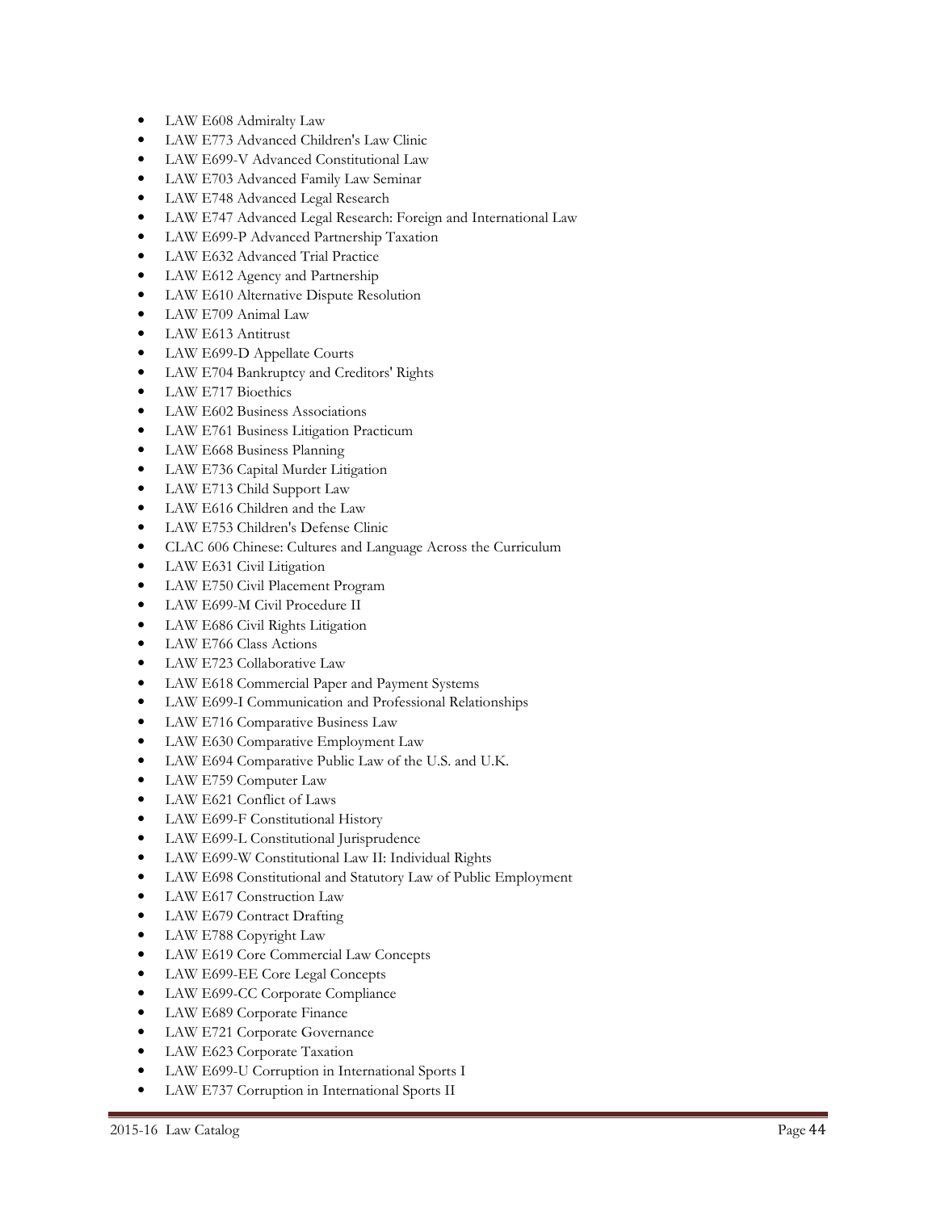- LAW E608 Admiralty Law
- LAW E773 Advanced Children's Law Clinic
- LAW E699-V Advanced Constitutional Law
- LAW E703 Advanced Family Law Seminar
- LAW E748 Advanced Legal Research
- LAW E747 Advanced Legal Research: Foreign and International Law
- LAW E699-P Advanced Partnership Taxation
- LAW E632 Advanced Trial Practice
- LAW E612 Agency and Partnership
- LAW E610 Alternative Dispute Resolution
- LAW E709 Animal Law
- LAW E613 Antitrust
- LAW E699-D Appellate Courts
- LAW E704 Bankruptcy and Creditors' Rights
- LAW E717 Bioethics
- LAW E602 Business Associations
- LAW E761 Business Litigation Practicum
- LAW E668 Business Planning
- LAW E736 Capital Murder Litigation
- LAW E713 Child Support Law
- LAW E616 Children and the Law
- LAW E753 Children's Defense Clinic
- CLAC 606 Chinese: Cultures and Language Across the Curriculum
- LAW E631 Civil Litigation
- LAW E750 Civil Placement Program
- LAW E699-M Civil Procedure II
- LAW E686 Civil Rights Litigation
- LAW E766 Class Actions
- LAW E723 Collaborative Law
- LAW E618 Commercial Paper and Payment Systems
- LAW E699-I Communication and Professional Relationships
- LAW E716 Comparative Business Law
- LAW E630 Comparative Employment Law
- LAW E694 Comparative Public Law of the U.S. and U.K.
- LAW E759 Computer Law
- LAW E621 Conflict of Laws
- LAW E699-F Constitutional History
- LAW E699-L Constitutional Jurisprudence
- LAW E699-W Constitutional Law II: Individual Rights
- LAW E698 Constitutional and Statutory Law of Public Employment
- LAW E617 Construction Law
- LAW E679 Contract Drafting
- LAW E788 Copyright Law
- LAW E619 Core Commercial Law Concepts
- LAW E699-EE Core Legal Concepts
- LAW E699-CC Corporate Compliance
- LAW E689 Corporate Finance
- LAW E721 Corporate Governance
- LAW E623 Corporate Taxation
- LAW E699-U Corruption in International Sports I
- LAW E737 Corruption in International Sports II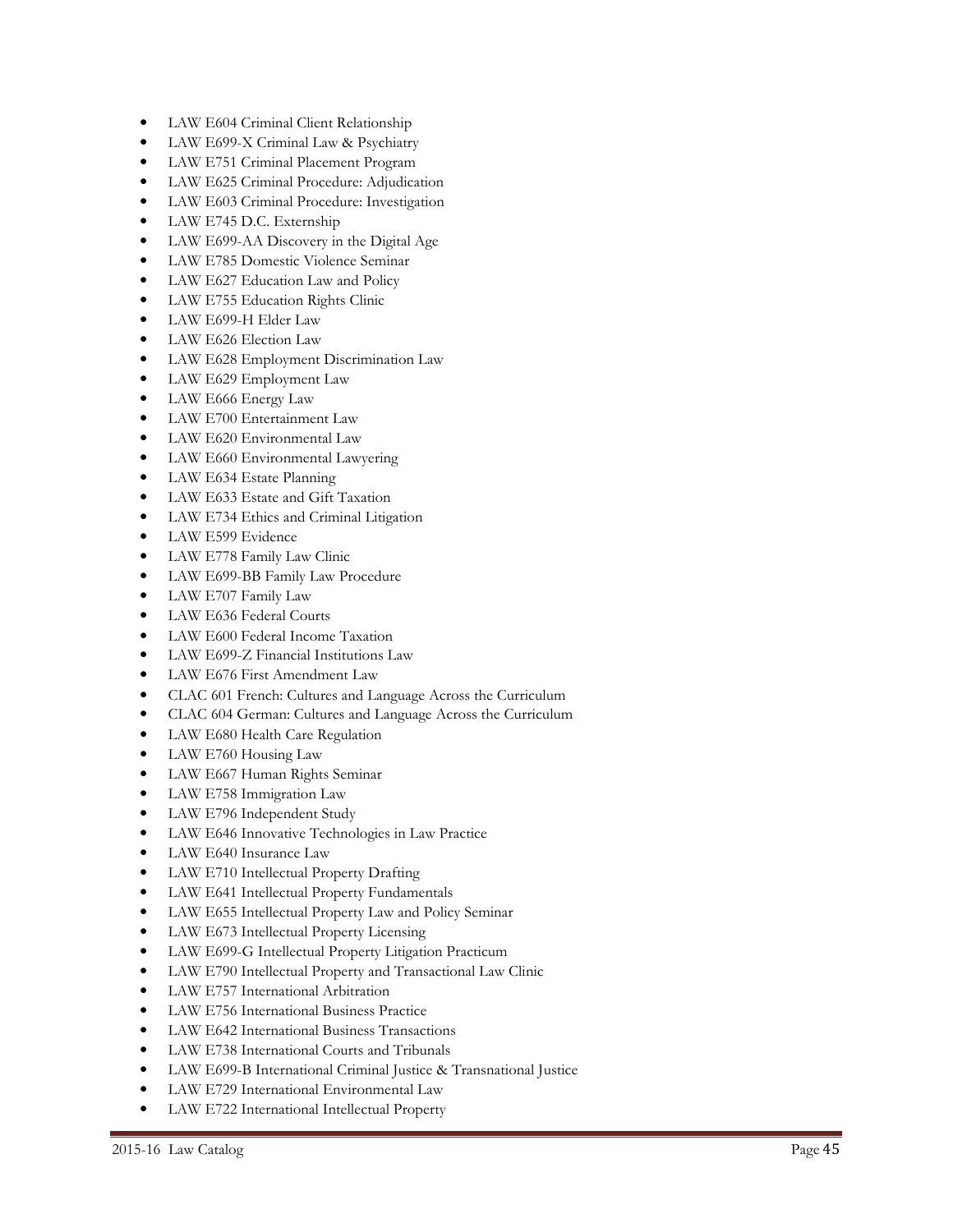- LAW E604 Criminal Client Relationship
- LAW E699-X Criminal Law & Psychiatry
- LAW E751 Criminal Placement Program
- LAW E625 Criminal Procedure: Adjudication
- LAW E603 Criminal Procedure: Investigation
- LAW E745 D.C. Externship
- LAW E699-AA Discovery in the Digital Age
- LAW E785 Domestic Violence Seminar
- LAW E627 Education Law and Policy
- LAW E755 Education Rights Clinic
- LAW E699-H Elder Law
- LAW E626 Election Law
- LAW E628 Employment Discrimination Law
- LAW E629 Employment Law
- LAW E666 Energy Law
- LAW E700 Entertainment Law
- LAW E620 Environmental Law
- LAW E660 Environmental Lawyering
- LAW E634 Estate Planning
- LAW E633 Estate and Gift Taxation
- LAW E734 Ethics and Criminal Litigation
- LAW E599 Evidence
- LAW E778 Family Law Clinic
- LAW E699-BB Family Law Procedure
- LAW E707 Family Law
- LAW E636 Federal Courts
- LAW E600 Federal Income Taxation
- LAW E699-Z Financial Institutions Law
- LAW E676 First Amendment Law
- CLAC 601 French: Cultures and Language Across the Curriculum
- CLAC 604 German: Cultures and Language Across the Curriculum
- LAW E680 Health Care Regulation
- LAW E760 Housing Law
- LAW E667 Human Rights Seminar
- LAW E758 Immigration Law
- LAW E796 Independent Study
- LAW E646 Innovative Technologies in Law Practice
- LAW E640 Insurance Law
- LAW E710 Intellectual Property Drafting
- LAW E641 Intellectual Property Fundamentals
- LAW E655 Intellectual Property Law and Policy Seminar
- LAW E673 Intellectual Property Licensing
- LAW E699-G Intellectual Property Litigation Practicum
- LAW E790 Intellectual Property and Transactional Law Clinic
- LAW E757 International Arbitration
- LAW E756 International Business Practice
- LAW E642 International Business Transactions
- LAW E738 International Courts and Tribunals
- LAW E699-B International Criminal Justice & Transnational Justice
- LAW E729 International Environmental Law
- LAW E722 International Intellectual Property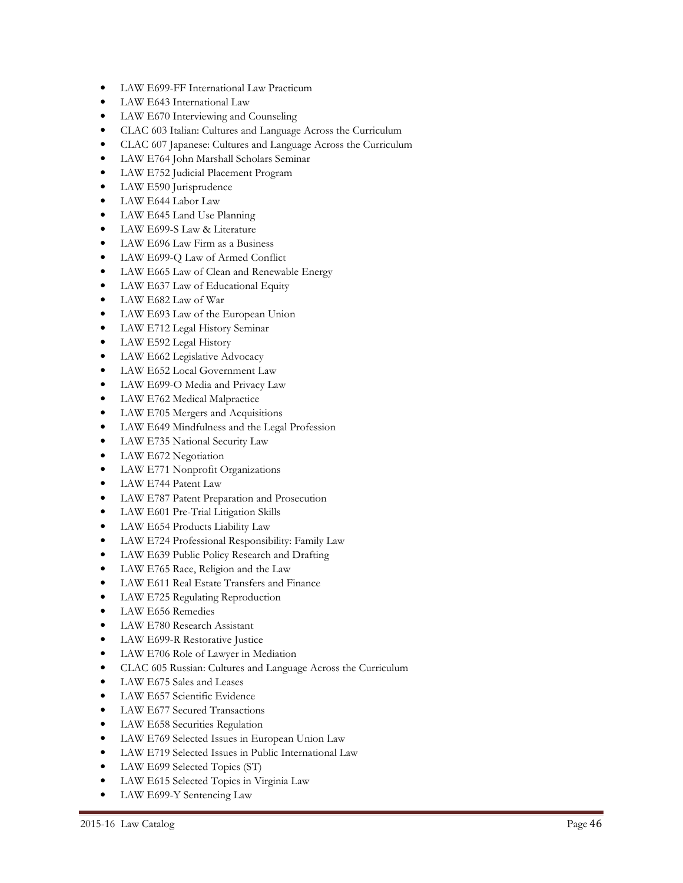- LAW E699-FF International Law Practicum
- LAW E643 International Law
- LAW E670 Interviewing and Counseling
- CLAC 603 Italian: Cultures and Language Across the Curriculum
- CLAC 607 Japanese: Cultures and Language Across the Curriculum
- LAW E764 John Marshall Scholars Seminar
- LAW E752 Judicial Placement Program
- LAW E590 Jurisprudence
- LAW E644 Labor Law
- LAW E645 Land Use Planning
- LAW E699-S Law & Literature
- LAW E696 Law Firm as a Business
- LAW E699-Q Law of Armed Conflict
- LAW E665 Law of Clean and Renewable Energy
- LAW E637 Law of Educational Equity
- LAW E682 Law of War
- LAW E693 Law of the European Union
- LAW E712 Legal History Seminar
- LAW E592 Legal History
- LAW E662 Legislative Advocacy
- LAW E652 Local Government Law
- LAW E699-O Media and Privacy Law
- LAW E762 Medical Malpractice
- LAW E705 Mergers and Acquisitions
- LAW E649 Mindfulness and the Legal Profession
- LAW E735 National Security Law
- LAW E672 Negotiation
- LAW E771 Nonprofit Organizations
- LAW E744 Patent Law
- LAW E787 Patent Preparation and Prosecution
- LAW E601 Pre-Trial Litigation Skills
- LAW E654 Products Liability Law
- LAW E724 Professional Responsibility: Family Law
- LAW E639 Public Policy Research and Drafting
- LAW E765 Race, Religion and the Law
- LAW E611 Real Estate Transfers and Finance
- LAW E725 Regulating Reproduction
- LAW E656 Remedies
- LAW E780 Research Assistant
- LAW E699-R Restorative Justice
- LAW E706 Role of Lawyer in Mediation
- CLAC 605 Russian: Cultures and Language Across the Curriculum
- LAW E675 Sales and Leases
- LAW E657 Scientific Evidence
- LAW E677 Secured Transactions
- LAW E658 Securities Regulation
- LAW E769 Selected Issues in European Union Law
- LAW E719 Selected Issues in Public International Law
- LAW E699 Selected Topics (ST)
- LAW E615 Selected Topics in Virginia Law
- LAW E699-Y Sentencing Law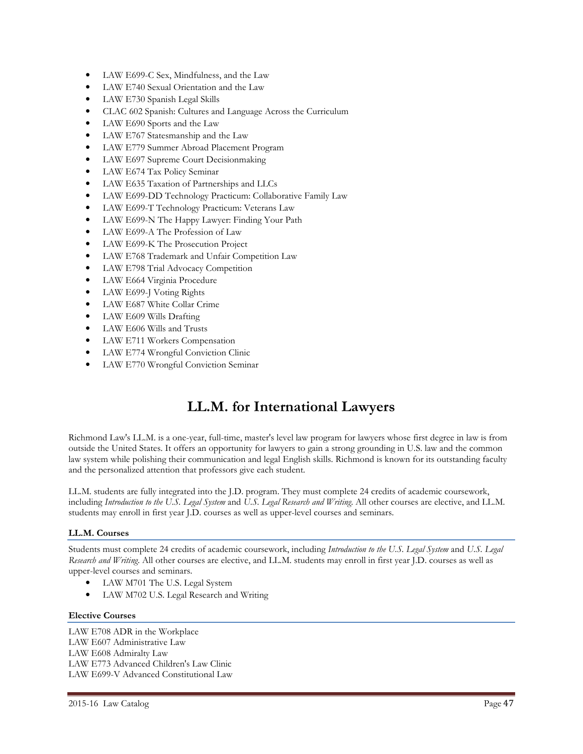- LAW E699-C Sex, Mindfulness, and the Law
- LAW E740 Sexual Orientation and the Law
- LAW E730 Spanish Legal Skills
- CLAC 602 Spanish: Cultures and Language Across the Curriculum
- LAW E690 Sports and the Law
- LAW E767 Statesmanship and the Law
- LAW E779 Summer Abroad Placement Program
- LAW E697 Supreme Court Decisionmaking
- LAW E674 Tax Policy Seminar
- LAW E635 Taxation of Partnerships and LLCs
- LAW E699-DD Technology Practicum: Collaborative Family Law
- LAW E699-T Technology Practicum: Veterans Law
- LAW E699-N The Happy Lawyer: Finding Your Path
- LAW E699-A The Profession of Law
- LAW E699-K The Prosecution Project
- LAW E768 Trademark and Unfair Competition Law
- LAW E798 Trial Advocacy Competition
- LAW E664 Virginia Procedure
- LAW E699-J Voting Rights
- LAW E687 White Collar Crime
- LAW E609 Wills Drafting
- LAW E606 Wills and Trusts
- LAW E711 Workers Compensation
- LAW E774 Wrongful Conviction Clinic
- LAW E770 Wrongful Conviction Seminar

# LL.M. for International Lawyers

Richmond Law's LL.M. is a one-year, full-time, master's level law program for lawyers whose first degree in law is from outside the United States. It offers an opportunity for lawyers to gain a strong grounding in U.S. law and the common law system while polishing their communication and legal English skills. Richmond is known for its outstanding faculty and the personalized attention that professors give each student.

LL.M. students are fully integrated into the J.D. program. They must complete 24 credits of academic coursework, including *Introduction to the U.S. Legal System* and *U.S. Legal Research and Writing.* All other courses are elective, and LL.M. students may enroll in first year J.D. courses as well as upper-level courses and seminars.

### LL.M. Courses

Students must complete 24 credits of academic coursework, including *Introduction to the U.S. Legal System* and *U.S. Legal Research and Writing.* All other courses are elective, and LL.M. students may enroll in first year J.D. courses as well as upper-level courses and seminars.

- LAW M701 The U.S. Legal System
- LAW M702 U.S. Legal Research and Writing

### Elective Courses

LAW E708 ADR in the Workplace
LAW E607 Administrative Law
LAW E608 Admiralty Law
LAW E773 Advanced Children's Law Clinic
LAW E699-V Advanced Constitutional Law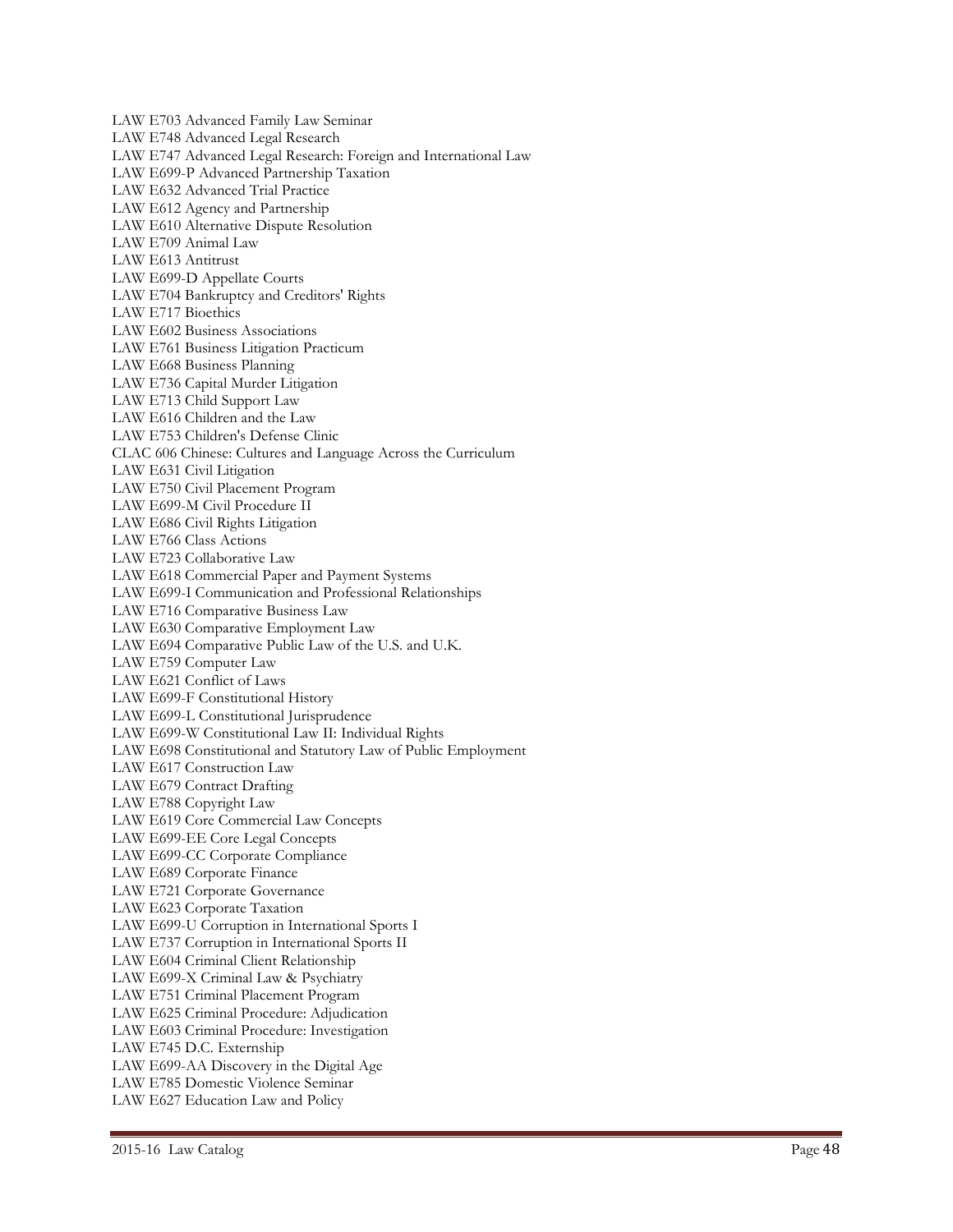LAW E703 Advanced Family Law Seminar
LAW E748 Advanced Legal Research
LAW E747 Advanced Legal Research: Foreign and International Law
LAW E699-P Advanced Partnership Taxation
LAW E632 Advanced Trial Practice
LAW E612 Agency and Partnership
LAW E610 Alternative Dispute Resolution
LAW E709 Animal Law
LAW E613 Antitrust
LAW E699-D Appellate Courts
LAW E704 Bankruptcy and Creditors' Rights
LAW E717 Bioethics
LAW E602 Business Associations
LAW E761 Business Litigation Practicum
LAW E668 Business Planning
LAW E736 Capital Murder Litigation
LAW E713 Child Support Law
LAW E616 Children and the Law
LAW E753 Children's Defense Clinic
CLAC 606 Chinese: Cultures and Language Across the Curriculum
LAW E631 Civil Litigation
LAW E750 Civil Placement Program
LAW E699-M Civil Procedure II
LAW E686 Civil Rights Litigation
LAW E766 Class Actions
LAW E723 Collaborative Law
LAW E618 Commercial Paper and Payment Systems
LAW E699-I Communication and Professional Relationships
LAW E716 Comparative Business Law
LAW E630 Comparative Employment Law
LAW E694 Comparative Public Law of the U.S. and U.K.
LAW E759 Computer Law
LAW E621 Conflict of Laws
LAW E699-F Constitutional History
LAW E699-L Constitutional Jurisprudence
LAW E699-W Constitutional Law II: Individual Rights
LAW E698 Constitutional and Statutory Law of Public Employment
LAW E617 Construction Law
LAW E679 Contract Drafting
LAW E788 Copyright Law
LAW E619 Core Commercial Law Concepts
LAW E699-EE Core Legal Concepts
LAW E699-CC Corporate Compliance
LAW E689 Corporate Finance
LAW E721 Corporate Governance
LAW E623 Corporate Taxation
LAW E699-U Corruption in International Sports I
LAW E737 Corruption in International Sports II
LAW E604 Criminal Client Relationship
LAW E699-X Criminal Law & Psychiatry
LAW E751 Criminal Placement Program
LAW E625 Criminal Procedure: Adjudication
LAW E603 Criminal Procedure: Investigation
LAW E745 D.C. Externship
LAW E699-AA Discovery in the Digital Age
LAW E785 Domestic Violence Seminar
LAW E627 Education Law and Policy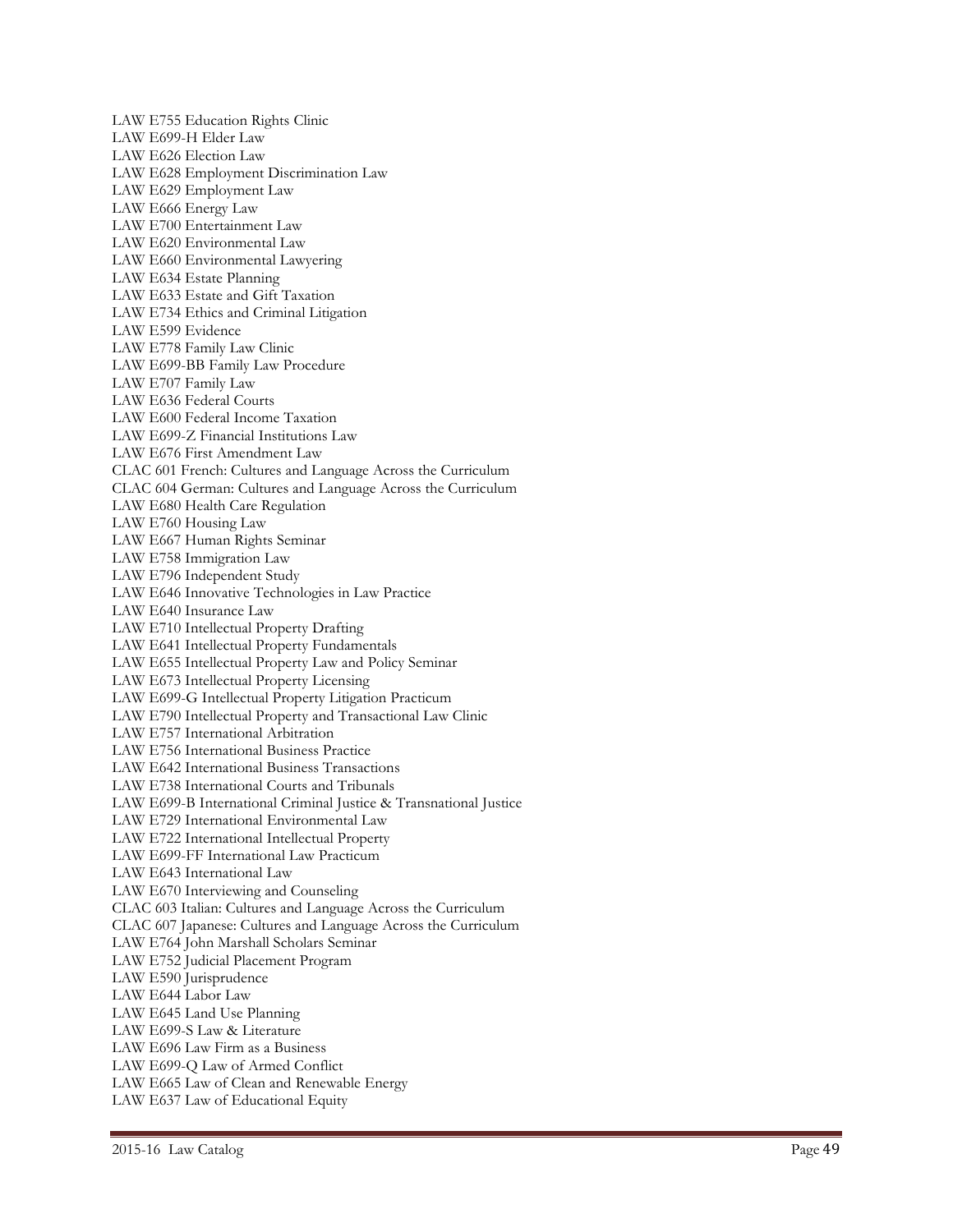LAW E755 Education Rights Clinic
LAW E699-H Elder Law
LAW E626 Election Law
LAW E628 Employment Discrimination Law
LAW E629 Employment Law
LAW E666 Energy Law
LAW E700 Entertainment Law
LAW E620 Environmental Law
LAW E660 Environmental Lawyering
LAW E634 Estate Planning
LAW E633 Estate and Gift Taxation
LAW E734 Ethics and Criminal Litigation
LAW E599 Evidence
LAW E778 Family Law Clinic
LAW E699-BB Family Law Procedure
LAW E707 Family Law
LAW E636 Federal Courts
LAW E600 Federal Income Taxation
LAW E699-Z Financial Institutions Law
LAW E676 First Amendment Law
CLAC 601 French: Cultures and Language Across the Curriculum
CLAC 604 German: Cultures and Language Across the Curriculum
LAW E680 Health Care Regulation
LAW E760 Housing Law
LAW E667 Human Rights Seminar
LAW E758 Immigration Law
LAW E796 Independent Study
LAW E646 Innovative Technologies in Law Practice
LAW E640 Insurance Law
LAW E710 Intellectual Property Drafting
LAW E641 Intellectual Property Fundamentals
LAW E655 Intellectual Property Law and Policy Seminar
LAW E673 Intellectual Property Licensing
LAW E699-G Intellectual Property Litigation Practicum
LAW E790 Intellectual Property and Transactional Law Clinic
LAW E757 International Arbitration
LAW E756 International Business Practice
LAW E642 International Business Transactions
LAW E738 International Courts and Tribunals
LAW E699-B International Criminal Justice & Transnational Justice
LAW E729 International Environmental Law
LAW E722 International Intellectual Property
LAW E699-FF International Law Practicum
LAW E643 International Law
LAW E670 Interviewing and Counseling
CLAC 603 Italian: Cultures and Language Across the Curriculum
CLAC 607 Japanese: Cultures and Language Across the Curriculum
LAW E764 John Marshall Scholars Seminar
LAW E752 Judicial Placement Program
LAW E590 Jurisprudence
LAW E644 Labor Law
LAW E645 Land Use Planning
LAW E699-S Law & Literature
LAW E696 Law Firm as a Business
LAW E699-Q Law of Armed Conflict
LAW E665 Law of Clean and Renewable Energy
LAW E637 Law of Educational Equity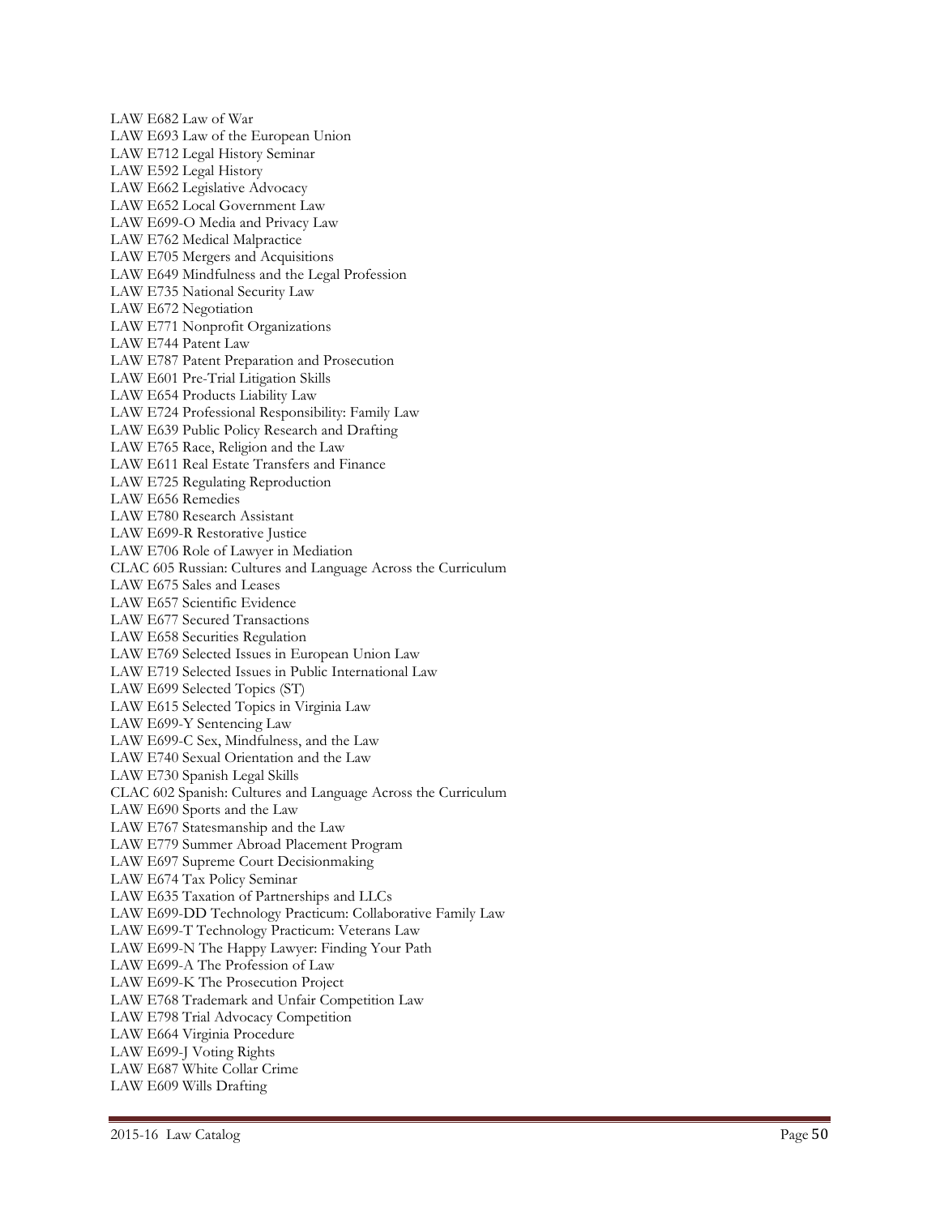LAW E682 Law of War
LAW E693 Law of the European Union
LAW E712 Legal History Seminar
LAW E592 Legal History
LAW E662 Legislative Advocacy
LAW E652 Local Government Law
LAW E699-O Media and Privacy Law
LAW E762 Medical Malpractice
LAW E705 Mergers and Acquisitions
LAW E649 Mindfulness and the Legal Profession
LAW E735 National Security Law
LAW E672 Negotiation
LAW E771 Nonprofit Organizations
LAW E744 Patent Law
LAW E787 Patent Preparation and Prosecution
LAW E601 Pre-Trial Litigation Skills
LAW E654 Products Liability Law
LAW E724 Professional Responsibility: Family Law
LAW E639 Public Policy Research and Drafting
LAW E765 Race, Religion and the Law
LAW E611 Real Estate Transfers and Finance
LAW E725 Regulating Reproduction
LAW E656 Remedies
LAW E780 Research Assistant
LAW E699-R Restorative Justice
LAW E706 Role of Lawyer in Mediation
CLAC 605 Russian: Cultures and Language Across the Curriculum
LAW E675 Sales and Leases
LAW E657 Scientific Evidence
LAW E677 Secured Transactions
LAW E658 Securities Regulation
LAW E769 Selected Issues in European Union Law
LAW E719 Selected Issues in Public International Law
LAW E699 Selected Topics (ST)
LAW E615 Selected Topics in Virginia Law
LAW E699-Y Sentencing Law
LAW E699-C Sex, Mindfulness, and the Law
LAW E740 Sexual Orientation and the Law
LAW E730 Spanish Legal Skills
CLAC 602 Spanish: Cultures and Language Across the Curriculum
LAW E690 Sports and the Law
LAW E767 Statesmanship and the Law
LAW E779 Summer Abroad Placement Program
LAW E697 Supreme Court Decisionmaking
LAW E674 Tax Policy Seminar
LAW E635 Taxation of Partnerships and LLCs
LAW E699-DD Technology Practicum: Collaborative Family Law
LAW E699-T Technology Practicum: Veterans Law
LAW E699-N The Happy Lawyer: Finding Your Path
LAW E699-A The Profession of Law
LAW E699-K The Prosecution Project
LAW E768 Trademark and Unfair Competition Law
LAW E798 Trial Advocacy Competition
LAW E664 Virginia Procedure
LAW E699-J Voting Rights
LAW E687 White Collar Crime
LAW E609 Wills Drafting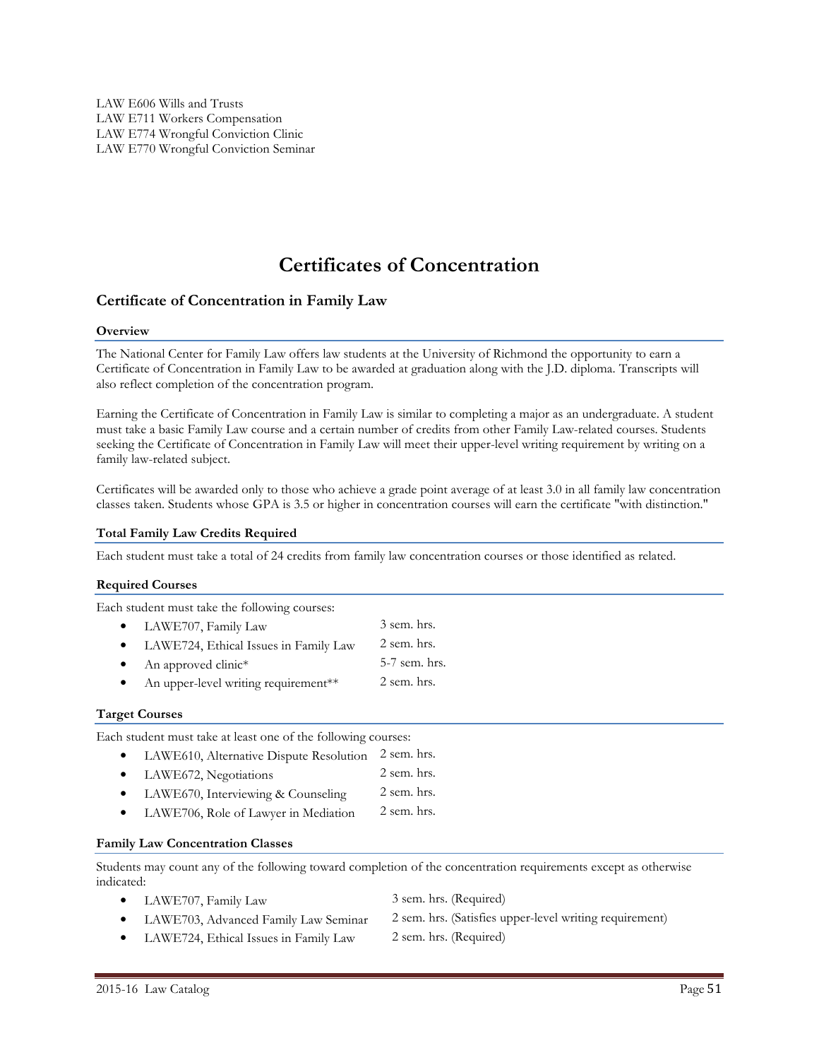LAW E606 Wills and Trusts
LAW E711 Workers Compensation
LAW E774 Wrongful Conviction Clinic
LAW E770 Wrongful Conviction Seminar

# Certificates of Concentration

## Certificate of Concentration in Family Law

### Overview

The National Center for Family Law offers law students at the University of Richmond the opportunity to earn a Certificate of Concentration in Family Law to be awarded at graduation along with the J.D. diploma. Transcripts will also reflect completion of the concentration program.

Earning the Certificate of Concentration in Family Law is similar to completing a major as an undergraduate. A student must take a basic Family Law course and a certain number of credits from other Family Law-related courses. Students seeking the Certificate of Concentration in Family Law will meet their upper-level writing requirement by writing on a family law-related subject.

Certificates will be awarded only to those who achieve a grade point average of at least 3.0 in all family law concentration classes taken. Students whose GPA is 3.5 or higher in concentration courses will earn the certificate "with distinction."

### Total Family Law Credits Required

Each student must take a total of 24 credits from family law concentration courses or those identified as related.

### Required Courses

Each student must take the following courses:

- LAWE707, Family Law — 3 sem. hrs.
- LAWE724, Ethical Issues in Family Law — 2 sem. hrs.
- An approved clinic* — 5-7 sem. hrs.
- An upper-level writing requirement** — 2 sem. hrs.

### Target Courses

Each student must take at least one of the following courses:

- LAWE610, Alternative Dispute Resolution — 2 sem. hrs.
- LAWE672, Negotiations — 2 sem. hrs.
- LAWE670, Interviewing & Counseling — 2 sem. hrs.
- LAWE706, Role of Lawyer in Mediation — 2 sem. hrs.

### Family Law Concentration Classes

Students may count any of the following toward completion of the concentration requirements except as otherwise indicated:

- LAWE707, Family Law — 3 sem. hrs. (Required)
- LAWE703, Advanced Family Law Seminar — 2 sem. hrs. (Satisfies upper-level writing requirement)
- LAWE724, Ethical Issues in Family Law — 2 sem. hrs. (Required)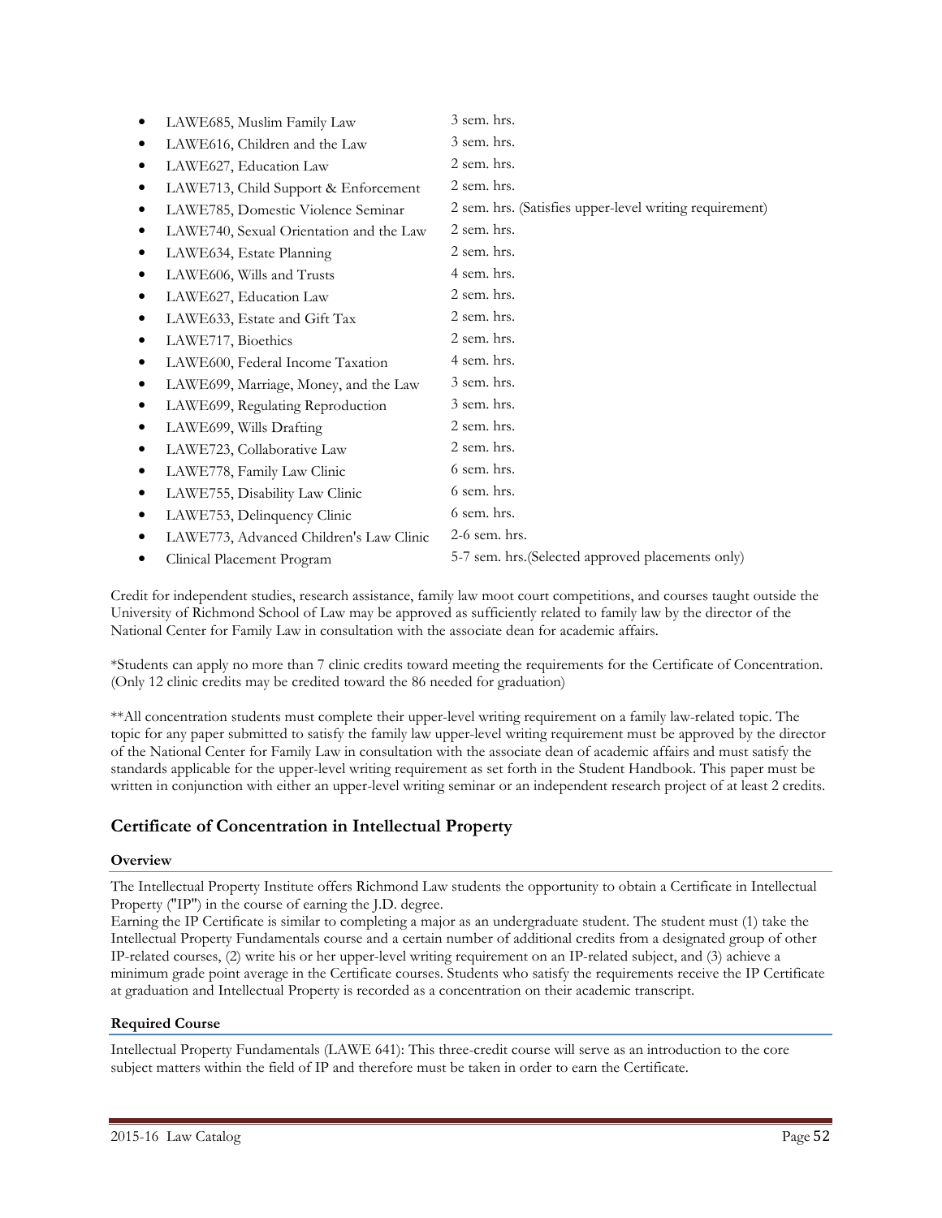- LAWE685, Muslim Family Law 3 sem. hrs.
- LAWE616, Children and the Law 3 sem. hrs.
- LAWE627, Education Law 2 sem. hrs.
- LAWE713, Child Support & Enforcement 2 sem. hrs.
- LAWE785, Domestic Violence Seminar 2 sem. hrs. (Satisfies upper-level writing requirement)
- LAWE740, Sexual Orientation and the Law 2 sem. hrs.
- LAWE634, Estate Planning 2 sem. hrs.
- LAWE606, Wills and Trusts 4 sem. hrs.
- LAWE627, Education Law 2 sem. hrs.
- LAWE633, Estate and Gift Tax 2 sem. hrs.
- LAWE717, Bioethics 2 sem. hrs.
- LAWE600, Federal Income Taxation 4 sem. hrs.
- LAWE699, Marriage, Money, and the Law 3 sem. hrs.
- LAWE699, Regulating Reproduction 3 sem. hrs.
- LAWE699, Wills Drafting 2 sem. hrs.
- LAWE723, Collaborative Law 2 sem. hrs.
- LAWE778, Family Law Clinic 6 sem. hrs.
- LAWE755, Disability Law Clinic 6 sem. hrs.
- LAWE753, Delinquency Clinic 6 sem. hrs.
- LAWE773, Advanced Children's Law Clinic 2-6 sem. hrs.
- Clinical Placement Program 5-7 sem. hrs.(Selected approved placements only)

Credit for independent studies, research assistance, family law moot court competitions, and courses taught outside the University of Richmond School of Law may be approved as sufficiently related to family law by the director of the National Center for Family Law in consultation with the associate dean for academic affairs.

*Students can apply no more than 7 clinic credits toward meeting the requirements for the Certificate of Concentration. (Only 12 clinic credits may be credited toward the 86 needed for graduation)

**All concentration students must complete their upper-level writing requirement on a family law-related topic. The topic for any paper submitted to satisfy the family law upper-level writing requirement must be approved by the director of the National Center for Family Law in consultation with the associate dean of academic affairs and must satisfy the standards applicable for the upper-level writing requirement as set forth in the Student Handbook. This paper must be written in conjunction with either an upper-level writing seminar or an independent research project of at least 2 credits.

## Certificate of Concentration in Intellectual Property

### Overview

The Intellectual Property Institute offers Richmond Law students the opportunity to obtain a Certificate in Intellectual Property ("IP") in the course of earning the J.D. degree.
Earning the IP Certificate is similar to completing a major as an undergraduate student. The student must (1) take the Intellectual Property Fundamentals course and a certain number of additional credits from a designated group of other IP-related courses, (2) write his or her upper-level writing requirement on an IP-related subject, and (3) achieve a minimum grade point average in the Certificate courses. Students who satisfy the requirements receive the IP Certificate at graduation and Intellectual Property is recorded as a concentration on their academic transcript.

### Required Course

Intellectual Property Fundamentals (LAWE 641): This three-credit course will serve as an introduction to the core subject matters within the field of IP and therefore must be taken in order to earn the Certificate.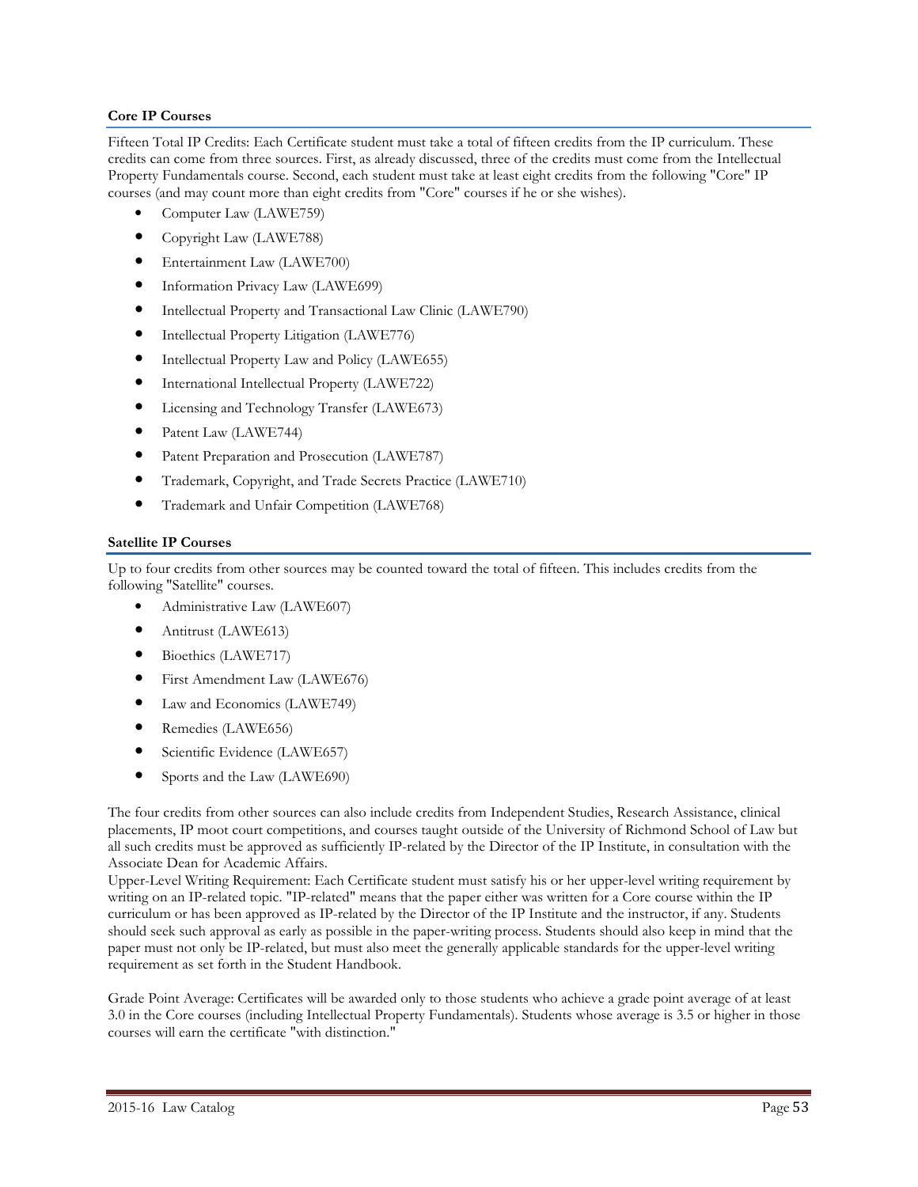### Core IP Courses

Fifteen Total IP Credits: Each Certificate student must take a total of fifteen credits from the IP curriculum. These credits can come from three sources. First, as already discussed, three of the credits must come from the Intellectual Property Fundamentals course. Second, each student must take at least eight credits from the following "Core" IP courses (and may count more than eight credits from "Core" courses if he or she wishes).

- Computer Law (LAWE759)
- Copyright Law (LAWE788)
- Entertainment Law (LAWE700)
- Information Privacy Law (LAWE699)
- Intellectual Property and Transactional Law Clinic (LAWE790)
- Intellectual Property Litigation (LAWE776)
- Intellectual Property Law and Policy (LAWE655)
- International Intellectual Property (LAWE722)
- Licensing and Technology Transfer (LAWE673)
- Patent Law (LAWE744)
- Patent Preparation and Prosecution (LAWE787)
- Trademark, Copyright, and Trade Secrets Practice (LAWE710)
- Trademark and Unfair Competition (LAWE768)

### Satellite IP Courses

Up to four credits from other sources may be counted toward the total of fifteen. This includes credits from the following "Satellite" courses.

- Administrative Law (LAWE607)
- Antitrust (LAWE613)
- Bioethics (LAWE717)
- First Amendment Law (LAWE676)
- Law and Economics (LAWE749)
- Remedies (LAWE656)
- Scientific Evidence (LAWE657)
- Sports and the Law (LAWE690)

The four credits from other sources can also include credits from Independent Studies, Research Assistance, clinical placements, IP moot court competitions, and courses taught outside of the University of Richmond School of Law but all such credits must be approved as sufficiently IP-related by the Director of the IP Institute, in consultation with the Associate Dean for Academic Affairs.

Upper-Level Writing Requirement: Each Certificate student must satisfy his or her upper-level writing requirement by writing on an IP-related topic. "IP-related" means that the paper either was written for a Core course within the IP curriculum or has been approved as IP-related by the Director of the IP Institute and the instructor, if any. Students should seek such approval as early as possible in the paper-writing process. Students should also keep in mind that the paper must not only be IP-related, but must also meet the generally applicable standards for the upper-level writing requirement as set forth in the Student Handbook.

Grade Point Average: Certificates will be awarded only to those students who achieve a grade point average of at least 3.0 in the Core courses (including Intellectual Property Fundamentals). Students whose average is 3.5 or higher in those courses will earn the certificate "with distinction."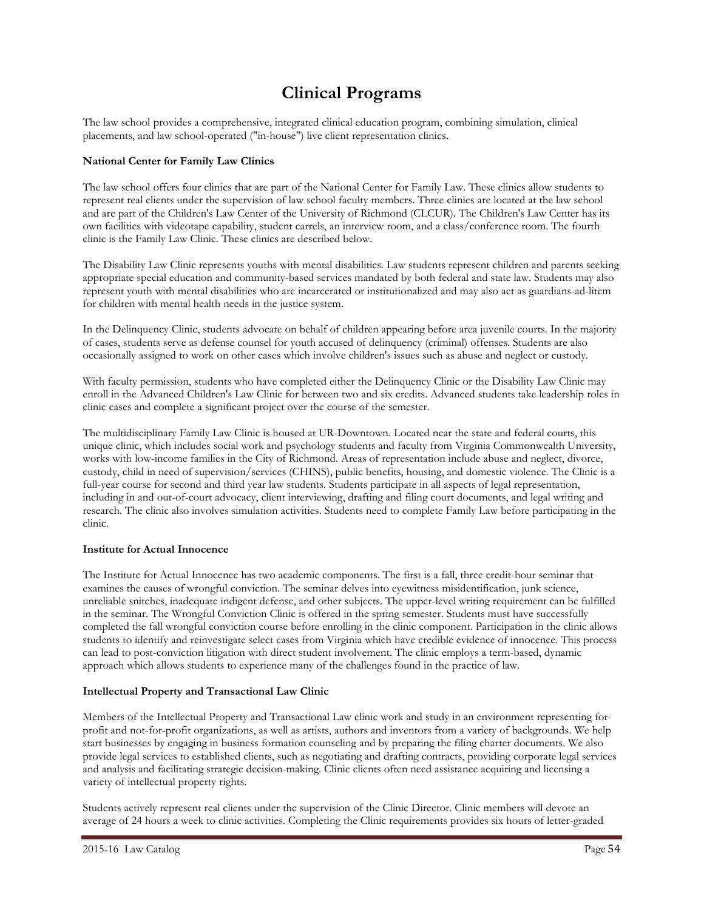# Clinical Programs

The law school provides a comprehensive, integrated clinical education program, combining simulation, clinical placements, and law school-operated ("in-house") live client representation clinics.

**National Center for Family Law Clinics**

The law school offers four clinics that are part of the National Center for Family Law. These clinics allow students to represent real clients under the supervision of law school faculty members. Three clinics are located at the law school and are part of the Children's Law Center of the University of Richmond (CLCUR). The Children's Law Center has its own facilities with videotape capability, student carrels, an interview room, and a class/conference room. The fourth clinic is the Family Law Clinic. These clinics are described below.

The Disability Law Clinic represents youths with mental disabilities. Law students represent children and parents seeking appropriate special education and community-based services mandated by both federal and state law. Students may also represent youth with mental disabilities who are incarcerated or institutionalized and may also act as guardians-ad-litem for children with mental health needs in the justice system.

In the Delinquency Clinic, students advocate on behalf of children appearing before area juvenile courts. In the majority of cases, students serve as defense counsel for youth accused of delinquency (criminal) offenses. Students are also occasionally assigned to work on other cases which involve children's issues such as abuse and neglect or custody.

With faculty permission, students who have completed either the Delinquency Clinic or the Disability Law Clinic may enroll in the Advanced Children's Law Clinic for between two and six credits. Advanced students take leadership roles in clinic cases and complete a significant project over the course of the semester.

The multidisciplinary Family Law Clinic is housed at UR-Downtown. Located near the state and federal courts, this unique clinic, which includes social work and psychology students and faculty from Virginia Commonwealth University, works with low-income families in the City of Richmond. Areas of representation include abuse and neglect, divorce, custody, child in need of supervision/services (CHINS), public benefits, housing, and domestic violence. The Clinic is a full-year course for second and third year law students. Students participate in all aspects of legal representation, including in and out-of-court advocacy, client interviewing, drafting and filing court documents, and legal writing and research. The clinic also involves simulation activities. Students need to complete Family Law before participating in the clinic.

**Institute for Actual Innocence**

The Institute for Actual Innocence has two academic components. The first is a fall, three credit-hour seminar that examines the causes of wrongful conviction. The seminar delves into eyewitness misidentification, junk science, unreliable snitches, inadequate indigent defense, and other subjects. The upper-level writing requirement can be fulfilled in the seminar. The Wrongful Conviction Clinic is offered in the spring semester. Students must have successfully completed the fall wrongful conviction course before enrolling in the clinic component. Participation in the clinic allows students to identify and reinvestigate select cases from Virginia which have credible evidence of innocence. This process can lead to post-conviction litigation with direct student involvement. The clinic employs a term-based, dynamic approach which allows students to experience many of the challenges found in the practice of law.

**Intellectual Property and Transactional Law Clinic**

Members of the Intellectual Property and Transactional Law clinic work and study in an environment representing for-profit and not-for-profit organizations, as well as artists, authors and inventors from a variety of backgrounds. We help start businesses by engaging in business formation counseling and by preparing the filing charter documents. We also provide legal services to established clients, such as negotiating and drafting contracts, providing corporate legal services and analysis and facilitating strategic decision-making. Clinic clients often need assistance acquiring and licensing a variety of intellectual property rights.

Students actively represent real clients under the supervision of the Clinic Director. Clinic members will devote an average of 24 hours a week to clinic activities. Completing the Clinic requirements provides six hours of letter-graded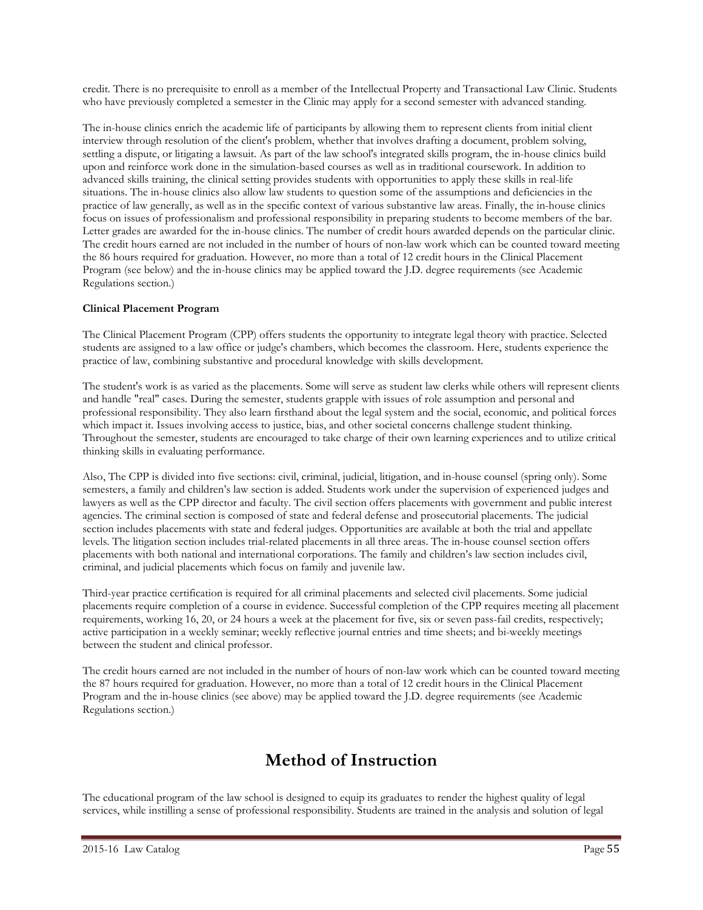credit. There is no prerequisite to enroll as a member of the Intellectual Property and Transactional Law Clinic. Students who have previously completed a semester in the Clinic may apply for a second semester with advanced standing.

The in-house clinics enrich the academic life of participants by allowing them to represent clients from initial client interview through resolution of the client's problem, whether that involves drafting a document, problem solving, settling a dispute, or litigating a lawsuit. As part of the law school's integrated skills program, the in-house clinics build upon and reinforce work done in the simulation-based courses as well as in traditional coursework. In addition to advanced skills training, the clinical setting provides students with opportunities to apply these skills in real-life situations. The in-house clinics also allow law students to question some of the assumptions and deficiencies in the practice of law generally, as well as in the specific context of various substantive law areas. Finally, the in-house clinics focus on issues of professionalism and professional responsibility in preparing students to become members of the bar. Letter grades are awarded for the in-house clinics. The number of credit hours awarded depends on the particular clinic. The credit hours earned are not included in the number of hours of non-law work which can be counted toward meeting the 86 hours required for graduation. However, no more than a total of 12 credit hours in the Clinical Placement Program (see below) and the in-house clinics may be applied toward the J.D. degree requirements (see Academic Regulations section.)

**Clinical Placement Program**

The Clinical Placement Program (CPP) offers students the opportunity to integrate legal theory with practice. Selected students are assigned to a law office or judge's chambers, which becomes the classroom. Here, students experience the practice of law, combining substantive and procedural knowledge with skills development.

The student's work is as varied as the placements. Some will serve as student law clerks while others will represent clients and handle "real" cases. During the semester, students grapple with issues of role assumption and personal and professional responsibility. They also learn firsthand about the legal system and the social, economic, and political forces which impact it. Issues involving access to justice, bias, and other societal concerns challenge student thinking. Throughout the semester, students are encouraged to take charge of their own learning experiences and to utilize critical thinking skills in evaluating performance.

Also, The CPP is divided into five sections: civil, criminal, judicial, litigation, and in-house counsel (spring only). Some semesters, a family and children's law section is added. Students work under the supervision of experienced judges and lawyers as well as the CPP director and faculty. The civil section offers placements with government and public interest agencies. The criminal section is composed of state and federal defense and prosecutorial placements. The judicial section includes placements with state and federal judges. Opportunities are available at both the trial and appellate levels. The litigation section includes trial-related placements in all three areas. The in-house counsel section offers placements with both national and international corporations. The family and children's law section includes civil, criminal, and judicial placements which focus on family and juvenile law.

Third-year practice certification is required for all criminal placements and selected civil placements. Some judicial placements require completion of a course in evidence. Successful completion of the CPP requires meeting all placement requirements, working 16, 20, or 24 hours a week at the placement for five, six or seven pass-fail credits, respectively; active participation in a weekly seminar; weekly reflective journal entries and time sheets; and bi-weekly meetings between the student and clinical professor.

The credit hours earned are not included in the number of hours of non-law work which can be counted toward meeting the 87 hours required for graduation. However, no more than a total of 12 credit hours in the Clinical Placement Program and the in-house clinics (see above) may be applied toward the J.D. degree requirements (see Academic Regulations section.)

# Method of Instruction

The educational program of the law school is designed to equip its graduates to render the highest quality of legal services, while instilling a sense of professional responsibility. Students are trained in the analysis and solution of legal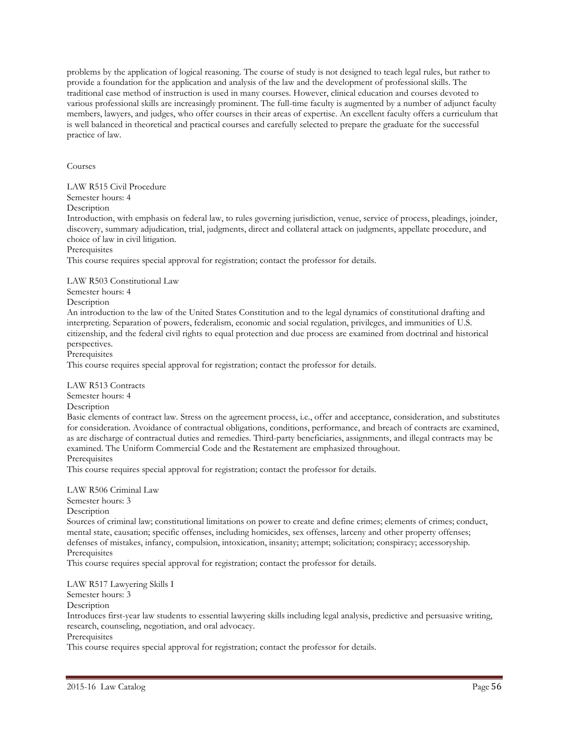problems by the application of logical reasoning. The course of study is not designed to teach legal rules, but rather to provide a foundation for the application and analysis of the law and the development of professional skills. The traditional case method of instruction is used in many courses. However, clinical education and courses devoted to various professional skills are increasingly prominent. The full-time faculty is augmented by a number of adjunct faculty members, lawyers, and judges, who offer courses in their areas of expertise. An excellent faculty offers a curriculum that is well balanced in theoretical and practical courses and carefully selected to prepare the graduate for the successful practice of law.

Courses

LAW R515 Civil Procedure
Semester hours: 4
Description
Introduction, with emphasis on federal law, to rules governing jurisdiction, venue, service of process, pleadings, joinder, discovery, summary adjudication, trial, judgments, direct and collateral attack on judgments, appellate procedure, and choice of law in civil litigation.
Prerequisites
This course requires special approval for registration; contact the professor for details.

LAW R503 Constitutional Law
Semester hours: 4
Description
An introduction to the law of the United States Constitution and to the legal dynamics of constitutional drafting and interpreting. Separation of powers, federalism, economic and social regulation, privileges, and immunities of U.S. citizenship, and the federal civil rights to equal protection and due process are examined from doctrinal and historical perspectives.
Prerequisites
This course requires special approval for registration; contact the professor for details.

LAW R513 Contracts
Semester hours: 4
Description
Basic elements of contract law. Stress on the agreement process, i.e., offer and acceptance, consideration, and substitutes for consideration. Avoidance of contractual obligations, conditions, performance, and breach of contracts are examined, as are discharge of contractual duties and remedies. Third-party beneficiaries, assignments, and illegal contracts may be examined. The Uniform Commercial Code and the Restatement are emphasized throughout.
Prerequisites
This course requires special approval for registration; contact the professor for details.

LAW R506 Criminal Law
Semester hours: 3
Description
Sources of criminal law; constitutional limitations on power to create and define crimes; elements of crimes; conduct, mental state, causation; specific offenses, including homicides, sex offenses, larceny and other property offenses; defenses of mistakes, infancy, compulsion, intoxication, insanity; attempt; solicitation; conspiracy; accessoryship.
Prerequisites
This course requires special approval for registration; contact the professor for details.

LAW R517 Lawyering Skills I
Semester hours: 3
Description
Introduces first-year law students to essential lawyering skills including legal analysis, predictive and persuasive writing, research, counseling, negotiation, and oral advocacy.
Prerequisites
This course requires special approval for registration; contact the professor for details.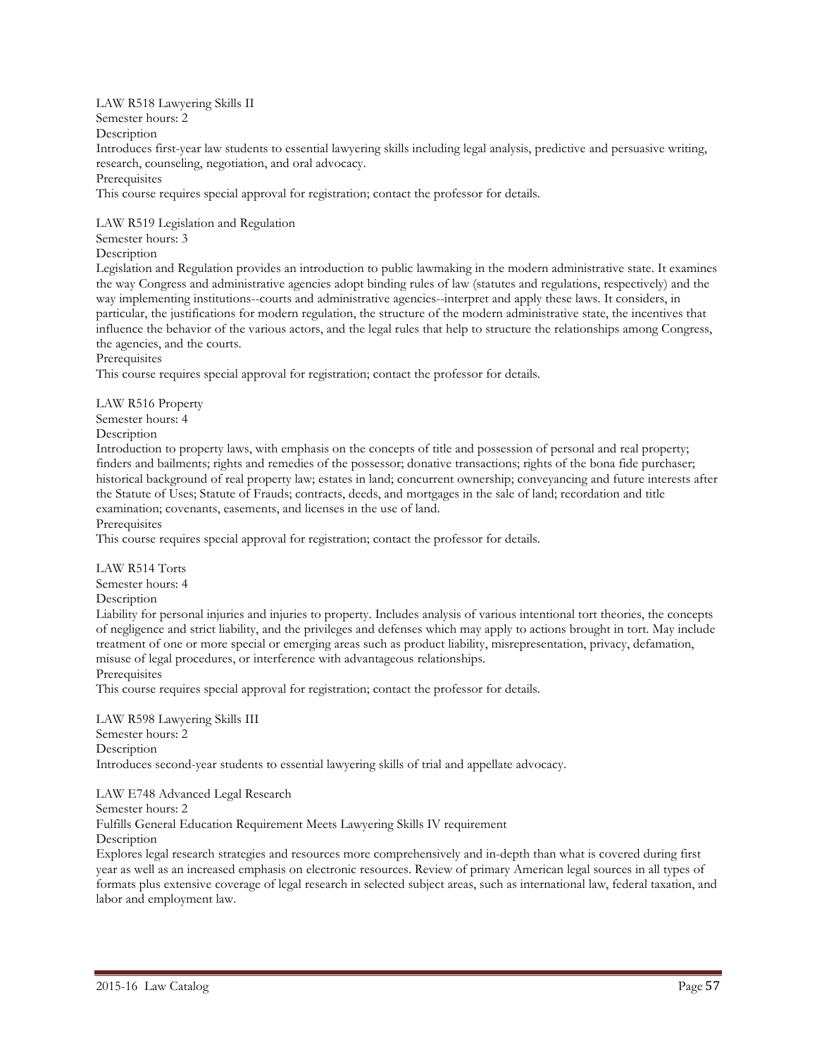LAW R518 Lawyering Skills II

Semester hours: 2

Description

Introduces first-year law students to essential lawyering skills including legal analysis, predictive and persuasive writing, research, counseling, negotiation, and oral advocacy.

Prerequisites

This course requires special approval for registration; contact the professor for details.

LAW R519 Legislation and Regulation

Semester hours: 3

Description

Legislation and Regulation provides an introduction to public lawmaking in the modern administrative state. It examines the way Congress and administrative agencies adopt binding rules of law (statutes and regulations, respectively) and the way implementing institutions--courts and administrative agencies--interpret and apply these laws. It considers, in particular, the justifications for modern regulation, the structure of the modern administrative state, the incentives that influence the behavior of the various actors, and the legal rules that help to structure the relationships among Congress, the agencies, and the courts.

Prerequisites

This course requires special approval for registration; contact the professor for details.

LAW R516 Property

Semester hours: 4

Description

Introduction to property laws, with emphasis on the concepts of title and possession of personal and real property; finders and bailments; rights and remedies of the possessor; donative transactions; rights of the bona fide purchaser; historical background of real property law; estates in land; concurrent ownership; conveyancing and future interests after the Statute of Uses; Statute of Frauds; contracts, deeds, and mortgages in the sale of land; recordation and title examination; covenants, easements, and licenses in the use of land.

Prerequisites

This course requires special approval for registration; contact the professor for details.

LAW R514 Torts

Semester hours: 4

Description

Liability for personal injuries and injuries to property. Includes analysis of various intentional tort theories, the concepts of negligence and strict liability, and the privileges and defenses which may apply to actions brought in tort. May include treatment of one or more special or emerging areas such as product liability, misrepresentation, privacy, defamation, misuse of legal procedures, or interference with advantageous relationships.

Prerequisites

This course requires special approval for registration; contact the professor for details.

LAW R598 Lawyering Skills III

Semester hours: 2

Description

Introduces second-year students to essential lawyering skills of trial and appellate advocacy.

LAW E748 Advanced Legal Research

Semester hours: 2

Fulfills General Education Requirement Meets Lawyering Skills IV requirement

Description

Explores legal research strategies and resources more comprehensively and in-depth than what is covered during first year as well as an increased emphasis on electronic resources. Review of primary American legal sources in all types of formats plus extensive coverage of legal research in selected subject areas, such as international law, federal taxation, and labor and employment law.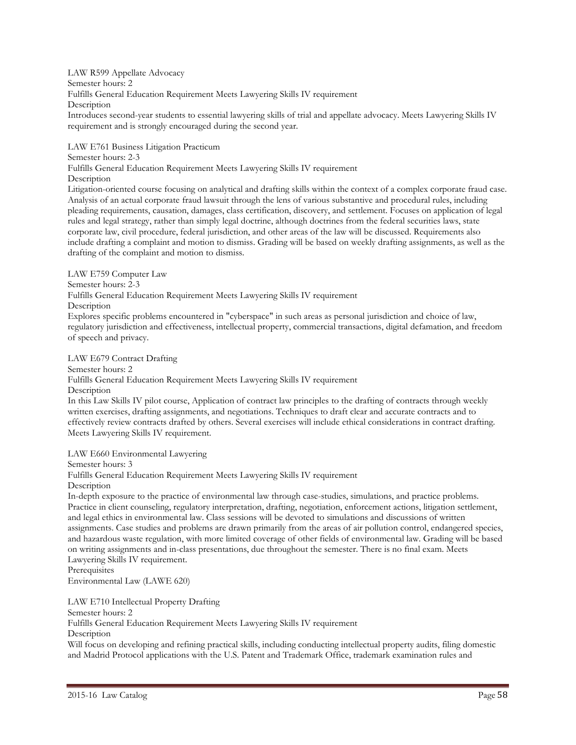LAW R599 Appellate Advocacy
Semester hours: 2
Fulfills General Education Requirement Meets Lawyering Skills IV requirement
Description
Introduces second-year students to essential lawyering skills of trial and appellate advocacy. Meets Lawyering Skills IV requirement and is strongly encouraged during the second year.

LAW E761 Business Litigation Practicum
Semester hours: 2-3
Fulfills General Education Requirement Meets Lawyering Skills IV requirement
Description
Litigation-oriented course focusing on analytical and drafting skills within the context of a complex corporate fraud case. Analysis of an actual corporate fraud lawsuit through the lens of various substantive and procedural rules, including pleading requirements, causation, damages, class certification, discovery, and settlement. Focuses on application of legal rules and legal strategy, rather than simply legal doctrine, although doctrines from the federal securities laws, state corporate law, civil procedure, federal jurisdiction, and other areas of the law will be discussed. Requirements also include drafting a complaint and motion to dismiss. Grading will be based on weekly drafting assignments, as well as the drafting of the complaint and motion to dismiss.

LAW E759 Computer Law
Semester hours: 2-3
Fulfills General Education Requirement Meets Lawyering Skills IV requirement
Description
Explores specific problems encountered in "cyberspace" in such areas as personal jurisdiction and choice of law, regulatory jurisdiction and effectiveness, intellectual property, commercial transactions, digital defamation, and freedom of speech and privacy.

LAW E679 Contract Drafting
Semester hours: 2
Fulfills General Education Requirement Meets Lawyering Skills IV requirement
Description
In this Law Skills IV pilot course, Application of contract law principles to the drafting of contracts through weekly written exercises, drafting assignments, and negotiations. Techniques to draft clear and accurate contracts and to effectively review contracts drafted by others. Several exercises will include ethical considerations in contract drafting. Meets Lawyering Skills IV requirement.

LAW E660 Environmental Lawyering
Semester hours: 3
Fulfills General Education Requirement Meets Lawyering Skills IV requirement
Description
In-depth exposure to the practice of environmental law through case-studies, simulations, and practice problems. Practice in client counseling, regulatory interpretation, drafting, negotiation, enforcement actions, litigation settlement, and legal ethics in environmental law. Class sessions will be devoted to simulations and discussions of written assignments. Case studies and problems are drawn primarily from the areas of air pollution control, endangered species, and hazardous waste regulation, with more limited coverage of other fields of environmental law. Grading will be based on writing assignments and in-class presentations, due throughout the semester. There is no final exam. Meets Lawyering Skills IV requirement.
Prerequisites
Environmental Law (LAWE 620)

LAW E710 Intellectual Property Drafting
Semester hours: 2
Fulfills General Education Requirement Meets Lawyering Skills IV requirement
Description
Will focus on developing and refining practical skills, including conducting intellectual property audits, filing domestic and Madrid Protocol applications with the U.S. Patent and Trademark Office, trademark examination rules and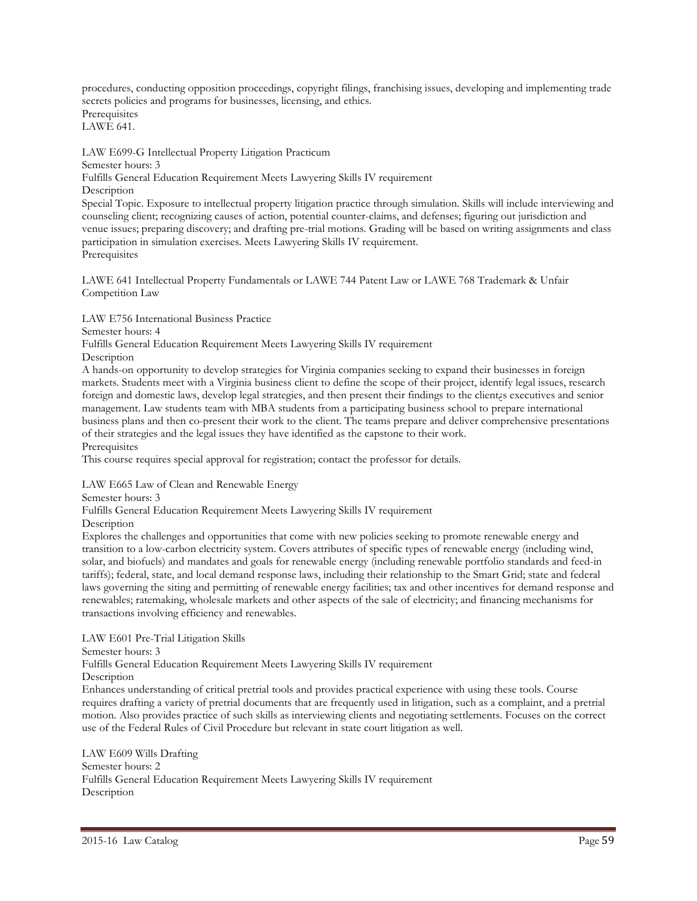procedures, conducting opposition proceedings, copyright filings, franchising issues, developing and implementing trade secrets policies and programs for businesses, licensing, and ethics.

Prerequisites

LAWE 641.

LAW E699-G Intellectual Property Litigation Practicum

Semester hours: 3

Fulfills General Education Requirement Meets Lawyering Skills IV requirement

Description

Special Topic. Exposure to intellectual property litigation practice through simulation. Skills will include interviewing and counseling client; recognizing causes of action, potential counter-claims, and defenses; figuring out jurisdiction and venue issues; preparing discovery; and drafting pre-trial motions. Grading will be based on writing assignments and class participation in simulation exercises. Meets Lawyering Skills IV requirement.

Prerequisites

LAWE 641 Intellectual Property Fundamentals or LAWE 744 Patent Law or LAWE 768 Trademark & Unfair Competition Law

LAW E756 International Business Practice

Semester hours: 4

Fulfills General Education Requirement Meets Lawyering Skills IV requirement

Description

A hands-on opportunity to develop strategies for Virginia companies seeking to expand their businesses in foreign markets. Students meet with a Virginia business client to define the scope of their project, identify legal issues, research foreign and domestic laws, develop legal strategies, and then present their findings to the client¿s executives and senior management. Law students team with MBA students from a participating business school to prepare international business plans and then co-present their work to the client. The teams prepare and deliver comprehensive presentations of their strategies and the legal issues they have identified as the capstone to their work.

Prerequisites

This course requires special approval for registration; contact the professor for details.

LAW E665 Law of Clean and Renewable Energy

Semester hours: 3

Fulfills General Education Requirement Meets Lawyering Skills IV requirement

Description

Explores the challenges and opportunities that come with new policies seeking to promote renewable energy and transition to a low-carbon electricity system. Covers attributes of specific types of renewable energy (including wind, solar, and biofuels) and mandates and goals for renewable energy (including renewable portfolio standards and feed-in tariffs); federal, state, and local demand response laws, including their relationship to the Smart Grid; state and federal laws governing the siting and permitting of renewable energy facilities; tax and other incentives for demand response and renewables; ratemaking, wholesale markets and other aspects of the sale of electricity; and financing mechanisms for transactions involving efficiency and renewables.

LAW E601 Pre-Trial Litigation Skills

Semester hours: 3

Fulfills General Education Requirement Meets Lawyering Skills IV requirement

Description

Enhances understanding of critical pretrial tools and provides practical experience with using these tools. Course requires drafting a variety of pretrial documents that are frequently used in litigation, such as a complaint, and a pretrial motion. Also provides practice of such skills as interviewing clients and negotiating settlements. Focuses on the correct use of the Federal Rules of Civil Procedure but relevant in state court litigation as well.

LAW E609 Wills Drafting

Semester hours: 2

Fulfills General Education Requirement Meets Lawyering Skills IV requirement

Description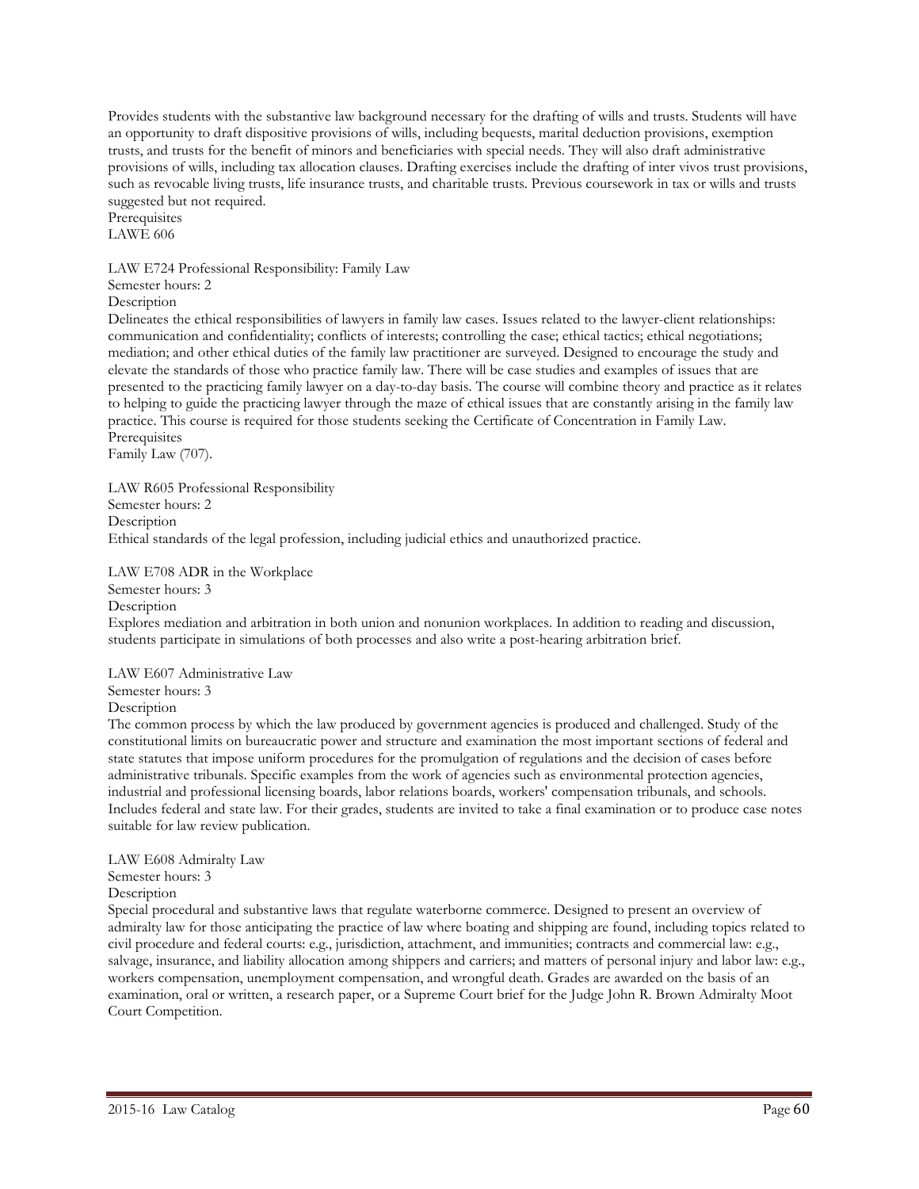Provides students with the substantive law background necessary for the drafting of wills and trusts. Students will have an opportunity to draft dispositive provisions of wills, including bequests, marital deduction provisions, exemption trusts, and trusts for the benefit of minors and beneficiaries with special needs. They will also draft administrative provisions of wills, including tax allocation clauses. Drafting exercises include the drafting of inter vivos trust provisions, such as revocable living trusts, life insurance trusts, and charitable trusts. Previous coursework in tax or wills and trusts suggested but not required.
Prerequisites
LAWE 606

LAW E724 Professional Responsibility: Family Law
Semester hours: 2
Description
Delineates the ethical responsibilities of lawyers in family law cases. Issues related to the lawyer-client relationships: communication and confidentiality; conflicts of interests; controlling the case; ethical tactics; ethical negotiations; mediation; and other ethical duties of the family law practitioner are surveyed. Designed to encourage the study and elevate the standards of those who practice family law. There will be case studies and examples of issues that are presented to the practicing family lawyer on a day-to-day basis. The course will combine theory and practice as it relates to helping to guide the practicing lawyer through the maze of ethical issues that are constantly arising in the family law practice. This course is required for those students seeking the Certificate of Concentration in Family Law.
Prerequisites
Family Law (707).

LAW R605 Professional Responsibility
Semester hours: 2
Description
Ethical standards of the legal profession, including judicial ethics and unauthorized practice.

LAW E708 ADR in the Workplace
Semester hours: 3
Description
Explores mediation and arbitration in both union and nonunion workplaces. In addition to reading and discussion, students participate in simulations of both processes and also write a post-hearing arbitration brief.

LAW E607 Administrative Law
Semester hours: 3
Description
The common process by which the law produced by government agencies is produced and challenged. Study of the constitutional limits on bureaucratic power and structure and examination the most important sections of federal and state statutes that impose uniform procedures for the promulgation of regulations and the decision of cases before administrative tribunals. Specific examples from the work of agencies such as environmental protection agencies, industrial and professional licensing boards, labor relations boards, workers' compensation tribunals, and schools. Includes federal and state law. For their grades, students are invited to take a final examination or to produce case notes suitable for law review publication.

LAW E608 Admiralty Law
Semester hours: 3
Description
Special procedural and substantive laws that regulate waterborne commerce. Designed to present an overview of admiralty law for those anticipating the practice of law where boating and shipping are found, including topics related to civil procedure and federal courts: e.g., jurisdiction, attachment, and immunities; contracts and commercial law: e.g., salvage, insurance, and liability allocation among shippers and carriers; and matters of personal injury and labor law: e.g., workers compensation, unemployment compensation, and wrongful death. Grades are awarded on the basis of an examination, oral or written, a research paper, or a Supreme Court brief for the Judge John R. Brown Admiralty Moot Court Competition.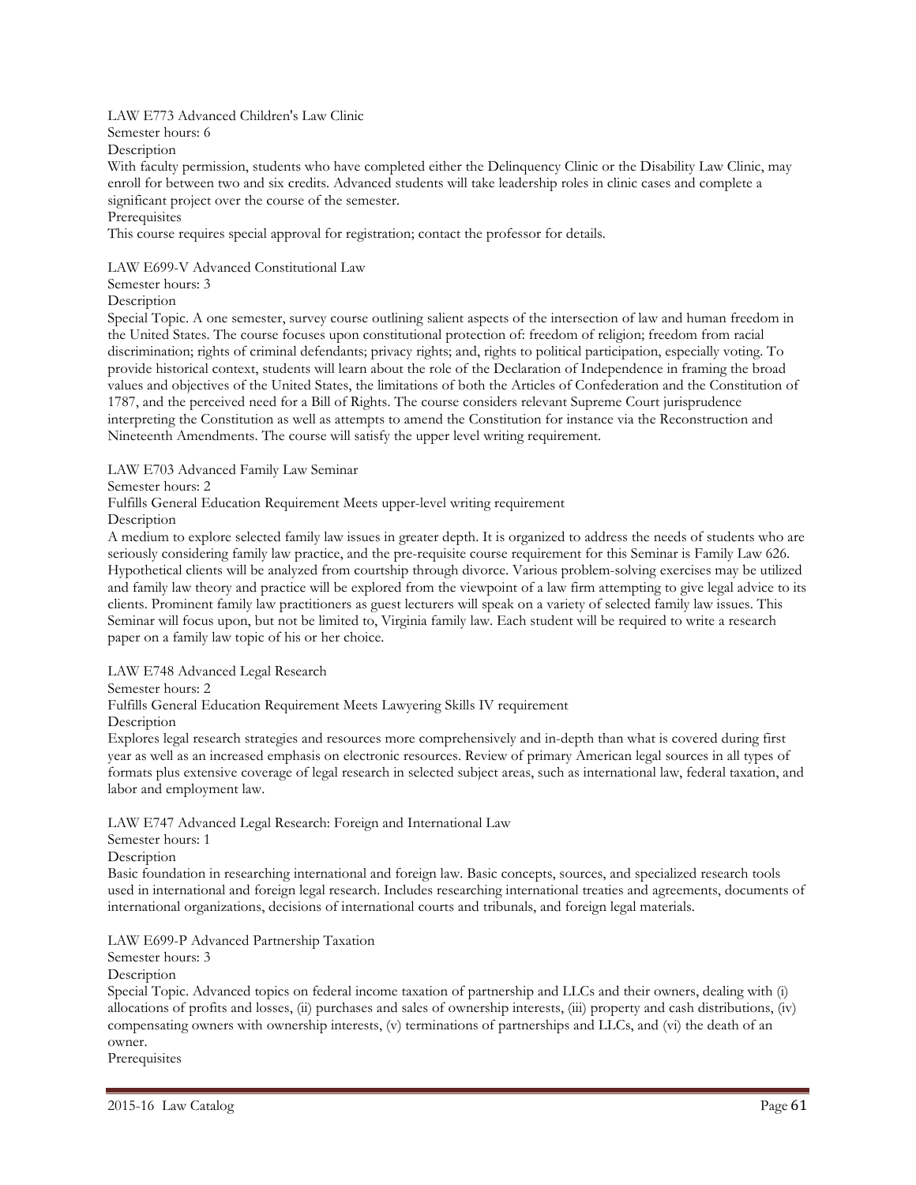LAW E773 Advanced Children's Law Clinic

Semester hours: 6

Description

With faculty permission, students who have completed either the Delinquency Clinic or the Disability Law Clinic, may enroll for between two and six credits. Advanced students will take leadership roles in clinic cases and complete a significant project over the course of the semester.

Prerequisites

This course requires special approval for registration; contact the professor for details.

LAW E699-V Advanced Constitutional Law

Semester hours: 3

Description

Special Topic. A one semester, survey course outlining salient aspects of the intersection of law and human freedom in the United States. The course focuses upon constitutional protection of: freedom of religion; freedom from racial discrimination; rights of criminal defendants; privacy rights; and, rights to political participation, especially voting. To provide historical context, students will learn about the role of the Declaration of Independence in framing the broad values and objectives of the United States, the limitations of both the Articles of Confederation and the Constitution of 1787, and the perceived need for a Bill of Rights. The course considers relevant Supreme Court jurisprudence interpreting the Constitution as well as attempts to amend the Constitution for instance via the Reconstruction and Nineteenth Amendments. The course will satisfy the upper level writing requirement.

LAW E703 Advanced Family Law Seminar

Semester hours: 2

Fulfills General Education Requirement Meets upper-level writing requirement

Description

A medium to explore selected family law issues in greater depth. It is organized to address the needs of students who are seriously considering family law practice, and the pre-requisite course requirement for this Seminar is Family Law 626. Hypothetical clients will be analyzed from courtship through divorce. Various problem-solving exercises may be utilized and family law theory and practice will be explored from the viewpoint of a law firm attempting to give legal advice to its clients. Prominent family law practitioners as guest lecturers will speak on a variety of selected family law issues. This Seminar will focus upon, but not be limited to, Virginia family law. Each student will be required to write a research paper on a family law topic of his or her choice.

LAW E748 Advanced Legal Research

Semester hours: 2

Fulfills General Education Requirement Meets Lawyering Skills IV requirement

Description

Explores legal research strategies and resources more comprehensively and in-depth than what is covered during first year as well as an increased emphasis on electronic resources. Review of primary American legal sources in all types of formats plus extensive coverage of legal research in selected subject areas, such as international law, federal taxation, and labor and employment law.

LAW E747 Advanced Legal Research: Foreign and International Law

Semester hours: 1

Description

Basic foundation in researching international and foreign law. Basic concepts, sources, and specialized research tools used in international and foreign legal research. Includes researching international treaties and agreements, documents of international organizations, decisions of international courts and tribunals, and foreign legal materials.

LAW E699-P Advanced Partnership Taxation

Semester hours: 3

Description

Special Topic. Advanced topics on federal income taxation of partnership and LLCs and their owners, dealing with (i) allocations of profits and losses, (ii) purchases and sales of ownership interests, (iii) property and cash distributions, (iv) compensating owners with ownership interests, (v) terminations of partnerships and LLCs, and (vi) the death of an owner.

Prerequisites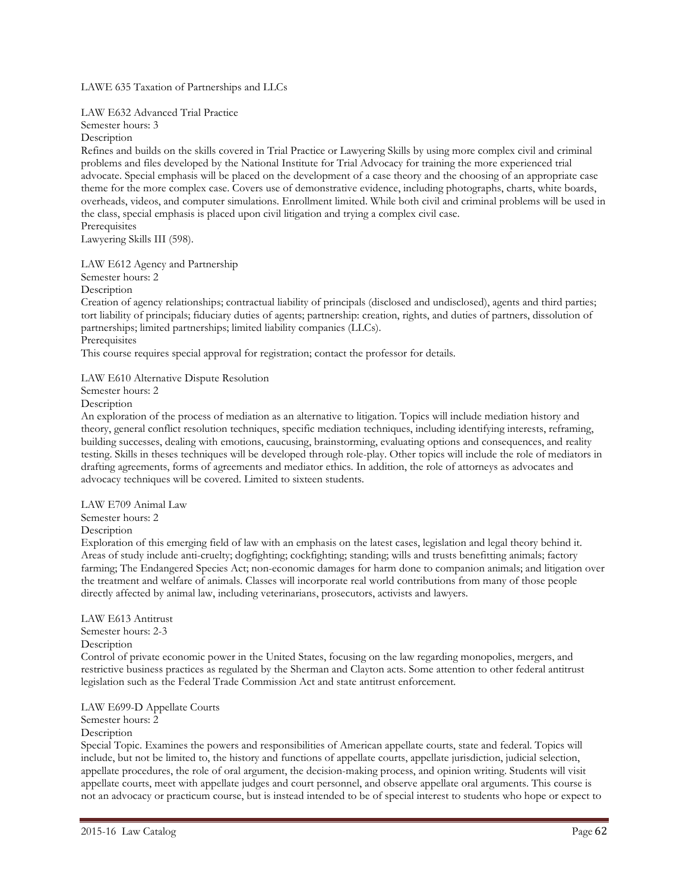LAWE 635 Taxation of Partnerships and LLCs

LAW E632 Advanced Trial Practice
Semester hours: 3
Description
Refines and builds on the skills covered in Trial Practice or Lawyering Skills by using more complex civil and criminal problems and files developed by the National Institute for Trial Advocacy for training the more experienced trial advocate. Special emphasis will be placed on the development of a case theory and the choosing of an appropriate case theme for the more complex case. Covers use of demonstrative evidence, including photographs, charts, white boards, overheads, videos, and computer simulations. Enrollment limited. While both civil and criminal problems will be used in the class, special emphasis is placed upon civil litigation and trying a complex civil case.
Prerequisites
Lawyering Skills III (598).

LAW E612 Agency and Partnership
Semester hours: 2
Description
Creation of agency relationships; contractual liability of principals (disclosed and undisclosed), agents and third parties; tort liability of principals; fiduciary duties of agents; partnership: creation, rights, and duties of partners, dissolution of partnerships; limited partnerships; limited liability companies (LLCs).
Prerequisites
This course requires special approval for registration; contact the professor for details.

LAW E610 Alternative Dispute Resolution
Semester hours: 2
Description
An exploration of the process of mediation as an alternative to litigation. Topics will include mediation history and theory, general conflict resolution techniques, specific mediation techniques, including identifying interests, reframing, building successes, dealing with emotions, caucusing, brainstorming, evaluating options and consequences, and reality testing. Skills in theses techniques will be developed through role-play. Other topics will include the role of mediators in drafting agreements, forms of agreements and mediator ethics. In addition, the role of attorneys as advocates and advocacy techniques will be covered. Limited to sixteen students.

LAW E709 Animal Law
Semester hours: 2
Description
Exploration of this emerging field of law with an emphasis on the latest cases, legislation and legal theory behind it. Areas of study include anti-cruelty; dogfighting; cockfighting; standing; wills and trusts benefitting animals; factory farming; The Endangered Species Act; non-economic damages for harm done to companion animals; and litigation over the treatment and welfare of animals. Classes will incorporate real world contributions from many of those people directly affected by animal law, including veterinarians, prosecutors, activists and lawyers.

LAW E613 Antitrust
Semester hours: 2-3
Description
Control of private economic power in the United States, focusing on the law regarding monopolies, mergers, and restrictive business practices as regulated by the Sherman and Clayton acts. Some attention to other federal antitrust legislation such as the Federal Trade Commission Act and state antitrust enforcement.

LAW E699-D Appellate Courts
Semester hours: 2
Description
Special Topic. Examines the powers and responsibilities of American appellate courts, state and federal. Topics will include, but not be limited to, the history and functions of appellate courts, appellate jurisdiction, judicial selection, appellate procedures, the role of oral argument, the decision-making process, and opinion writing. Students will visit appellate courts, meet with appellate judges and court personnel, and observe appellate oral arguments. This course is not an advocacy or practicum course, but is instead intended to be of special interest to students who hope or expect to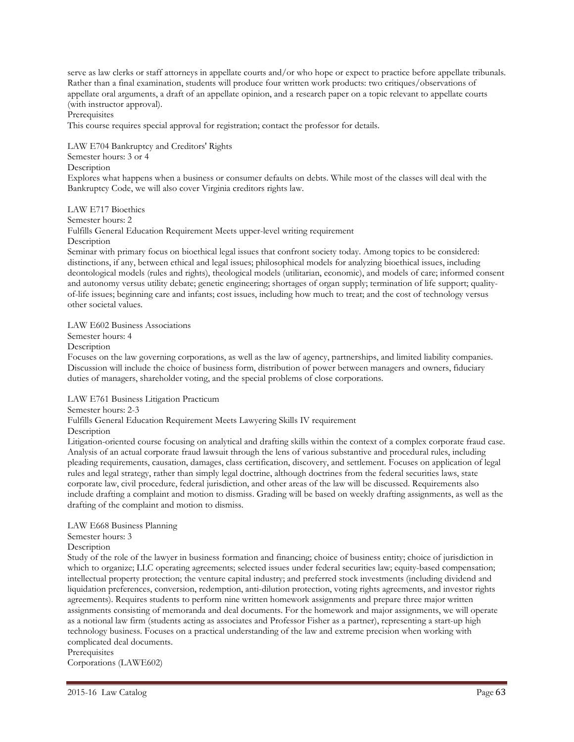serve as law clerks or staff attorneys in appellate courts and/or who hope or expect to practice before appellate tribunals. Rather than a final examination, students will produce four written work products: two critiques/observations of appellate oral arguments, a draft of an appellate opinion, and a research paper on a topic relevant to appellate courts (with instructor approval).

Prerequisites

This course requires special approval for registration; contact the professor for details.

LAW E704 Bankruptcy and Creditors' Rights

Semester hours: 3 or 4

Description

Explores what happens when a business or consumer defaults on debts. While most of the classes will deal with the Bankruptcy Code, we will also cover Virginia creditors rights law.

LAW E717 Bioethics

Semester hours: 2

Fulfills General Education Requirement Meets upper-level writing requirement

Description

Seminar with primary focus on bioethical legal issues that confront society today. Among topics to be considered: distinctions, if any, between ethical and legal issues; philosophical models for analyzing bioethical issues, including deontological models (rules and rights), theological models (utilitarian, economic), and models of care; informed consent and autonomy versus utility debate; genetic engineering; shortages of organ supply; termination of life support; quality-of-life issues; beginning care and infants; cost issues, including how much to treat; and the cost of technology versus other societal values.

LAW E602 Business Associations

Semester hours: 4

Description

Focuses on the law governing corporations, as well as the law of agency, partnerships, and limited liability companies. Discussion will include the choice of business form, distribution of power between managers and owners, fiduciary duties of managers, shareholder voting, and the special problems of close corporations.

LAW E761 Business Litigation Practicum

Semester hours: 2-3

Fulfills General Education Requirement Meets Lawyering Skills IV requirement

Description

Litigation-oriented course focusing on analytical and drafting skills within the context of a complex corporate fraud case. Analysis of an actual corporate fraud lawsuit through the lens of various substantive and procedural rules, including pleading requirements, causation, damages, class certification, discovery, and settlement. Focuses on application of legal rules and legal strategy, rather than simply legal doctrine, although doctrines from the federal securities laws, state corporate law, civil procedure, federal jurisdiction, and other areas of the law will be discussed. Requirements also include drafting a complaint and motion to dismiss. Grading will be based on weekly drafting assignments, as well as the drafting of the complaint and motion to dismiss.

LAW E668 Business Planning

Semester hours: 3

Description

Study of the role of the lawyer in business formation and financing; choice of business entity; choice of jurisdiction in which to organize; LLC operating agreements; selected issues under federal securities law; equity-based compensation; intellectual property protection; the venture capital industry; and preferred stock investments (including dividend and liquidation preferences, conversion, redemption, anti-dilution protection, voting rights agreements, and investor rights agreements). Requires students to perform nine written homework assignments and prepare three major written assignments consisting of memoranda and deal documents. For the homework and major assignments, we will operate as a notional law firm (students acting as associates and Professor Fisher as a partner), representing a start-up high technology business. Focuses on a practical understanding of the law and extreme precision when working with complicated deal documents.

Prerequisites

Corporations (LAWE602)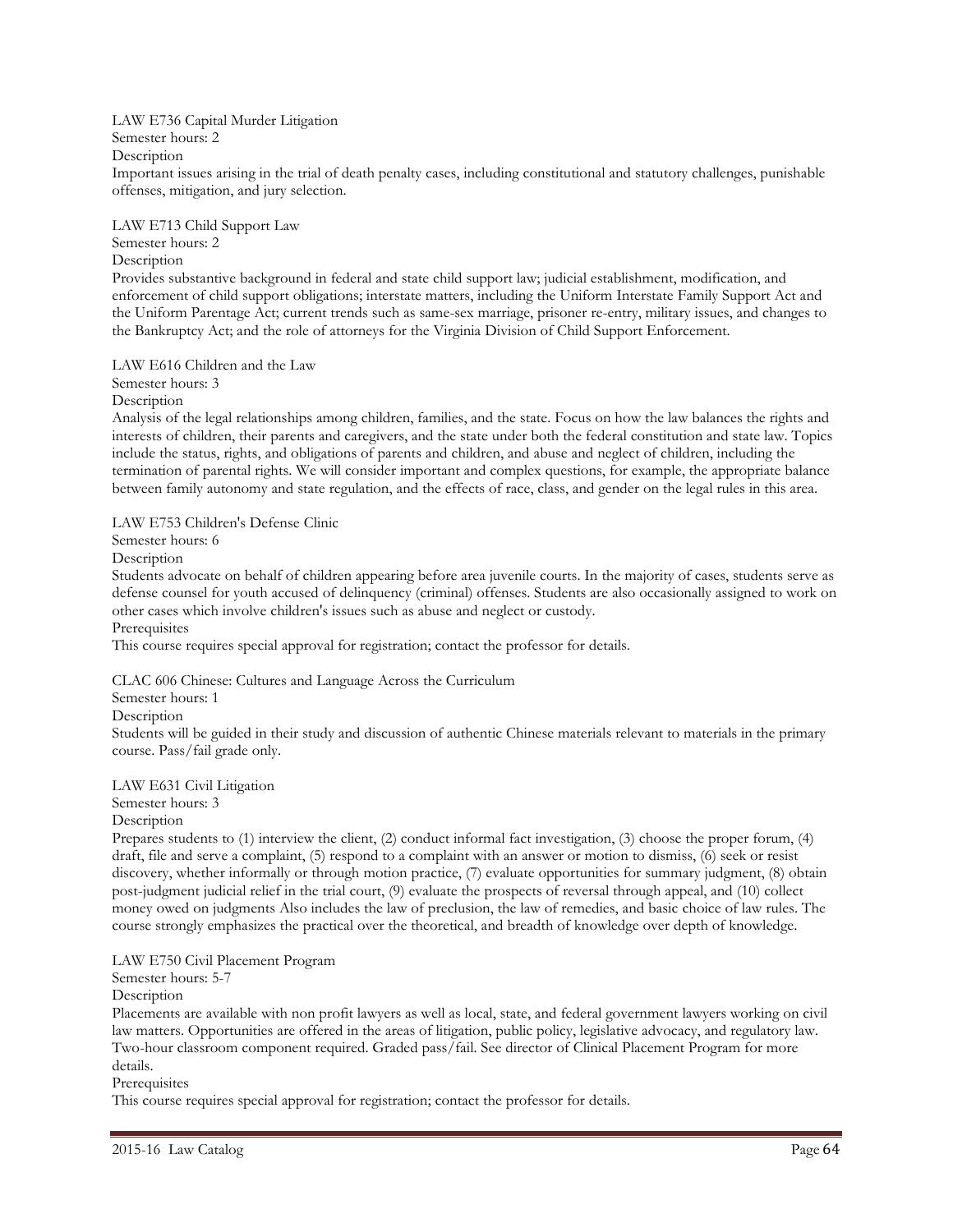LAW E736 Capital Murder Litigation
Semester hours: 2
Description
Important issues arising in the trial of death penalty cases, including constitutional and statutory challenges, punishable offenses, mitigation, and jury selection.

LAW E713 Child Support Law
Semester hours: 2
Description
Provides substantive background in federal and state child support law; judicial establishment, modification, and enforcement of child support obligations; interstate matters, including the Uniform Interstate Family Support Act and the Uniform Parentage Act; current trends such as same-sex marriage, prisoner re-entry, military issues, and changes to the Bankruptcy Act; and the role of attorneys for the Virginia Division of Child Support Enforcement.

LAW E616 Children and the Law
Semester hours: 3
Description
Analysis of the legal relationships among children, families, and the state. Focus on how the law balances the rights and interests of children, their parents and caregivers, and the state under both the federal constitution and state law. Topics include the status, rights, and obligations of parents and children, and abuse and neglect of children, including the termination of parental rights. We will consider important and complex questions, for example, the appropriate balance between family autonomy and state regulation, and the effects of race, class, and gender on the legal rules in this area.

LAW E753 Children's Defense Clinic
Semester hours: 6
Description
Students advocate on behalf of children appearing before area juvenile courts. In the majority of cases, students serve as defense counsel for youth accused of delinquency (criminal) offenses. Students are also occasionally assigned to work on other cases which involve children's issues such as abuse and neglect or custody.
Prerequisites
This course requires special approval for registration; contact the professor for details.

CLAC 606 Chinese: Cultures and Language Across the Curriculum
Semester hours: 1
Description
Students will be guided in their study and discussion of authentic Chinese materials relevant to materials in the primary course. Pass/fail grade only.

LAW E631 Civil Litigation
Semester hours: 3
Description
Prepares students to (1) interview the client, (2) conduct informal fact investigation, (3) choose the proper forum, (4) draft, file and serve a complaint, (5) respond to a complaint with an answer or motion to dismiss, (6) seek or resist discovery, whether informally or through motion practice, (7) evaluate opportunities for summary judgment, (8) obtain post-judgment judicial relief in the trial court, (9) evaluate the prospects of reversal through appeal, and (10) collect money owed on judgments Also includes the law of preclusion, the law of remedies, and basic choice of law rules. The course strongly emphasizes the practical over the theoretical, and breadth of knowledge over depth of knowledge.

LAW E750 Civil Placement Program
Semester hours: 5-7
Description
Placements are available with non profit lawyers as well as local, state, and federal government lawyers working on civil law matters. Opportunities are offered in the areas of litigation, public policy, legislative advocacy, and regulatory law. Two-hour classroom component required. Graded pass/fail. See director of Clinical Placement Program for more details.
Prerequisites
This course requires special approval for registration; contact the professor for details.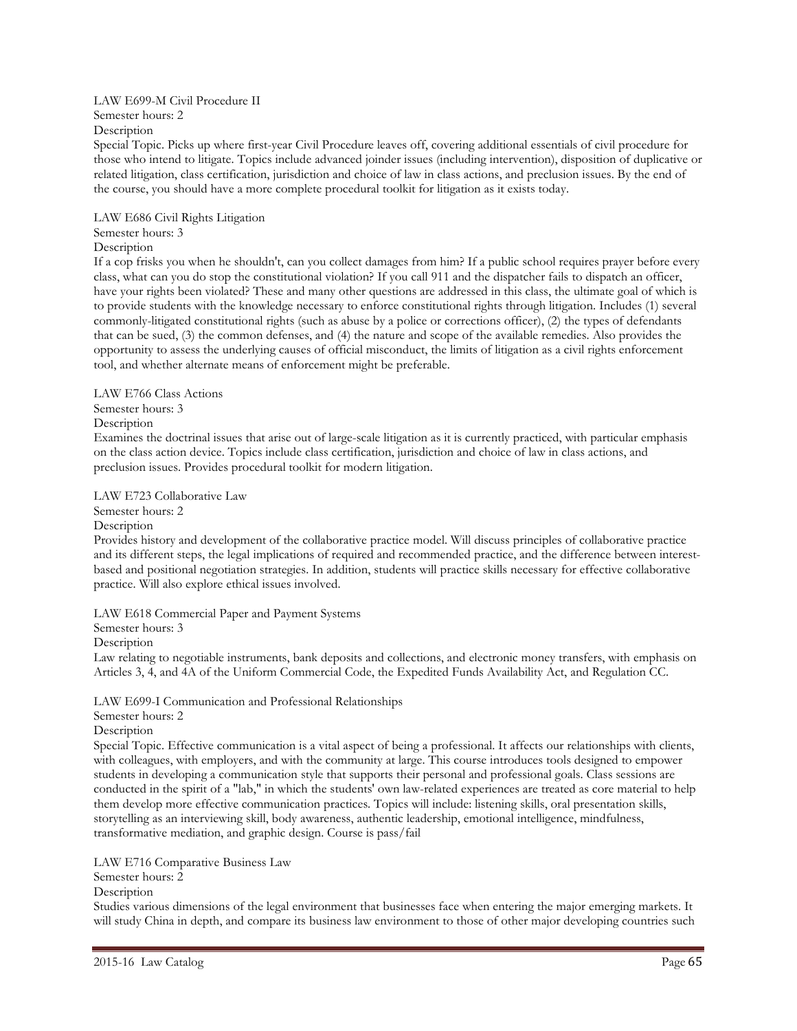LAW E699-M Civil Procedure II
Semester hours: 2
Description
Special Topic. Picks up where first-year Civil Procedure leaves off, covering additional essentials of civil procedure for those who intend to litigate. Topics include advanced joinder issues (including intervention), disposition of duplicative or related litigation, class certification, jurisdiction and choice of law in class actions, and preclusion issues. By the end of the course, you should have a more complete procedural toolkit for litigation as it exists today.

LAW E686 Civil Rights Litigation
Semester hours: 3
Description
If a cop frisks you when he shouldn't, can you collect damages from him? If a public school requires prayer before every class, what can you do stop the constitutional violation? If you call 911 and the dispatcher fails to dispatch an officer, have your rights been violated? These and many other questions are addressed in this class, the ultimate goal of which is to provide students with the knowledge necessary to enforce constitutional rights through litigation. Includes (1) several commonly-litigated constitutional rights (such as abuse by a police or corrections officer), (2) the types of defendants that can be sued, (3) the common defenses, and (4) the nature and scope of the available remedies. Also provides the opportunity to assess the underlying causes of official misconduct, the limits of litigation as a civil rights enforcement tool, and whether alternate means of enforcement might be preferable.

LAW E766 Class Actions
Semester hours: 3
Description
Examines the doctrinal issues that arise out of large-scale litigation as it is currently practiced, with particular emphasis on the class action device. Topics include class certification, jurisdiction and choice of law in class actions, and preclusion issues. Provides procedural toolkit for modern litigation.

LAW E723 Collaborative Law
Semester hours: 2
Description
Provides history and development of the collaborative practice model. Will discuss principles of collaborative practice and its different steps, the legal implications of required and recommended practice, and the difference between interest-based and positional negotiation strategies. In addition, students will practice skills necessary for effective collaborative practice. Will also explore ethical issues involved.

LAW E618 Commercial Paper and Payment Systems
Semester hours: 3
Description
Law relating to negotiable instruments, bank deposits and collections, and electronic money transfers, with emphasis on Articles 3, 4, and 4A of the Uniform Commercial Code, the Expedited Funds Availability Act, and Regulation CC.

LAW E699-I Communication and Professional Relationships
Semester hours: 2
Description
Special Topic. Effective communication is a vital aspect of being a professional. It affects our relationships with clients, with colleagues, with employers, and with the community at large. This course introduces tools designed to empower students in developing a communication style that supports their personal and professional goals. Class sessions are conducted in the spirit of a "lab," in which the students' own law-related experiences are treated as core material to help them develop more effective communication practices. Topics will include: listening skills, oral presentation skills, storytelling as an interviewing skill, body awareness, authentic leadership, emotional intelligence, mindfulness, transformative mediation, and graphic design. Course is pass/fail

LAW E716 Comparative Business Law
Semester hours: 2
Description
Studies various dimensions of the legal environment that businesses face when entering the major emerging markets. It will study China in depth, and compare its business law environment to those of other major developing countries such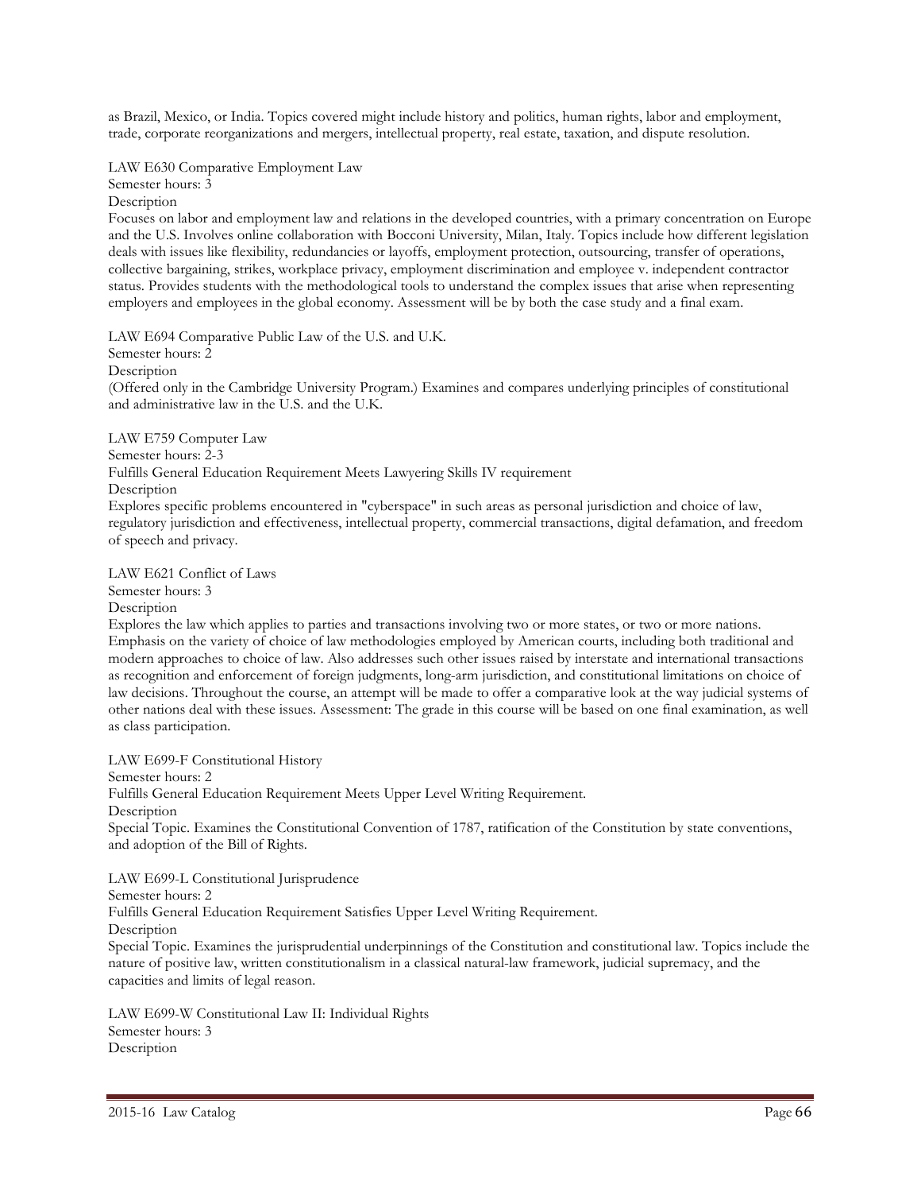as Brazil, Mexico, or India. Topics covered might include history and politics, human rights, labor and employment, trade, corporate reorganizations and mergers, intellectual property, real estate, taxation, and dispute resolution.

LAW E630 Comparative Employment Law
Semester hours: 3
Description
Focuses on labor and employment law and relations in the developed countries, with a primary concentration on Europe and the U.S. Involves online collaboration with Bocconi University, Milan, Italy. Topics include how different legislation deals with issues like flexibility, redundancies or layoffs, employment protection, outsourcing, transfer of operations, collective bargaining, strikes, workplace privacy, employment discrimination and employee v. independent contractor status. Provides students with the methodological tools to understand the complex issues that arise when representing employers and employees in the global economy. Assessment will be by both the case study and a final exam.

LAW E694 Comparative Public Law of the U.S. and U.K.
Semester hours: 2
Description
(Offered only in the Cambridge University Program.) Examines and compares underlying principles of constitutional and administrative law in the U.S. and the U.K.

LAW E759 Computer Law
Semester hours: 2-3
Fulfills General Education Requirement Meets Lawyering Skills IV requirement
Description
Explores specific problems encountered in "cyberspace" in such areas as personal jurisdiction and choice of law, regulatory jurisdiction and effectiveness, intellectual property, commercial transactions, digital defamation, and freedom of speech and privacy.

LAW E621 Conflict of Laws
Semester hours: 3
Description
Explores the law which applies to parties and transactions involving two or more states, or two or more nations. Emphasis on the variety of choice of law methodologies employed by American courts, including both traditional and modern approaches to choice of law. Also addresses such other issues raised by interstate and international transactions as recognition and enforcement of foreign judgments, long-arm jurisdiction, and constitutional limitations on choice of law decisions. Throughout the course, an attempt will be made to offer a comparative look at the way judicial systems of other nations deal with these issues. Assessment: The grade in this course will be based on one final examination, as well as class participation.

LAW E699-F Constitutional History
Semester hours: 2
Fulfills General Education Requirement Meets Upper Level Writing Requirement.
Description
Special Topic. Examines the Constitutional Convention of 1787, ratification of the Constitution by state conventions, and adoption of the Bill of Rights.

LAW E699-L Constitutional Jurisprudence
Semester hours: 2
Fulfills General Education Requirement Satisfies Upper Level Writing Requirement.
Description
Special Topic. Examines the jurisprudential underpinnings of the Constitution and constitutional law. Topics include the nature of positive law, written constitutionalism in a classical natural-law framework, judicial supremacy, and the capacities and limits of legal reason.

LAW E699-W Constitutional Law II: Individual Rights
Semester hours: 3
Description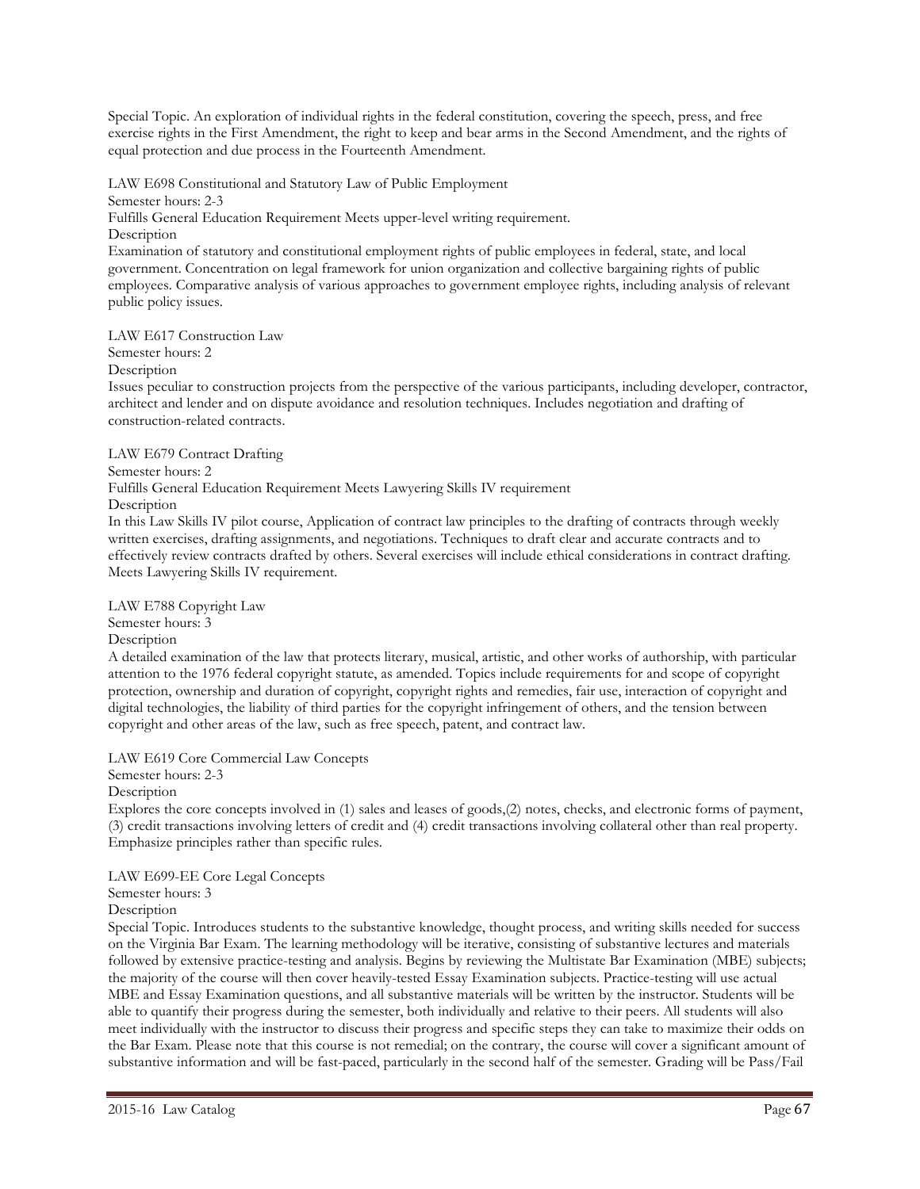Special Topic. An exploration of individual rights in the federal constitution, covering the speech, press, and free exercise rights in the First Amendment, the right to keep and bear arms in the Second Amendment, and the rights of equal protection and due process in the Fourteenth Amendment.

LAW E698 Constitutional and Statutory Law of Public Employment

Semester hours: 2-3

Fulfills General Education Requirement Meets upper-level writing requirement.

Description

Examination of statutory and constitutional employment rights of public employees in federal, state, and local government. Concentration on legal framework for union organization and collective bargaining rights of public employees. Comparative analysis of various approaches to government employee rights, including analysis of relevant public policy issues.

LAW E617 Construction Law

Semester hours: 2

Description

Issues peculiar to construction projects from the perspective of the various participants, including developer, contractor, architect and lender and on dispute avoidance and resolution techniques. Includes negotiation and drafting of construction-related contracts.

LAW E679 Contract Drafting

Semester hours: 2

Fulfills General Education Requirement Meets Lawyering Skills IV requirement

Description

In this Law Skills IV pilot course, Application of contract law principles to the drafting of contracts through weekly written exercises, drafting assignments, and negotiations. Techniques to draft clear and accurate contracts and to effectively review contracts drafted by others. Several exercises will include ethical considerations in contract drafting. Meets Lawyering Skills IV requirement.

LAW E788 Copyright Law

Semester hours: 3

Description

A detailed examination of the law that protects literary, musical, artistic, and other works of authorship, with particular attention to the 1976 federal copyright statute, as amended. Topics include requirements for and scope of copyright protection, ownership and duration of copyright, copyright rights and remedies, fair use, interaction of copyright and digital technologies, the liability of third parties for the copyright infringement of others, and the tension between copyright and other areas of the law, such as free speech, patent, and contract law.

LAW E619 Core Commercial Law Concepts

Semester hours: 2-3

Description

Explores the core concepts involved in (1) sales and leases of goods,(2) notes, checks, and electronic forms of payment, (3) credit transactions involving letters of credit and (4) credit transactions involving collateral other than real property. Emphasize principles rather than specific rules.

LAW E699-EE Core Legal Concepts

Semester hours: 3

Description

Special Topic. Introduces students to the substantive knowledge, thought process, and writing skills needed for success on the Virginia Bar Exam. The learning methodology will be iterative, consisting of substantive lectures and materials followed by extensive practice-testing and analysis. Begins by reviewing the Multistate Bar Examination (MBE) subjects; the majority of the course will then cover heavily-tested Essay Examination subjects. Practice-testing will use actual MBE and Essay Examination questions, and all substantive materials will be written by the instructor. Students will be able to quantify their progress during the semester, both individually and relative to their peers. All students will also meet individually with the instructor to discuss their progress and specific steps they can take to maximize their odds on the Bar Exam. Please note that this course is not remedial; on the contrary, the course will cover a significant amount of substantive information and will be fast-paced, particularly in the second half of the semester. Grading will be Pass/Fail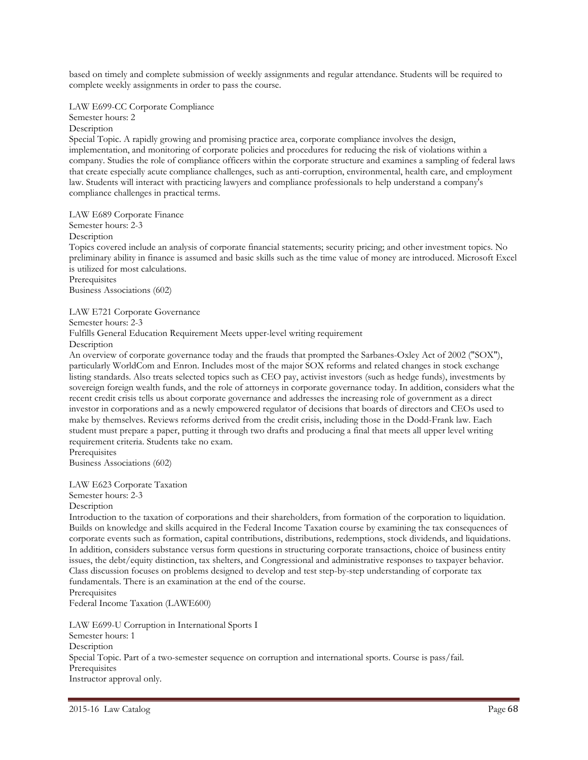based on timely and complete submission of weekly assignments and regular attendance. Students will be required to complete weekly assignments in order to pass the course.

LAW E699-CC Corporate Compliance
Semester hours: 2
Description
Special Topic. A rapidly growing and promising practice area, corporate compliance involves the design, implementation, and monitoring of corporate policies and procedures for reducing the risk of violations within a company. Studies the role of compliance officers within the corporate structure and examines a sampling of federal laws that create especially acute compliance challenges, such as anti-corruption, environmental, health care, and employment law. Students will interact with practicing lawyers and compliance professionals to help understand a company's compliance challenges in practical terms.

LAW E689 Corporate Finance
Semester hours: 2-3
Description
Topics covered include an analysis of corporate financial statements; security pricing; and other investment topics. No preliminary ability in finance is assumed and basic skills such as the time value of money are introduced. Microsoft Excel is utilized for most calculations.
Prerequisites
Business Associations (602)

LAW E721 Corporate Governance
Semester hours: 2-3
Fulfills General Education Requirement Meets upper-level writing requirement
Description
An overview of corporate governance today and the frauds that prompted the Sarbanes-Oxley Act of 2002 ("SOX"), particularly WorldCom and Enron. Includes most of the major SOX reforms and related changes in stock exchange listing standards. Also treats selected topics such as CEO pay, activist investors (such as hedge funds), investments by sovereign foreign wealth funds, and the role of attorneys in corporate governance today. In addition, considers what the recent credit crisis tells us about corporate governance and addresses the increasing role of government as a direct investor in corporations and as a newly empowered regulator of decisions that boards of directors and CEOs used to make by themselves. Reviews reforms derived from the credit crisis, including those in the Dodd-Frank law. Each student must prepare a paper, putting it through two drafts and producing a final that meets all upper level writing requirement criteria. Students take no exam.
Prerequisites
Business Associations (602)

LAW E623 Corporate Taxation
Semester hours: 2-3
Description
Introduction to the taxation of corporations and their shareholders, from formation of the corporation to liquidation. Builds on knowledge and skills acquired in the Federal Income Taxation course by examining the tax consequences of corporate events such as formation, capital contributions, distributions, redemptions, stock dividends, and liquidations. In addition, considers substance versus form questions in structuring corporate transactions, choice of business entity issues, the debt/equity distinction, tax shelters, and Congressional and administrative responses to taxpayer behavior. Class discussion focuses on problems designed to develop and test step-by-step understanding of corporate tax fundamentals. There is an examination at the end of the course.
Prerequisites
Federal Income Taxation (LAWE600)

LAW E699-U Corruption in International Sports I
Semester hours: 1
Description
Special Topic. Part of a two-semester sequence on corruption and international sports. Course is pass/fail.
Prerequisites
Instructor approval only.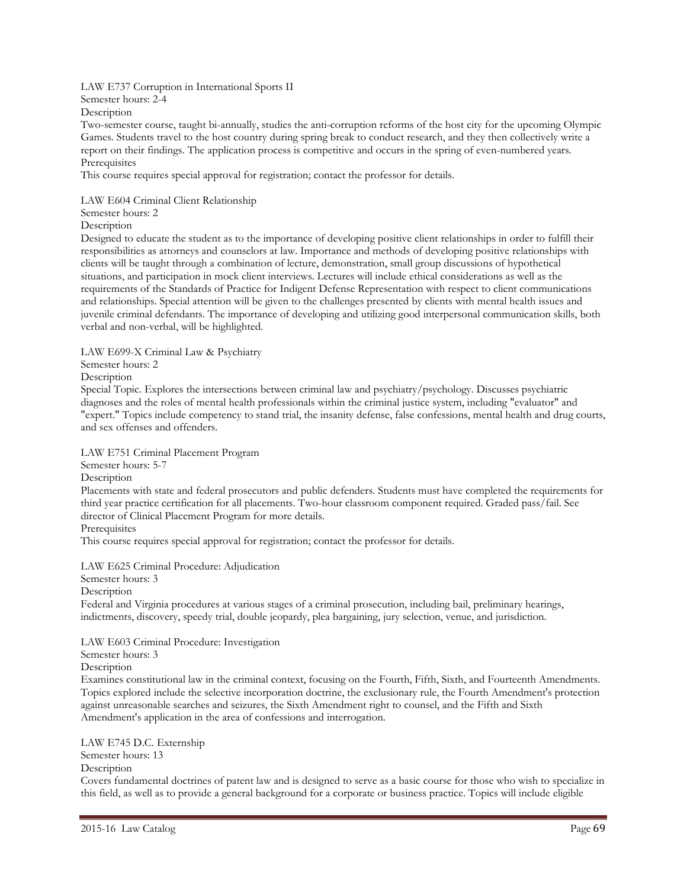LAW E737 Corruption in International Sports II
Semester hours: 2-4
Description
Two-semester course, taught bi-annually, studies the anti-corruption reforms of the host city for the upcoming Olympic Games. Students travel to the host country during spring break to conduct research, and they then collectively write a report on their findings. The application process is competitive and occurs in the spring of even-numbered years.
Prerequisites
This course requires special approval for registration; contact the professor for details.

LAW E604 Criminal Client Relationship
Semester hours: 2
Description
Designed to educate the student as to the importance of developing positive client relationships in order to fulfill their responsibilities as attorneys and counselors at law. Importance and methods of developing positive relationships with clients will be taught through a combination of lecture, demonstration, small group discussions of hypothetical situations, and participation in mock client interviews. Lectures will include ethical considerations as well as the requirements of the Standards of Practice for Indigent Defense Representation with respect to client communications and relationships. Special attention will be given to the challenges presented by clients with mental health issues and juvenile criminal defendants. The importance of developing and utilizing good interpersonal communication skills, both verbal and non-verbal, will be highlighted.

LAW E699-X Criminal Law & Psychiatry
Semester hours: 2
Description
Special Topic. Explores the intersections between criminal law and psychiatry/psychology. Discusses psychiatric diagnoses and the roles of mental health professionals within the criminal justice system, including "evaluator" and "expert." Topics include competency to stand trial, the insanity defense, false confessions, mental health and drug courts, and sex offenses and offenders.

LAW E751 Criminal Placement Program
Semester hours: 5-7
Description
Placements with state and federal prosecutors and public defenders. Students must have completed the requirements for third year practice certification for all placements. Two-hour classroom component required. Graded pass/fail. See director of Clinical Placement Program for more details.
Prerequisites
This course requires special approval for registration; contact the professor for details.

LAW E625 Criminal Procedure: Adjudication
Semester hours: 3
Description
Federal and Virginia procedures at various stages of a criminal prosecution, including bail, preliminary hearings, indictments, discovery, speedy trial, double jeopardy, plea bargaining, jury selection, venue, and jurisdiction.

LAW E603 Criminal Procedure: Investigation
Semester hours: 3
Description
Examines constitutional law in the criminal context, focusing on the Fourth, Fifth, Sixth, and Fourteenth Amendments. Topics explored include the selective incorporation doctrine, the exclusionary rule, the Fourth Amendment's protection against unreasonable searches and seizures, the Sixth Amendment right to counsel, and the Fifth and Sixth Amendment's application in the area of confessions and interrogation.

LAW E745 D.C. Externship
Semester hours: 13
Description
Covers fundamental doctrines of patent law and is designed to serve as a basic course for those who wish to specialize in this field, as well as to provide a general background for a corporate or business practice. Topics will include eligible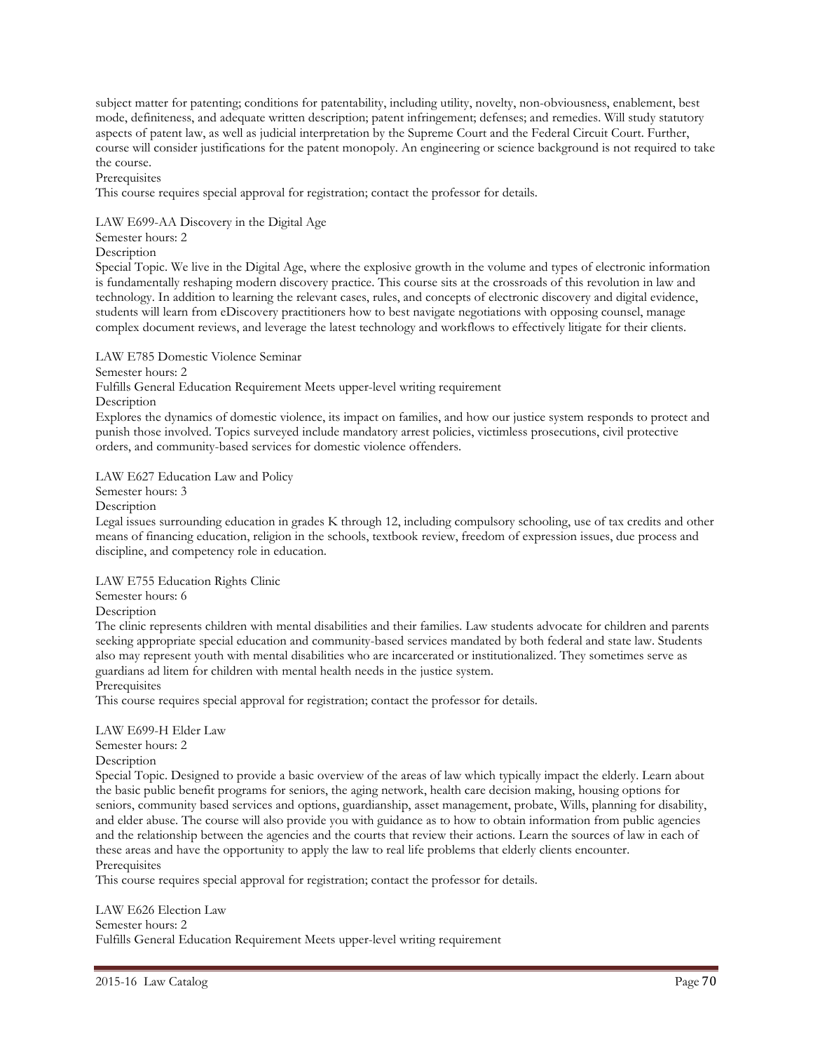subject matter for patenting; conditions for patentability, including utility, novelty, non-obviousness, enablement, best mode, definiteness, and adequate written description; patent infringement; defenses; and remedies. Will study statutory aspects of patent law, as well as judicial interpretation by the Supreme Court and the Federal Circuit Court. Further, course will consider justifications for the patent monopoly. An engineering or science background is not required to take the course.

Prerequisites

This course requires special approval for registration; contact the professor for details.

LAW E699-AA Discovery in the Digital Age

Semester hours: 2

Description

Special Topic. We live in the Digital Age, where the explosive growth in the volume and types of electronic information is fundamentally reshaping modern discovery practice. This course sits at the crossroads of this revolution in law and technology. In addition to learning the relevant cases, rules, and concepts of electronic discovery and digital evidence, students will learn from eDiscovery practitioners how to best navigate negotiations with opposing counsel, manage complex document reviews, and leverage the latest technology and workflows to effectively litigate for their clients.

LAW E785 Domestic Violence Seminar

Semester hours: 2

Fulfills General Education Requirement Meets upper-level writing requirement

Description

Explores the dynamics of domestic violence, its impact on families, and how our justice system responds to protect and punish those involved. Topics surveyed include mandatory arrest policies, victimless prosecutions, civil protective orders, and community-based services for domestic violence offenders.

LAW E627 Education Law and Policy

Semester hours: 3

Description

Legal issues surrounding education in grades K through 12, including compulsory schooling, use of tax credits and other means of financing education, religion in the schools, textbook review, freedom of expression issues, due process and discipline, and competency role in education.

LAW E755 Education Rights Clinic

Semester hours: 6

Description

The clinic represents children with mental disabilities and their families. Law students advocate for children and parents seeking appropriate special education and community-based services mandated by both federal and state law. Students also may represent youth with mental disabilities who are incarcerated or institutionalized. They sometimes serve as guardians ad litem for children with mental health needs in the justice system.

Prerequisites

This course requires special approval for registration; contact the professor for details.

LAW E699-H Elder Law

Semester hours: 2

Description

Special Topic. Designed to provide a basic overview of the areas of law which typically impact the elderly. Learn about the basic public benefit programs for seniors, the aging network, health care decision making, housing options for seniors, community based services and options, guardianship, asset management, probate, Wills, planning for disability, and elder abuse. The course will also provide you with guidance as to how to obtain information from public agencies and the relationship between the agencies and the courts that review their actions. Learn the sources of law in each of these areas and have the opportunity to apply the law to real life problems that elderly clients encounter.

Prerequisites

This course requires special approval for registration; contact the professor for details.

LAW E626 Election Law

Semester hours: 2

Fulfills General Education Requirement Meets upper-level writing requirement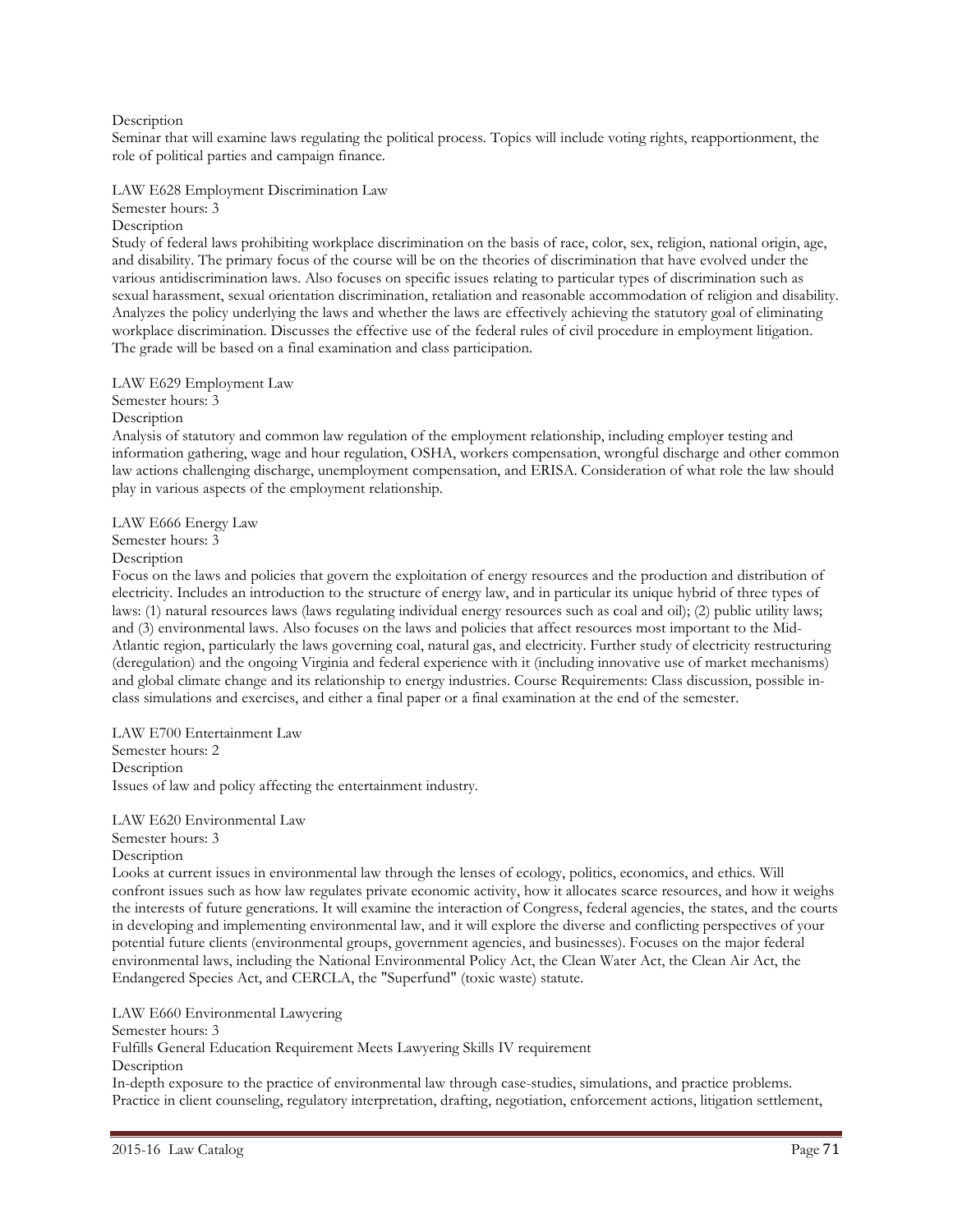Description

Seminar that will examine laws regulating the political process. Topics will include voting rights, reapportionment, the role of political parties and campaign finance.

LAW E628 Employment Discrimination Law

Semester hours: 3

Description

Study of federal laws prohibiting workplace discrimination on the basis of race, color, sex, religion, national origin, age, and disability. The primary focus of the course will be on the theories of discrimination that have evolved under the various antidiscrimination laws. Also focuses on specific issues relating to particular types of discrimination such as sexual harassment, sexual orientation discrimination, retaliation and reasonable accommodation of religion and disability. Analyzes the policy underlying the laws and whether the laws are effectively achieving the statutory goal of eliminating workplace discrimination. Discusses the effective use of the federal rules of civil procedure in employment litigation. The grade will be based on a final examination and class participation.

LAW E629 Employment Law

Semester hours: 3

Description

Analysis of statutory and common law regulation of the employment relationship, including employer testing and information gathering, wage and hour regulation, OSHA, workers compensation, wrongful discharge and other common law actions challenging discharge, unemployment compensation, and ERISA. Consideration of what role the law should play in various aspects of the employment relationship.

LAW E666 Energy Law

Semester hours: 3

Description

Focus on the laws and policies that govern the exploitation of energy resources and the production and distribution of electricity. Includes an introduction to the structure of energy law, and in particular its unique hybrid of three types of laws: (1) natural resources laws (laws regulating individual energy resources such as coal and oil); (2) public utility laws; and (3) environmental laws. Also focuses on the laws and policies that affect resources most important to the Mid-Atlantic region, particularly the laws governing coal, natural gas, and electricity. Further study of electricity restructuring (deregulation) and the ongoing Virginia and federal experience with it (including innovative use of market mechanisms) and global climate change and its relationship to energy industries. Course Requirements: Class discussion, possible in-class simulations and exercises, and either a final paper or a final examination at the end of the semester.

LAW E700 Entertainment Law

Semester hours: 2

Description

Issues of law and policy affecting the entertainment industry.

LAW E620 Environmental Law

Semester hours: 3

Description

Looks at current issues in environmental law through the lenses of ecology, politics, economics, and ethics. Will confront issues such as how law regulates private economic activity, how it allocates scarce resources, and how it weighs the interests of future generations. It will examine the interaction of Congress, federal agencies, the states, and the courts in developing and implementing environmental law, and it will explore the diverse and conflicting perspectives of your potential future clients (environmental groups, government agencies, and businesses). Focuses on the major federal environmental laws, including the National Environmental Policy Act, the Clean Water Act, the Clean Air Act, the Endangered Species Act, and CERCLA, the "Superfund" (toxic waste) statute.

LAW E660 Environmental Lawyering

Semester hours: 3

Fulfills General Education Requirement Meets Lawyering Skills IV requirement

Description

In-depth exposure to the practice of environmental law through case-studies, simulations, and practice problems. Practice in client counseling, regulatory interpretation, drafting, negotiation, enforcement actions, litigation settlement,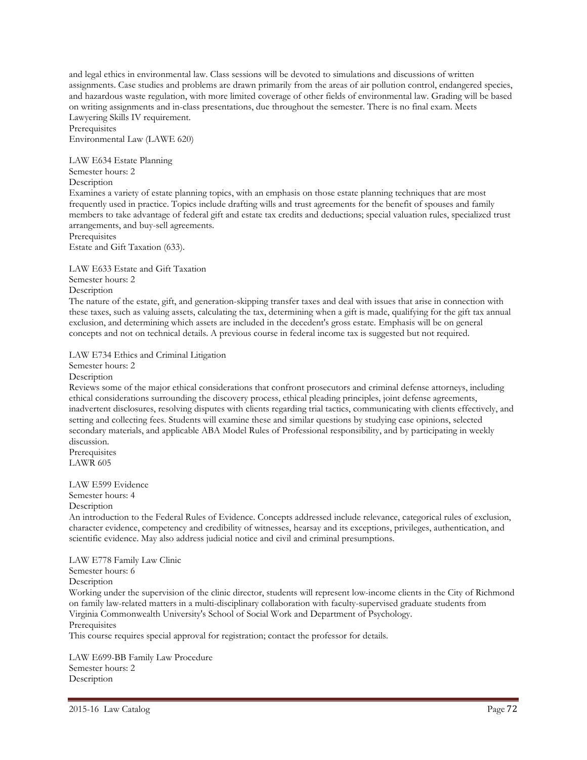and legal ethics in environmental law. Class sessions will be devoted to simulations and discussions of written assignments. Case studies and problems are drawn primarily from the areas of air pollution control, endangered species, and hazardous waste regulation, with more limited coverage of other fields of environmental law. Grading will be based on writing assignments and in-class presentations, due throughout the semester. There is no final exam. Meets Lawyering Skills IV requirement.

Prerequisites

Environmental Law (LAWE 620)

LAW E634 Estate Planning

Semester hours: 2

Description

Examines a variety of estate planning topics, with an emphasis on those estate planning techniques that are most frequently used in practice. Topics include drafting wills and trust agreements for the benefit of spouses and family members to take advantage of federal gift and estate tax credits and deductions; special valuation rules, specialized trust arrangements, and buy-sell agreements.

Prerequisites

Estate and Gift Taxation (633).

LAW E633 Estate and Gift Taxation

Semester hours: 2

Description

The nature of the estate, gift, and generation-skipping transfer taxes and deal with issues that arise in connection with these taxes, such as valuing assets, calculating the tax, determining when a gift is made, qualifying for the gift tax annual exclusion, and determining which assets are included in the decedent's gross estate. Emphasis will be on general concepts and not on technical details. A previous course in federal income tax is suggested but not required.

LAW E734 Ethics and Criminal Litigation

Semester hours: 2

Description

Reviews some of the major ethical considerations that confront prosecutors and criminal defense attorneys, including ethical considerations surrounding the discovery process, ethical pleading principles, joint defense agreements, inadvertent disclosures, resolving disputes with clients regarding trial tactics, communicating with clients effectively, and setting and collecting fees. Students will examine these and similar questions by studying case opinions, selected secondary materials, and applicable ABA Model Rules of Professional responsibility, and by participating in weekly discussion.

Prerequisites

LAWR 605

LAW E599 Evidence

Semester hours: 4

Description

An introduction to the Federal Rules of Evidence. Concepts addressed include relevance, categorical rules of exclusion, character evidence, competency and credibility of witnesses, hearsay and its exceptions, privileges, authentication, and scientific evidence. May also address judicial notice and civil and criminal presumptions.

LAW E778 Family Law Clinic

Semester hours: 6

Description

Working under the supervision of the clinic director, students will represent low-income clients in the City of Richmond on family law-related matters in a multi-disciplinary collaboration with faculty-supervised graduate students from Virginia Commonwealth University's School of Social Work and Department of Psychology.

Prerequisites

This course requires special approval for registration; contact the professor for details.

LAW E699-BB Family Law Procedure

Semester hours: 2

Description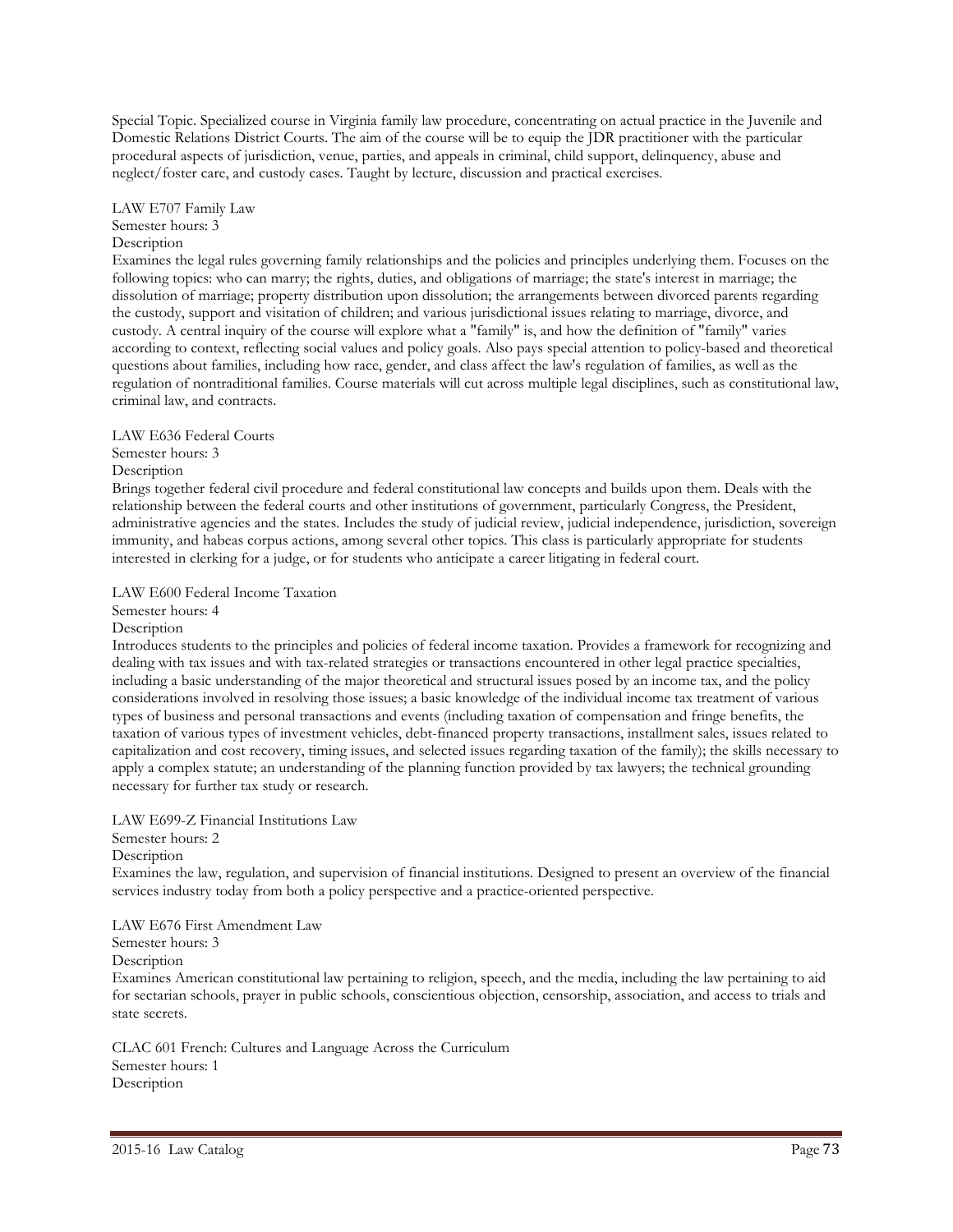Special Topic. Specialized course in Virginia family law procedure, concentrating on actual practice in the Juvenile and Domestic Relations District Courts. The aim of the course will be to equip the JDR practitioner with the particular procedural aspects of jurisdiction, venue, parties, and appeals in criminal, child support, delinquency, abuse and neglect/foster care, and custody cases. Taught by lecture, discussion and practical exercises.

LAW E707 Family Law
Semester hours: 3
Description
Examines the legal rules governing family relationships and the policies and principles underlying them. Focuses on the following topics: who can marry; the rights, duties, and obligations of marriage; the state's interest in marriage; the dissolution of marriage; property distribution upon dissolution; the arrangements between divorced parents regarding the custody, support and visitation of children; and various jurisdictional issues relating to marriage, divorce, and custody. A central inquiry of the course will explore what a "family" is, and how the definition of "family" varies according to context, reflecting social values and policy goals. Also pays special attention to policy-based and theoretical questions about families, including how race, gender, and class affect the law's regulation of families, as well as the regulation of nontraditional families. Course materials will cut across multiple legal disciplines, such as constitutional law, criminal law, and contracts.

LAW E636 Federal Courts
Semester hours: 3
Description
Brings together federal civil procedure and federal constitutional law concepts and builds upon them. Deals with the relationship between the federal courts and other institutions of government, particularly Congress, the President, administrative agencies and the states. Includes the study of judicial review, judicial independence, jurisdiction, sovereign immunity, and habeas corpus actions, among several other topics. This class is particularly appropriate for students interested in clerking for a judge, or for students who anticipate a career litigating in federal court.

LAW E600 Federal Income Taxation
Semester hours: 4
Description
Introduces students to the principles and policies of federal income taxation. Provides a framework for recognizing and dealing with tax issues and with tax-related strategies or transactions encountered in other legal practice specialties, including a basic understanding of the major theoretical and structural issues posed by an income tax, and the policy considerations involved in resolving those issues; a basic knowledge of the individual income tax treatment of various types of business and personal transactions and events (including taxation of compensation and fringe benefits, the taxation of various types of investment vehicles, debt-financed property transactions, installment sales, issues related to capitalization and cost recovery, timing issues, and selected issues regarding taxation of the family); the skills necessary to apply a complex statute; an understanding of the planning function provided by tax lawyers; the technical grounding necessary for further tax study or research.

LAW E699-Z Financial Institutions Law
Semester hours: 2
Description
Examines the law, regulation, and supervision of financial institutions. Designed to present an overview of the financial services industry today from both a policy perspective and a practice-oriented perspective.

LAW E676 First Amendment Law
Semester hours: 3
Description
Examines American constitutional law pertaining to religion, speech, and the media, including the law pertaining to aid for sectarian schools, prayer in public schools, conscientious objection, censorship, association, and access to trials and state secrets.

CLAC 601 French: Cultures and Language Across the Curriculum
Semester hours: 1
Description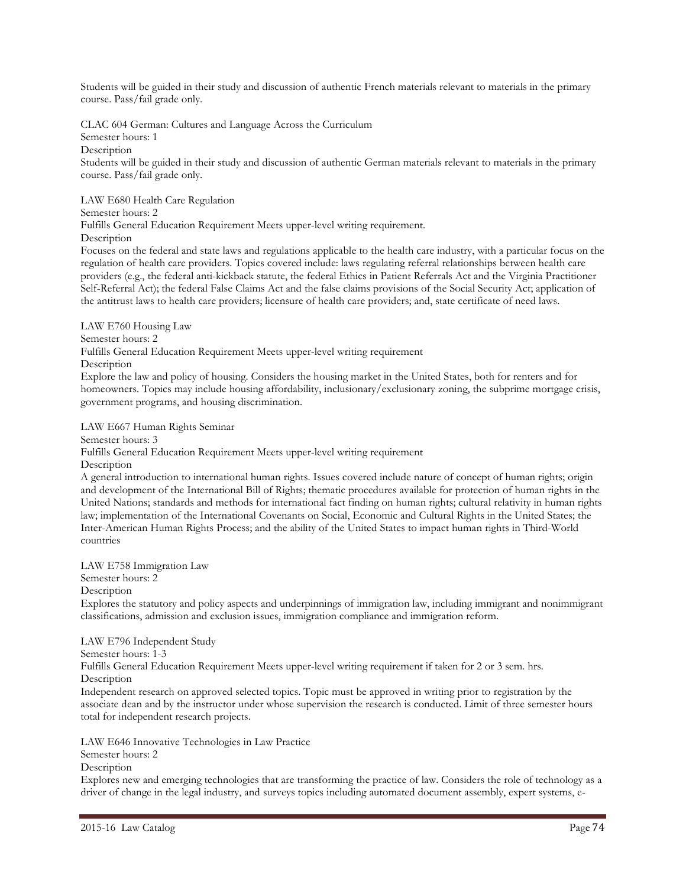Students will be guided in their study and discussion of authentic French materials relevant to materials in the primary course. Pass/fail grade only.

CLAC 604 German: Cultures and Language Across the Curriculum
Semester hours: 1
Description
Students will be guided in their study and discussion of authentic German materials relevant to materials in the primary course. Pass/fail grade only.

LAW E680 Health Care Regulation
Semester hours: 2
Fulfills General Education Requirement Meets upper-level writing requirement.
Description
Focuses on the federal and state laws and regulations applicable to the health care industry, with a particular focus on the regulation of health care providers. Topics covered include: laws regulating referral relationships between health care providers (e.g., the federal anti-kickback statute, the federal Ethics in Patient Referrals Act and the Virginia Practitioner Self-Referral Act); the federal False Claims Act and the false claims provisions of the Social Security Act; application of the antitrust laws to health care providers; licensure of health care providers; and, state certificate of need laws.

LAW E760 Housing Law
Semester hours: 2
Fulfills General Education Requirement Meets upper-level writing requirement
Description
Explore the law and policy of housing. Considers the housing market in the United States, both for renters and for homeowners. Topics may include housing affordability, inclusionary/exclusionary zoning, the subprime mortgage crisis, government programs, and housing discrimination.

LAW E667 Human Rights Seminar
Semester hours: 3
Fulfills General Education Requirement Meets upper-level writing requirement
Description
A general introduction to international human rights. Issues covered include nature of concept of human rights; origin and development of the International Bill of Rights; thematic procedures available for protection of human rights in the United Nations; standards and methods for international fact finding on human rights; cultural relativity in human rights law; implementation of the International Covenants on Social, Economic and Cultural Rights in the United States; the Inter-American Human Rights Process; and the ability of the United States to impact human rights in Third-World countries

LAW E758 Immigration Law
Semester hours: 2
Description
Explores the statutory and policy aspects and underpinnings of immigration law, including immigrant and nonimmigrant classifications, admission and exclusion issues, immigration compliance and immigration reform.

LAW E796 Independent Study
Semester hours: 1-3
Fulfills General Education Requirement Meets upper-level writing requirement if taken for 2 or 3 sem. hrs.
Description
Independent research on approved selected topics. Topic must be approved in writing prior to registration by the associate dean and by the instructor under whose supervision the research is conducted. Limit of three semester hours total for independent research projects.

LAW E646 Innovative Technologies in Law Practice
Semester hours: 2
Description
Explores new and emerging technologies that are transforming the practice of law. Considers the role of technology as a driver of change in the legal industry, and surveys topics including automated document assembly, expert systems, e-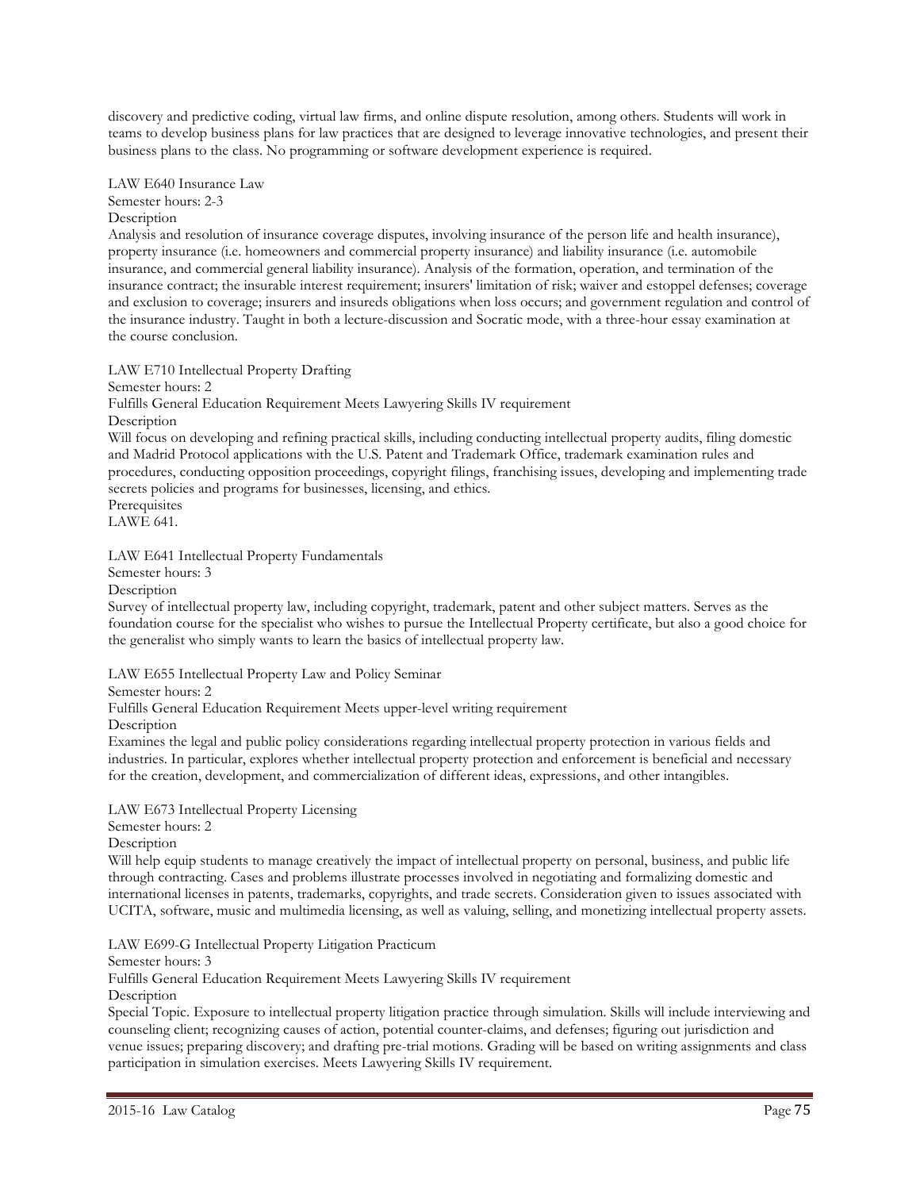discovery and predictive coding, virtual law firms, and online dispute resolution, among others. Students will work in teams to develop business plans for law practices that are designed to leverage innovative technologies, and present their business plans to the class. No programming or software development experience is required.

LAW E640 Insurance Law

Semester hours: 2-3

Description

Analysis and resolution of insurance coverage disputes, involving insurance of the person life and health insurance), property insurance (i.e. homeowners and commercial property insurance) and liability insurance (i.e. automobile insurance, and commercial general liability insurance). Analysis of the formation, operation, and termination of the insurance contract; the insurable interest requirement; insurers' limitation of risk; waiver and estoppel defenses; coverage and exclusion to coverage; insurers and insureds obligations when loss occurs; and government regulation and control of the insurance industry. Taught in both a lecture-discussion and Socratic mode, with a three-hour essay examination at the course conclusion.

LAW E710 Intellectual Property Drafting

Semester hours: 2

Fulfills General Education Requirement Meets Lawyering Skills IV requirement

Description

Will focus on developing and refining practical skills, including conducting intellectual property audits, filing domestic and Madrid Protocol applications with the U.S. Patent and Trademark Office, trademark examination rules and procedures, conducting opposition proceedings, copyright filings, franchising issues, developing and implementing trade secrets policies and programs for businesses, licensing, and ethics.

Prerequisites

LAWE 641.

LAW E641 Intellectual Property Fundamentals

Semester hours: 3

Description

Survey of intellectual property law, including copyright, trademark, patent and other subject matters. Serves as the foundation course for the specialist who wishes to pursue the Intellectual Property certificate, but also a good choice for the generalist who simply wants to learn the basics of intellectual property law.

LAW E655 Intellectual Property Law and Policy Seminar

Semester hours: 2

Fulfills General Education Requirement Meets upper-level writing requirement

Description

Examines the legal and public policy considerations regarding intellectual property protection in various fields and industries. In particular, explores whether intellectual property protection and enforcement is beneficial and necessary for the creation, development, and commercialization of different ideas, expressions, and other intangibles.

LAW E673 Intellectual Property Licensing

Semester hours: 2

Description

Will help equip students to manage creatively the impact of intellectual property on personal, business, and public life through contracting. Cases and problems illustrate processes involved in negotiating and formalizing domestic and international licenses in patents, trademarks, copyrights, and trade secrets. Consideration given to issues associated with UCITA, software, music and multimedia licensing, as well as valuing, selling, and monetizing intellectual property assets.

LAW E699-G Intellectual Property Litigation Practicum

Semester hours: 3

Fulfills General Education Requirement Meets Lawyering Skills IV requirement

Description

Special Topic. Exposure to intellectual property litigation practice through simulation. Skills will include interviewing and counseling client; recognizing causes of action, potential counter-claims, and defenses; figuring out jurisdiction and venue issues; preparing discovery; and drafting pre-trial motions. Grading will be based on writing assignments and class participation in simulation exercises. Meets Lawyering Skills IV requirement.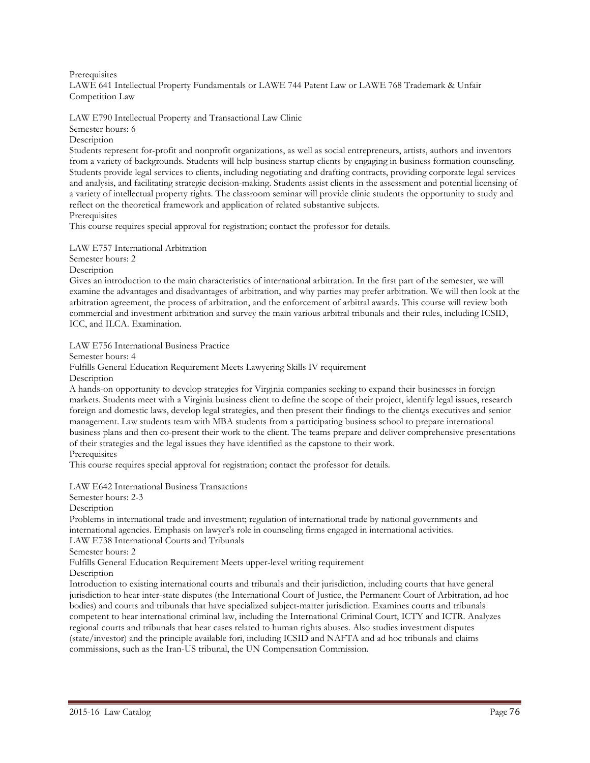Prerequisites
LAWE 641 Intellectual Property Fundamentals or LAWE 744 Patent Law or LAWE 768 Trademark & Unfair Competition Law

LAW E790 Intellectual Property and Transactional Law Clinic
Semester hours: 6
Description
Students represent for-profit and nonprofit organizations, as well as social entrepreneurs, artists, authors and inventors from a variety of backgrounds. Students will help business startup clients by engaging in business formation counseling. Students provide legal services to clients, including negotiating and drafting contracts, providing corporate legal services and analysis, and facilitating strategic decision-making. Students assist clients in the assessment and potential licensing of a variety of intellectual property rights. The classroom seminar will provide clinic students the opportunity to study and reflect on the theoretical framework and application of related substantive subjects.
Prerequisites
This course requires special approval for registration; contact the professor for details.

LAW E757 International Arbitration
Semester hours: 2
Description
Gives an introduction to the main characteristics of international arbitration. In the first part of the semester, we will examine the advantages and disadvantages of arbitration, and why parties may prefer arbitration. We will then look at the arbitration agreement, the process of arbitration, and the enforcement of arbitral awards. This course will review both commercial and investment arbitration and survey the main various arbitral tribunals and their rules, including ICSID, ICC, and ILCA. Examination.

LAW E756 International Business Practice
Semester hours: 4
Fulfills General Education Requirement Meets Lawyering Skills IV requirement
Description
A hands-on opportunity to develop strategies for Virginia companies seeking to expand their businesses in foreign markets. Students meet with a Virginia business client to define the scope of their project, identify legal issues, research foreign and domestic laws, develop legal strategies, and then present their findings to the client¿s executives and senior management. Law students team with MBA students from a participating business school to prepare international business plans and then co-present their work to the client. The teams prepare and deliver comprehensive presentations of their strategies and the legal issues they have identified as the capstone to their work.
Prerequisites
This course requires special approval for registration; contact the professor for details.

LAW E642 International Business Transactions
Semester hours: 2-3
Description
Problems in international trade and investment; regulation of international trade by national governments and international agencies. Emphasis on lawyer's role in counseling firms engaged in international activities.
LAW E738 International Courts and Tribunals
Semester hours: 2
Fulfills General Education Requirement Meets upper-level writing requirement
Description
Introduction to existing international courts and tribunals and their jurisdiction, including courts that have general jurisdiction to hear inter-state disputes (the International Court of Justice, the Permanent Court of Arbitration, ad hoc bodies) and courts and tribunals that have specialized subject-matter jurisdiction. Examines courts and tribunals competent to hear international criminal law, including the International Criminal Court, ICTY and ICTR. Analyzes regional courts and tribunals that hear cases related to human rights abuses. Also studies investment disputes (state/investor) and the principle available fori, including ICSID and NAFTA and ad hoc tribunals and claims commissions, such as the Iran-US tribunal, the UN Compensation Commission.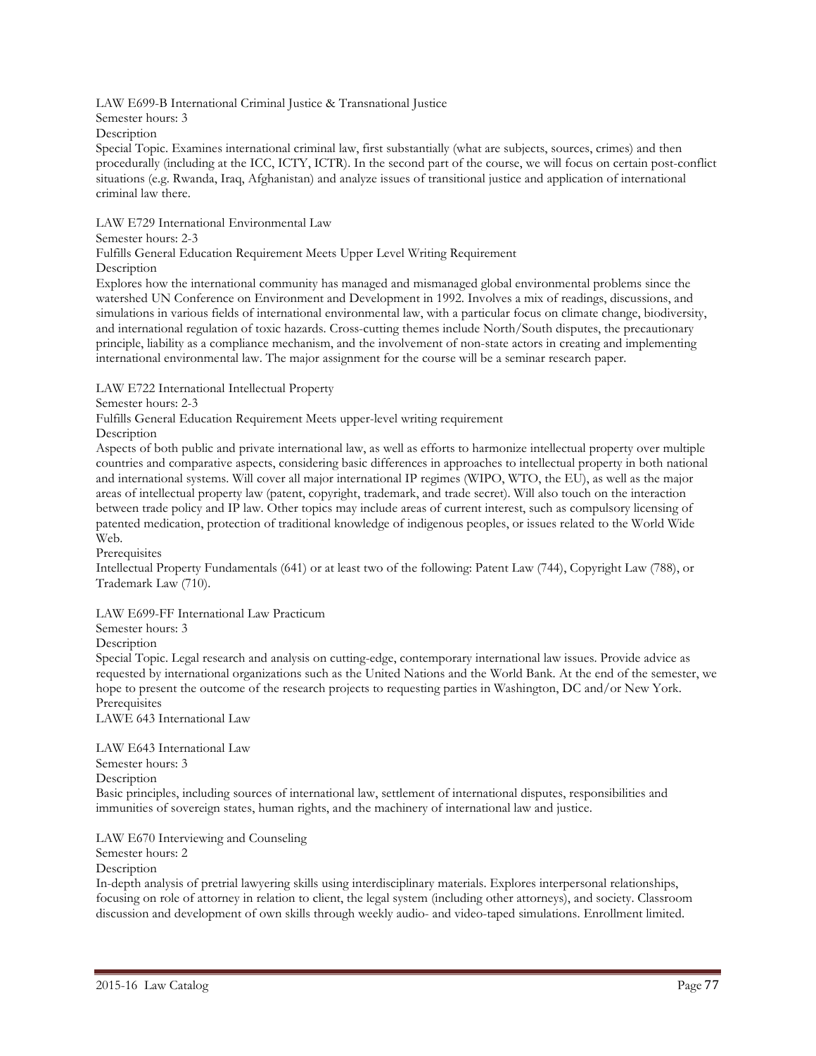LAW E699-B International Criminal Justice & Transnational Justice

Semester hours: 3

Description

Special Topic. Examines international criminal law, first substantially (what are subjects, sources, crimes) and then procedurally (including at the ICC, ICTY, ICTR). In the second part of the course, we will focus on certain post-conflict situations (e.g. Rwanda, Iraq, Afghanistan) and analyze issues of transitional justice and application of international criminal law there.

LAW E729 International Environmental Law

Semester hours: 2-3

Fulfills General Education Requirement Meets Upper Level Writing Requirement

Description

Explores how the international community has managed and mismanaged global environmental problems since the watershed UN Conference on Environment and Development in 1992. Involves a mix of readings, discussions, and simulations in various fields of international environmental law, with a particular focus on climate change, biodiversity, and international regulation of toxic hazards. Cross-cutting themes include North/South disputes, the precautionary principle, liability as a compliance mechanism, and the involvement of non-state actors in creating and implementing international environmental law. The major assignment for the course will be a seminar research paper.

LAW E722 International Intellectual Property

Semester hours: 2-3

Fulfills General Education Requirement Meets upper-level writing requirement

Description

Aspects of both public and private international law, as well as efforts to harmonize intellectual property over multiple countries and comparative aspects, considering basic differences in approaches to intellectual property in both national and international systems. Will cover all major international IP regimes (WIPO, WTO, the EU), as well as the major areas of intellectual property law (patent, copyright, trademark, and trade secret). Will also touch on the interaction between trade policy and IP law. Other topics may include areas of current interest, such as compulsory licensing of patented medication, protection of traditional knowledge of indigenous peoples, or issues related to the World Wide Web.

Prerequisites

Intellectual Property Fundamentals (641) or at least two of the following: Patent Law (744), Copyright Law (788), or Trademark Law (710).

LAW E699-FF International Law Practicum

Semester hours: 3

Description

Special Topic. Legal research and analysis on cutting-edge, contemporary international law issues. Provide advice as requested by international organizations such as the United Nations and the World Bank. At the end of the semester, we hope to present the outcome of the research projects to requesting parties in Washington, DC and/or New York.

Prerequisites

LAWE 643 International Law

LAW E643 International Law

Semester hours: 3

Description

Basic principles, including sources of international law, settlement of international disputes, responsibilities and immunities of sovereign states, human rights, and the machinery of international law and justice.

LAW E670 Interviewing and Counseling

Semester hours: 2

Description

In-depth analysis of pretrial lawyering skills using interdisciplinary materials. Explores interpersonal relationships, focusing on role of attorney in relation to client, the legal system (including other attorneys), and society. Classroom discussion and development of own skills through weekly audio- and video-taped simulations. Enrollment limited.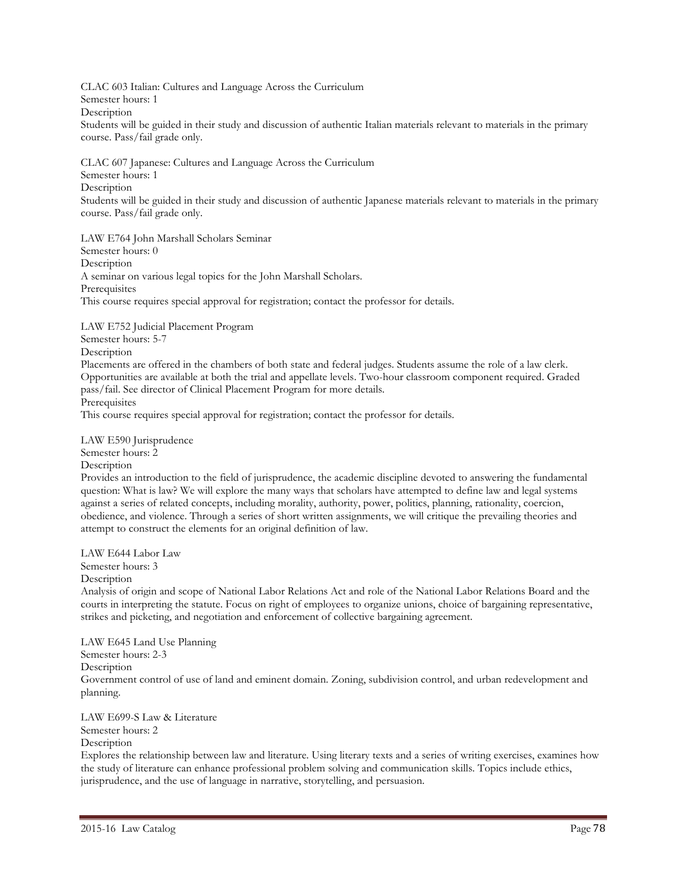CLAC 603 Italian: Cultures and Language Across the Curriculum
Semester hours: 1
Description
Students will be guided in their study and discussion of authentic Italian materials relevant to materials in the primary course. Pass/fail grade only.

CLAC 607 Japanese: Cultures and Language Across the Curriculum
Semester hours: 1
Description
Students will be guided in their study and discussion of authentic Japanese materials relevant to materials in the primary course. Pass/fail grade only.

LAW E764 John Marshall Scholars Seminar
Semester hours: 0
Description
A seminar on various legal topics for the John Marshall Scholars.
Prerequisites
This course requires special approval for registration; contact the professor for details.

LAW E752 Judicial Placement Program
Semester hours: 5-7
Description
Placements are offered in the chambers of both state and federal judges. Students assume the role of a law clerk. Opportunities are available at both the trial and appellate levels. Two-hour classroom component required. Graded pass/fail. See director of Clinical Placement Program for more details.
Prerequisites
This course requires special approval for registration; contact the professor for details.

LAW E590 Jurisprudence
Semester hours: 2
Description
Provides an introduction to the field of jurisprudence, the academic discipline devoted to answering the fundamental question: What is law? We will explore the many ways that scholars have attempted to define law and legal systems against a series of related concepts, including morality, authority, power, politics, planning, rationality, coercion, obedience, and violence. Through a series of short written assignments, we will critique the prevailing theories and attempt to construct the elements for an original definition of law.

LAW E644 Labor Law
Semester hours: 3
Description
Analysis of origin and scope of National Labor Relations Act and role of the National Labor Relations Board and the courts in interpreting the statute. Focus on right of employees to organize unions, choice of bargaining representative, strikes and picketing, and negotiation and enforcement of collective bargaining agreement.

LAW E645 Land Use Planning
Semester hours: 2-3
Description
Government control of use of land and eminent domain. Zoning, subdivision control, and urban redevelopment and planning.

LAW E699-S Law & Literature
Semester hours: 2
Description
Explores the relationship between law and literature. Using literary texts and a series of writing exercises, examines how the study of literature can enhance professional problem solving and communication skills. Topics include ethics, jurisprudence, and the use of language in narrative, storytelling, and persuasion.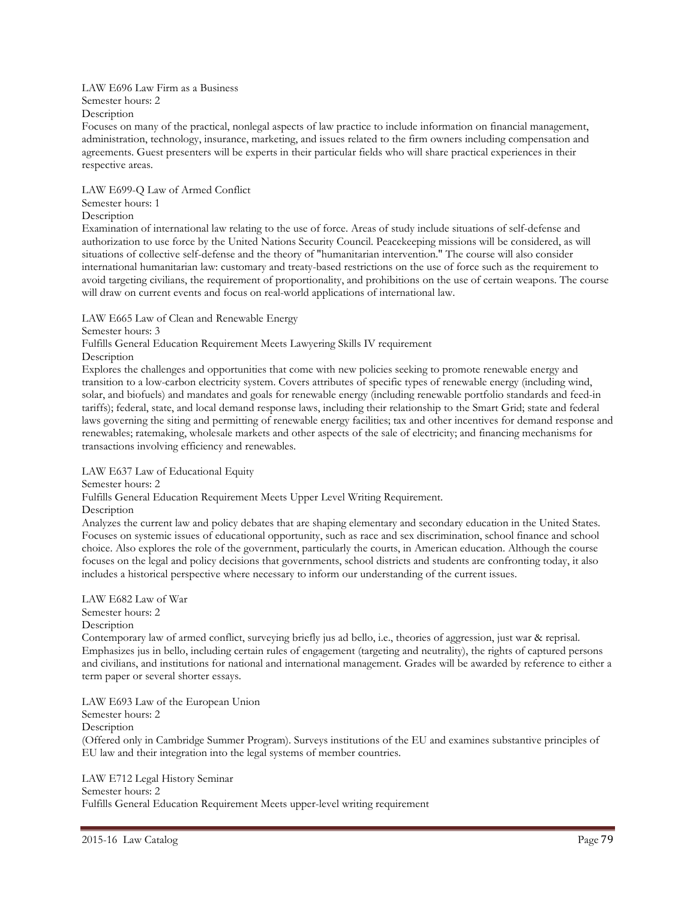LAW E696 Law Firm as a Business
Semester hours: 2
Description
Focuses on many of the practical, nonlegal aspects of law practice to include information on financial management, administration, technology, insurance, marketing, and issues related to the firm owners including compensation and agreements. Guest presenters will be experts in their particular fields who will share practical experiences in their respective areas.

LAW E699-Q Law of Armed Conflict
Semester hours: 1
Description
Examination of international law relating to the use of force. Areas of study include situations of self-defense and authorization to use force by the United Nations Security Council. Peacekeeping missions will be considered, as will situations of collective self-defense and the theory of "humanitarian intervention." The course will also consider international humanitarian law: customary and treaty-based restrictions on the use of force such as the requirement to avoid targeting civilians, the requirement of proportionality, and prohibitions on the use of certain weapons. The course will draw on current events and focus on real-world applications of international law.

LAW E665 Law of Clean and Renewable Energy
Semester hours: 3
Fulfills General Education Requirement Meets Lawyering Skills IV requirement
Description
Explores the challenges and opportunities that come with new policies seeking to promote renewable energy and transition to a low-carbon electricity system. Covers attributes of specific types of renewable energy (including wind, solar, and biofuels) and mandates and goals for renewable energy (including renewable portfolio standards and feed-in tariffs); federal, state, and local demand response laws, including their relationship to the Smart Grid; state and federal laws governing the siting and permitting of renewable energy facilities; tax and other incentives for demand response and renewables; ratemaking, wholesale markets and other aspects of the sale of electricity; and financing mechanisms for transactions involving efficiency and renewables.

LAW E637 Law of Educational Equity
Semester hours: 2
Fulfills General Education Requirement Meets Upper Level Writing Requirement.
Description
Analyzes the current law and policy debates that are shaping elementary and secondary education in the United States. Focuses on systemic issues of educational opportunity, such as race and sex discrimination, school finance and school choice. Also explores the role of the government, particularly the courts, in American education. Although the course focuses on the legal and policy decisions that governments, school districts and students are confronting today, it also includes a historical perspective where necessary to inform our understanding of the current issues.

LAW E682 Law of War
Semester hours: 2
Description
Contemporary law of armed conflict, surveying briefly jus ad bello, i.e., theories of aggression, just war & reprisal. Emphasizes jus in bello, including certain rules of engagement (targeting and neutrality), the rights of captured persons and civilians, and institutions for national and international management. Grades will be awarded by reference to either a term paper or several shorter essays.

LAW E693 Law of the European Union
Semester hours: 2
Description
(Offered only in Cambridge Summer Program). Surveys institutions of the EU and examines substantive principles of EU law and their integration into the legal systems of member countries.

LAW E712 Legal History Seminar
Semester hours: 2
Fulfills General Education Requirement Meets upper-level writing requirement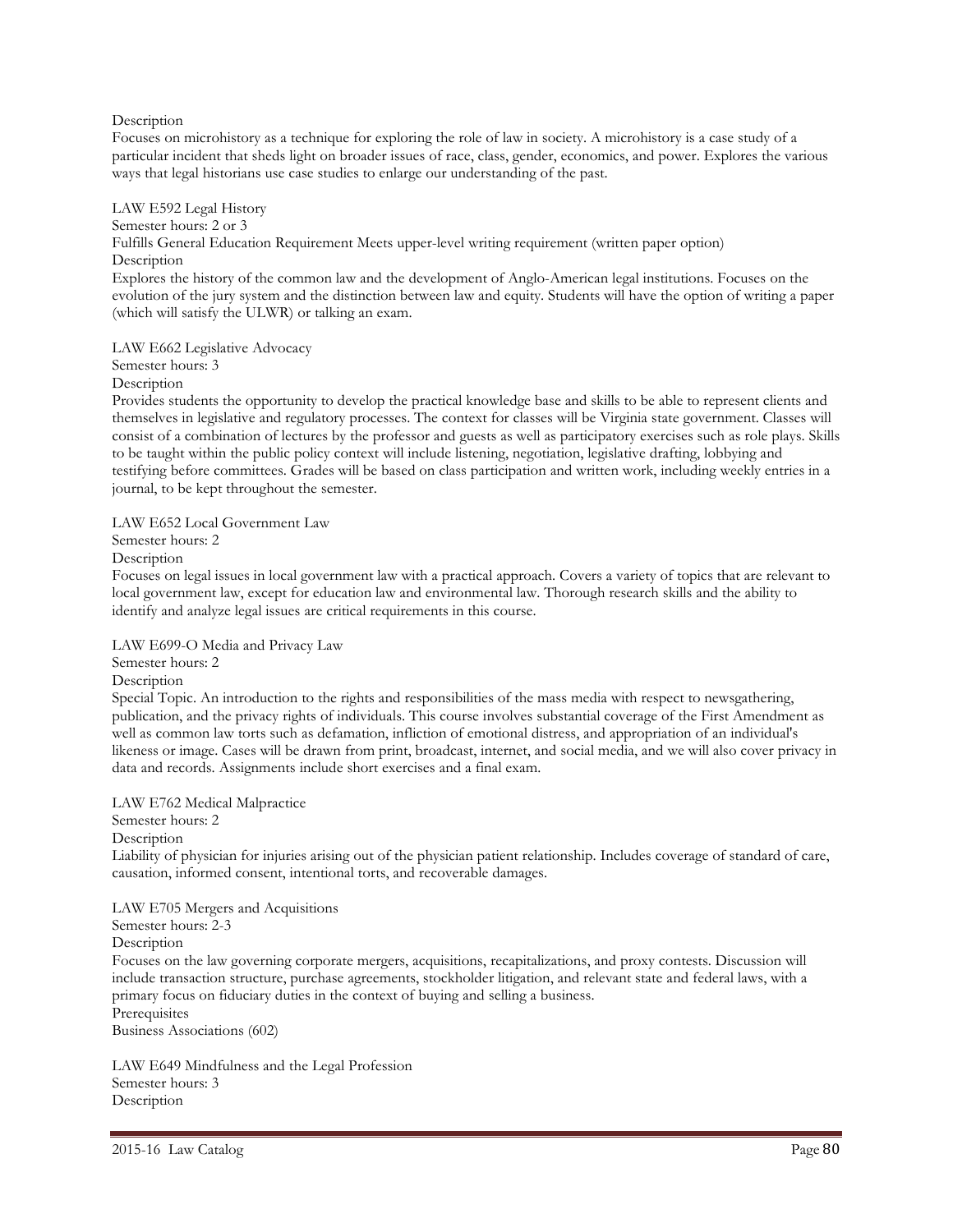Description

Focuses on microhistory as a technique for exploring the role of law in society. A microhistory is a case study of a particular incident that sheds light on broader issues of race, class, gender, economics, and power. Explores the various ways that legal historians use case studies to enlarge our understanding of the past.

LAW E592 Legal History

Semester hours: 2 or 3

Fulfills General Education Requirement Meets upper-level writing requirement (written paper option)

Description

Explores the history of the common law and the development of Anglo-American legal institutions. Focuses on the evolution of the jury system and the distinction between law and equity. Students will have the option of writing a paper (which will satisfy the ULWR) or talking an exam.

LAW E662 Legislative Advocacy

Semester hours: 3

Description

Provides students the opportunity to develop the practical knowledge base and skills to be able to represent clients and themselves in legislative and regulatory processes. The context for classes will be Virginia state government. Classes will consist of a combination of lectures by the professor and guests as well as participatory exercises such as role plays. Skills to be taught within the public policy context will include listening, negotiation, legislative drafting, lobbying and testifying before committees. Grades will be based on class participation and written work, including weekly entries in a journal, to be kept throughout the semester.

LAW E652 Local Government Law

Semester hours: 2

Description

Focuses on legal issues in local government law with a practical approach. Covers a variety of topics that are relevant to local government law, except for education law and environmental law. Thorough research skills and the ability to identify and analyze legal issues are critical requirements in this course.

LAW E699-O Media and Privacy Law

Semester hours: 2

Description

Special Topic. An introduction to the rights and responsibilities of the mass media with respect to newsgathering, publication, and the privacy rights of individuals. This course involves substantial coverage of the First Amendment as well as common law torts such as defamation, infliction of emotional distress, and appropriation of an individual's likeness or image. Cases will be drawn from print, broadcast, internet, and social media, and we will also cover privacy in data and records. Assignments include short exercises and a final exam.

LAW E762 Medical Malpractice

Semester hours: 2

Description

Liability of physician for injuries arising out of the physician patient relationship. Includes coverage of standard of care, causation, informed consent, intentional torts, and recoverable damages.

LAW E705 Mergers and Acquisitions

Semester hours: 2-3

Description

Focuses on the law governing corporate mergers, acquisitions, recapitalizations, and proxy contests. Discussion will include transaction structure, purchase agreements, stockholder litigation, and relevant state and federal laws, with a primary focus on fiduciary duties in the context of buying and selling a business.

Prerequisites

Business Associations (602)

LAW E649 Mindfulness and the Legal Profession

Semester hours: 3

Description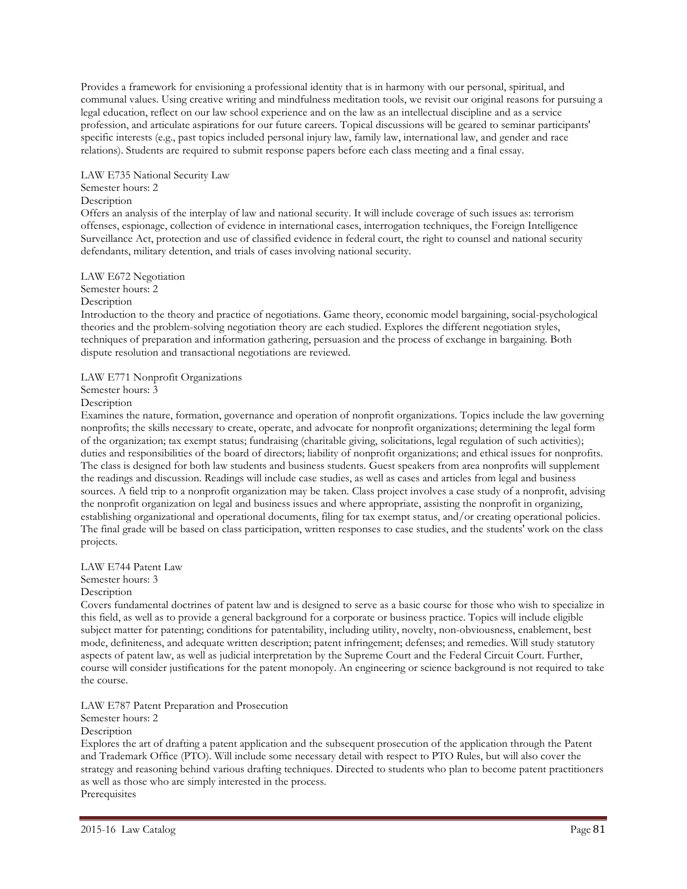Provides a framework for envisioning a professional identity that is in harmony with our personal, spiritual, and communal values. Using creative writing and mindfulness meditation tools, we revisit our original reasons for pursuing a legal education, reflect on our law school experience and on the law as an intellectual discipline and as a service profession, and articulate aspirations for our future careers. Topical discussions will be geared to seminar participants' specific interests (e.g., past topics included personal injury law, family law, international law, and gender and race relations). Students are required to submit response papers before each class meeting and a final essay.

LAW E735 National Security Law

Semester hours: 2

Description

Offers an analysis of the interplay of law and national security. It will include coverage of such issues as: terrorism offenses, espionage, collection of evidence in international cases, interrogation techniques, the Foreign Intelligence Surveillance Act, protection and use of classified evidence in federal court, the right to counsel and national security defendants, military detention, and trials of cases involving national security.

LAW E672 Negotiation

Semester hours: 2

Description

Introduction to the theory and practice of negotiations. Game theory, economic model bargaining, social-psychological theories and the problem-solving negotiation theory are each studied. Explores the different negotiation styles, techniques of preparation and information gathering, persuasion and the process of exchange in bargaining. Both dispute resolution and transactional negotiations are reviewed.

LAW E771 Nonprofit Organizations

Semester hours: 3

Description

Examines the nature, formation, governance and operation of nonprofit organizations. Topics include the law governing nonprofits; the skills necessary to create, operate, and advocate for nonprofit organizations; determining the legal form of the organization; tax exempt status; fundraising (charitable giving, solicitations, legal regulation of such activities); duties and responsibilities of the board of directors; liability of nonprofit organizations; and ethical issues for nonprofits. The class is designed for both law students and business students. Guest speakers from area nonprofits will supplement the readings and discussion. Readings will include case studies, as well as cases and articles from legal and business sources. A field trip to a nonprofit organization may be taken. Class project involves a case study of a nonprofit, advising the nonprofit organization on legal and business issues and where appropriate, assisting the nonprofit in organizing, establishing organizational and operational documents, filing for tax exempt status, and/or creating operational policies. The final grade will be based on class participation, written responses to case studies, and the students' work on the class projects.

LAW E744 Patent Law

Semester hours: 3

Description

Covers fundamental doctrines of patent law and is designed to serve as a basic course for those who wish to specialize in this field, as well as to provide a general background for a corporate or business practice. Topics will include eligible subject matter for patenting; conditions for patentability, including utility, novelty, non-obviousness, enablement, best mode, definiteness, and adequate written description; patent infringement; defenses; and remedies. Will study statutory aspects of patent law, as well as judicial interpretation by the Supreme Court and the Federal Circuit Court. Further, course will consider justifications for the patent monopoly. An engineering or science background is not required to take the course.

LAW E787 Patent Preparation and Prosecution

Semester hours: 2

Description

Explores the art of drafting a patent application and the subsequent prosecution of the application through the Patent and Trademark Office (PTO). Will include some necessary detail with respect to PTO Rules, but will also cover the strategy and reasoning behind various drafting techniques. Directed to students who plan to become patent practitioners as well as those who are simply interested in the process.

Prerequisites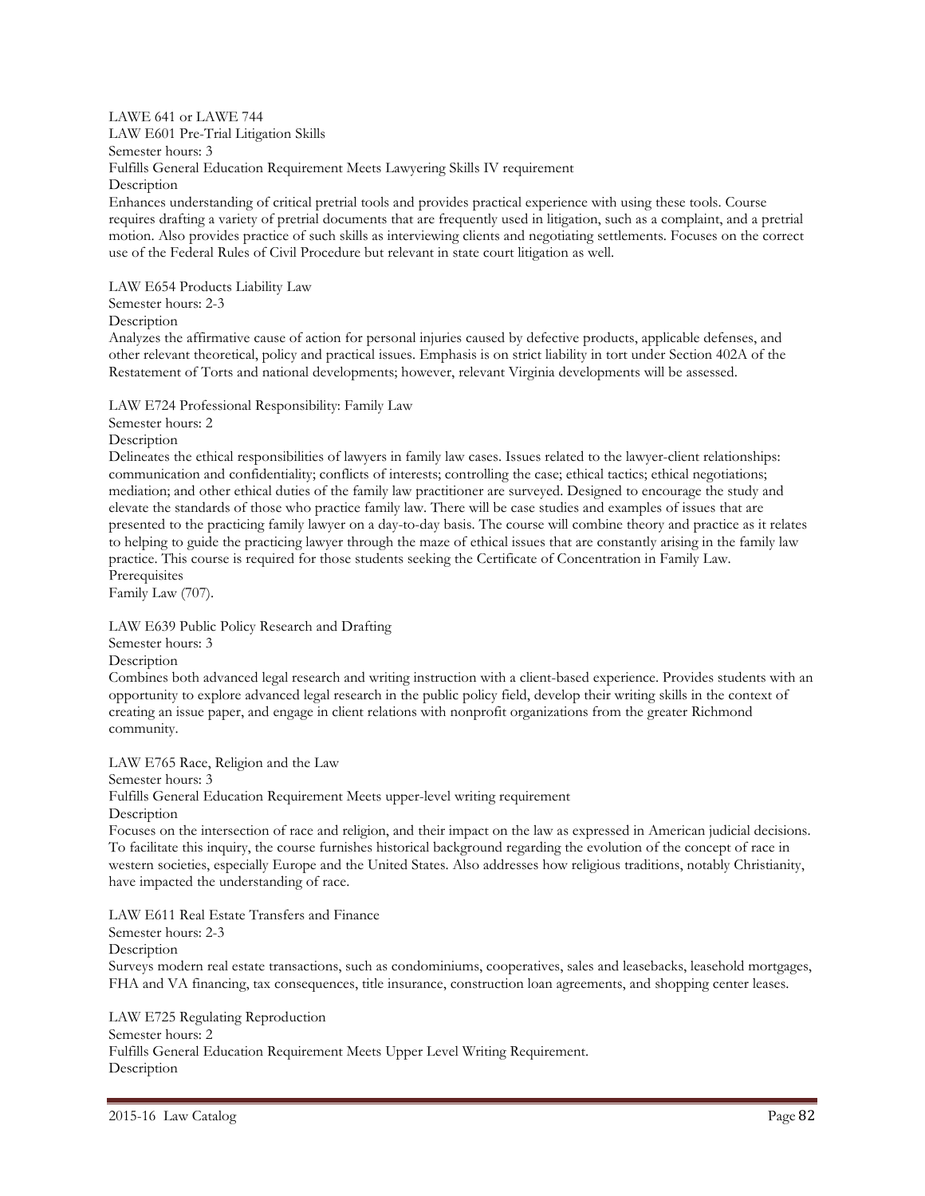LAWE 641 or LAWE 744

LAW E601 Pre-Trial Litigation Skills

Semester hours: 3

Fulfills General Education Requirement Meets Lawyering Skills IV requirement

Description

Enhances understanding of critical pretrial tools and provides practical experience with using these tools. Course requires drafting a variety of pretrial documents that are frequently used in litigation, such as a complaint, and a pretrial motion. Also provides practice of such skills as interviewing clients and negotiating settlements. Focuses on the correct use of the Federal Rules of Civil Procedure but relevant in state court litigation as well.

LAW E654 Products Liability Law

Semester hours: 2-3

Description

Analyzes the affirmative cause of action for personal injuries caused by defective products, applicable defenses, and other relevant theoretical, policy and practical issues. Emphasis is on strict liability in tort under Section 402A of the Restatement of Torts and national developments; however, relevant Virginia developments will be assessed.

LAW E724 Professional Responsibility: Family Law

Semester hours: 2

Description

Delineates the ethical responsibilities of lawyers in family law cases. Issues related to the lawyer-client relationships: communication and confidentiality; conflicts of interests; controlling the case; ethical tactics; ethical negotiations; mediation; and other ethical duties of the family law practitioner are surveyed. Designed to encourage the study and elevate the standards of those who practice family law. There will be case studies and examples of issues that are presented to the practicing family lawyer on a day-to-day basis. The course will combine theory and practice as it relates to helping to guide the practicing lawyer through the maze of ethical issues that are constantly arising in the family law practice. This course is required for those students seeking the Certificate of Concentration in Family Law.

Prerequisites

Family Law (707).

LAW E639 Public Policy Research and Drafting

Semester hours: 3

Description

Combines both advanced legal research and writing instruction with a client-based experience. Provides students with an opportunity to explore advanced legal research in the public policy field, develop their writing skills in the context of creating an issue paper, and engage in client relations with nonprofit organizations from the greater Richmond community.

LAW E765 Race, Religion and the Law

Semester hours: 3

Fulfills General Education Requirement Meets upper-level writing requirement

Description

Focuses on the intersection of race and religion, and their impact on the law as expressed in American judicial decisions. To facilitate this inquiry, the course furnishes historical background regarding the evolution of the concept of race in western societies, especially Europe and the United States. Also addresses how religious traditions, notably Christianity, have impacted the understanding of race.

LAW E611 Real Estate Transfers and Finance

Semester hours: 2-3

Description

Surveys modern real estate transactions, such as condominiums, cooperatives, sales and leasebacks, leasehold mortgages, FHA and VA financing, tax consequences, title insurance, construction loan agreements, and shopping center leases.

LAW E725 Regulating Reproduction

Semester hours: 2

Fulfills General Education Requirement Meets Upper Level Writing Requirement.

Description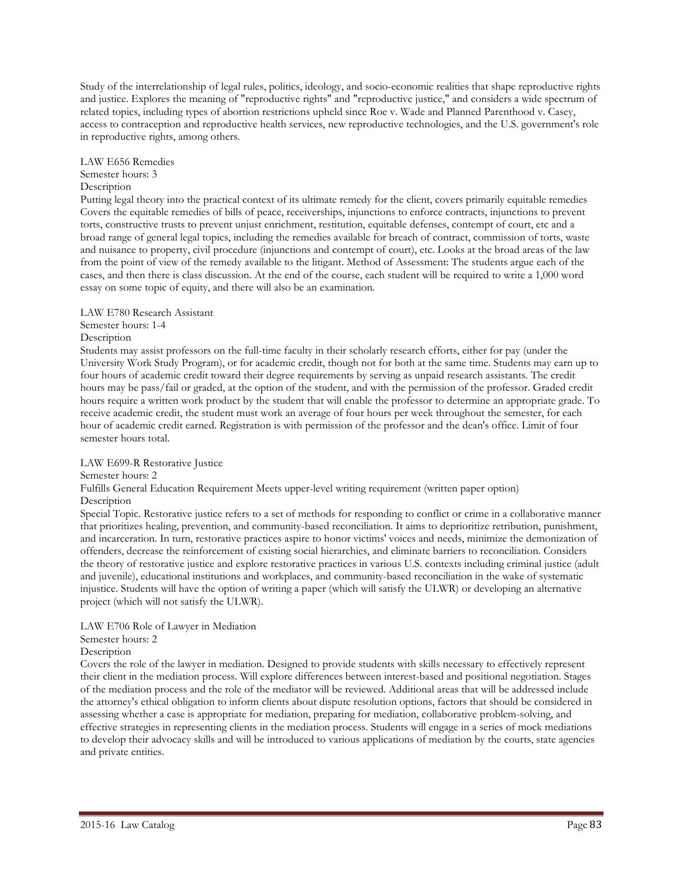Study of the interrelationship of legal rules, politics, ideology, and socio-economic realities that shape reproductive rights and justice. Explores the meaning of "reproductive rights" and "reproductive justice," and considers a wide spectrum of related topics, including types of abortion restrictions upheld since Roe v. Wade and Planned Parenthood v. Casey, access to contraception and reproductive health services, new reproductive technologies, and the U.S. government's role in reproductive rights, among others.

LAW E656 Remedies

Semester hours: 3

Description

Putting legal theory into the practical context of its ultimate remedy for the client, covers primarily equitable remedies Covers the equitable remedies of bills of peace, receiverships, injunctions to enforce contracts, injunctions to prevent torts, constructive trusts to prevent unjust enrichment, restitution, equitable defenses, contempt of court, etc and a broad range of general legal topics, including the remedies available for breach of contract, commission of torts, waste and nuisance to property, civil procedure (injunctions and contempt of court), etc. Looks at the broad areas of the law from the point of view of the remedy available to the litigant. Method of Assessment: The students argue each of the cases, and then there is class discussion. At the end of the course, each student will be required to write a 1,000 word essay on some topic of equity, and there will also be an examination.

LAW E780 Research Assistant

Semester hours: 1-4

Description

Students may assist professors on the full-time faculty in their scholarly research efforts, either for pay (under the University Work Study Program), or for academic credit, though not for both at the same time. Students may earn up to four hours of academic credit toward their degree requirements by serving as unpaid research assistants. The credit hours may be pass/fail or graded, at the option of the student, and with the permission of the professor. Graded credit hours require a written work product by the student that will enable the professor to determine an appropriate grade. To receive academic credit, the student must work an average of four hours per week throughout the semester, for each hour of academic credit earned. Registration is with permission of the professor and the dean's office. Limit of four semester hours total.

LAW E699-R Restorative Justice

Semester hours: 2

Fulfills General Education Requirement Meets upper-level writing requirement (written paper option)

Description

Special Topic. Restorative justice refers to a set of methods for responding to conflict or crime in a collaborative manner that prioritizes healing, prevention, and community-based reconciliation. It aims to deprioritize retribution, punishment, and incarceration. In turn, restorative practices aspire to honor victims' voices and needs, minimize the demonization of offenders, decrease the reinforcement of existing social hierarchies, and eliminate barriers to reconciliation. Considers the theory of restorative justice and explore restorative practices in various U.S. contexts including criminal justice (adult and juvenile), educational institutions and workplaces, and community-based reconciliation in the wake of systematic injustice. Students will have the option of writing a paper (which will satisfy the ULWR) or developing an alternative project (which will not satisfy the ULWR).

LAW E706 Role of Lawyer in Mediation

Semester hours: 2

Description

Covers the role of the lawyer in mediation. Designed to provide students with skills necessary to effectively represent their client in the mediation process. Will explore differences between interest-based and positional negotiation. Stages of the mediation process and the role of the mediator will be reviewed. Additional areas that will be addressed include the attorney's ethical obligation to inform clients about dispute resolution options, factors that should be considered in assessing whether a case is appropriate for mediation, preparing for mediation, collaborative problem-solving, and effective strategies in representing clients in the mediation process. Students will engage in a series of mock mediations to develop their advocacy skills and will be introduced to various applications of mediation by the courts, state agencies and private entities.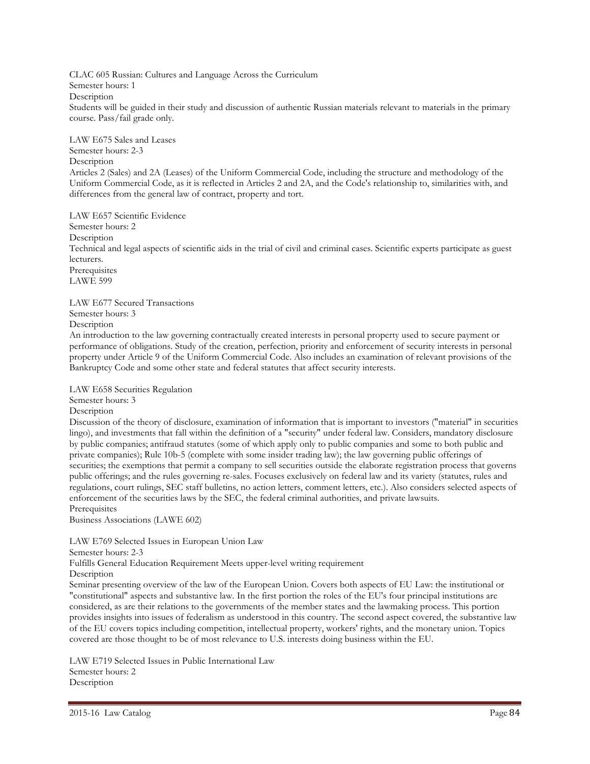CLAC 605 Russian: Cultures and Language Across the Curriculum
Semester hours: 1
Description
Students will be guided in their study and discussion of authentic Russian materials relevant to materials in the primary course. Pass/fail grade only.

LAW E675 Sales and Leases
Semester hours: 2-3
Description
Articles 2 (Sales) and 2A (Leases) of the Uniform Commercial Code, including the structure and methodology of the Uniform Commercial Code, as it is reflected in Articles 2 and 2A, and the Code's relationship to, similarities with, and differences from the general law of contract, property and tort.

LAW E657 Scientific Evidence
Semester hours: 2
Description
Technical and legal aspects of scientific aids in the trial of civil and criminal cases. Scientific experts participate as guest lecturers.
Prerequisites
LAWE 599

LAW E677 Secured Transactions
Semester hours: 3
Description
An introduction to the law governing contractually created interests in personal property used to secure payment or performance of obligations. Study of the creation, perfection, priority and enforcement of security interests in personal property under Article 9 of the Uniform Commercial Code. Also includes an examination of relevant provisions of the Bankruptcy Code and some other state and federal statutes that affect security interests.

LAW E658 Securities Regulation
Semester hours: 3
Description
Discussion of the theory of disclosure, examination of information that is important to investors ("material" in securities lingo), and investments that fall within the definition of a "security" under federal law. Considers, mandatory disclosure by public companies; antifraud statutes (some of which apply only to public companies and some to both public and private companies); Rule 10b-5 (complete with some insider trading law); the law governing public offerings of securities; the exemptions that permit a company to sell securities outside the elaborate registration process that governs public offerings; and the rules governing re-sales. Focuses exclusively on federal law and its variety (statutes, rules and regulations, court rulings, SEC staff bulletins, no action letters, comment letters, etc.). Also considers selected aspects of enforcement of the securities laws by the SEC, the federal criminal authorities, and private lawsuits.
Prerequisites
Business Associations (LAWE 602)

LAW E769 Selected Issues in European Union Law
Semester hours: 2-3
Fulfills General Education Requirement Meets upper-level writing requirement
Description
Seminar presenting overview of the law of the European Union. Covers both aspects of EU Law: the institutional or "constitutional" aspects and substantive law. In the first portion the roles of the EU's four principal institutions are considered, as are their relations to the governments of the member states and the lawmaking process. This portion provides insights into issues of federalism as understood in this country. The second aspect covered, the substantive law of the EU covers topics including competition, intellectual property, workers' rights, and the monetary union. Topics covered are those thought to be of most relevance to U.S. interests doing business within the EU.

LAW E719 Selected Issues in Public International Law
Semester hours: 2
Description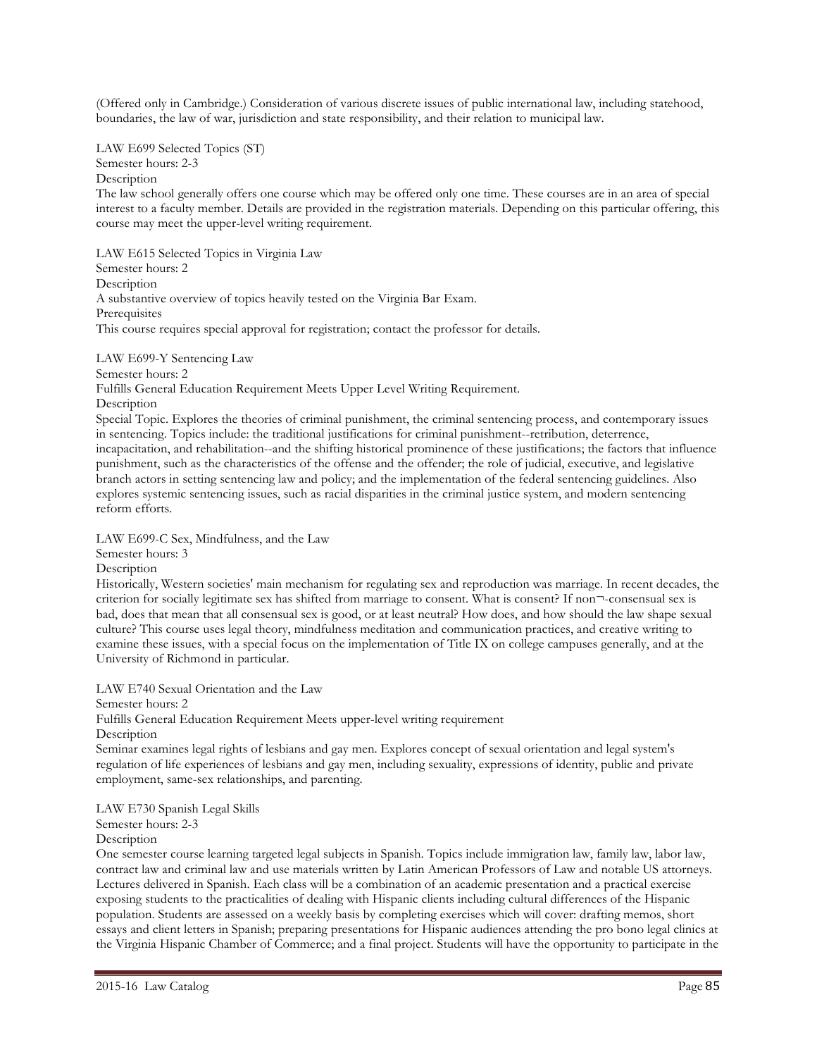(Offered only in Cambridge.) Consideration of various discrete issues of public international law, including statehood, boundaries, the law of war, jurisdiction and state responsibility, and their relation to municipal law.

LAW E699 Selected Topics (ST)
Semester hours: 2-3
Description
The law school generally offers one course which may be offered only one time. These courses are in an area of special interest to a faculty member. Details are provided in the registration materials. Depending on this particular offering, this course may meet the upper-level writing requirement.

LAW E615 Selected Topics in Virginia Law
Semester hours: 2
Description
A substantive overview of topics heavily tested on the Virginia Bar Exam.
Prerequisites
This course requires special approval for registration; contact the professor for details.

LAW E699-Y Sentencing Law
Semester hours: 2
Fulfills General Education Requirement Meets Upper Level Writing Requirement.
Description
Special Topic. Explores the theories of criminal punishment, the criminal sentencing process, and contemporary issues in sentencing. Topics include: the traditional justifications for criminal punishment--retribution, deterrence, incapacitation, and rehabilitation--and the shifting historical prominence of these justifications; the factors that influence punishment, such as the characteristics of the offense and the offender; the role of judicial, executive, and legislative branch actors in setting sentencing law and policy; and the implementation of the federal sentencing guidelines. Also explores systemic sentencing issues, such as racial disparities in the criminal justice system, and modern sentencing reform efforts.

LAW E699-C Sex, Mindfulness, and the Law
Semester hours: 3
Description
Historically, Western societies' main mechanism for regulating sex and reproduction was marriage. In recent decades, the criterion for socially legitimate sex has shifted from marriage to consent. What is consent? If non¬-consensual sex is bad, does that mean that all consensual sex is good, or at least neutral? How does, and how should the law shape sexual culture? This course uses legal theory, mindfulness meditation and communication practices, and creative writing to examine these issues, with a special focus on the implementation of Title IX on college campuses generally, and at the University of Richmond in particular.

LAW E740 Sexual Orientation and the Law
Semester hours: 2
Fulfills General Education Requirement Meets upper-level writing requirement
Description
Seminar examines legal rights of lesbians and gay men. Explores concept of sexual orientation and legal system's regulation of life experiences of lesbians and gay men, including sexuality, expressions of identity, public and private employment, same-sex relationships, and parenting.

LAW E730 Spanish Legal Skills
Semester hours: 2-3
Description
One semester course learning targeted legal subjects in Spanish. Topics include immigration law, family law, labor law, contract law and criminal law and use materials written by Latin American Professors of Law and notable US attorneys. Lectures delivered in Spanish. Each class will be a combination of an academic presentation and a practical exercise exposing students to the practicalities of dealing with Hispanic clients including cultural differences of the Hispanic population. Students are assessed on a weekly basis by completing exercises which will cover: drafting memos, short essays and client letters in Spanish; preparing presentations for Hispanic audiences attending the pro bono legal clinics at the Virginia Hispanic Chamber of Commerce; and a final project. Students will have the opportunity to participate in the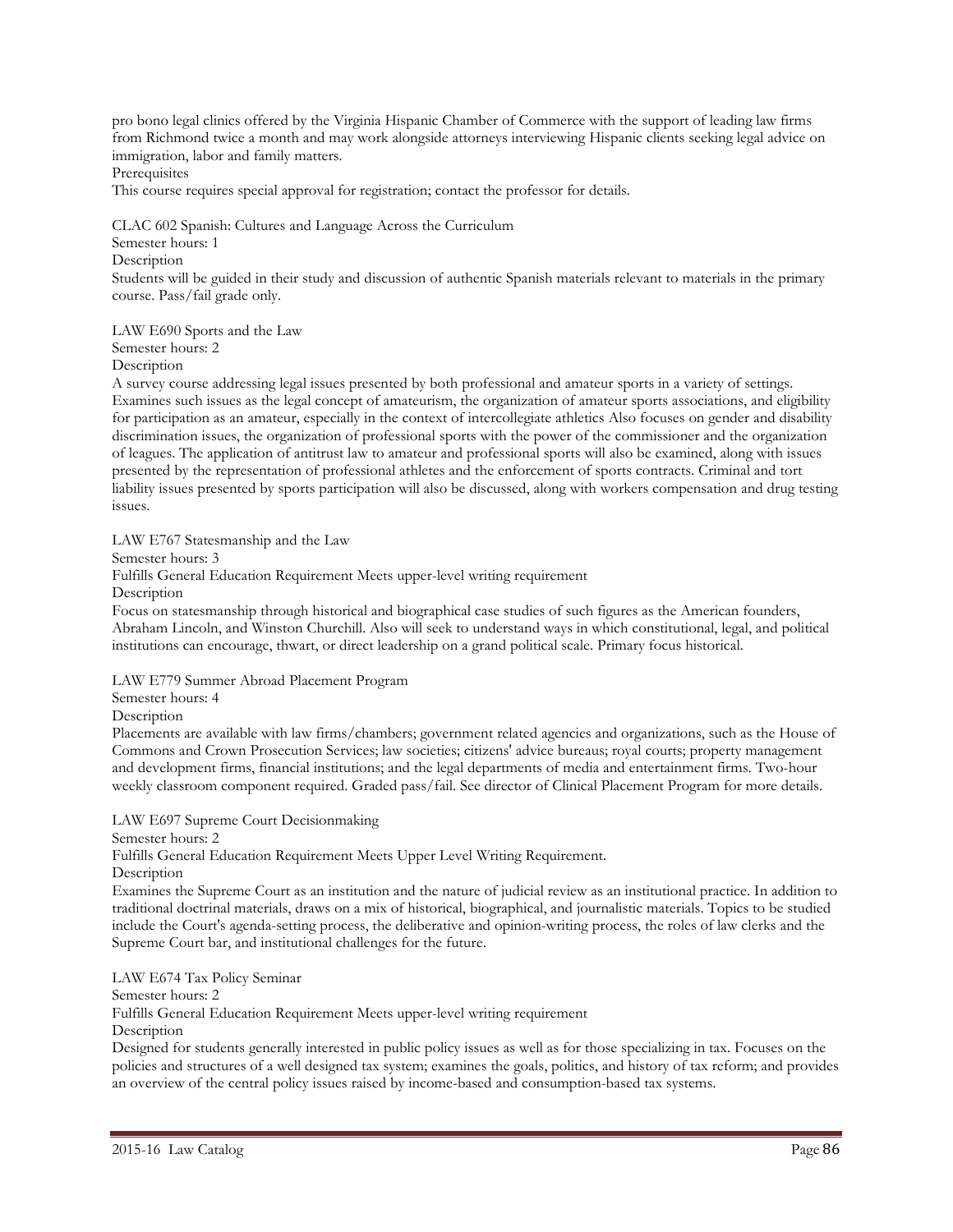pro bono legal clinics offered by the Virginia Hispanic Chamber of Commerce with the support of leading law firms from Richmond twice a month and may work alongside attorneys interviewing Hispanic clients seeking legal advice on immigration, labor and family matters.

Prerequisites

This course requires special approval for registration; contact the professor for details.

CLAC 602 Spanish: Cultures and Language Across the Curriculum

Semester hours: 1

Description

Students will be guided in their study and discussion of authentic Spanish materials relevant to materials in the primary course. Pass/fail grade only.

LAW E690 Sports and the Law

Semester hours: 2

Description

A survey course addressing legal issues presented by both professional and amateur sports in a variety of settings. Examines such issues as the legal concept of amateurism, the organization of amateur sports associations, and eligibility for participation as an amateur, especially in the context of intercollegiate athletics Also focuses on gender and disability discrimination issues, the organization of professional sports with the power of the commissioner and the organization of leagues. The application of antitrust law to amateur and professional sports will also be examined, along with issues presented by the representation of professional athletes and the enforcement of sports contracts. Criminal and tort liability issues presented by sports participation will also be discussed, along with workers compensation and drug testing issues.

LAW E767 Statesmanship and the Law

Semester hours: 3

Fulfills General Education Requirement Meets upper-level writing requirement

Description

Focus on statesmanship through historical and biographical case studies of such figures as the American founders, Abraham Lincoln, and Winston Churchill. Also will seek to understand ways in which constitutional, legal, and political institutions can encourage, thwart, or direct leadership on a grand political scale. Primary focus historical.

LAW E779 Summer Abroad Placement Program

Semester hours: 4

Description

Placements are available with law firms/chambers; government related agencies and organizations, such as the House of Commons and Crown Prosecution Services; law societies; citizens' advice bureaus; royal courts; property management and development firms, financial institutions; and the legal departments of media and entertainment firms. Two-hour weekly classroom component required. Graded pass/fail. See director of Clinical Placement Program for more details.

LAW E697 Supreme Court Decisionmaking

Semester hours: 2

Fulfills General Education Requirement Meets Upper Level Writing Requirement.

Description

Examines the Supreme Court as an institution and the nature of judicial review as an institutional practice. In addition to traditional doctrinal materials, draws on a mix of historical, biographical, and journalistic materials. Topics to be studied include the Court's agenda-setting process, the deliberative and opinion-writing process, the roles of law clerks and the Supreme Court bar, and institutional challenges for the future.

LAW E674 Tax Policy Seminar

Semester hours: 2

Fulfills General Education Requirement Meets upper-level writing requirement

Description

Designed for students generally interested in public policy issues as well as for those specializing in tax. Focuses on the policies and structures of a well designed tax system; examines the goals, politics, and history of tax reform; and provides an overview of the central policy issues raised by income-based and consumption-based tax systems.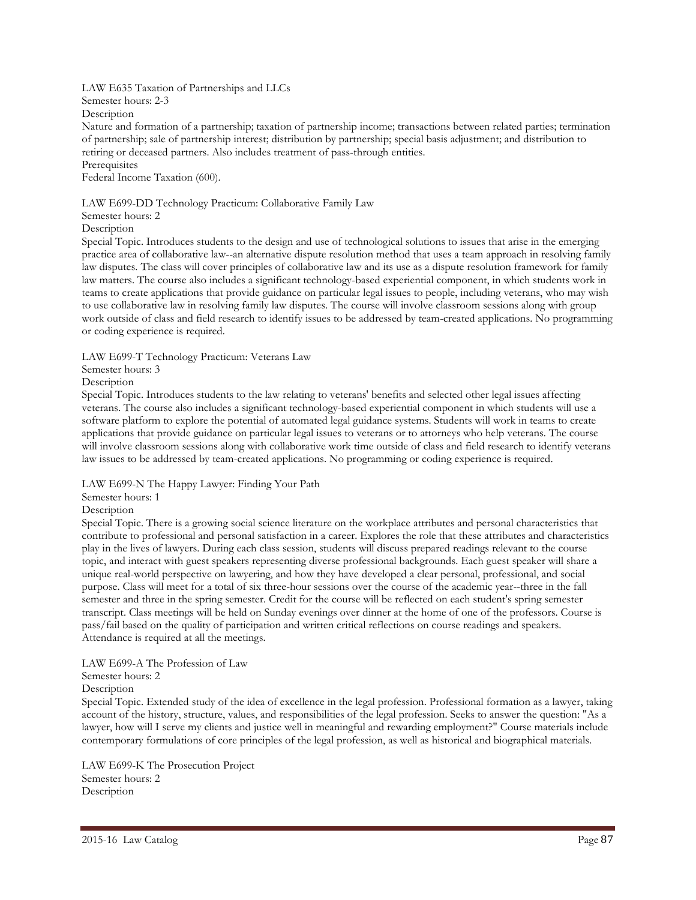LAW E635 Taxation of Partnerships and LLCs
Semester hours: 2-3
Description
Nature and formation of a partnership; taxation of partnership income; transactions between related parties; termination of partnership; sale of partnership interest; distribution by partnership; special basis adjustment; and distribution to retiring or deceased partners. Also includes treatment of pass-through entities.
Prerequisites
Federal Income Taxation (600).

LAW E699-DD Technology Practicum: Collaborative Family Law
Semester hours: 2
Description
Special Topic. Introduces students to the design and use of technological solutions to issues that arise in the emerging practice area of collaborative law--an alternative dispute resolution method that uses a team approach in resolving family law disputes. The class will cover principles of collaborative law and its use as a dispute resolution framework for family law matters. The course also includes a significant technology-based experiential component, in which students work in teams to create applications that provide guidance on particular legal issues to people, including veterans, who may wish to use collaborative law in resolving family law disputes. The course will involve classroom sessions along with group work outside of class and field research to identify issues to be addressed by team-created applications. No programming or coding experience is required.

LAW E699-T Technology Practicum: Veterans Law
Semester hours: 3
Description
Special Topic. Introduces students to the law relating to veterans' benefits and selected other legal issues affecting veterans. The course also includes a significant technology-based experiential component in which students will use a software platform to explore the potential of automated legal guidance systems. Students will work in teams to create applications that provide guidance on particular legal issues to veterans or to attorneys who help veterans. The course will involve classroom sessions along with collaborative work time outside of class and field research to identify veterans law issues to be addressed by team-created applications. No programming or coding experience is required.

LAW E699-N The Happy Lawyer: Finding Your Path
Semester hours: 1
Description
Special Topic. There is a growing social science literature on the workplace attributes and personal characteristics that contribute to professional and personal satisfaction in a career. Explores the role that these attributes and characteristics play in the lives of lawyers. During each class session, students will discuss prepared readings relevant to the course topic, and interact with guest speakers representing diverse professional backgrounds. Each guest speaker will share a unique real-world perspective on lawyering, and how they have developed a clear personal, professional, and social purpose. Class will meet for a total of six three-hour sessions over the course of the academic year--three in the fall semester and three in the spring semester. Credit for the course will be reflected on each student's spring semester transcript. Class meetings will be held on Sunday evenings over dinner at the home of one of the professors. Course is pass/fail based on the quality of participation and written critical reflections on course readings and speakers. Attendance is required at all the meetings.

LAW E699-A The Profession of Law
Semester hours: 2
Description
Special Topic. Extended study of the idea of excellence in the legal profession. Professional formation as a lawyer, taking account of the history, structure, values, and responsibilities of the legal profession. Seeks to answer the question: "As a lawyer, how will I serve my clients and justice well in meaningful and rewarding employment?" Course materials include contemporary formulations of core principles of the legal profession, as well as historical and biographical materials.

LAW E699-K The Prosecution Project
Semester hours: 2
Description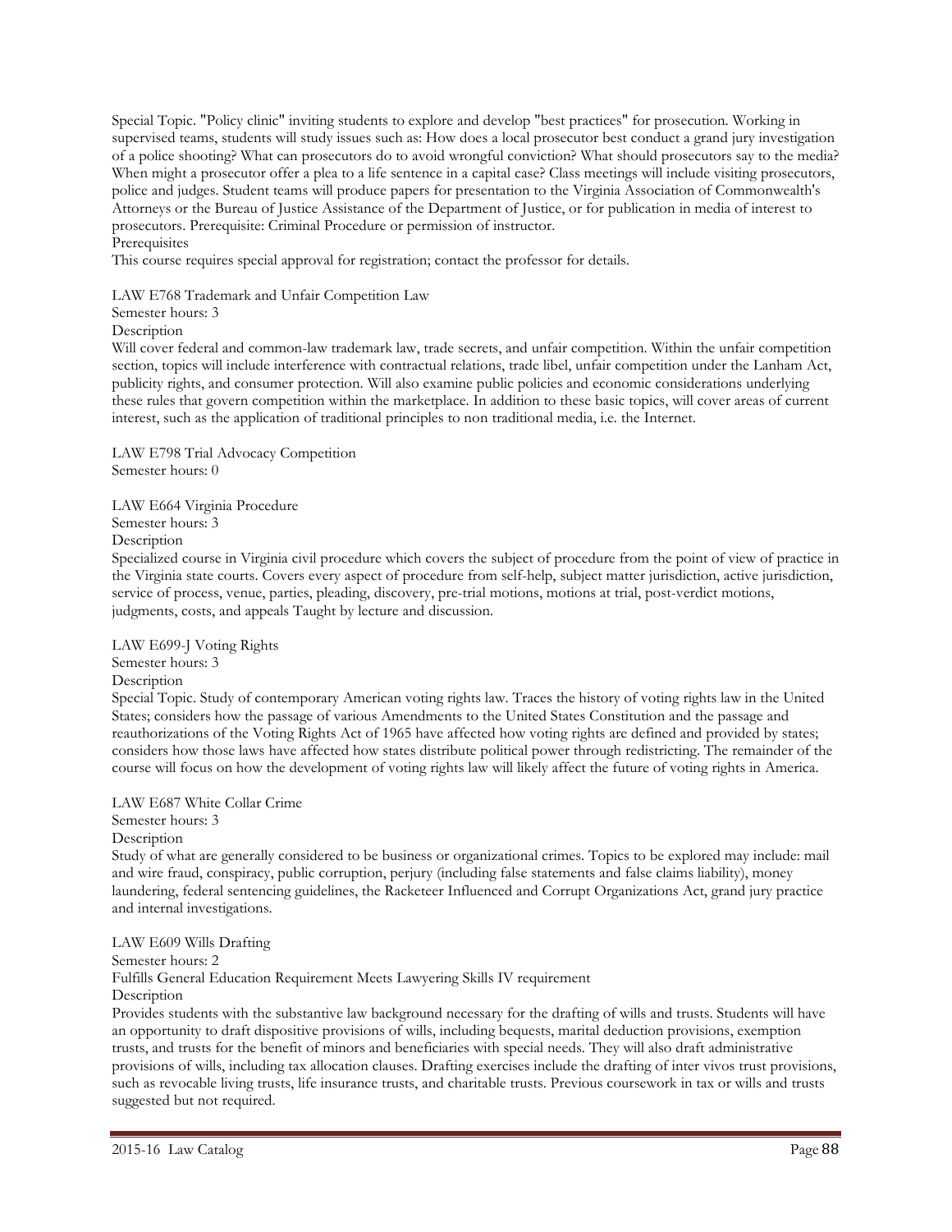Special Topic. "Policy clinic" inviting students to explore and develop "best practices" for prosecution. Working in supervised teams, students will study issues such as: How does a local prosecutor best conduct a grand jury investigation of a police shooting? What can prosecutors do to avoid wrongful conviction? What should prosecutors say to the media? When might a prosecutor offer a plea to a life sentence in a capital case? Class meetings will include visiting prosecutors, police and judges. Student teams will produce papers for presentation to the Virginia Association of Commonwealth's Attorneys or the Bureau of Justice Assistance of the Department of Justice, or for publication in media of interest to prosecutors. Prerequisite: Criminal Procedure or permission of instructor.

Prerequisites

This course requires special approval for registration; contact the professor for details.

LAW E768 Trademark and Unfair Competition Law

Semester hours: 3

Description

Will cover federal and common-law trademark law, trade secrets, and unfair competition. Within the unfair competition section, topics will include interference with contractual relations, trade libel, unfair competition under the Lanham Act, publicity rights, and consumer protection. Will also examine public policies and economic considerations underlying these rules that govern competition within the marketplace. In addition to these basic topics, will cover areas of current interest, such as the application of traditional principles to non traditional media, i.e. the Internet.

LAW E798 Trial Advocacy Competition

Semester hours: 0

LAW E664 Virginia Procedure

Semester hours: 3

Description

Specialized course in Virginia civil procedure which covers the subject of procedure from the point of view of practice in the Virginia state courts. Covers every aspect of procedure from self-help, subject matter jurisdiction, active jurisdiction, service of process, venue, parties, pleading, discovery, pre-trial motions, motions at trial, post-verdict motions, judgments, costs, and appeals Taught by lecture and discussion.

LAW E699-J Voting Rights

Semester hours: 3

Description

Special Topic. Study of contemporary American voting rights law. Traces the history of voting rights law in the United States; considers how the passage of various Amendments to the United States Constitution and the passage and reauthorizations of the Voting Rights Act of 1965 have affected how voting rights are defined and provided by states; considers how those laws have affected how states distribute political power through redistricting. The remainder of the course will focus on how the development of voting rights law will likely affect the future of voting rights in America.

LAW E687 White Collar Crime

Semester hours: 3

Description

Study of what are generally considered to be business or organizational crimes. Topics to be explored may include: mail and wire fraud, conspiracy, public corruption, perjury (including false statements and false claims liability), money laundering, federal sentencing guidelines, the Racketeer Influenced and Corrupt Organizations Act, grand jury practice and internal investigations.

LAW E609 Wills Drafting

Semester hours: 2

Fulfills General Education Requirement Meets Lawyering Skills IV requirement

Description

Provides students with the substantive law background necessary for the drafting of wills and trusts. Students will have an opportunity to draft dispositive provisions of wills, including bequests, marital deduction provisions, exemption trusts, and trusts for the benefit of minors and beneficiaries with special needs. They will also draft administrative provisions of wills, including tax allocation clauses. Drafting exercises include the drafting of inter vivos trust provisions, such as revocable living trusts, life insurance trusts, and charitable trusts. Previous coursework in tax or wills and trusts suggested but not required.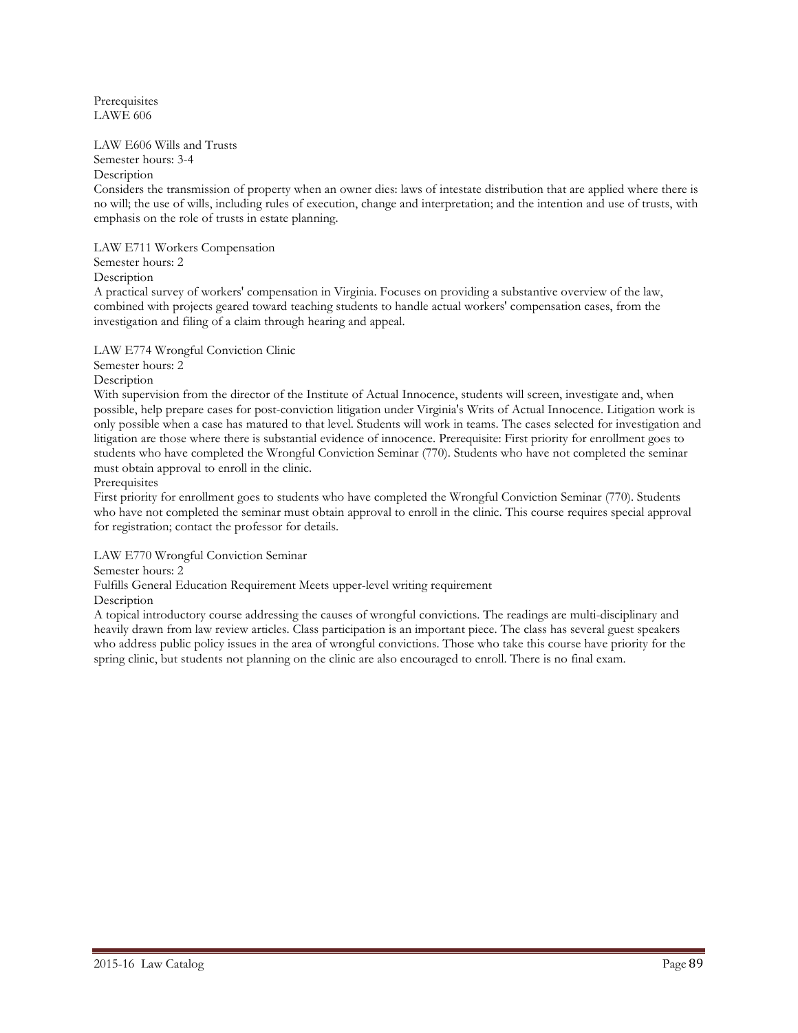Prerequisites
LAWE 606

LAW E606 Wills and Trusts
Semester hours: 3-4
Description
Considers the transmission of property when an owner dies: laws of intestate distribution that are applied where there is no will; the use of wills, including rules of execution, change and interpretation; and the intention and use of trusts, with emphasis on the role of trusts in estate planning.

LAW E711 Workers Compensation
Semester hours: 2
Description
A practical survey of workers' compensation in Virginia. Focuses on providing a substantive overview of the law, combined with projects geared toward teaching students to handle actual workers' compensation cases, from the investigation and filing of a claim through hearing and appeal.

LAW E774 Wrongful Conviction Clinic
Semester hours: 2
Description
With supervision from the director of the Institute of Actual Innocence, students will screen, investigate and, when possible, help prepare cases for post-conviction litigation under Virginia's Writs of Actual Innocence. Litigation work is only possible when a case has matured to that level. Students will work in teams. The cases selected for investigation and litigation are those where there is substantial evidence of innocence. Prerequisite: First priority for enrollment goes to students who have completed the Wrongful Conviction Seminar (770). Students who have not completed the seminar must obtain approval to enroll in the clinic.
Prerequisites
First priority for enrollment goes to students who have completed the Wrongful Conviction Seminar (770). Students who have not completed the seminar must obtain approval to enroll in the clinic. This course requires special approval for registration; contact the professor for details.

LAW E770 Wrongful Conviction Seminar
Semester hours: 2
Fulfills General Education Requirement Meets upper-level writing requirement
Description
A topical introductory course addressing the causes of wrongful convictions. The readings are multi-disciplinary and heavily drawn from law review articles. Class participation is an important piece. The class has several guest speakers who address public policy issues in the area of wrongful convictions. Those who take this course have priority for the spring clinic, but students not planning on the clinic are also encouraged to enroll. There is no final exam.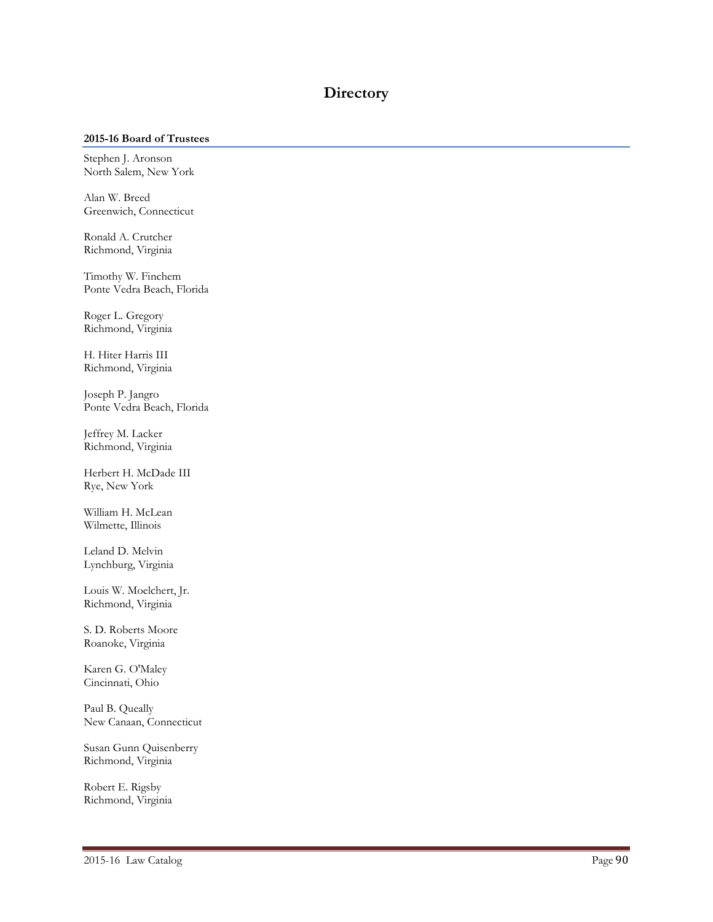# Directory

### 2015-16 Board of Trustees

Stephen J. Aronson
North Salem, New York

Alan W. Breed
Greenwich, Connecticut

Ronald A. Crutcher
Richmond, Virginia

Timothy W. Finchem
Ponte Vedra Beach, Florida

Roger L. Gregory
Richmond, Virginia

H. Hiter Harris III
Richmond, Virginia

Joseph P. Jangro
Ponte Vedra Beach, Florida

Jeffrey M. Lacker
Richmond, Virginia

Herbert H. McDade III
Rye, New York

William H. McLean
Wilmette, Illinois

Leland D. Melvin
Lynchburg, Virginia

Louis W. Moelchert, Jr.
Richmond, Virginia

S. D. Roberts Moore
Roanoke, Virginia

Karen G. O'Maley
Cincinnati, Ohio

Paul B. Queally
New Canaan, Connecticut

Susan Gunn Quisenberry
Richmond, Virginia

Robert E. Rigsby
Richmond, Virginia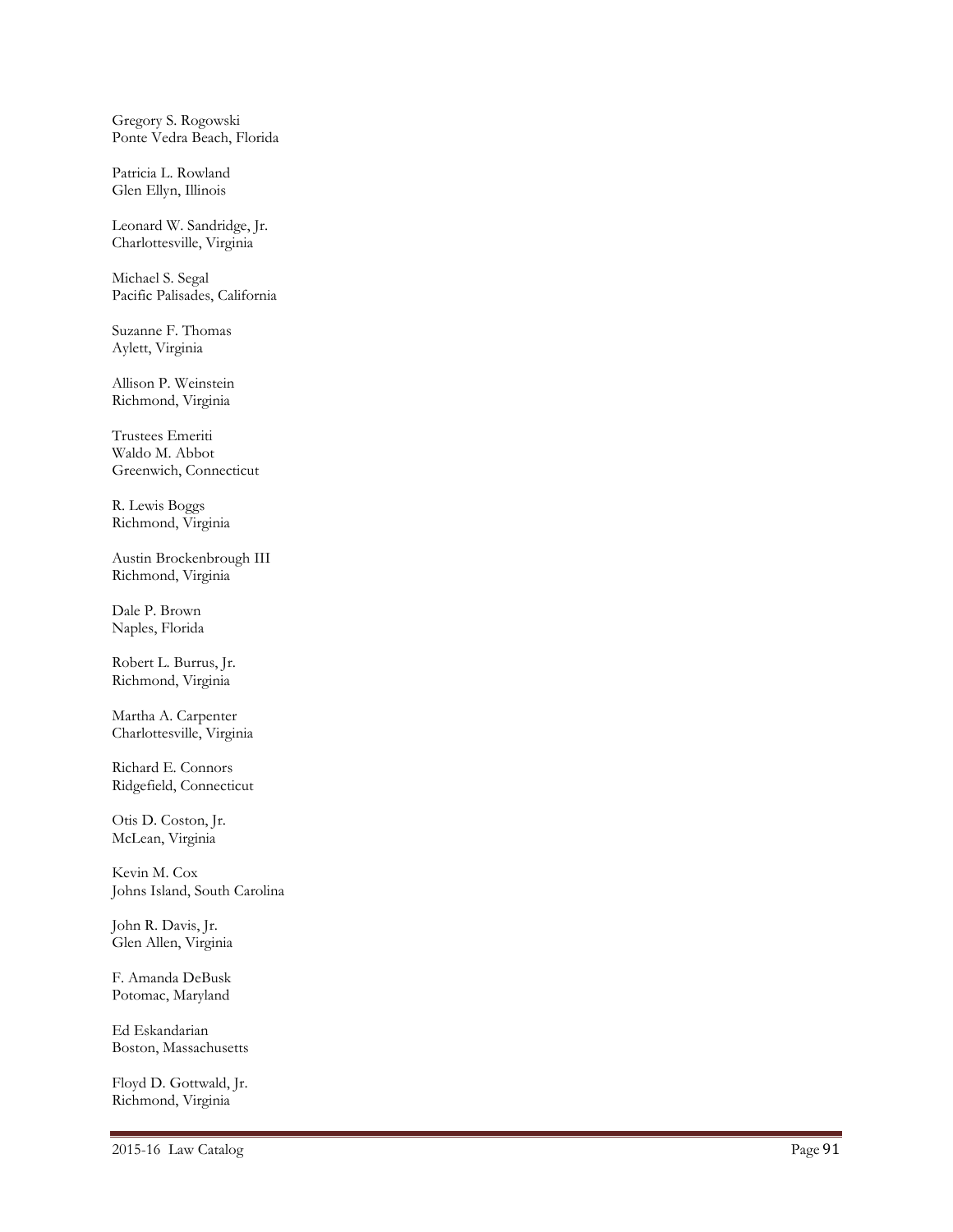Gregory S. Rogowski
Ponte Vedra Beach, Florida

Patricia L. Rowland
Glen Ellyn, Illinois

Leonard W. Sandridge, Jr.
Charlottesville, Virginia

Michael S. Segal
Pacific Palisades, California

Suzanne F. Thomas
Aylett, Virginia

Allison P. Weinstein
Richmond, Virginia

Trustees Emeriti
Waldo M. Abbot
Greenwich, Connecticut

R. Lewis Boggs
Richmond, Virginia

Austin Brockenbrough III
Richmond, Virginia

Dale P. Brown
Naples, Florida

Robert L. Burrus, Jr.
Richmond, Virginia

Martha A. Carpenter
Charlottesville, Virginia

Richard E. Connors
Ridgefield, Connecticut

Otis D. Coston, Jr.
McLean, Virginia

Kevin M. Cox
Johns Island, South Carolina

John R. Davis, Jr.
Glen Allen, Virginia

F. Amanda DeBusk
Potomac, Maryland

Ed Eskandarian
Boston, Massachusetts

Floyd D. Gottwald, Jr.
Richmond, Virginia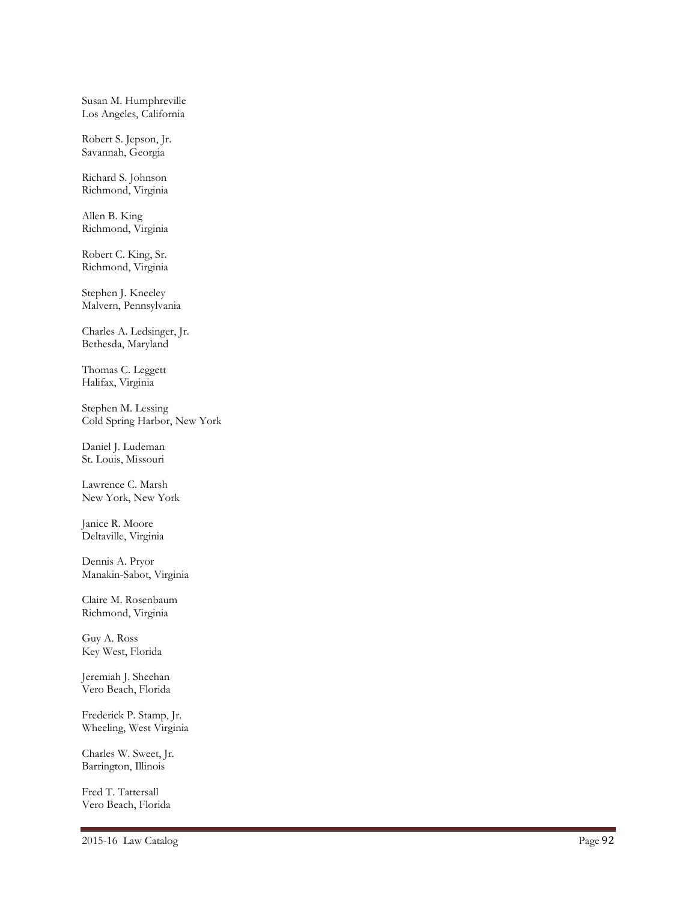Susan M. Humphreville  
Los Angeles, California

Robert S. Jepson, Jr.  
Savannah, Georgia

Richard S. Johnson  
Richmond, Virginia

Allen B. King  
Richmond, Virginia

Robert C. King, Sr.  
Richmond, Virginia

Stephen J. Kneeley  
Malvern, Pennsylvania

Charles A. Ledsinger, Jr.  
Bethesda, Maryland

Thomas C. Leggett  
Halifax, Virginia

Stephen M. Lessing  
Cold Spring Harbor, New York

Daniel J. Ludeman  
St. Louis, Missouri

Lawrence C. Marsh  
New York, New York

Janice R. Moore  
Deltaville, Virginia

Dennis A. Pryor  
Manakin-Sabot, Virginia

Claire M. Rosenbaum  
Richmond, Virginia

Guy A. Ross  
Key West, Florida

Jeremiah J. Sheehan  
Vero Beach, Florida

Frederick P. Stamp, Jr.  
Wheeling, West Virginia

Charles W. Sweet, Jr.  
Barrington, Illinois

Fred T. Tattersall  
Vero Beach, Florida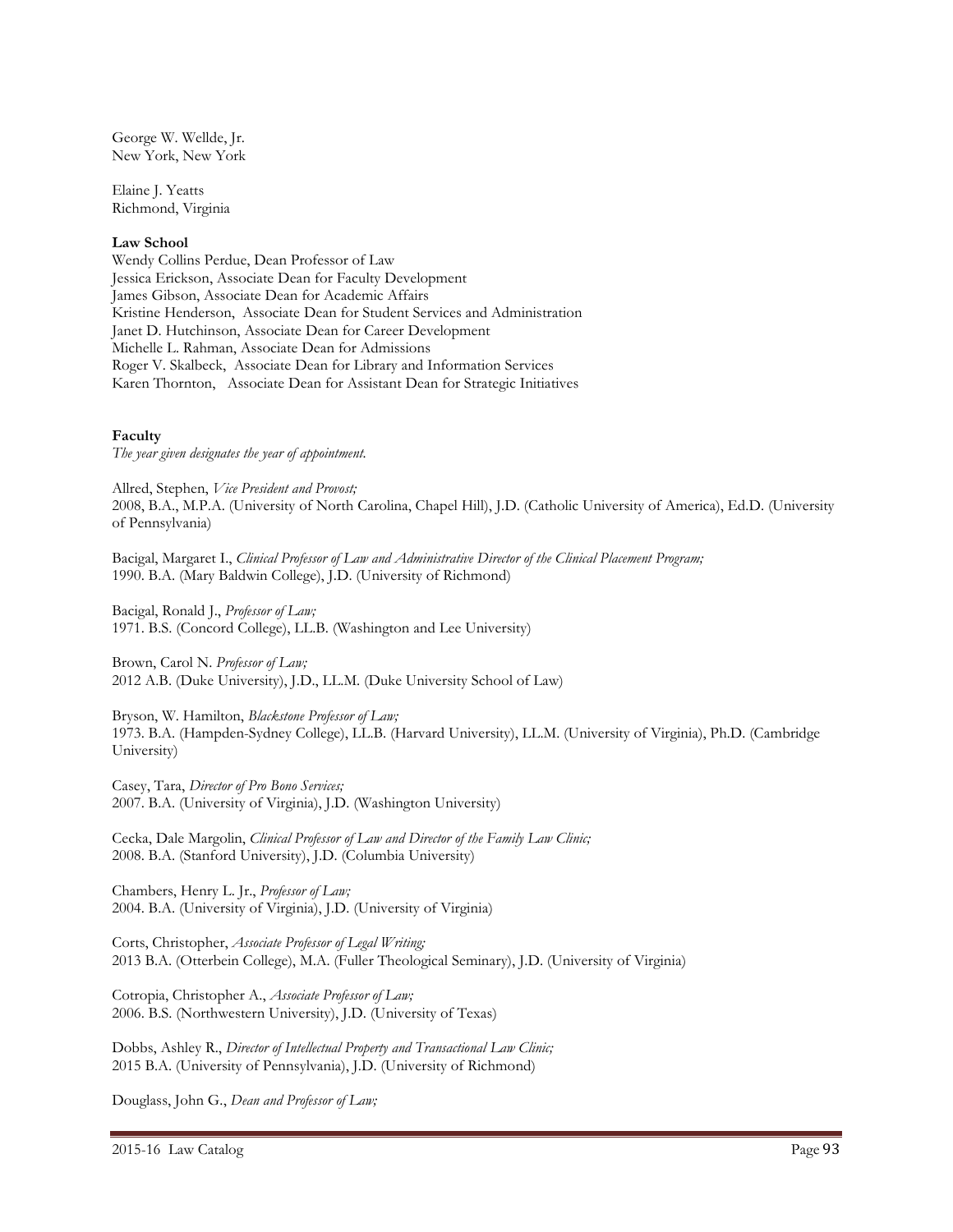George W. Wellde, Jr.
New York, New York

Elaine J. Yeatts
Richmond, Virginia

**Law School**

Wendy Collins Perdue, Dean Professor of Law
Jessica Erickson, Associate Dean for Faculty Development
James Gibson, Associate Dean for Academic Affairs
Kristine Henderson, Associate Dean for Student Services and Administration
Janet D. Hutchinson, Associate Dean for Career Development
Michelle L. Rahman, Associate Dean for Admissions
Roger V. Skalbeck, Associate Dean for Library and Information Services
Karen Thornton, Associate Dean for Assistant Dean for Strategic Initiatives

**Faculty**

*The year given designates the year of appointment.*

Allred, Stephen, *Vice President and Provost;*
2008, B.A., M.P.A. (University of North Carolina, Chapel Hill), J.D. (Catholic University of America), Ed.D. (University of Pennsylvania)

Bacigal, Margaret I., *Clinical Professor of Law and Administrative Director of the Clinical Placement Program;*
1990. B.A. (Mary Baldwin College), J.D. (University of Richmond)

Bacigal, Ronald J., *Professor of Law;*
1971. B.S. (Concord College), LL.B. (Washington and Lee University)

Brown, Carol N. *Professor of Law;*
2012 A.B. (Duke University), J.D., LL.M. (Duke University School of Law)

Bryson, W. Hamilton, *Blackstone Professor of Law;*
1973. B.A. (Hampden-Sydney College), LL.B. (Harvard University), LL.M. (University of Virginia), Ph.D. (Cambridge University)

Casey, Tara, *Director of Pro Bono Services;*
2007. B.A. (University of Virginia), J.D. (Washington University)

Cecka, Dale Margolin, *Clinical Professor of Law and Director of the Family Law Clinic;*
2008. B.A. (Stanford University), J.D. (Columbia University)

Chambers, Henry L. Jr., *Professor of Law;*
2004. B.A. (University of Virginia), J.D. (University of Virginia)

Corts, Christopher, *Associate Professor of Legal Writing;*
2013 B.A. (Otterbein College), M.A. (Fuller Theological Seminary), J.D. (University of Virginia)

Cotropia, Christopher A., *Associate Professor of Law;*
2006. B.S. (Northwestern University), J.D. (University of Texas)

Dobbs, Ashley R., *Director of Intellectual Property and Transactional Law Clinic;*
2015 B.A. (University of Pennsylvania), J.D. (University of Richmond)

Douglass, John G., *Dean and Professor of Law;*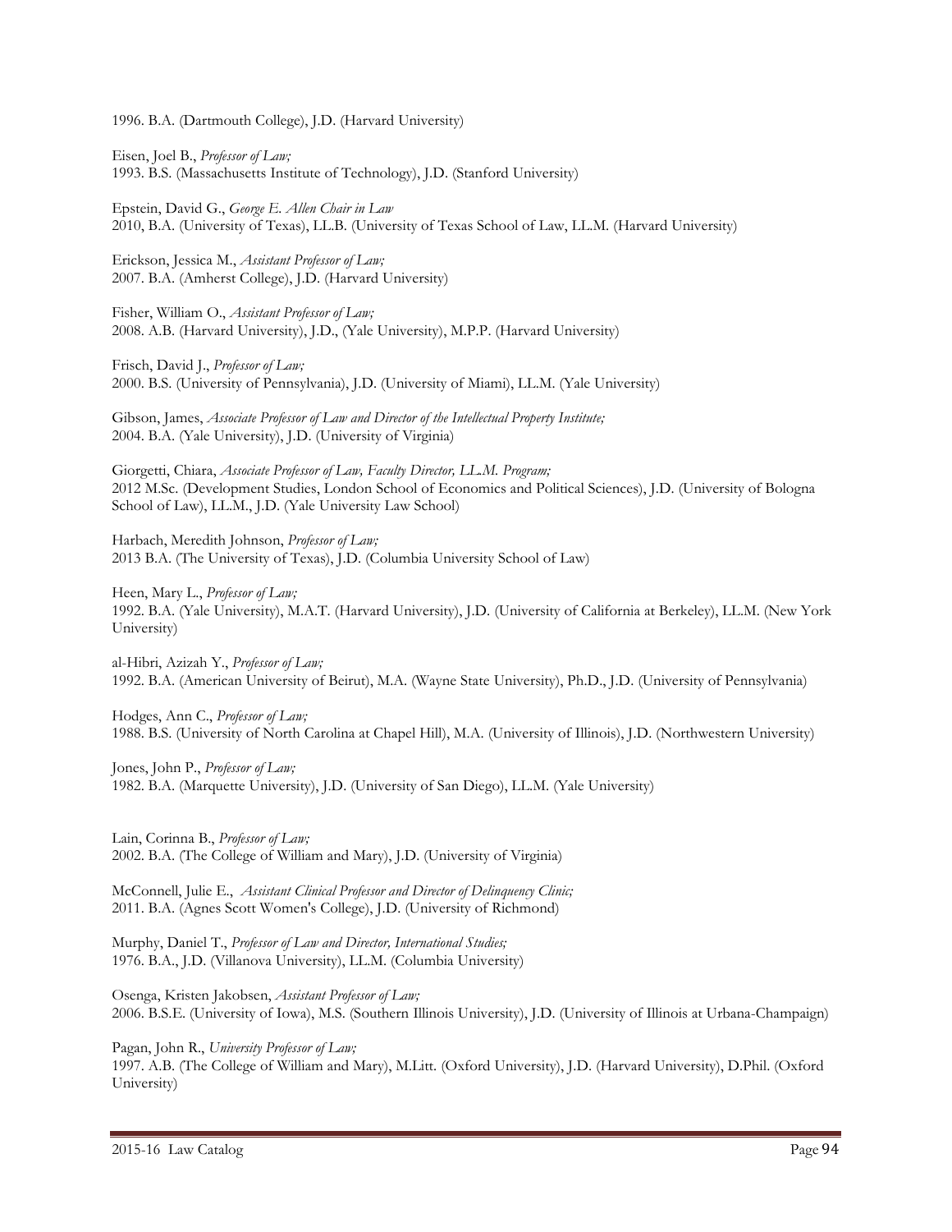1996. B.A. (Dartmouth College), J.D. (Harvard University)

Eisen, Joel B., *Professor of Law;*
1993. B.S. (Massachusetts Institute of Technology), J.D. (Stanford University)

Epstein, David G., *George E. Allen Chair in Law*
2010, B.A. (University of Texas), LL.B. (University of Texas School of Law, LL.M. (Harvard University)

Erickson, Jessica M., *Assistant Professor of Law;*
2007. B.A. (Amherst College), J.D. (Harvard University)

Fisher, William O., *Assistant Professor of Law;*
2008. A.B. (Harvard University), J.D., (Yale University), M.P.P. (Harvard University)

Frisch, David J., *Professor of Law;*
2000. B.S. (University of Pennsylvania), J.D. (University of Miami), LL.M. (Yale University)

Gibson, James, *Associate Professor of Law and Director of the Intellectual Property Institute;*
2004. B.A. (Yale University), J.D. (University of Virginia)

Giorgetti, Chiara, *Associate Professor of Law, Faculty Director, LL.M. Program;*
2012 M.Sc. (Development Studies, London School of Economics and Political Sciences), J.D. (University of Bologna School of Law), LL.M., J.D. (Yale University Law School)

Harbach, Meredith Johnson, *Professor of Law;*
2013 B.A. (The University of Texas), J.D. (Columbia University School of Law)

Heen, Mary L., *Professor of Law;*
1992. B.A. (Yale University), M.A.T. (Harvard University), J.D. (University of California at Berkeley), LL.M. (New York University)

al-Hibri, Azizah Y., *Professor of Law;*
1992. B.A. (American University of Beirut), M.A. (Wayne State University), Ph.D., J.D. (University of Pennsylvania)

Hodges, Ann C., *Professor of Law;*
1988. B.S. (University of North Carolina at Chapel Hill), M.A. (University of Illinois), J.D. (Northwestern University)

Jones, John P., *Professor of Law;*
1982. B.A. (Marquette University), J.D. (University of San Diego), LL.M. (Yale University)

Lain, Corinna B., *Professor of Law;*
2002. B.A. (The College of William and Mary), J.D. (University of Virginia)

McConnell, Julie E., *Assistant Clinical Professor and Director of Delinquency Clinic;*
2011. B.A. (Agnes Scott Women's College), J.D. (University of Richmond)

Murphy, Daniel T., *Professor of Law and Director, International Studies;*
1976. B.A., J.D. (Villanova University), LL.M. (Columbia University)

Osenga, Kristen Jakobsen, *Assistant Professor of Law;*
2006. B.S.E. (University of Iowa), M.S. (Southern Illinois University), J.D. (University of Illinois at Urbana-Champaign)

Pagan, John R., *University Professor of Law;*
1997. A.B. (The College of William and Mary), M.Litt. (Oxford University), J.D. (Harvard University), D.Phil. (Oxford University)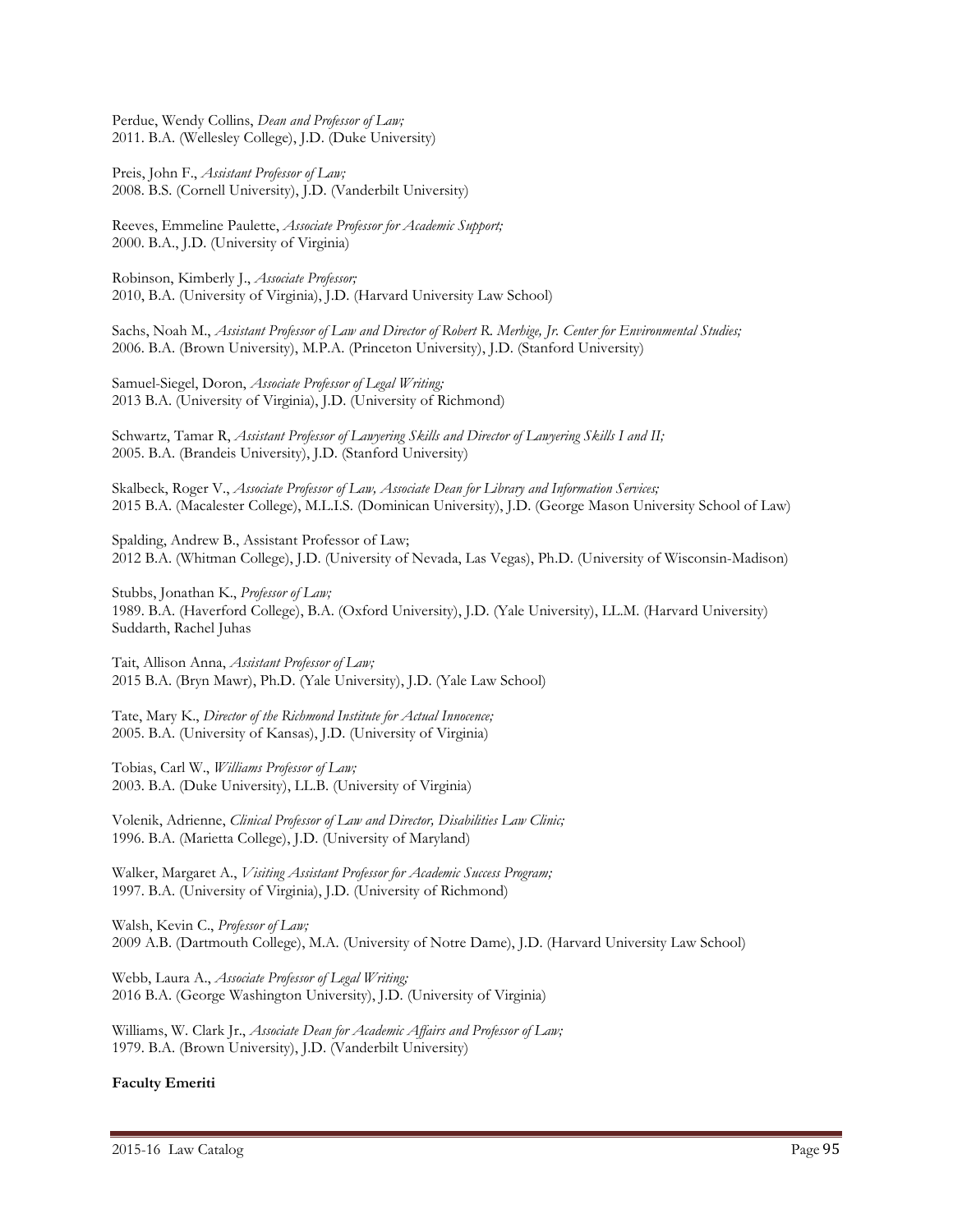Perdue, Wendy Collins, *Dean and Professor of Law;*
2011. B.A. (Wellesley College), J.D. (Duke University)

Preis, John F., *Assistant Professor of Law;*
2008. B.S. (Cornell University), J.D. (Vanderbilt University)

Reeves, Emmeline Paulette, *Associate Professor for Academic Support;*
2000. B.A., J.D. (University of Virginia)

Robinson, Kimberly J., *Associate Professor;*
2010, B.A. (University of Virginia), J.D. (Harvard University Law School)

Sachs, Noah M., *Assistant Professor of Law and Director of Robert R. Merhige, Jr. Center for Environmental Studies;*
2006. B.A. (Brown University), M.P.A. (Princeton University), J.D. (Stanford University)

Samuel-Siegel, Doron, *Associate Professor of Legal Writing;*
2013 B.A. (University of Virginia), J.D. (University of Richmond)

Schwartz, Tamar R, *Assistant Professor of Lawyering Skills and Director of Lawyering Skills I and II;*
2005. B.A. (Brandeis University), J.D. (Stanford University)

Skalbeck, Roger V., *Associate Professor of Law, Associate Dean for Library and Information Services;*
2015 B.A. (Macalester College), M.L.I.S. (Dominican University), J.D. (George Mason University School of Law)

Spalding, Andrew B., Assistant Professor of Law;
2012 B.A. (Whitman College), J.D. (University of Nevada, Las Vegas), Ph.D. (University of Wisconsin-Madison)

Stubbs, Jonathan K., *Professor of Law;*
1989. B.A. (Haverford College), B.A. (Oxford University), J.D. (Yale University), LL.M. (Harvard University)
Suddarth, Rachel Juhas

Tait, Allison Anna, *Assistant Professor of Law;*
2015 B.A. (Bryn Mawr), Ph.D. (Yale University), J.D. (Yale Law School)

Tate, Mary K., *Director of the Richmond Institute for Actual Innocence;*
2005. B.A. (University of Kansas), J.D. (University of Virginia)

Tobias, Carl W., *Williams Professor of Law;*
2003. B.A. (Duke University), LL.B. (University of Virginia)

Volenik, Adrienne, *Clinical Professor of Law and Director, Disabilities Law Clinic;*
1996. B.A. (Marietta College), J.D. (University of Maryland)

Walker, Margaret A., *Visiting Assistant Professor for Academic Success Program;*
1997. B.A. (University of Virginia), J.D. (University of Richmond)

Walsh, Kevin C., *Professor of Law;*
2009 A.B. (Dartmouth College), M.A. (University of Notre Dame), J.D. (Harvard University Law School)

Webb, Laura A., *Associate Professor of Legal Writing;*
2016 B.A. (George Washington University), J.D. (University of Virginia)

Williams, W. Clark Jr., *Associate Dean for Academic Affairs and Professor of Law;*
1979. B.A. (Brown University), J.D. (Vanderbilt University)

**Faculty Emeriti**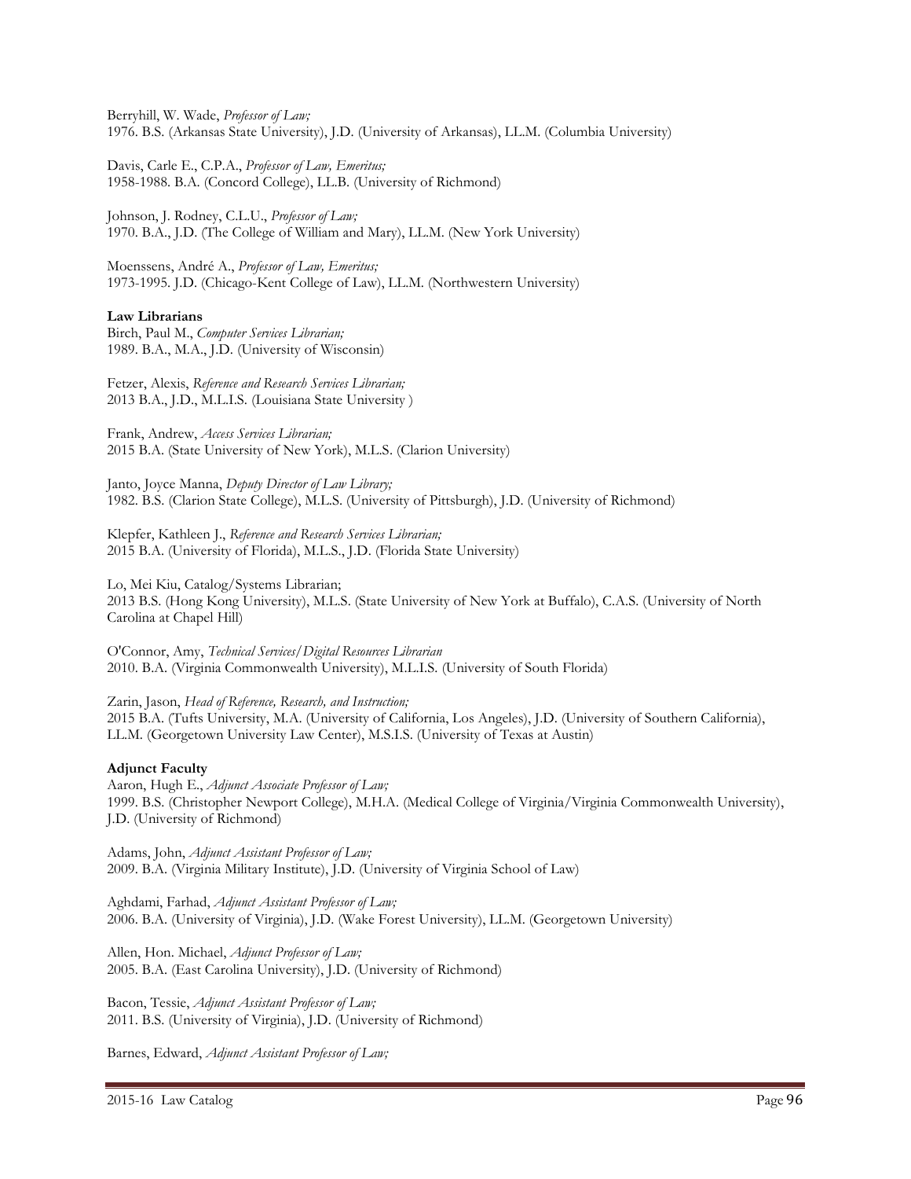Berryhill, W. Wade, *Professor of Law;*
1976. B.S. (Arkansas State University), J.D. (University of Arkansas), LL.M. (Columbia University)

Davis, Carle E., C.P.A., *Professor of Law, Emeritus;*
1958-1988. B.A. (Concord College), LL.B. (University of Richmond)

Johnson, J. Rodney, C.L.U., *Professor of Law;*
1970. B.A., J.D. (The College of William and Mary), LL.M. (New York University)

Moenssens, André A., *Professor of Law, Emeritus;*
1973-1995. J.D. (Chicago-Kent College of Law), LL.M. (Northwestern University)

**Law Librarians**

Birch, Paul M., *Computer Services Librarian;*
1989. B.A., M.A., J.D. (University of Wisconsin)

Fetzer, Alexis, *Reference and Research Services Librarian;*
2013 B.A., J.D., M.L.I.S. (Louisiana State University )

Frank, Andrew, *Access Services Librarian;*
2015 B.A. (State University of New York), M.L.S. (Clarion University)

Janto, Joyce Manna, *Deputy Director of Law Library;*
1982. B.S. (Clarion State College), M.L.S. (University of Pittsburgh), J.D. (University of Richmond)

Klepfer, Kathleen J., *Reference and Research Services Librarian;*
2015 B.A. (University of Florida), M.L.S., J.D. (Florida State University)

Lo, Mei Kiu, Catalog/Systems Librarian;
2013 B.S. (Hong Kong University), M.L.S. (State University of New York at Buffalo), C.A.S. (University of North Carolina at Chapel Hill)

O'Connor, Amy, *Technical Services/Digital Resources Librarian*
2010. B.A. (Virginia Commonwealth University), M.L.I.S. (University of South Florida)

Zarin, Jason, *Head of Reference, Research, and Instruction;*
2015 B.A. (Tufts University, M.A. (University of California, Los Angeles), J.D. (University of Southern California), LL.M. (Georgetown University Law Center), M.S.I.S. (University of Texas at Austin)

**Adjunct Faculty**

Aaron, Hugh E., *Adjunct Associate Professor of Law;*
1999. B.S. (Christopher Newport College), M.H.A. (Medical College of Virginia/Virginia Commonwealth University), J.D. (University of Richmond)

Adams, John, *Adjunct Assistant Professor of Law;*
2009. B.A. (Virginia Military Institute), J.D. (University of Virginia School of Law)

Aghdami, Farhad, *Adjunct Assistant Professor of Law;*
2006. B.A. (University of Virginia), J.D. (Wake Forest University), LL.M. (Georgetown University)

Allen, Hon. Michael, *Adjunct Professor of Law;*
2005. B.A. (East Carolina University), J.D. (University of Richmond)

Bacon, Tessie, *Adjunct Assistant Professor of Law;*
2011. B.S. (University of Virginia), J.D. (University of Richmond)

Barnes, Edward, *Adjunct Assistant Professor of Law;*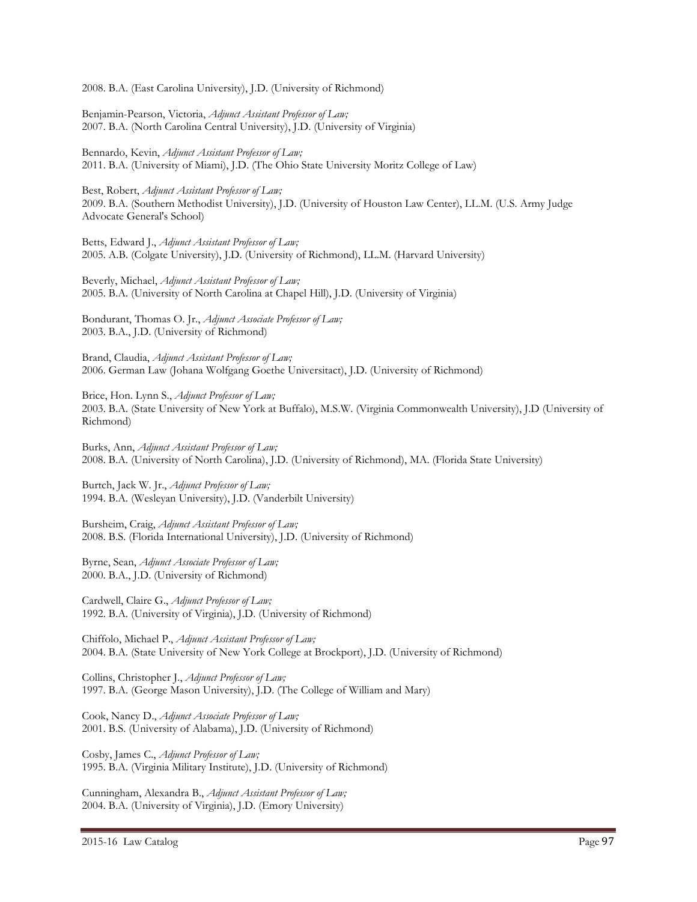2008. B.A. (East Carolina University), J.D. (University of Richmond)

Benjamin-Pearson, Victoria, *Adjunct Assistant Professor of Law;*
2007. B.A. (North Carolina Central University), J.D. (University of Virginia)

Bennardo, Kevin, *Adjunct Assistant Professor of Law;*
2011. B.A. (University of Miami), J.D. (The Ohio State University Moritz College of Law)

Best, Robert, *Adjunct Assistant Professor of Law;*
2009. B.A. (Southern Methodist University), J.D. (University of Houston Law Center), LL.M. (U.S. Army Judge Advocate General's School)

Betts, Edward J., *Adjunct Assistant Professor of Law;*
2005. A.B. (Colgate University), J.D. (University of Richmond), LL.M. (Harvard University)

Beverly, Michael, *Adjunct Assistant Professor of Law;*
2005. B.A. (University of North Carolina at Chapel Hill), J.D. (University of Virginia)

Bondurant, Thomas O. Jr., *Adjunct Associate Professor of Law;*
2003. B.A., J.D. (University of Richmond)

Brand, Claudia, *Adjunct Assistant Professor of Law;*
2006. German Law (Johana Wolfgang Goethe Universitact), J.D. (University of Richmond)

Brice, Hon. Lynn S., *Adjunct Professor of Law;*
2003. B.A. (State University of New York at Buffalo), M.S.W. (Virginia Commonwealth University), J.D (University of Richmond)

Burks, Ann, *Adjunct Assistant Professor of Law;*
2008. B.A. (University of North Carolina), J.D. (University of Richmond), MA. (Florida State University)

Burtch, Jack W. Jr., *Adjunct Professor of Law;*
1994. B.A. (Wesleyan University), J.D. (Vanderbilt University)

Bursheim, Craig, *Adjunct Assistant Professor of Law;*
2008. B.S. (Florida International University), J.D. (University of Richmond)

Byrne, Sean, *Adjunct Associate Professor of Law;*
2000. B.A., J.D. (University of Richmond)

Cardwell, Claire G., *Adjunct Professor of Law;*
1992. B.A. (University of Virginia), J.D. (University of Richmond)

Chiffolo, Michael P., *Adjunct Assistant Professor of Law;*
2004. B.A. (State University of New York College at Brockport), J.D. (University of Richmond)

Collins, Christopher J., *Adjunct Professor of Law;*
1997. B.A. (George Mason University), J.D. (The College of William and Mary)

Cook, Nancy D., *Adjunct Associate Professor of Law;*
2001. B.S. (University of Alabama), J.D. (University of Richmond)

Cosby, James C., *Adjunct Professor of Law;*
1995. B.A. (Virginia Military Institute), J.D. (University of Richmond)

Cunningham, Alexandra B., *Adjunct Assistant Professor of Law;*
2004. B.A. (University of Virginia), J.D. (Emory University)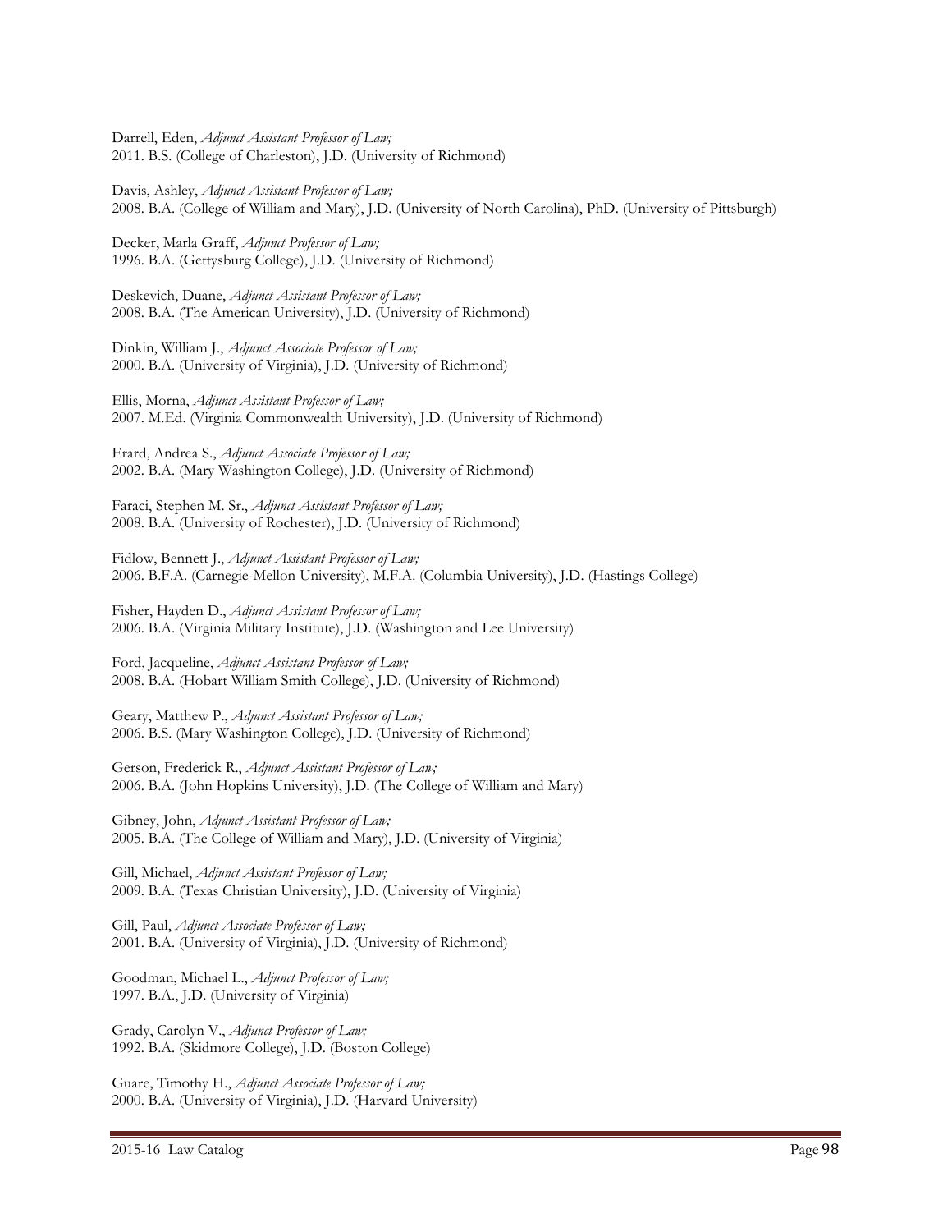Darrell, Eden, *Adjunct Assistant Professor of Law;*
2011. B.S. (College of Charleston), J.D. (University of Richmond)

Davis, Ashley, *Adjunct Assistant Professor of Law;*
2008. B.A. (College of William and Mary), J.D. (University of North Carolina), PhD. (University of Pittsburgh)

Decker, Marla Graff, *Adjunct Professor of Law;*
1996. B.A. (Gettysburg College), J.D. (University of Richmond)

Deskevich, Duane, *Adjunct Assistant Professor of Law;*
2008. B.A. (The American University), J.D. (University of Richmond)

Dinkin, William J., *Adjunct Associate Professor of Law;*
2000. B.A. (University of Virginia), J.D. (University of Richmond)

Ellis, Morna, *Adjunct Assistant Professor of Law;*
2007. M.Ed. (Virginia Commonwealth University), J.D. (University of Richmond)

Erard, Andrea S., *Adjunct Associate Professor of Law;*
2002. B.A. (Mary Washington College), J.D. (University of Richmond)

Faraci, Stephen M. Sr., *Adjunct Assistant Professor of Law;*
2008. B.A. (University of Rochester), J.D. (University of Richmond)

Fidlow, Bennett J., *Adjunct Assistant Professor of Law;*
2006. B.F.A. (Carnegie-Mellon University), M.F.A. (Columbia University), J.D. (Hastings College)

Fisher, Hayden D., *Adjunct Assistant Professor of Law;*
2006. B.A. (Virginia Military Institute), J.D. (Washington and Lee University)

Ford, Jacqueline, *Adjunct Assistant Professor of Law;*
2008. B.A. (Hobart William Smith College), J.D. (University of Richmond)

Geary, Matthew P., *Adjunct Assistant Professor of Law;*
2006. B.S. (Mary Washington College), J.D. (University of Richmond)

Gerson, Frederick R., *Adjunct Assistant Professor of Law;*
2006. B.A. (John Hopkins University), J.D. (The College of William and Mary)

Gibney, John, *Adjunct Assistant Professor of Law;*
2005. B.A. (The College of William and Mary), J.D. (University of Virginia)

Gill, Michael, *Adjunct Assistant Professor of Law;*
2009. B.A. (Texas Christian University), J.D. (University of Virginia)

Gill, Paul, *Adjunct Associate Professor of Law;*
2001. B.A. (University of Virginia), J.D. (University of Richmond)

Goodman, Michael L., *Adjunct Professor of Law;*
1997. B.A., J.D. (University of Virginia)

Grady, Carolyn V., *Adjunct Professor of Law;*
1992. B.A. (Skidmore College), J.D. (Boston College)

Guare, Timothy H., *Adjunct Associate Professor of Law;*
2000. B.A. (University of Virginia), J.D. (Harvard University)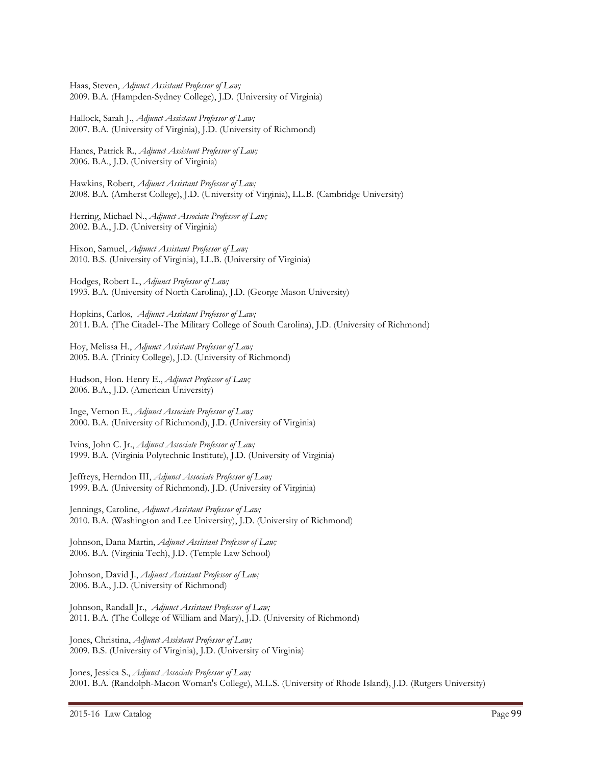Haas, Steven, *Adjunct Assistant Professor of Law;*
2009. B.A. (Hampden-Sydney College), J.D. (University of Virginia)

Hallock, Sarah J., *Adjunct Assistant Professor of Law;*
2007. B.A. (University of Virginia), J.D. (University of Richmond)

Hanes, Patrick R., *Adjunct Assistant Professor of Law;*
2006. B.A., J.D. (University of Virginia)

Hawkins, Robert, *Adjunct Assistant Professor of Law;*
2008. B.A. (Amherst College), J.D. (University of Virginia), LL.B. (Cambridge University)

Herring, Michael N., *Adjunct Associate Professor of Law;*
2002. B.A., J.D. (University of Virginia)

Hixon, Samuel, *Adjunct Assistant Professor of Law;*
2010. B.S. (University of Virginia), LL.B. (University of Virginia)

Hodges, Robert L., *Adjunct Professor of Law;*
1993. B.A. (University of North Carolina), J.D. (George Mason University)

Hopkins, Carlos, *Adjunct Assistant Professor of Law;*
2011. B.A. (The Citadel--The Military College of South Carolina), J.D. (University of Richmond)

Hoy, Melissa H., *Adjunct Assistant Professor of Law;*
2005. B.A. (Trinity College), J.D. (University of Richmond)

Hudson, Hon. Henry E., *Adjunct Professor of Law;*
2006. B.A., J.D. (American University)

Inge, Vernon E., *Adjunct Associate Professor of Law;*
2000. B.A. (University of Richmond), J.D. (University of Virginia)

Ivins, John C. Jr., *Adjunct Associate Professor of Law;*
1999. B.A. (Virginia Polytechnic Institute), J.D. (University of Virginia)

Jeffreys, Herndon III, *Adjunct Associate Professor of Law;*
1999. B.A. (University of Richmond), J.D. (University of Virginia)

Jennings, Caroline, *Adjunct Assistant Professor of Law;*
2010. B.A. (Washington and Lee University), J.D. (University of Richmond)

Johnson, Dana Martin, *Adjunct Assistant Professor of Law;*
2006. B.A. (Virginia Tech), J.D. (Temple Law School)

Johnson, David J., *Adjunct Assistant Professor of Law;*
2006. B.A., J.D. (University of Richmond)

Johnson, Randall Jr., *Adjunct Assistant Professor of Law;*
2011. B.A. (The College of William and Mary), J.D. (University of Richmond)

Jones, Christina, *Adjunct Assistant Professor of Law;*
2009. B.S. (University of Virginia), J.D. (University of Virginia)

Jones, Jessica S., *Adjunct Associate Professor of Law;*
2001. B.A. (Randolph-Macon Woman's College), M.L.S. (University of Rhode Island), J.D. (Rutgers University)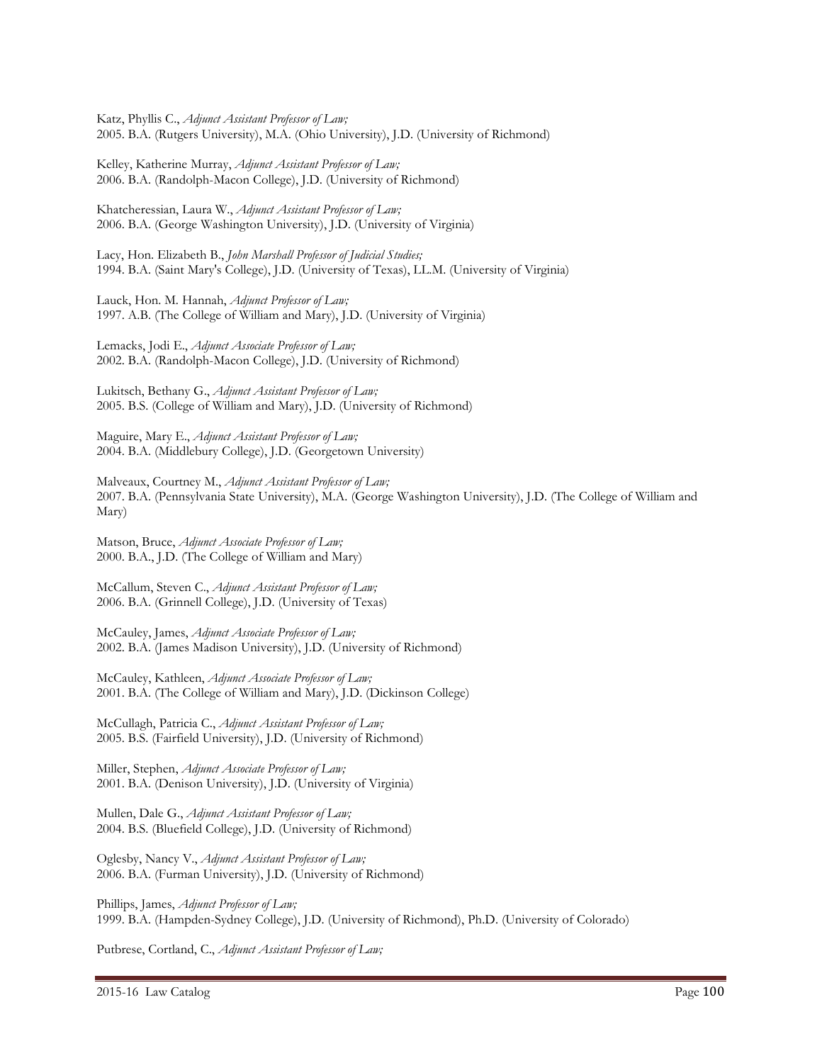Katz, Phyllis C., *Adjunct Assistant Professor of Law;*
2005. B.A. (Rutgers University), M.A. (Ohio University), J.D. (University of Richmond)

Kelley, Katherine Murray, *Adjunct Assistant Professor of Law;*
2006. B.A. (Randolph-Macon College), J.D. (University of Richmond)

Khatcheressian, Laura W., *Adjunct Assistant Professor of Law;*
2006. B.A. (George Washington University), J.D. (University of Virginia)

Lacy, Hon. Elizabeth B., *John Marshall Professor of Judicial Studies;*
1994. B.A. (Saint Mary's College), J.D. (University of Texas), LL.M. (University of Virginia)

Lauck, Hon. M. Hannah, *Adjunct Professor of Law;*
1997. A.B. (The College of William and Mary), J.D. (University of Virginia)

Lemacks, Jodi E., *Adjunct Associate Professor of Law;*
2002. B.A. (Randolph-Macon College), J.D. (University of Richmond)

Lukitsch, Bethany G., *Adjunct Assistant Professor of Law;*
2005. B.S. (College of William and Mary), J.D. (University of Richmond)

Maguire, Mary E., *Adjunct Assistant Professor of Law;*
2004. B.A. (Middlebury College), J.D. (Georgetown University)

Malveaux, Courtney M., *Adjunct Assistant Professor of Law;*
2007. B.A. (Pennsylvania State University), M.A. (George Washington University), J.D. (The College of William and Mary)

Matson, Bruce, *Adjunct Associate Professor of Law;*
2000. B.A., J.D. (The College of William and Mary)

McCallum, Steven C., *Adjunct Assistant Professor of Law;*
2006. B.A. (Grinnell College), J.D. (University of Texas)

McCauley, James, *Adjunct Associate Professor of Law;*
2002. B.A. (James Madison University), J.D. (University of Richmond)

McCauley, Kathleen, *Adjunct Associate Professor of Law;*
2001. B.A. (The College of William and Mary), J.D. (Dickinson College)

McCullagh, Patricia C., *Adjunct Assistant Professor of Law;*
2005. B.S. (Fairfield University), J.D. (University of Richmond)

Miller, Stephen, *Adjunct Associate Professor of Law;*
2001. B.A. (Denison University), J.D. (University of Virginia)

Mullen, Dale G., *Adjunct Assistant Professor of Law;*
2004. B.S. (Bluefield College), J.D. (University of Richmond)

Oglesby, Nancy V., *Adjunct Assistant Professor of Law;*
2006. B.A. (Furman University), J.D. (University of Richmond)

Phillips, James, *Adjunct Professor of Law;*
1999. B.A. (Hampden-Sydney College), J.D. (University of Richmond), Ph.D. (University of Colorado)

Putbrese, Cortland, C., *Adjunct Assistant Professor of Law;*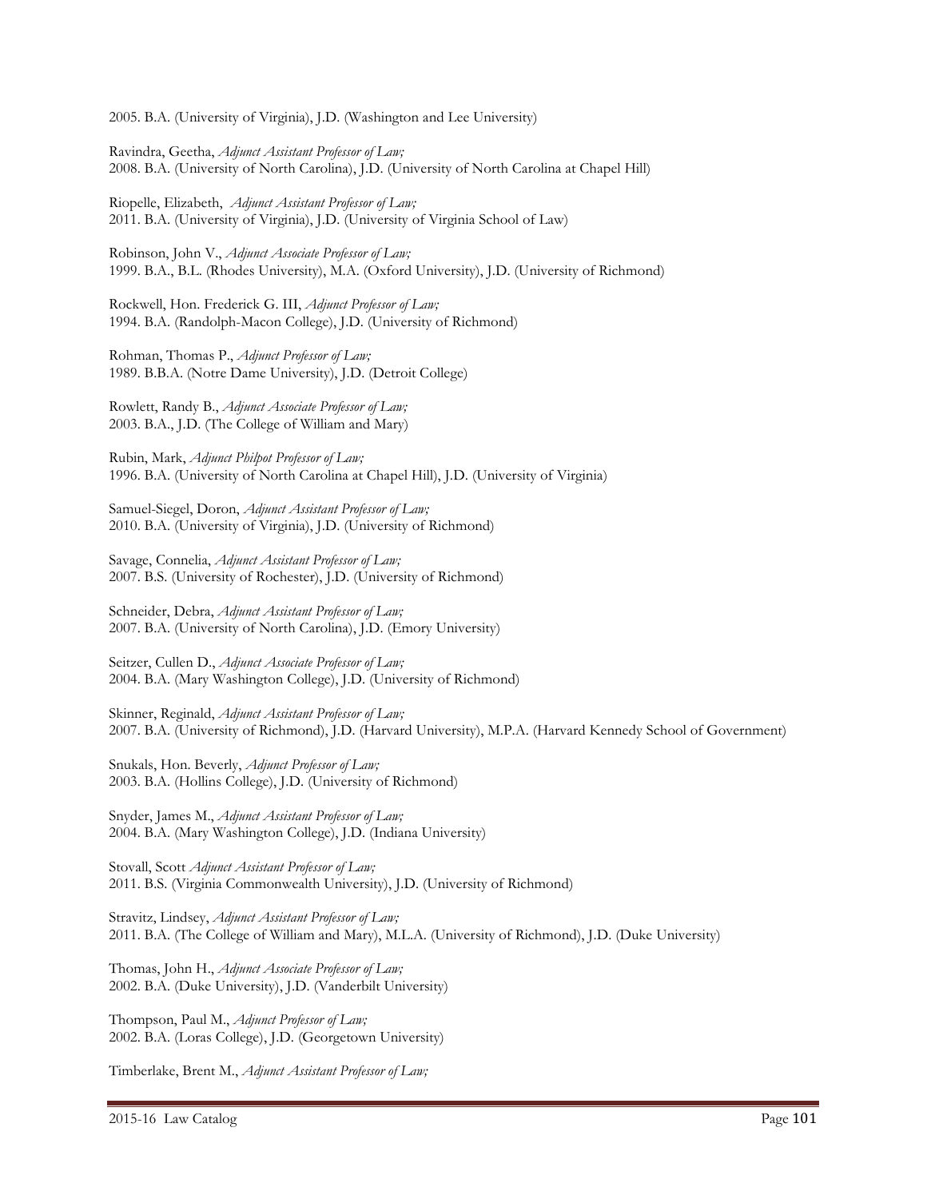2005. B.A. (University of Virginia), J.D. (Washington and Lee University)

Ravindra, Geetha, *Adjunct Assistant Professor of Law;*
2008. B.A. (University of North Carolina), J.D. (University of North Carolina at Chapel Hill)

Riopelle, Elizabeth, *Adjunct Assistant Professor of Law;*
2011. B.A. (University of Virginia), J.D. (University of Virginia School of Law)

Robinson, John V., *Adjunct Associate Professor of Law;*
1999. B.A., B.L. (Rhodes University), M.A. (Oxford University), J.D. (University of Richmond)

Rockwell, Hon. Frederick G. III, *Adjunct Professor of Law;*
1994. B.A. (Randolph-Macon College), J.D. (University of Richmond)

Rohman, Thomas P., *Adjunct Professor of Law;*
1989. B.B.A. (Notre Dame University), J.D. (Detroit College)

Rowlett, Randy B., *Adjunct Associate Professor of Law;*
2003. B.A., J.D. (The College of William and Mary)

Rubin, Mark, *Adjunct Philpot Professor of Law;*
1996. B.A. (University of North Carolina at Chapel Hill), J.D. (University of Virginia)

Samuel-Siegel, Doron, *Adjunct Assistant Professor of Law;*
2010. B.A. (University of Virginia), J.D. (University of Richmond)

Savage, Connelia, *Adjunct Assistant Professor of Law;*
2007. B.S. (University of Rochester), J.D. (University of Richmond)

Schneider, Debra, *Adjunct Assistant Professor of Law;*
2007. B.A. (University of North Carolina), J.D. (Emory University)

Seitzer, Cullen D., *Adjunct Associate Professor of Law;*
2004. B.A. (Mary Washington College), J.D. (University of Richmond)

Skinner, Reginald, *Adjunct Assistant Professor of Law;*
2007. B.A. (University of Richmond), J.D. (Harvard University), M.P.A. (Harvard Kennedy School of Government)

Snukals, Hon. Beverly, *Adjunct Professor of Law;*
2003. B.A. (Hollins College), J.D. (University of Richmond)

Snyder, James M., *Adjunct Assistant Professor of Law;*
2004. B.A. (Mary Washington College), J.D. (Indiana University)

Stovall, Scott *Adjunct Assistant Professor of Law;*
2011. B.S. (Virginia Commonwealth University), J.D. (University of Richmond)

Stravitz, Lindsey, *Adjunct Assistant Professor of Law;*
2011. B.A. (The College of William and Mary), M.L.A. (University of Richmond), J.D. (Duke University)

Thomas, John H., *Adjunct Associate Professor of Law;*
2002. B.A. (Duke University), J.D. (Vanderbilt University)

Thompson, Paul M., *Adjunct Professor of Law;*
2002. B.A. (Loras College), J.D. (Georgetown University)

Timberlake, Brent M., *Adjunct Assistant Professor of Law;*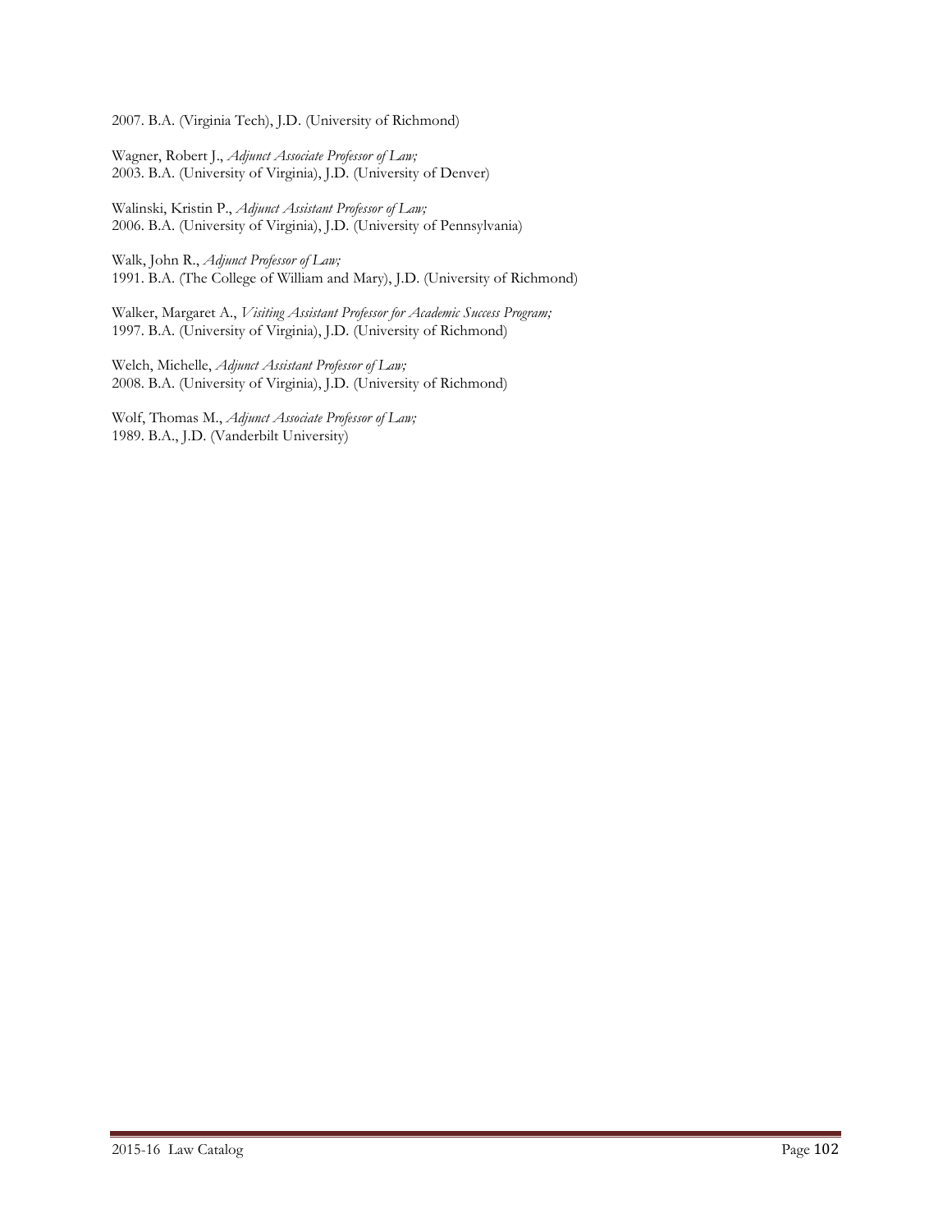2007. B.A. (Virginia Tech), J.D. (University of Richmond)

Wagner, Robert J., *Adjunct Associate Professor of Law;*
2003. B.A. (University of Virginia), J.D. (University of Denver)

Walinski, Kristin P., *Adjunct Assistant Professor of Law;*
2006. B.A. (University of Virginia), J.D. (University of Pennsylvania)

Walk, John R., *Adjunct Professor of Law;*
1991. B.A. (The College of William and Mary), J.D. (University of Richmond)

Walker, Margaret A., *Visiting Assistant Professor for Academic Success Program;*
1997. B.A. (University of Virginia), J.D. (University of Richmond)

Welch, Michelle, *Adjunct Assistant Professor of Law;*
2008. B.A. (University of Virginia), J.D. (University of Richmond)

Wolf, Thomas M., *Adjunct Associate Professor of Law;*
1989. B.A., J.D. (Vanderbilt University)